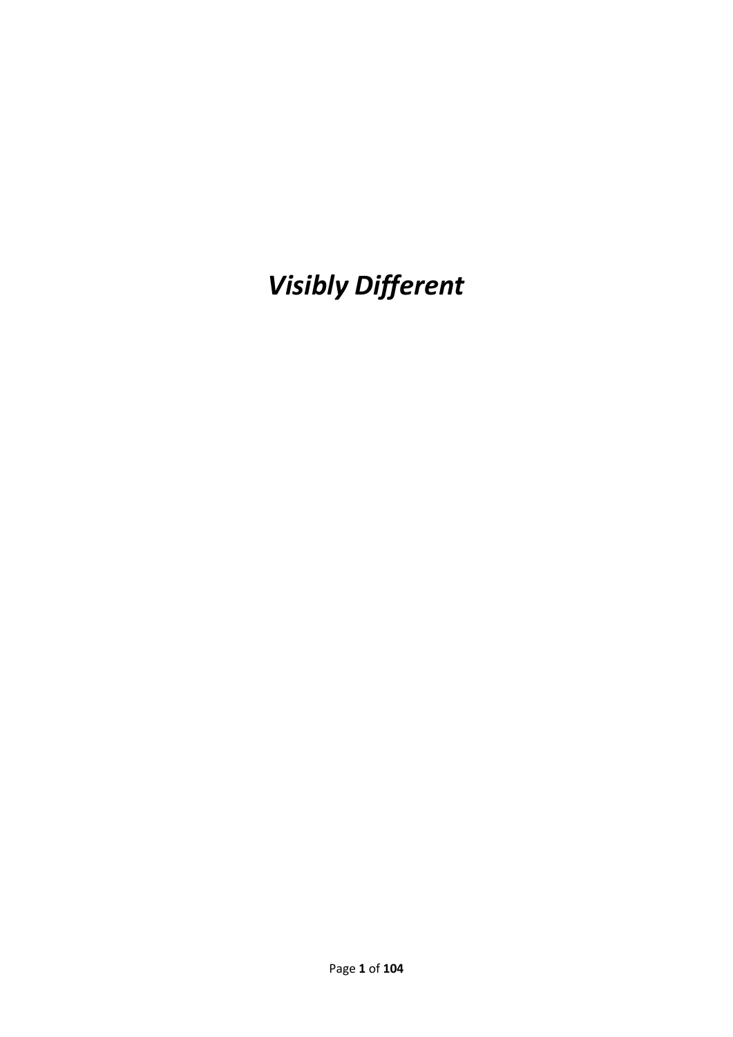# *Visibly Different*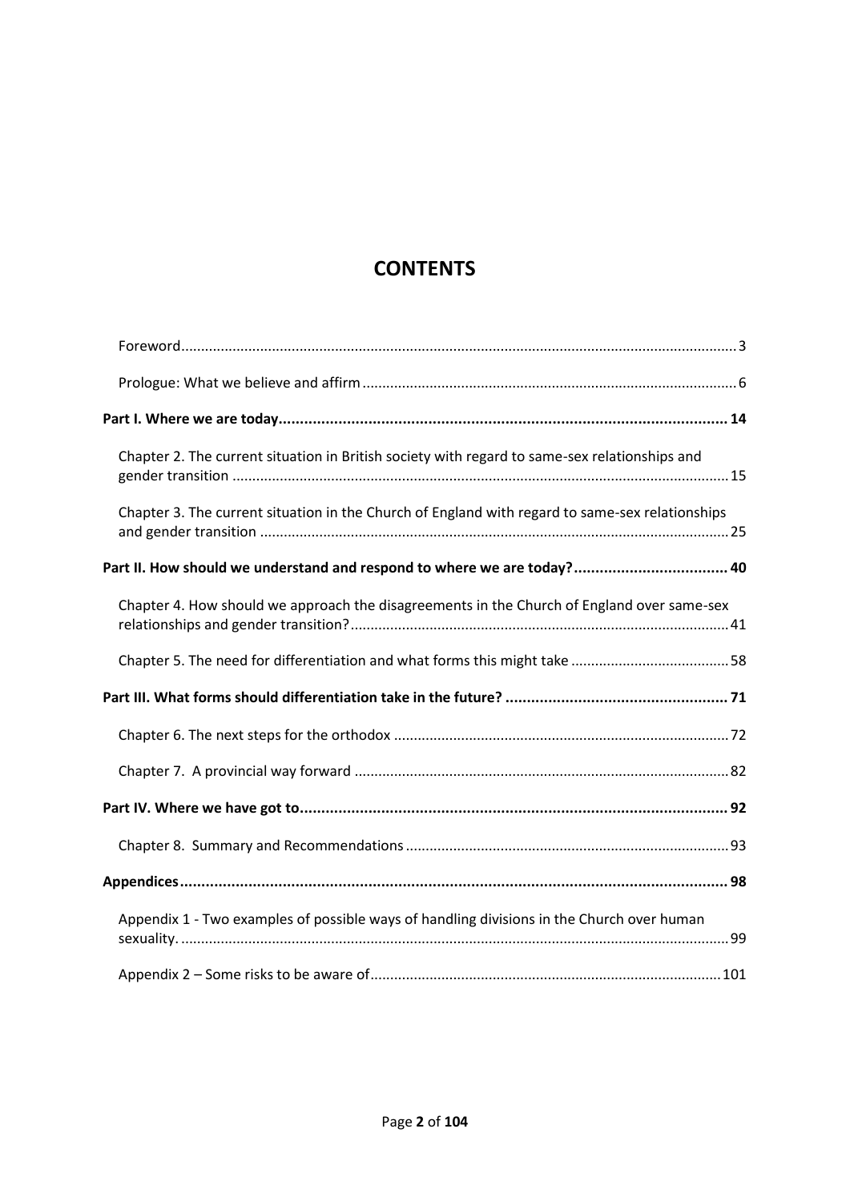# CONTENTS

Foreword .......... 3

Prologue: What we believe and affirm .......... 6

**Part I. Where we are today .......... 14**

Chapter 2. The current situation in British society with regard to same-sex relationships and gender transition .......... 15

Chapter 3. The current situation in the Church of England with regard to same-sex relationships and gender transition .......... 25

**Part II. How should we understand and respond to where we are today? .......... 40**

Chapter 4. How should we approach the disagreements in the Church of England over same-sex relationships and gender transition? .......... 41

Chapter 5. The need for differentiation and what forms this might take .......... 58

**Part III. What forms should differentiation take in the future? .......... 71**

Chapter 6. The next steps for the orthodox .......... 72

Chapter 7. A provincial way forward .......... 82

**Part IV. Where we have got to .......... 92**

Chapter 8. Summary and Recommendations .......... 93

**Appendices .......... 98**

Appendix 1 - Two examples of possible ways of handling divisions in the Church over human sexuality. .......... 99

Appendix 2 – Some risks to be aware of .......... 101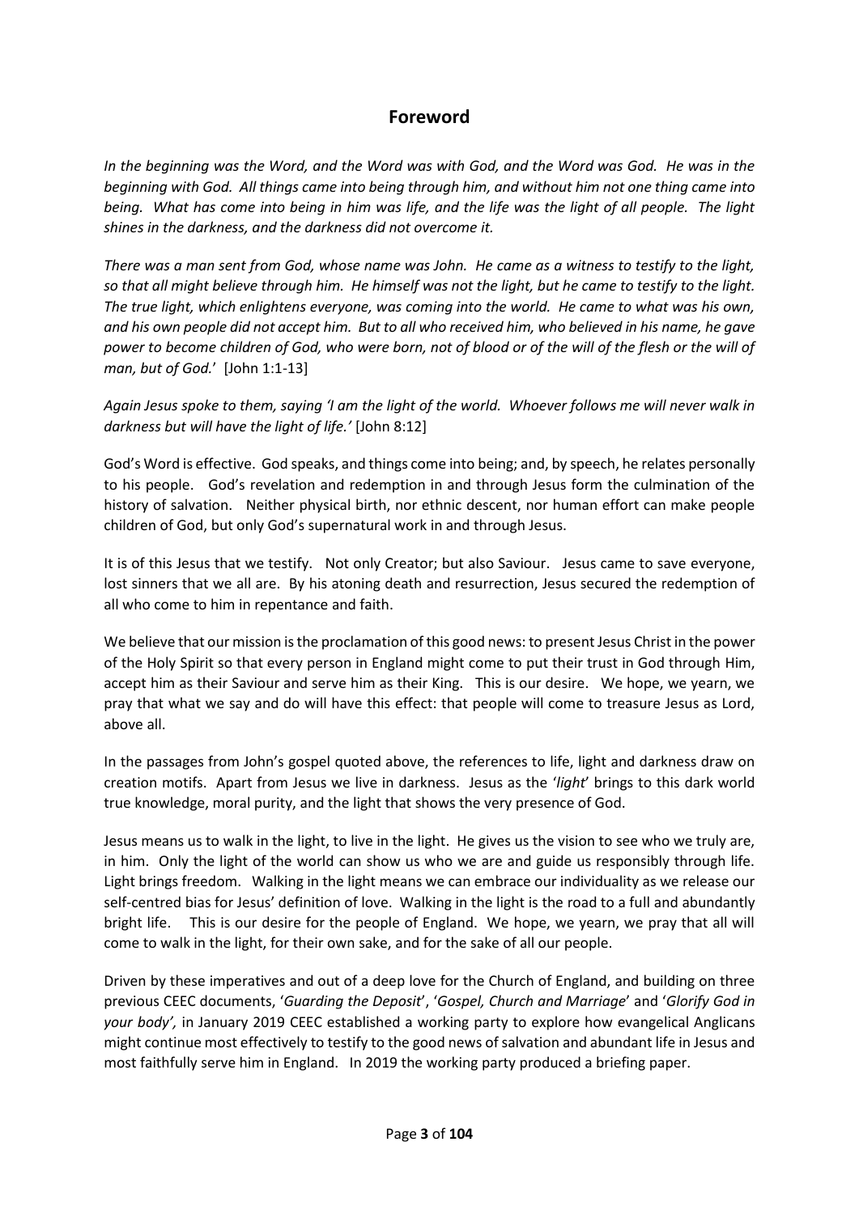# Foreword

*In the beginning was the Word, and the Word was with God, and the Word was God. He was in the beginning with God. All things came into being through him, and without him not one thing came into being. What has come into being in him was life, and the life was the light of all people. The light shines in the darkness, and the darkness did not overcome it.*

*There was a man sent from God, whose name was John. He came as a witness to testify to the light, so that all might believe through him. He himself was not the light, but he came to testify to the light. The true light, which enlightens everyone, was coming into the world. He came to what was his own, and his own people did not accept him. But to all who received him, who believed in his name, he gave power to become children of God, who were born, not of blood or of the will of the flesh or the will of man, but of God.*' [John 1:1-13]

*Again Jesus spoke to them, saying 'I am the light of the world. Whoever follows me will never walk in darkness but will have the light of life.'* [John 8:12]

God's Word is effective. God speaks, and things come into being; and, by speech, he relates personally to his people. God's revelation and redemption in and through Jesus form the culmination of the history of salvation. Neither physical birth, nor ethnic descent, nor human effort can make people children of God, but only God's supernatural work in and through Jesus.

It is of this Jesus that we testify. Not only Creator; but also Saviour. Jesus came to save everyone, lost sinners that we all are. By his atoning death and resurrection, Jesus secured the redemption of all who come to him in repentance and faith.

We believe that our mission is the proclamation of this good news: to present Jesus Christ in the power of the Holy Spirit so that every person in England might come to put their trust in God through Him, accept him as their Saviour and serve him as their King. This is our desire. We hope, we yearn, we pray that what we say and do will have this effect: that people will come to treasure Jesus as Lord, above all.

In the passages from John's gospel quoted above, the references to life, light and darkness draw on creation motifs. Apart from Jesus we live in darkness. Jesus as the '*light*' brings to this dark world true knowledge, moral purity, and the light that shows the very presence of God.

Jesus means us to walk in the light, to live in the light. He gives us the vision to see who we truly are, in him. Only the light of the world can show us who we are and guide us responsibly through life. Light brings freedom. Walking in the light means we can embrace our individuality as we release our self-centred bias for Jesus' definition of love. Walking in the light is the road to a full and abundantly bright life. This is our desire for the people of England. We hope, we yearn, we pray that all will come to walk in the light, for their own sake, and for the sake of all our people.

Driven by these imperatives and out of a deep love for the Church of England, and building on three previous CEEC documents, '*Guarding the Deposit*', '*Gospel, Church and Marriage*' and '*Glorify God in your body',* in January 2019 CEEC established a working party to explore how evangelical Anglicans might continue most effectively to testify to the good news of salvation and abundant life in Jesus and most faithfully serve him in England. In 2019 the working party produced a briefing paper.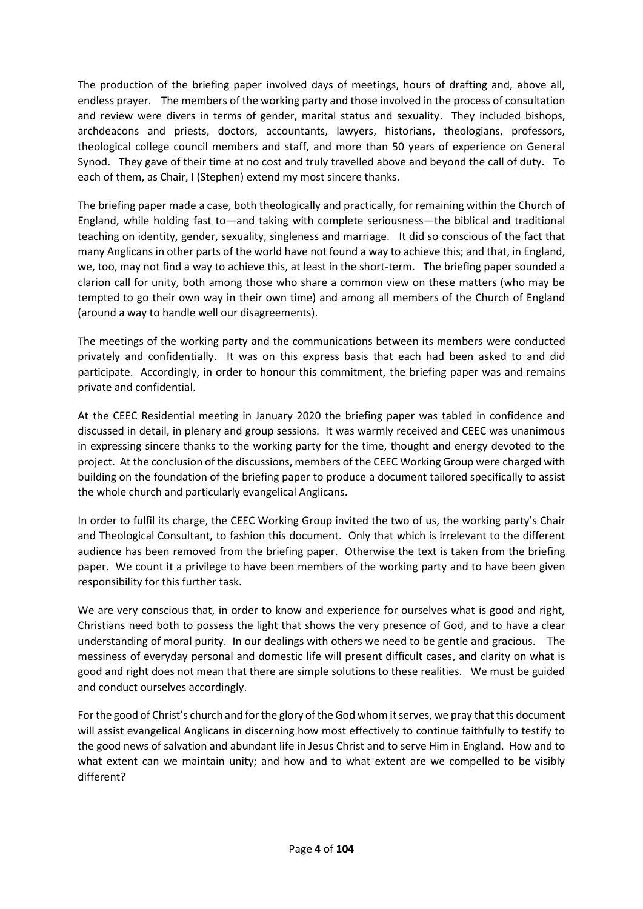The production of the briefing paper involved days of meetings, hours of drafting and, above all, endless prayer. The members of the working party and those involved in the process of consultation and review were divers in terms of gender, marital status and sexuality. They included bishops, archdeacons and priests, doctors, accountants, lawyers, historians, theologians, professors, theological college council members and staff, and more than 50 years of experience on General Synod. They gave of their time at no cost and truly travelled above and beyond the call of duty. To each of them, as Chair, I (Stephen) extend my most sincere thanks.

The briefing paper made a case, both theologically and practically, for remaining within the Church of England, while holding fast to—and taking with complete seriousness—the biblical and traditional teaching on identity, gender, sexuality, singleness and marriage. It did so conscious of the fact that many Anglicans in other parts of the world have not found a way to achieve this; and that, in England, we, too, may not find a way to achieve this, at least in the short-term. The briefing paper sounded a clarion call for unity, both among those who share a common view on these matters (who may be tempted to go their own way in their own time) and among all members of the Church of England (around a way to handle well our disagreements).

The meetings of the working party and the communications between its members were conducted privately and confidentially. It was on this express basis that each had been asked to and did participate. Accordingly, in order to honour this commitment, the briefing paper was and remains private and confidential.

At the CEEC Residential meeting in January 2020 the briefing paper was tabled in confidence and discussed in detail, in plenary and group sessions. It was warmly received and CEEC was unanimous in expressing sincere thanks to the working party for the time, thought and energy devoted to the project. At the conclusion of the discussions, members of the CEEC Working Group were charged with building on the foundation of the briefing paper to produce a document tailored specifically to assist the whole church and particularly evangelical Anglicans.

In order to fulfil its charge, the CEEC Working Group invited the two of us, the working party's Chair and Theological Consultant, to fashion this document. Only that which is irrelevant to the different audience has been removed from the briefing paper. Otherwise the text is taken from the briefing paper. We count it a privilege to have been members of the working party and to have been given responsibility for this further task.

We are very conscious that, in order to know and experience for ourselves what is good and right, Christians need both to possess the light that shows the very presence of God, and to have a clear understanding of moral purity. In our dealings with others we need to be gentle and gracious. The messiness of everyday personal and domestic life will present difficult cases, and clarity on what is good and right does not mean that there are simple solutions to these realities. We must be guided and conduct ourselves accordingly.

For the good of Christ's church and for the glory of the God whom it serves, we pray that this document will assist evangelical Anglicans in discerning how most effectively to continue faithfully to testify to the good news of salvation and abundant life in Jesus Christ and to serve Him in England. How and to what extent can we maintain unity; and how and to what extent are we compelled to be visibly different?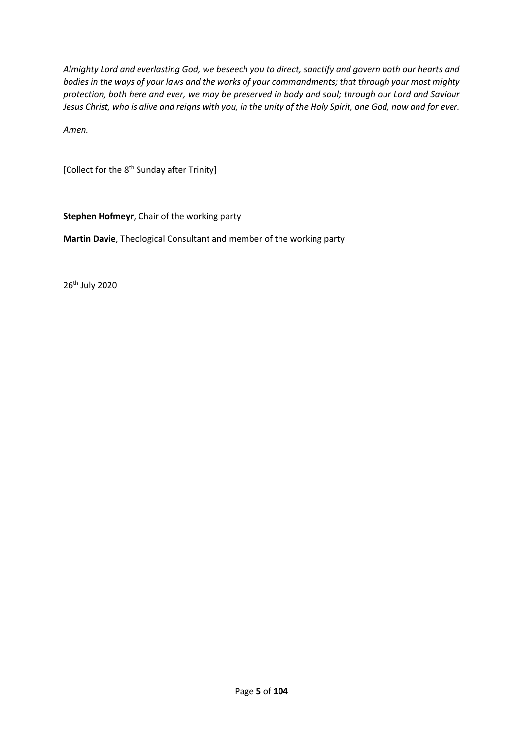*Almighty Lord and everlasting God, we beseech you to direct, sanctify and govern both our hearts and bodies in the ways of your laws and the works of your commandments; that through your most mighty protection, both here and ever, we may be preserved in body and soul; through our Lord and Saviour Jesus Christ, who is alive and reigns with you, in the unity of the Holy Spirit, one God, now and for ever.*

*Amen.*

[Collect for the 8th Sunday after Trinity]

**Stephen Hofmeyr**, Chair of the working party

**Martin Davie**, Theological Consultant and member of the working party

26th July 2020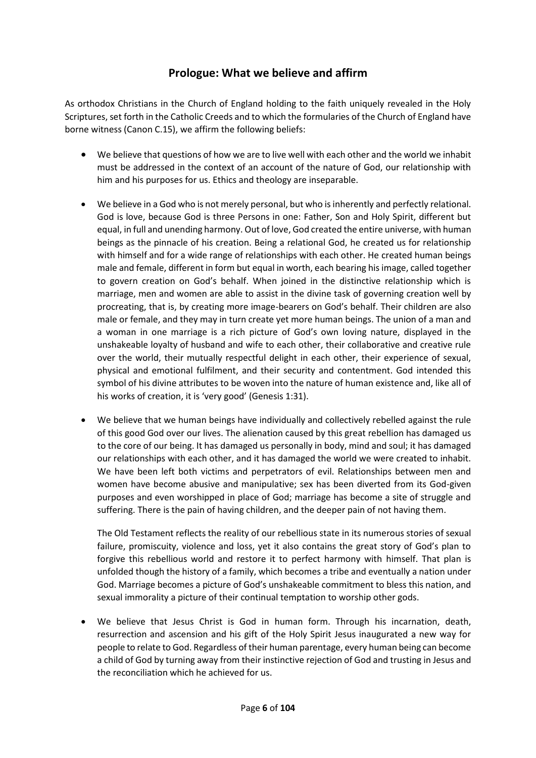## Prologue: What we believe and affirm

As orthodox Christians in the Church of England holding to the faith uniquely revealed in the Holy Scriptures, set forth in the Catholic Creeds and to which the formularies of the Church of England have borne witness (Canon C.15), we affirm the following beliefs:

- We believe that questions of how we are to live well with each other and the world we inhabit must be addressed in the context of an account of the nature of God, our relationship with him and his purposes for us. Ethics and theology are inseparable.

- We believe in a God who is not merely personal, but who is inherently and perfectly relational. God is love, because God is three Persons in one: Father, Son and Holy Spirit, different but equal, in full and unending harmony. Out of love, God created the entire universe, with human beings as the pinnacle of his creation. Being a relational God, he created us for relationship with himself and for a wide range of relationships with each other. He created human beings male and female, different in form but equal in worth, each bearing his image, called together to govern creation on God's behalf. When joined in the distinctive relationship which is marriage, men and women are able to assist in the divine task of governing creation well by procreating, that is, by creating more image-bearers on God's behalf. Their children are also male or female, and they may in turn create yet more human beings. The union of a man and a woman in one marriage is a rich picture of God's own loving nature, displayed in the unshakeable loyalty of husband and wife to each other, their collaborative and creative rule over the world, their mutually respectful delight in each other, their experience of sexual, physical and emotional fulfilment, and their security and contentment. God intended this symbol of his divine attributes to be woven into the nature of human existence and, like all of his works of creation, it is 'very good' (Genesis 1:31).

- We believe that we human beings have individually and collectively rebelled against the rule of this good God over our lives. The alienation caused by this great rebellion has damaged us to the core of our being. It has damaged us personally in body, mind and soul; it has damaged our relationships with each other, and it has damaged the world we were created to inhabit. We have been left both victims and perpetrators of evil. Relationships between men and women have become abusive and manipulative; sex has been diverted from its God-given purposes and even worshipped in place of God; marriage has become a site of struggle and suffering. There is the pain of having children, and the deeper pain of not having them.

  The Old Testament reflects the reality of our rebellious state in its numerous stories of sexual failure, promiscuity, violence and loss, yet it also contains the great story of God's plan to forgive this rebellious world and restore it to perfect harmony with himself. That plan is unfolded though the history of a family, which becomes a tribe and eventually a nation under God. Marriage becomes a picture of God's unshakeable commitment to bless this nation, and sexual immorality a picture of their continual temptation to worship other gods.

- We believe that Jesus Christ is God in human form. Through his incarnation, death, resurrection and ascension and his gift of the Holy Spirit Jesus inaugurated a new way for people to relate to God. Regardless of their human parentage, every human being can become a child of God by turning away from their instinctive rejection of God and trusting in Jesus and the reconciliation which he achieved for us.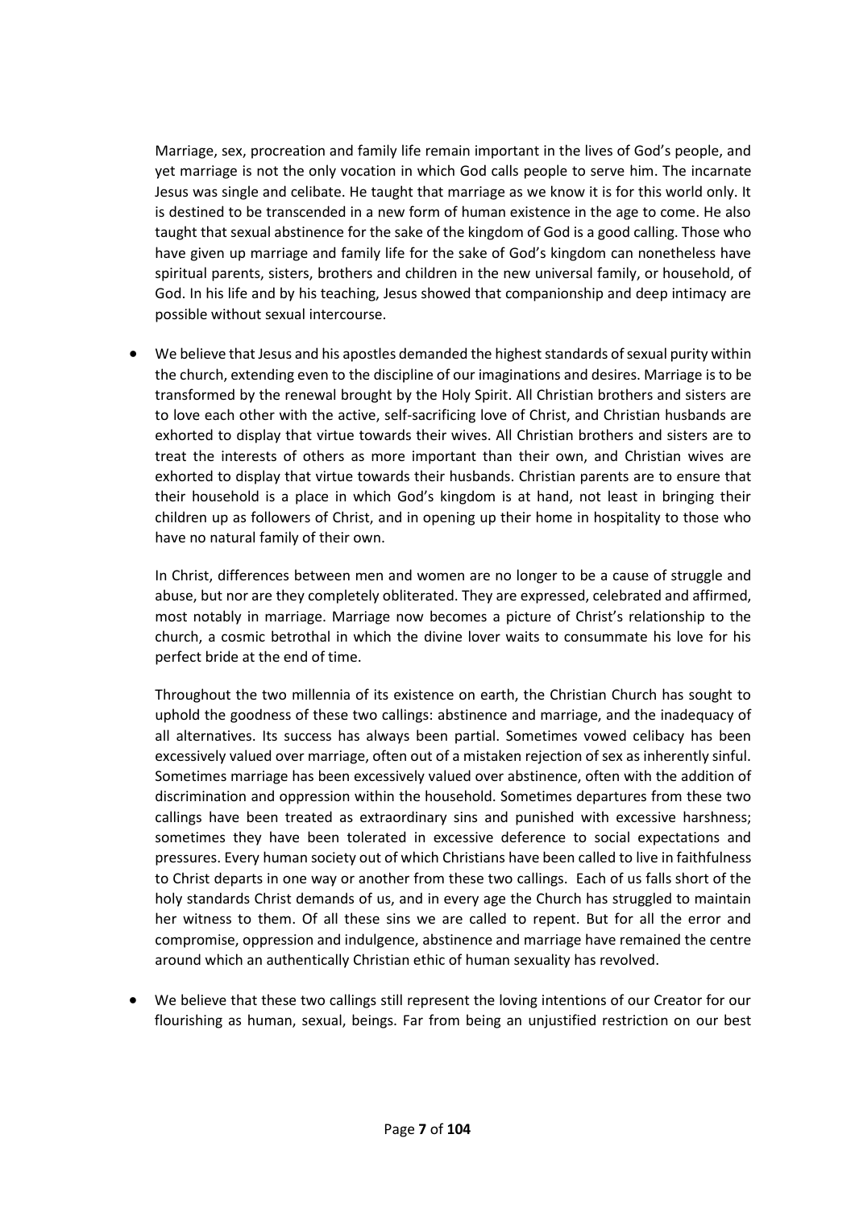Marriage, sex, procreation and family life remain important in the lives of God's people, and yet marriage is not the only vocation in which God calls people to serve him. The incarnate Jesus was single and celibate. He taught that marriage as we know it is for this world only. It is destined to be transcended in a new form of human existence in the age to come. He also taught that sexual abstinence for the sake of the kingdom of God is a good calling. Those who have given up marriage and family life for the sake of God's kingdom can nonetheless have spiritual parents, sisters, brothers and children in the new universal family, or household, of God. In his life and by his teaching, Jesus showed that companionship and deep intimacy are possible without sexual intercourse.

- We believe that Jesus and his apostles demanded the highest standards of sexual purity within the church, extending even to the discipline of our imaginations and desires. Marriage is to be transformed by the renewal brought by the Holy Spirit. All Christian brothers and sisters are to love each other with the active, self-sacrificing love of Christ, and Christian husbands are exhorted to display that virtue towards their wives. All Christian brothers and sisters are to treat the interests of others as more important than their own, and Christian wives are exhorted to display that virtue towards their husbands. Christian parents are to ensure that their household is a place in which God's kingdom is at hand, not least in bringing their children up as followers of Christ, and in opening up their home in hospitality to those who have no natural family of their own.

  In Christ, differences between men and women are no longer to be a cause of struggle and abuse, but nor are they completely obliterated. They are expressed, celebrated and affirmed, most notably in marriage. Marriage now becomes a picture of Christ's relationship to the church, a cosmic betrothal in which the divine lover waits to consummate his love for his perfect bride at the end of time.

  Throughout the two millennia of its existence on earth, the Christian Church has sought to uphold the goodness of these two callings: abstinence and marriage, and the inadequacy of all alternatives. Its success has always been partial. Sometimes vowed celibacy has been excessively valued over marriage, often out of a mistaken rejection of sex as inherently sinful. Sometimes marriage has been excessively valued over abstinence, often with the addition of discrimination and oppression within the household. Sometimes departures from these two callings have been treated as extraordinary sins and punished with excessive harshness; sometimes they have been tolerated in excessive deference to social expectations and pressures. Every human society out of which Christians have been called to live in faithfulness to Christ departs in one way or another from these two callings. Each of us falls short of the holy standards Christ demands of us, and in every age the Church has struggled to maintain her witness to them. Of all these sins we are called to repent. But for all the error and compromise, oppression and indulgence, abstinence and marriage have remained the centre around which an authentically Christian ethic of human sexuality has revolved.

- We believe that these two callings still represent the loving intentions of our Creator for our flourishing as human, sexual, beings. Far from being an unjustified restriction on our best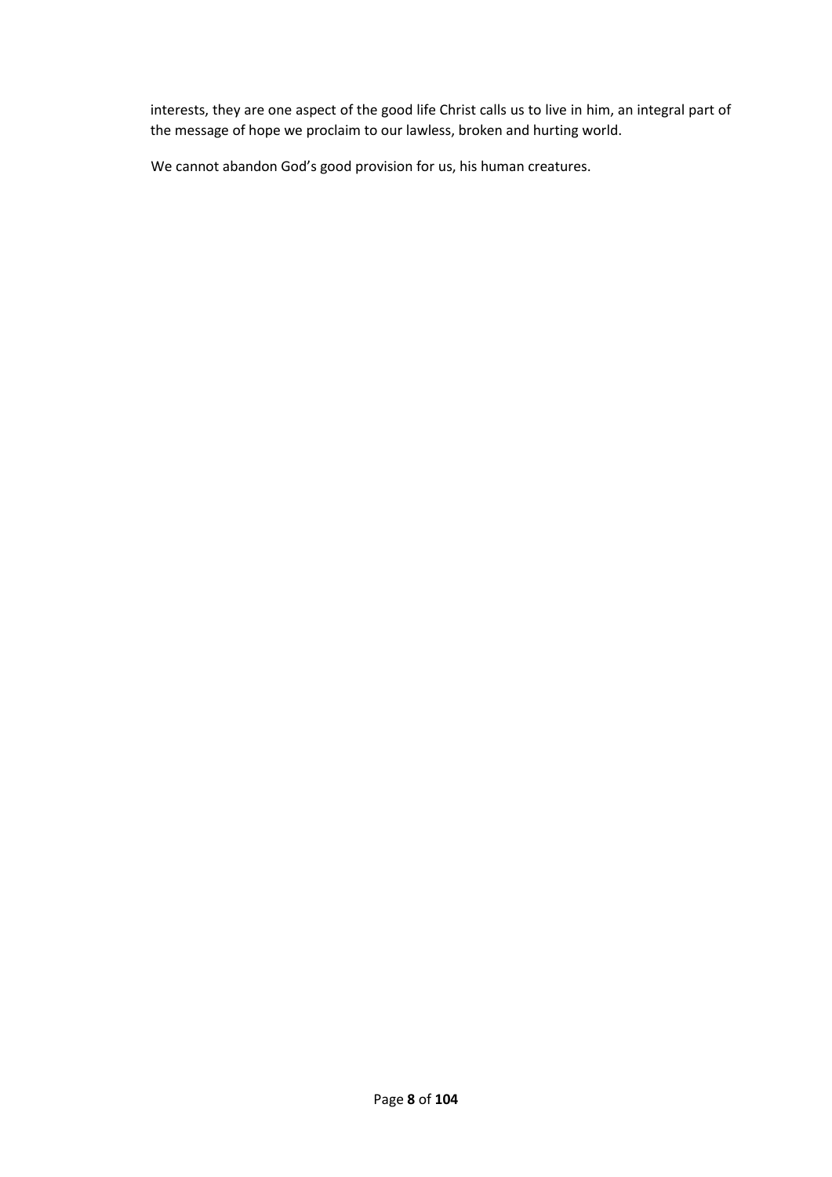interests, they are one aspect of the good life Christ calls us to live in him, an integral part of the message of hope we proclaim to our lawless, broken and hurting world.

We cannot abandon God's good provision for us, his human creatures.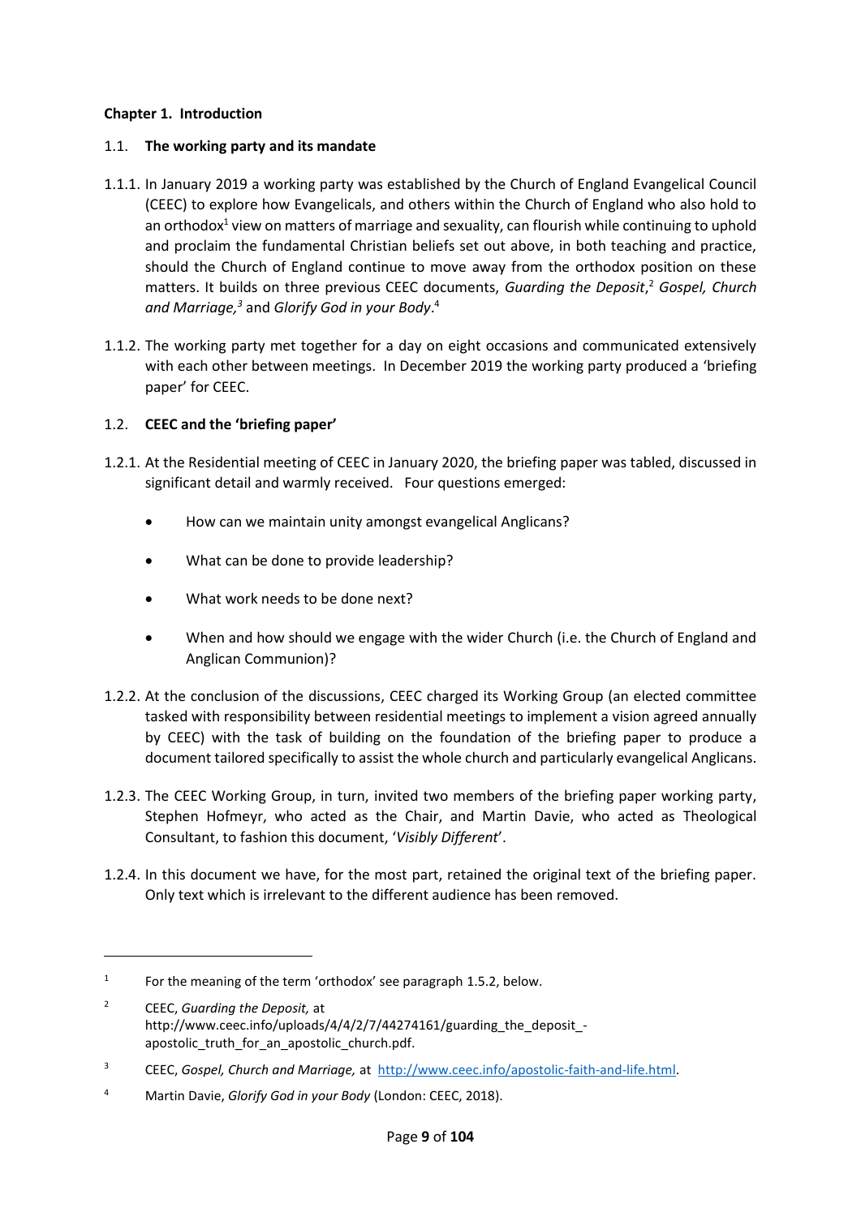# Chapter 1. Introduction

## 1.1. The working party and its mandate

1.1.1. In January 2019 a working party was established by the Church of England Evangelical Council (CEEC) to explore how Evangelicals, and others within the Church of England who also hold to an orthodox[1] view on matters of marriage and sexuality, can flourish while continuing to uphold and proclaim the fundamental Christian beliefs set out above, in both teaching and practice, should the Church of England continue to move away from the orthodox position on these matters. It builds on three previous CEEC documents, *Guarding the Deposit*,[2] *Gospel, Church and Marriage,*[3] and *Glorify God in your Body*.[4]

1.1.2. The working party met together for a day on eight occasions and communicated extensively with each other between meetings. In December 2019 the working party produced a 'briefing paper' for CEEC.

## 1.2. CEEC and the 'briefing paper'

1.2.1. At the Residential meeting of CEEC in January 2020, the briefing paper was tabled, discussed in significant detail and warmly received. Four questions emerged:

- How can we maintain unity amongst evangelical Anglicans?
- What can be done to provide leadership?
- What work needs to be done next?
- When and how should we engage with the wider Church (i.e. the Church of England and Anglican Communion)?

1.2.2. At the conclusion of the discussions, CEEC charged its Working Group (an elected committee tasked with responsibility between residential meetings to implement a vision agreed annually by CEEC) with the task of building on the foundation of the briefing paper to produce a document tailored specifically to assist the whole church and particularly evangelical Anglicans.

1.2.3. The CEEC Working Group, in turn, invited two members of the briefing paper working party, Stephen Hofmeyr, who acted as the Chair, and Martin Davie, who acted as Theological Consultant, to fashion this document, '*Visibly Different*'.

1.2.4. In this document we have, for the most part, retained the original text of the briefing paper. Only text which is irrelevant to the different audience has been removed.

---

[1] For the meaning of the term 'orthodox' see paragraph 1.5.2, below.

[2] CEEC, *Guarding the Deposit,* at http://www.ceec.info/uploads/4/4/2/7/44274161/guarding_the_deposit_-apostolic_truth_for_an_apostolic_church.pdf.

[3] CEEC, *Gospel, Church and Marriage,* at http://www.ceec.info/apostolic-faith-and-life.html.

[4] Martin Davie, *Glorify God in your Body* (London: CEEC, 2018).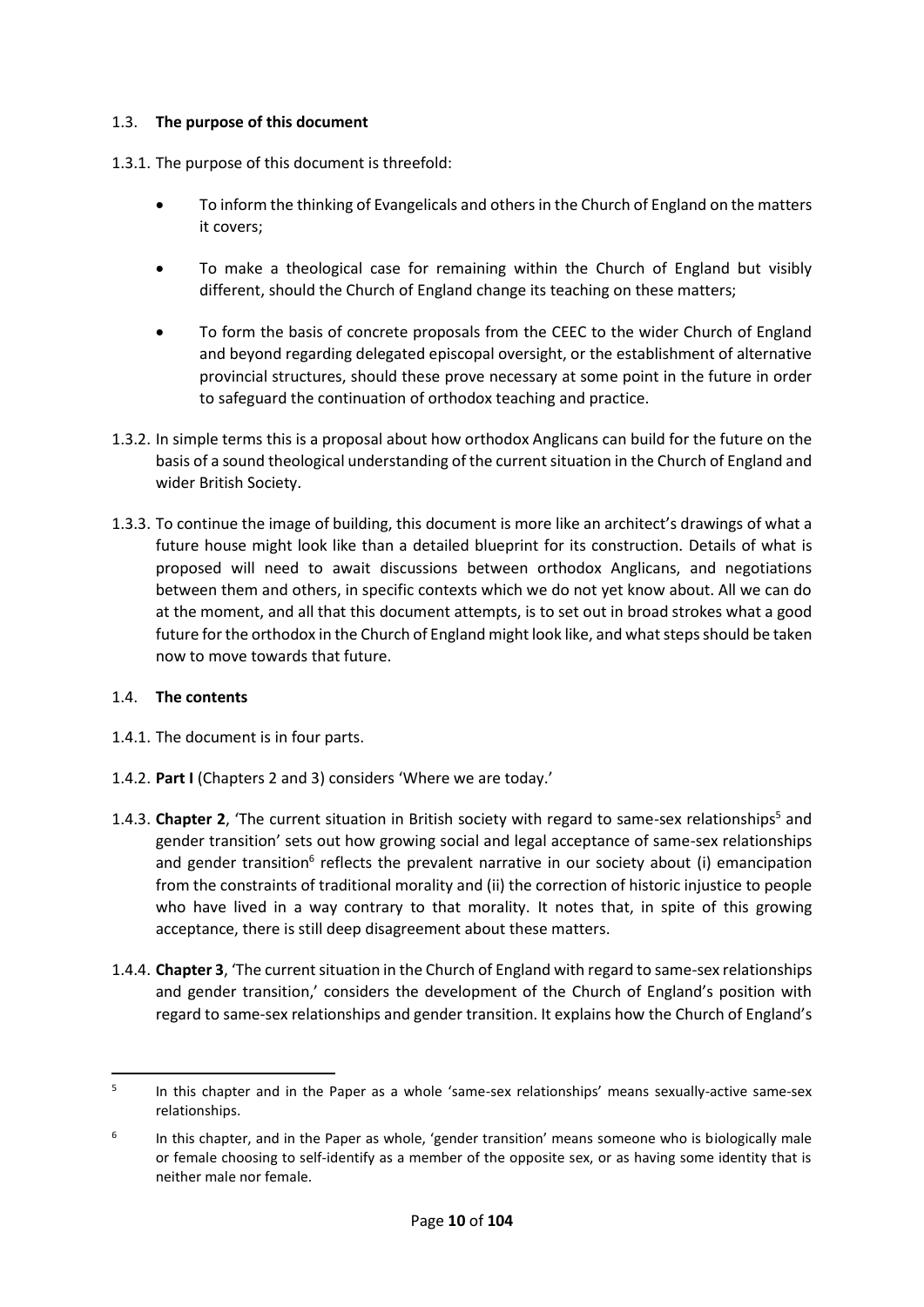### 1.3. **The purpose of this document**

1.3.1. The purpose of this document is threefold:

- To inform the thinking of Evangelicals and others in the Church of England on the matters it covers;
- To make a theological case for remaining within the Church of England but visibly different, should the Church of England change its teaching on these matters;
- To form the basis of concrete proposals from the CEEC to the wider Church of England and beyond regarding delegated episcopal oversight, or the establishment of alternative provincial structures, should these prove necessary at some point in the future in order to safeguard the continuation of orthodox teaching and practice.

1.3.2. In simple terms this is a proposal about how orthodox Anglicans can build for the future on the basis of a sound theological understanding of the current situation in the Church of England and wider British Society.

1.3.3. To continue the image of building, this document is more like an architect's drawings of what a future house might look like than a detailed blueprint for its construction. Details of what is proposed will need to await discussions between orthodox Anglicans, and negotiations between them and others, in specific contexts which we do not yet know about. All we can do at the moment, and all that this document attempts, is to set out in broad strokes what a good future for the orthodox in the Church of England might look like, and what steps should be taken now to move towards that future.

### 1.4. **The contents**

1.4.1. The document is in four parts.

1.4.2. **Part I** (Chapters 2 and 3) considers 'Where we are today.'

1.4.3. **Chapter 2**, 'The current situation in British society with regard to same-sex relationships[5] and gender transition' sets out how growing social and legal acceptance of same-sex relationships and gender transition[6] reflects the prevalent narrative in our society about (i) emancipation from the constraints of traditional morality and (ii) the correction of historic injustice to people who have lived in a way contrary to that morality. It notes that, in spite of this growing acceptance, there is still deep disagreement about these matters.

1.4.4. **Chapter 3**, 'The current situation in the Church of England with regard to same-sex relationships and gender transition,' considers the development of the Church of England's position with regard to same-sex relationships and gender transition. It explains how the Church of England's

---

[5] In this chapter and in the Paper as a whole 'same-sex relationships' means sexually-active same-sex relationships.

[6] In this chapter, and in the Paper as whole, 'gender transition' means someone who is biologically male or female choosing to self-identify as a member of the opposite sex, or as having some identity that is neither male nor female.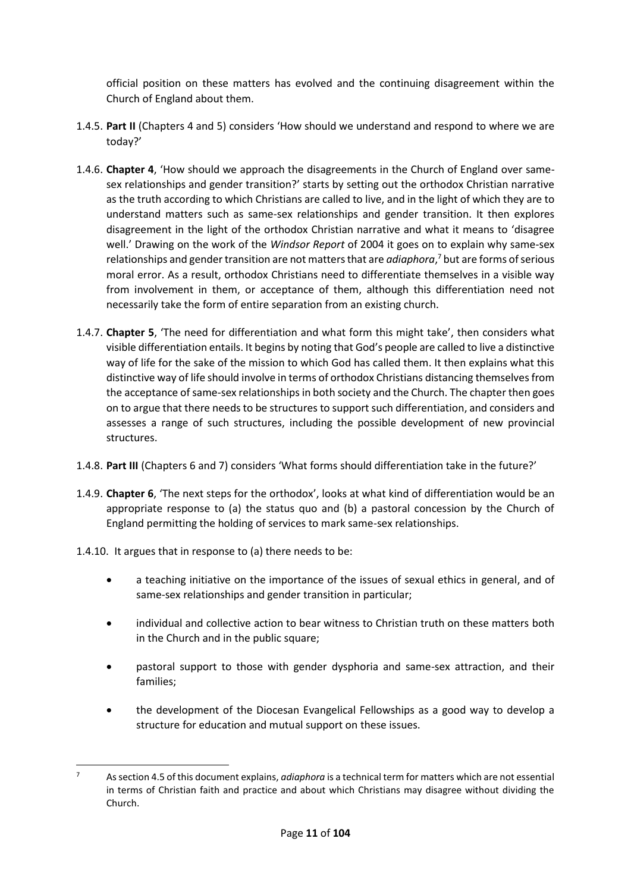official position on these matters has evolved and the continuing disagreement within the Church of England about them.

1.4.5. **Part II** (Chapters 4 and 5) considers 'How should we understand and respond to where we are today?'

1.4.6. **Chapter 4**, 'How should we approach the disagreements in the Church of England over same-sex relationships and gender transition?' starts by setting out the orthodox Christian narrative as the truth according to which Christians are called to live, and in the light of which they are to understand matters such as same-sex relationships and gender transition. It then explores disagreement in the light of the orthodox Christian narrative and what it means to 'disagree well.' Drawing on the work of the *Windsor Report* of 2004 it goes on to explain why same-sex relationships and gender transition are not matters that are *adiaphora*,[7] but are forms of serious moral error. As a result, orthodox Christians need to differentiate themselves in a visible way from involvement in them, or acceptance of them, although this differentiation need not necessarily take the form of entire separation from an existing church.

1.4.7. **Chapter 5**, 'The need for differentiation and what form this might take', then considers what visible differentiation entails. It begins by noting that God's people are called to live a distinctive way of life for the sake of the mission to which God has called them. It then explains what this distinctive way of life should involve in terms of orthodox Christians distancing themselves from the acceptance of same-sex relationships in both society and the Church. The chapter then goes on to argue that there needs to be structures to support such differentiation, and considers and assesses a range of such structures, including the possible development of new provincial structures.

1.4.8. **Part III** (Chapters 6 and 7) considers 'What forms should differentiation take in the future?'

1.4.9. **Chapter 6**, 'The next steps for the orthodox', looks at what kind of differentiation would be an appropriate response to (a) the status quo and (b) a pastoral concession by the Church of England permitting the holding of services to mark same-sex relationships.

1.4.10. It argues that in response to (a) there needs to be:

- a teaching initiative on the importance of the issues of sexual ethics in general, and of same-sex relationships and gender transition in particular;
- individual and collective action to bear witness to Christian truth on these matters both in the Church and in the public square;
- pastoral support to those with gender dysphoria and same-sex attraction, and their families;
- the development of the Diocesan Evangelical Fellowships as a good way to develop a structure for education and mutual support on these issues.

---

[7] As section 4.5 of this document explains, *adiaphora* is a technical term for matters which are not essential in terms of Christian faith and practice and about which Christians may disagree without dividing the Church.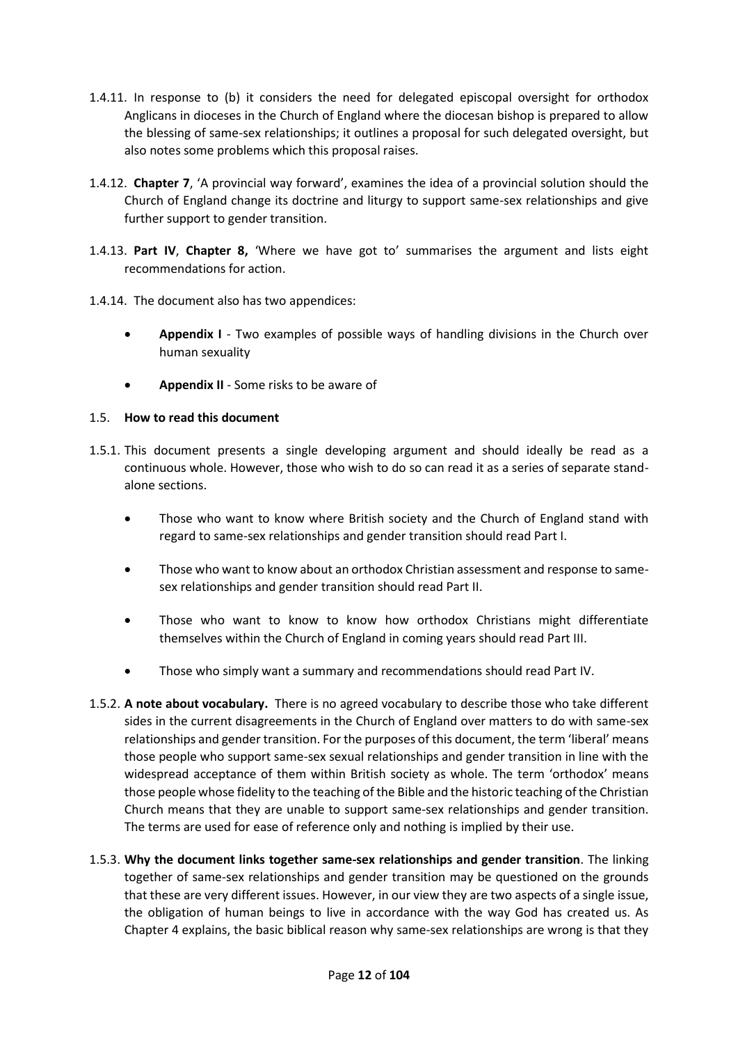1.4.11. In response to (b) it considers the need for delegated episcopal oversight for orthodox Anglicans in dioceses in the Church of England where the diocesan bishop is prepared to allow the blessing of same-sex relationships; it outlines a proposal for such delegated oversight, but also notes some problems which this proposal raises.

1.4.12. **Chapter 7**, 'A provincial way forward', examines the idea of a provincial solution should the Church of England change its doctrine and liturgy to support same-sex relationships and give further support to gender transition.

1.4.13. **Part IV**, **Chapter 8,** 'Where we have got to' summarises the argument and lists eight recommendations for action.

1.4.14. The document also has two appendices:

- **Appendix I** - Two examples of possible ways of handling divisions in the Church over human sexuality
- **Appendix II** - Some risks to be aware of

### 1.5. How to read this document

1.5.1. This document presents a single developing argument and should ideally be read as a continuous whole. However, those who wish to do so can read it as a series of separate stand-alone sections.

- Those who want to know where British society and the Church of England stand with regard to same-sex relationships and gender transition should read Part I.
- Those who want to know about an orthodox Christian assessment and response to same-sex relationships and gender transition should read Part II.
- Those who want to know to know how orthodox Christians might differentiate themselves within the Church of England in coming years should read Part III.
- Those who simply want a summary and recommendations should read Part IV.

1.5.2. **A note about vocabulary.** There is no agreed vocabulary to describe those who take different sides in the current disagreements in the Church of England over matters to do with same-sex relationships and gender transition. For the purposes of this document, the term 'liberal' means those people who support same-sex sexual relationships and gender transition in line with the widespread acceptance of them within British society as whole. The term 'orthodox' means those people whose fidelity to the teaching of the Bible and the historic teaching of the Christian Church means that they are unable to support same-sex relationships and gender transition. The terms are used for ease of reference only and nothing is implied by their use.

1.5.3. **Why the document links together same-sex relationships and gender transition**. The linking together of same-sex relationships and gender transition may be questioned on the grounds that these are very different issues. However, in our view they are two aspects of a single issue, the obligation of human beings to live in accordance with the way God has created us. As Chapter 4 explains, the basic biblical reason why same-sex relationships are wrong is that they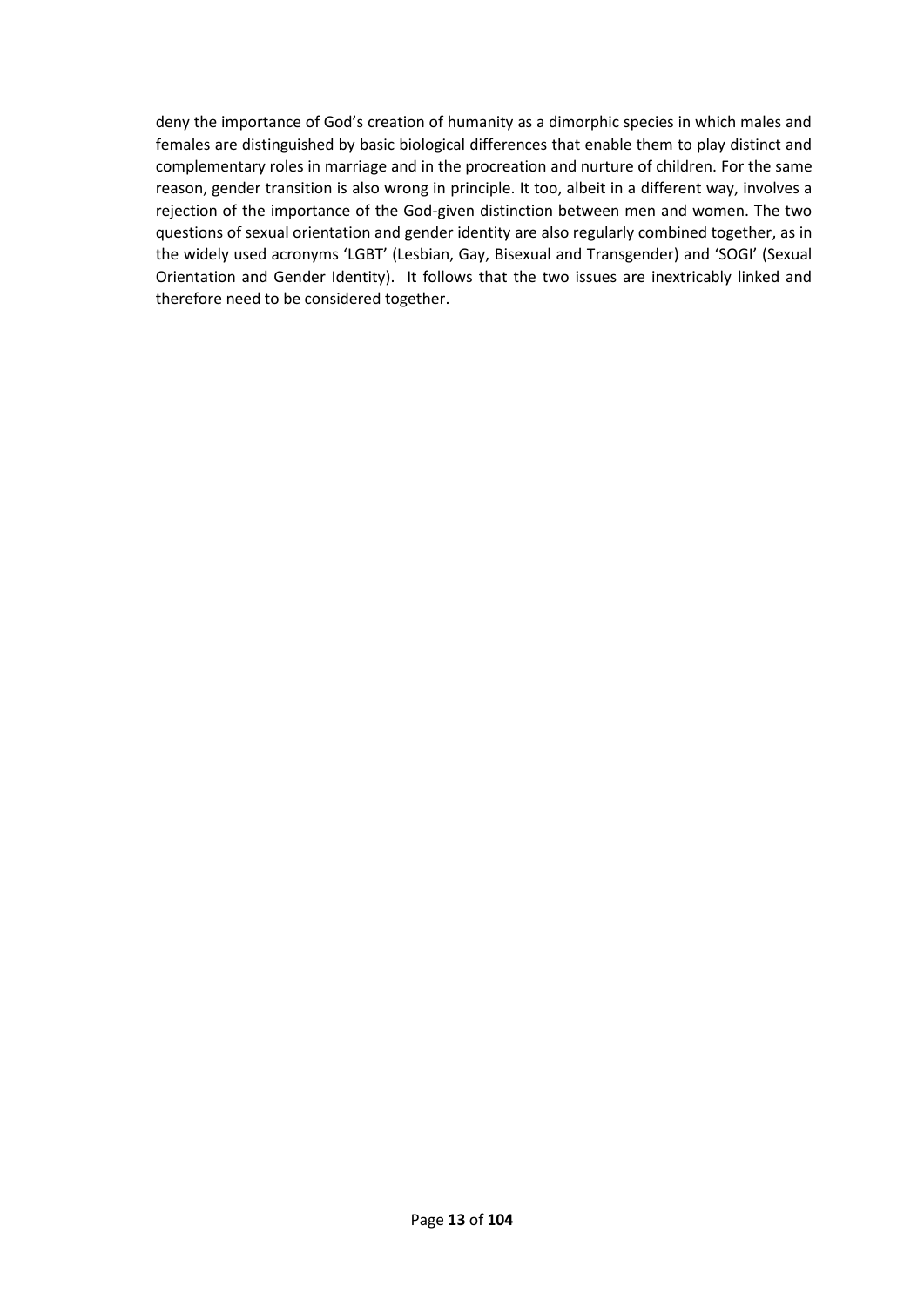deny the importance of God's creation of humanity as a dimorphic species in which males and females are distinguished by basic biological differences that enable them to play distinct and complementary roles in marriage and in the procreation and nurture of children. For the same reason, gender transition is also wrong in principle. It too, albeit in a different way, involves a rejection of the importance of the God-given distinction between men and women. The two questions of sexual orientation and gender identity are also regularly combined together, as in the widely used acronyms 'LGBT' (Lesbian, Gay, Bisexual and Transgender) and 'SOGI' (Sexual Orientation and Gender Identity). It follows that the two issues are inextricably linked and therefore need to be considered together.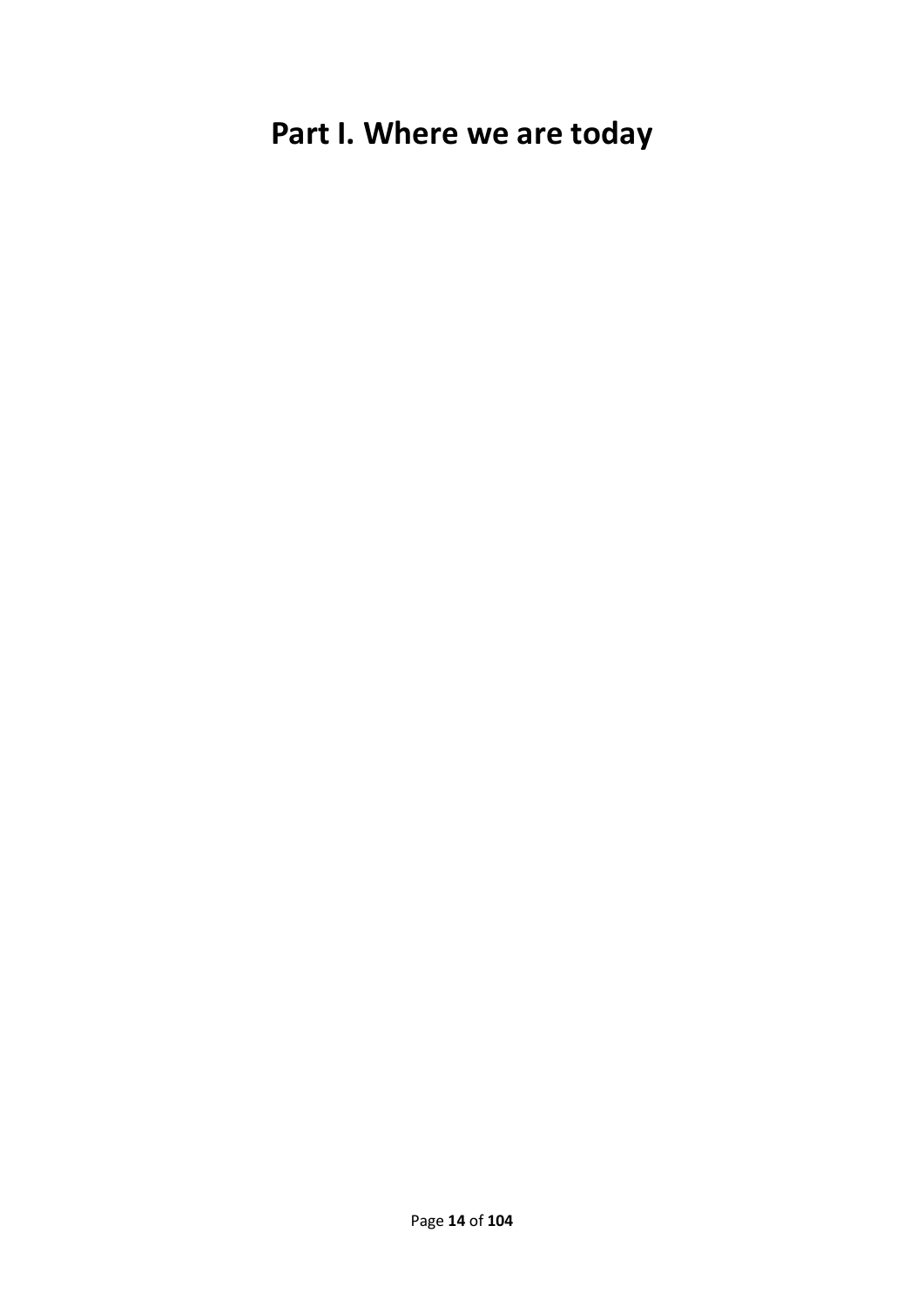# Part I. Where we are today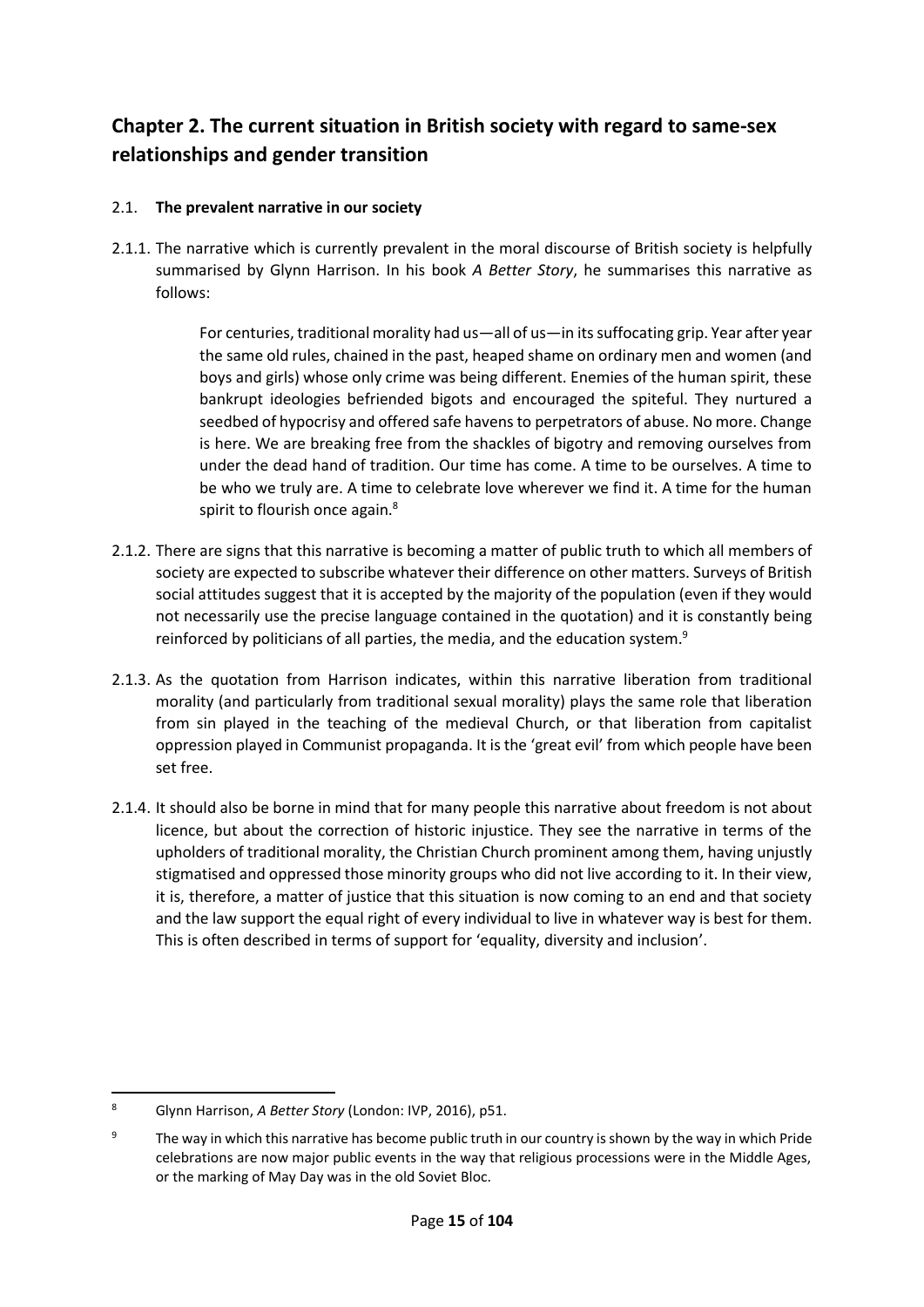## Chapter 2. The current situation in British society with regard to same-sex relationships and gender transition

### 2.1. **The prevalent narrative in our society**

2.1.1. The narrative which is currently prevalent in the moral discourse of British society is helpfully summarised by Glynn Harrison. In his book *A Better Story*, he summarises this narrative as follows:

> For centuries, traditional morality had us—all of us—in its suffocating grip. Year after year the same old rules, chained in the past, heaped shame on ordinary men and women (and boys and girls) whose only crime was being different. Enemies of the human spirit, these bankrupt ideologies befriended bigots and encouraged the spiteful. They nurtured a seedbed of hypocrisy and offered safe havens to perpetrators of abuse. No more. Change is here. We are breaking free from the shackles of bigotry and removing ourselves from under the dead hand of tradition. Our time has come. A time to be ourselves. A time to be who we truly are. A time to celebrate love wherever we find it. A time for the human spirit to flourish once again.[8]

2.1.2. There are signs that this narrative is becoming a matter of public truth to which all members of society are expected to subscribe whatever their difference on other matters. Surveys of British social attitudes suggest that it is accepted by the majority of the population (even if they would not necessarily use the precise language contained in the quotation) and it is constantly being reinforced by politicians of all parties, the media, and the education system.[9]

2.1.3. As the quotation from Harrison indicates, within this narrative liberation from traditional morality (and particularly from traditional sexual morality) plays the same role that liberation from sin played in the teaching of the medieval Church, or that liberation from capitalist oppression played in Communist propaganda. It is the 'great evil' from which people have been set free.

2.1.4. It should also be borne in mind that for many people this narrative about freedom is not about licence, but about the correction of historic injustice. They see the narrative in terms of the upholders of traditional morality, the Christian Church prominent among them, having unjustly stigmatised and oppressed those minority groups who did not live according to it. In their view, it is, therefore, a matter of justice that this situation is now coming to an end and that society and the law support the equal right of every individual to live in whatever way is best for them. This is often described in terms of support for 'equality, diversity and inclusion'.

---

[8] Glynn Harrison, *A Better Story* (London: IVP, 2016), p51.

[9] The way in which this narrative has become public truth in our country is shown by the way in which Pride celebrations are now major public events in the way that religious processions were in the Middle Ages, or the marking of May Day was in the old Soviet Bloc.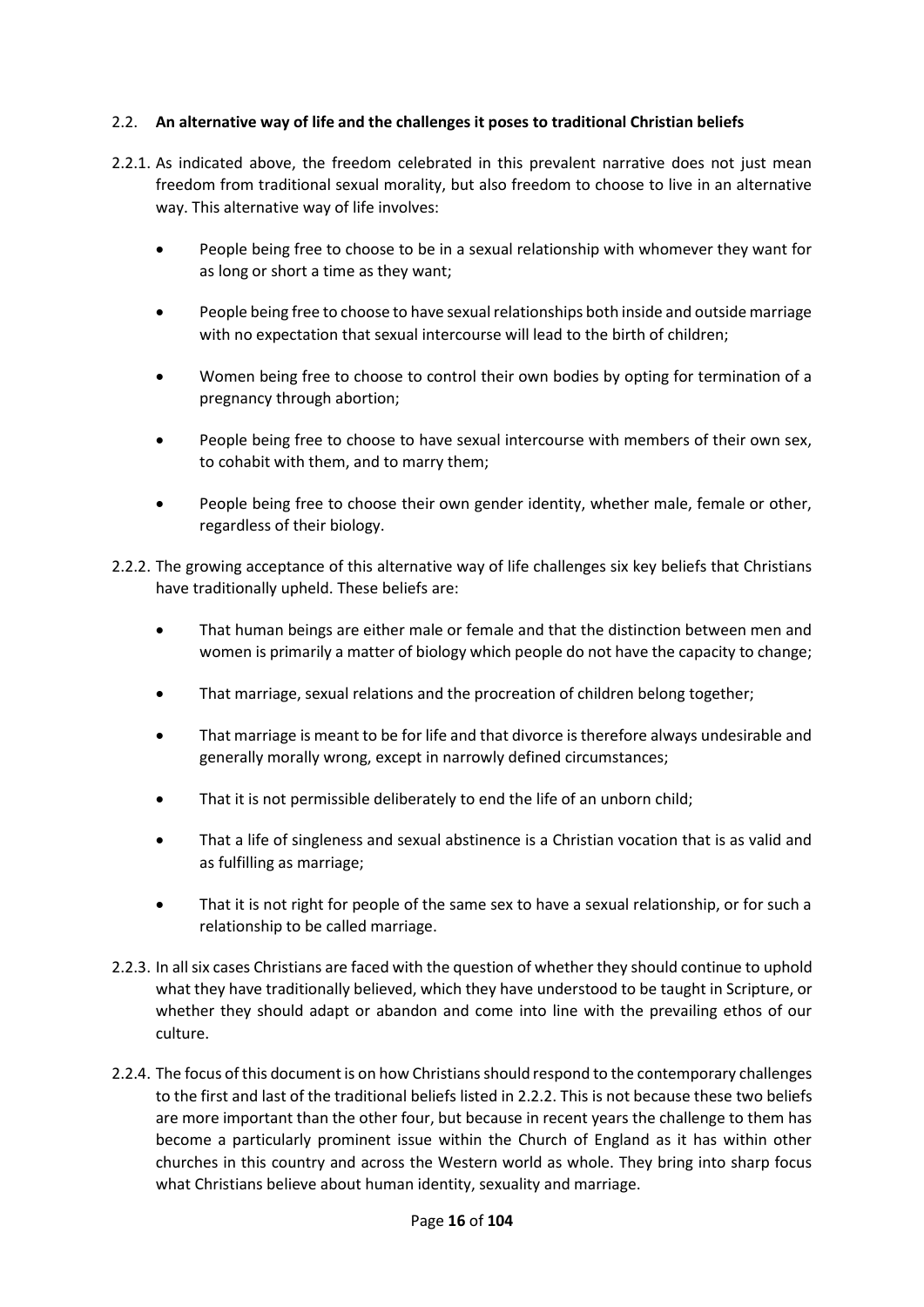## 2.2. **An alternative way of life and the challenges it poses to traditional Christian beliefs**

2.2.1. As indicated above, the freedom celebrated in this prevalent narrative does not just mean freedom from traditional sexual morality, but also freedom to choose to live in an alternative way. This alternative way of life involves:

- People being free to choose to be in a sexual relationship with whomever they want for as long or short a time as they want;
- People being free to choose to have sexual relationships both inside and outside marriage with no expectation that sexual intercourse will lead to the birth of children;
- Women being free to choose to control their own bodies by opting for termination of a pregnancy through abortion;
- People being free to choose to have sexual intercourse with members of their own sex, to cohabit with them, and to marry them;
- People being free to choose their own gender identity, whether male, female or other, regardless of their biology.

2.2.2. The growing acceptance of this alternative way of life challenges six key beliefs that Christians have traditionally upheld. These beliefs are:

- That human beings are either male or female and that the distinction between men and women is primarily a matter of biology which people do not have the capacity to change;
- That marriage, sexual relations and the procreation of children belong together;
- That marriage is meant to be for life and that divorce is therefore always undesirable and generally morally wrong, except in narrowly defined circumstances;
- That it is not permissible deliberately to end the life of an unborn child;
- That a life of singleness and sexual abstinence is a Christian vocation that is as valid and as fulfilling as marriage;
- That it is not right for people of the same sex to have a sexual relationship, or for such a relationship to be called marriage.

2.2.3. In all six cases Christians are faced with the question of whether they should continue to uphold what they have traditionally believed, which they have understood to be taught in Scripture, or whether they should adapt or abandon and come into line with the prevailing ethos of our culture.

2.2.4. The focus of this document is on how Christians should respond to the contemporary challenges to the first and last of the traditional beliefs listed in 2.2.2. This is not because these two beliefs are more important than the other four, but because in recent years the challenge to them has become a particularly prominent issue within the Church of England as it has within other churches in this country and across the Western world as whole. They bring into sharp focus what Christians believe about human identity, sexuality and marriage.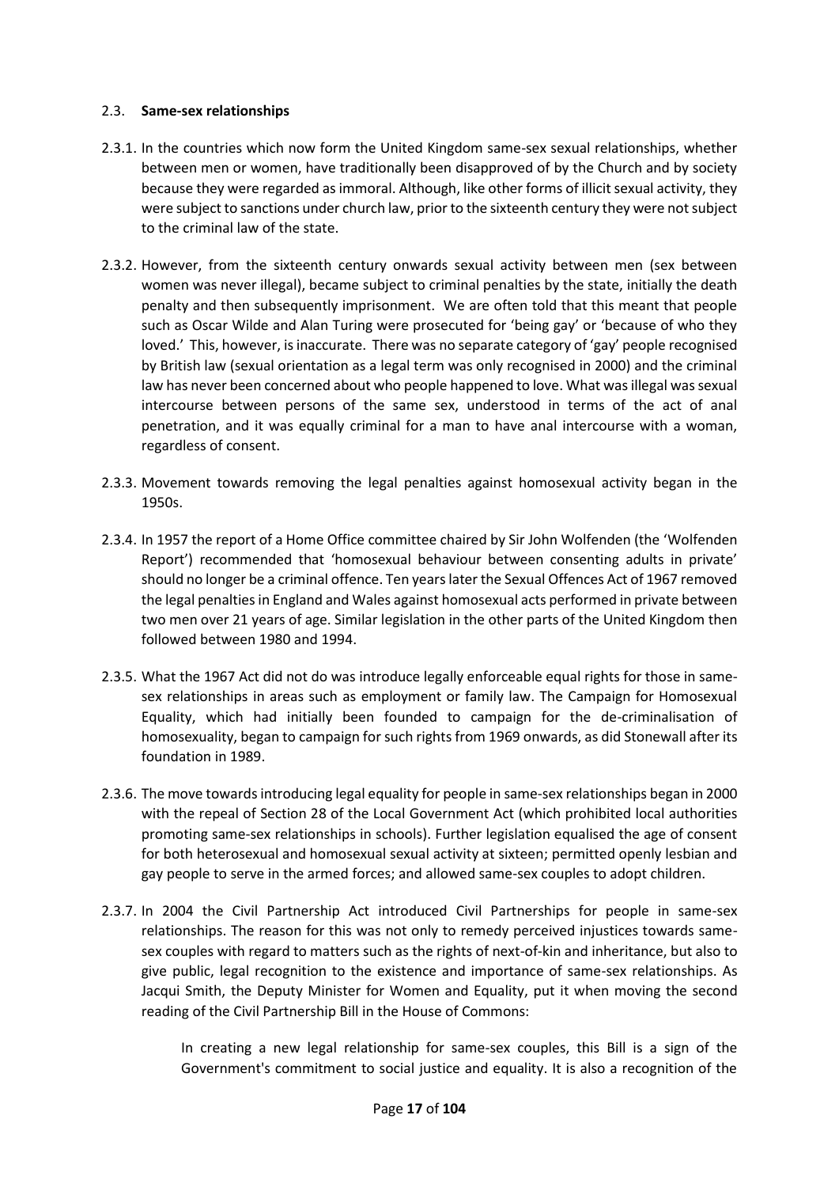## 2.3. **Same-sex relationships**

2.3.1. In the countries which now form the United Kingdom same-sex sexual relationships, whether between men or women, have traditionally been disapproved of by the Church and by society because they were regarded as immoral. Although, like other forms of illicit sexual activity, they were subject to sanctions under church law, prior to the sixteenth century they were not subject to the criminal law of the state.

2.3.2. However, from the sixteenth century onwards sexual activity between men (sex between women was never illegal), became subject to criminal penalties by the state, initially the death penalty and then subsequently imprisonment. We are often told that this meant that people such as Oscar Wilde and Alan Turing were prosecuted for 'being gay' or 'because of who they loved.' This, however, is inaccurate. There was no separate category of 'gay' people recognised by British law (sexual orientation as a legal term was only recognised in 2000) and the criminal law has never been concerned about who people happened to love. What was illegal was sexual intercourse between persons of the same sex, understood in terms of the act of anal penetration, and it was equally criminal for a man to have anal intercourse with a woman, regardless of consent.

2.3.3. Movement towards removing the legal penalties against homosexual activity began in the 1950s.

2.3.4. In 1957 the report of a Home Office committee chaired by Sir John Wolfenden (the 'Wolfenden Report') recommended that 'homosexual behaviour between consenting adults in private' should no longer be a criminal offence. Ten years later the Sexual Offences Act of 1967 removed the legal penalties in England and Wales against homosexual acts performed in private between two men over 21 years of age. Similar legislation in the other parts of the United Kingdom then followed between 1980 and 1994.

2.3.5. What the 1967 Act did not do was introduce legally enforceable equal rights for those in same-sex relationships in areas such as employment or family law. The Campaign for Homosexual Equality, which had initially been founded to campaign for the de-criminalisation of homosexuality, began to campaign for such rights from 1969 onwards, as did Stonewall after its foundation in 1989.

2.3.6. The move towards introducing legal equality for people in same-sex relationships began in 2000 with the repeal of Section 28 of the Local Government Act (which prohibited local authorities promoting same-sex relationships in schools). Further legislation equalised the age of consent for both heterosexual and homosexual sexual activity at sixteen; permitted openly lesbian and gay people to serve in the armed forces; and allowed same-sex couples to adopt children.

2.3.7. In 2004 the Civil Partnership Act introduced Civil Partnerships for people in same-sex relationships. The reason for this was not only to remedy perceived injustices towards same-sex couples with regard to matters such as the rights of next-of-kin and inheritance, but also to give public, legal recognition to the existence and importance of same-sex relationships. As Jacqui Smith, the Deputy Minister for Women and Equality, put it when moving the second reading of the Civil Partnership Bill in the House of Commons:

> In creating a new legal relationship for same-sex couples, this Bill is a sign of the Government's commitment to social justice and equality. It is also a recognition of the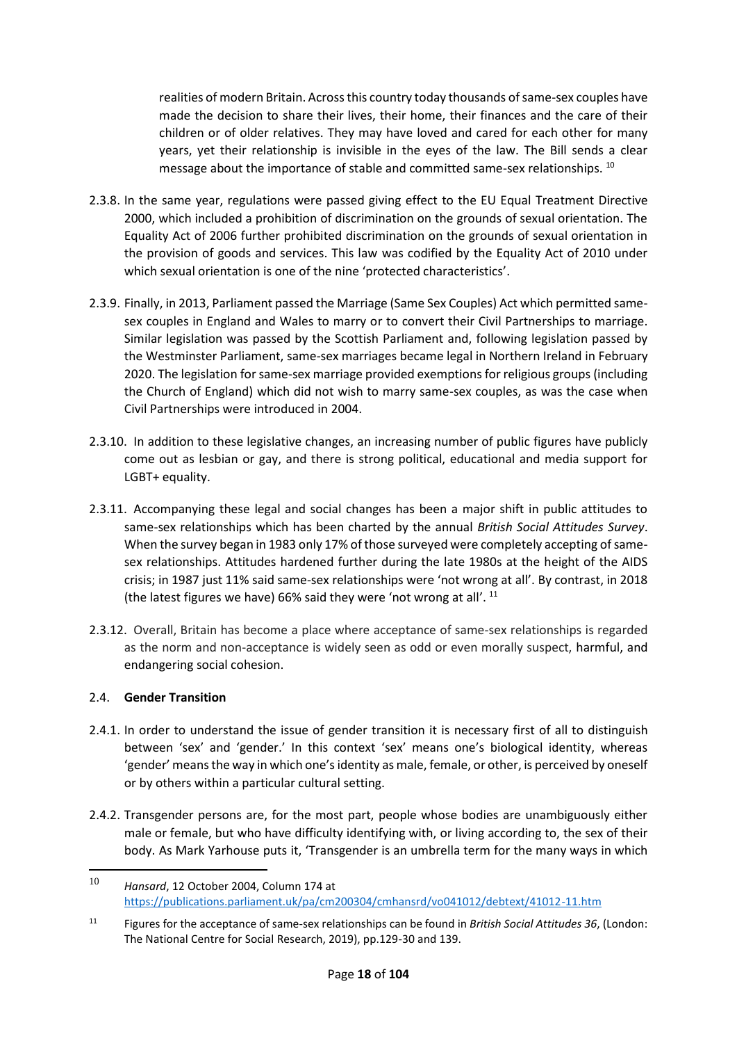realities of modern Britain. Across this country today thousands of same-sex couples have made the decision to share their lives, their home, their finances and the care of their children or of older relatives. They may have loved and cared for each other for many years, yet their relationship is invisible in the eyes of the law. The Bill sends a clear message about the importance of stable and committed same-sex relationships. [10]

2.3.8. In the same year, regulations were passed giving effect to the EU Equal Treatment Directive 2000, which included a prohibition of discrimination on the grounds of sexual orientation. The Equality Act of 2006 further prohibited discrimination on the grounds of sexual orientation in the provision of goods and services. This law was codified by the Equality Act of 2010 under which sexual orientation is one of the nine 'protected characteristics'.

2.3.9. Finally, in 2013, Parliament passed the Marriage (Same Sex Couples) Act which permitted same-sex couples in England and Wales to marry or to convert their Civil Partnerships to marriage. Similar legislation was passed by the Scottish Parliament and, following legislation passed by the Westminster Parliament, same-sex marriages became legal in Northern Ireland in February 2020. The legislation for same-sex marriage provided exemptions for religious groups (including the Church of England) which did not wish to marry same-sex couples, as was the case when Civil Partnerships were introduced in 2004.

2.3.10. In addition to these legislative changes, an increasing number of public figures have publicly come out as lesbian or gay, and there is strong political, educational and media support for LGBT+ equality.

2.3.11. Accompanying these legal and social changes has been a major shift in public attitudes to same-sex relationships which has been charted by the annual *British Social Attitudes Survey*. When the survey began in 1983 only 17% of those surveyed were completely accepting of same-sex relationships. Attitudes hardened further during the late 1980s at the height of the AIDS crisis; in 1987 just 11% said same-sex relationships were 'not wrong at all'. By contrast, in 2018 (the latest figures we have) 66% said they were 'not wrong at all'. [11]

2.3.12. Overall, Britain has become a place where acceptance of same-sex relationships is regarded as the norm and non-acceptance is widely seen as odd or even morally suspect, harmful, and endangering social cohesion.

### 2.4. **Gender Transition**

2.4.1. In order to understand the issue of gender transition it is necessary first of all to distinguish between 'sex' and 'gender.' In this context 'sex' means one's biological identity, whereas 'gender' means the way in which one's identity as male, female, or other, is perceived by oneself or by others within a particular cultural setting.

2.4.2. Transgender persons are, for the most part, people whose bodies are unambiguously either male or female, but who have difficulty identifying with, or living according to, the sex of their body. As Mark Yarhouse puts it, 'Transgender is an umbrella term for the many ways in which

---

[10] *Hansard*, 12 October 2004, Column 174 at https://publications.parliament.uk/pa/cm200304/cmhansrd/vo041012/debtext/41012-11.htm

[11] Figures for the acceptance of same-sex relationships can be found in *British Social Attitudes 36*, (London: The National Centre for Social Research, 2019), pp.129-30 and 139.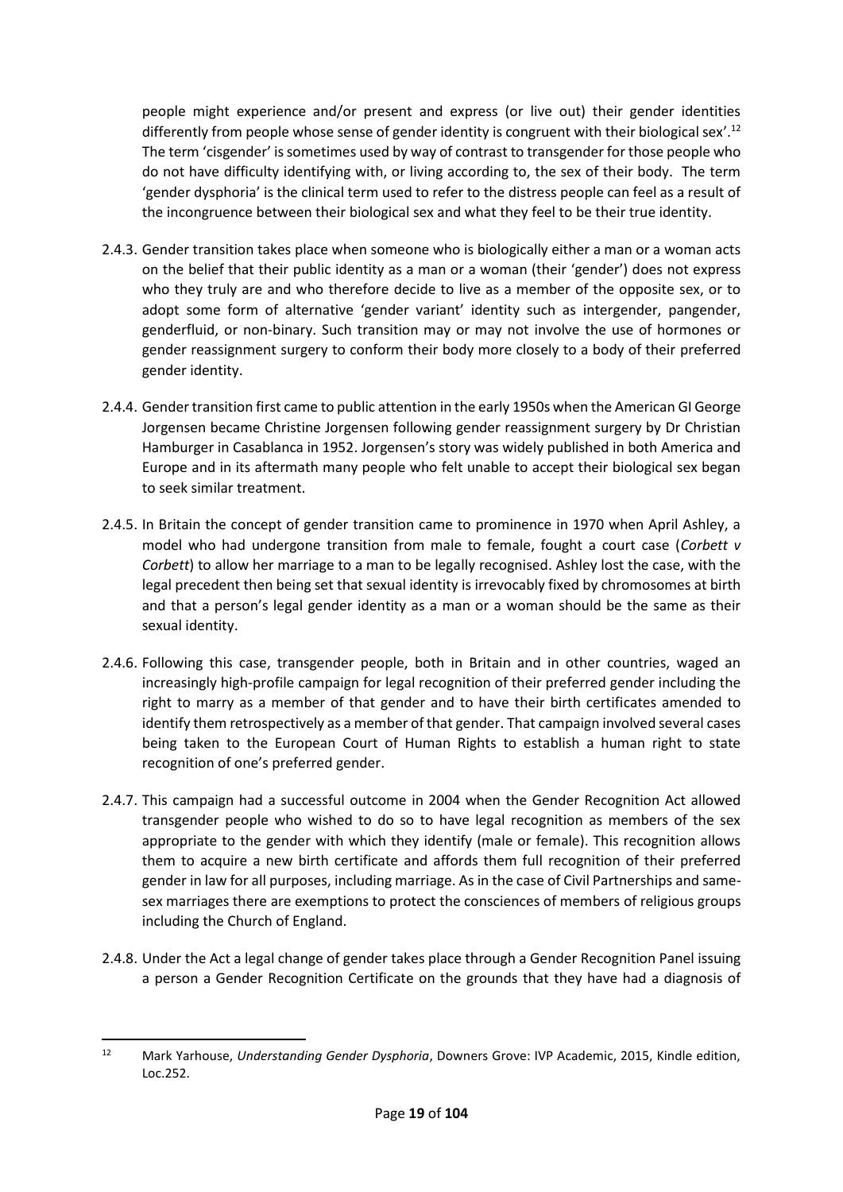people might experience and/or present and express (or live out) their gender identities differently from people whose sense of gender identity is congruent with their biological sex'.[12] The term 'cisgender' is sometimes used by way of contrast to transgender for those people who do not have difficulty identifying with, or living according to, the sex of their body. The term 'gender dysphoria' is the clinical term used to refer to the distress people can feel as a result of the incongruence between their biological sex and what they feel to be their true identity.

2.4.3. Gender transition takes place when someone who is biologically either a man or a woman acts on the belief that their public identity as a man or a woman (their 'gender') does not express who they truly are and who therefore decide to live as a member of the opposite sex, or to adopt some form of alternative 'gender variant' identity such as intergender, pangender, genderfluid, or non-binary. Such transition may or may not involve the use of hormones or gender reassignment surgery to conform their body more closely to a body of their preferred gender identity.

2.4.4. Gender transition first came to public attention in the early 1950s when the American GI George Jorgensen became Christine Jorgensen following gender reassignment surgery by Dr Christian Hamburger in Casablanca in 1952. Jorgensen's story was widely published in both America and Europe and in its aftermath many people who felt unable to accept their biological sex began to seek similar treatment.

2.4.5. In Britain the concept of gender transition came to prominence in 1970 when April Ashley, a model who had undergone transition from male to female, fought a court case (*Corbett v Corbett*) to allow her marriage to a man to be legally recognised. Ashley lost the case, with the legal precedent then being set that sexual identity is irrevocably fixed by chromosomes at birth and that a person's legal gender identity as a man or a woman should be the same as their sexual identity.

2.4.6. Following this case, transgender people, both in Britain and in other countries, waged an increasingly high-profile campaign for legal recognition of their preferred gender including the right to marry as a member of that gender and to have their birth certificates amended to identify them retrospectively as a member of that gender. That campaign involved several cases being taken to the European Court of Human Rights to establish a human right to state recognition of one's preferred gender.

2.4.7. This campaign had a successful outcome in 2004 when the Gender Recognition Act allowed transgender people who wished to do so to have legal recognition as members of the sex appropriate to the gender with which they identify (male or female). This recognition allows them to acquire a new birth certificate and affords them full recognition of their preferred gender in law for all purposes, including marriage. As in the case of Civil Partnerships and same-sex marriages there are exemptions to protect the consciences of members of religious groups including the Church of England.

2.4.8. Under the Act a legal change of gender takes place through a Gender Recognition Panel issuing a person a Gender Recognition Certificate on the grounds that they have had a diagnosis of

---

[12] Mark Yarhouse, *Understanding Gender Dysphoria*, Downers Grove: IVP Academic, 2015, Kindle edition, Loc.252.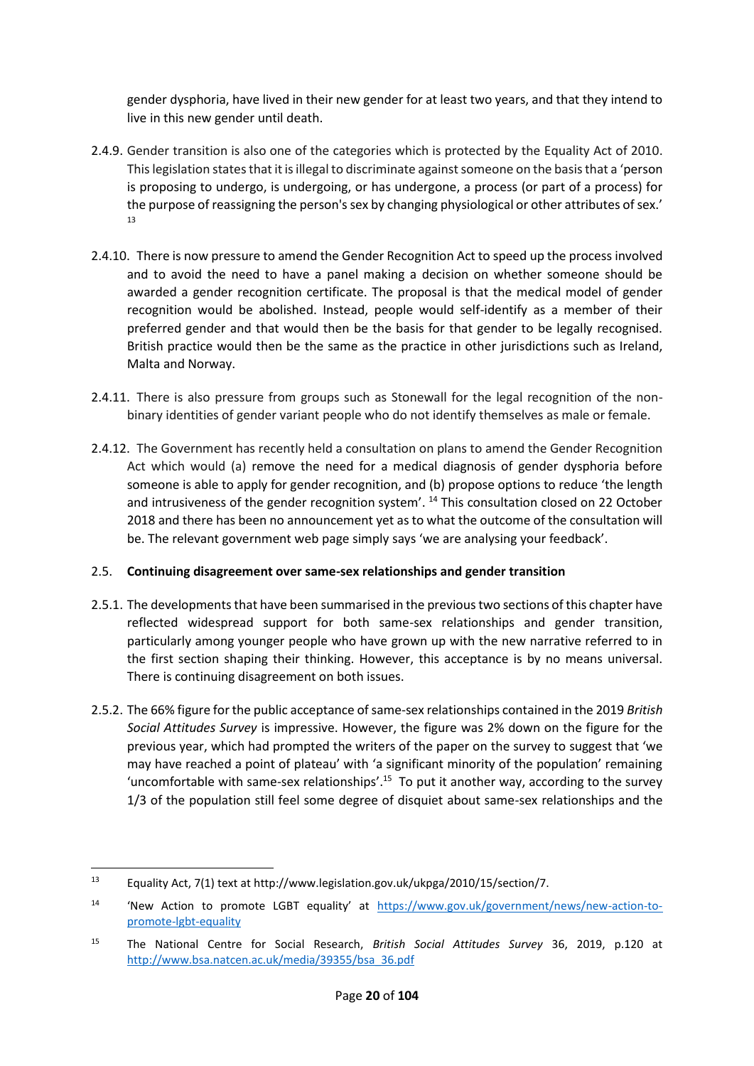gender dysphoria, have lived in their new gender for at least two years, and that they intend to live in this new gender until death.

2.4.9. Gender transition is also one of the categories which is protected by the Equality Act of 2010. This legislation states that it is illegal to discriminate against someone on the basis that a 'person is proposing to undergo, is undergoing, or has undergone, a process (or part of a process) for the purpose of reassigning the person's sex by changing physiological or other attributes of sex.' [13]

2.4.10. There is now pressure to amend the Gender Recognition Act to speed up the process involved and to avoid the need to have a panel making a decision on whether someone should be awarded a gender recognition certificate. The proposal is that the medical model of gender recognition would be abolished. Instead, people would self-identify as a member of their preferred gender and that would then be the basis for that gender to be legally recognised. British practice would then be the same as the practice in other jurisdictions such as Ireland, Malta and Norway.

2.4.11. There is also pressure from groups such as Stonewall for the legal recognition of the non-binary identities of gender variant people who do not identify themselves as male or female.

2.4.12. The Government has recently held a consultation on plans to amend the Gender Recognition Act which would (a) remove the need for a medical diagnosis of gender dysphoria before someone is able to apply for gender recognition, and (b) propose options to reduce 'the length and intrusiveness of the gender recognition system'. [14] This consultation closed on 22 October 2018 and there has been no announcement yet as to what the outcome of the consultation will be. The relevant government web page simply says 'we are analysing your feedback'.

## 2.5. Continuing disagreement over same-sex relationships and gender transition

2.5.1. The developments that have been summarised in the previous two sections of this chapter have reflected widespread support for both same-sex relationships and gender transition, particularly among younger people who have grown up with the new narrative referred to in the first section shaping their thinking. However, this acceptance is by no means universal. There is continuing disagreement on both issues.

2.5.2. The 66% figure for the public acceptance of same-sex relationships contained in the 2019 *British Social Attitudes Survey* is impressive. However, the figure was 2% down on the figure for the previous year, which had prompted the writers of the paper on the survey to suggest that 'we may have reached a point of plateau' with 'a significant minority of the population' remaining 'uncomfortable with same-sex relationships'.[15] To put it another way, according to the survey 1/3 of the population still feel some degree of disquiet about same-sex relationships and the

---

[13] Equality Act, 7(1) text at http://www.legislation.gov.uk/ukpga/2010/15/section/7.

[14] 'New Action to promote LGBT equality' at https://www.gov.uk/government/news/new-action-to-promote-lgbt-equality

[15] The National Centre for Social Research, *British Social Attitudes Survey* 36, 2019, p.120 at http://www.bsa.natcen.ac.uk/media/39355/bsa_36.pdf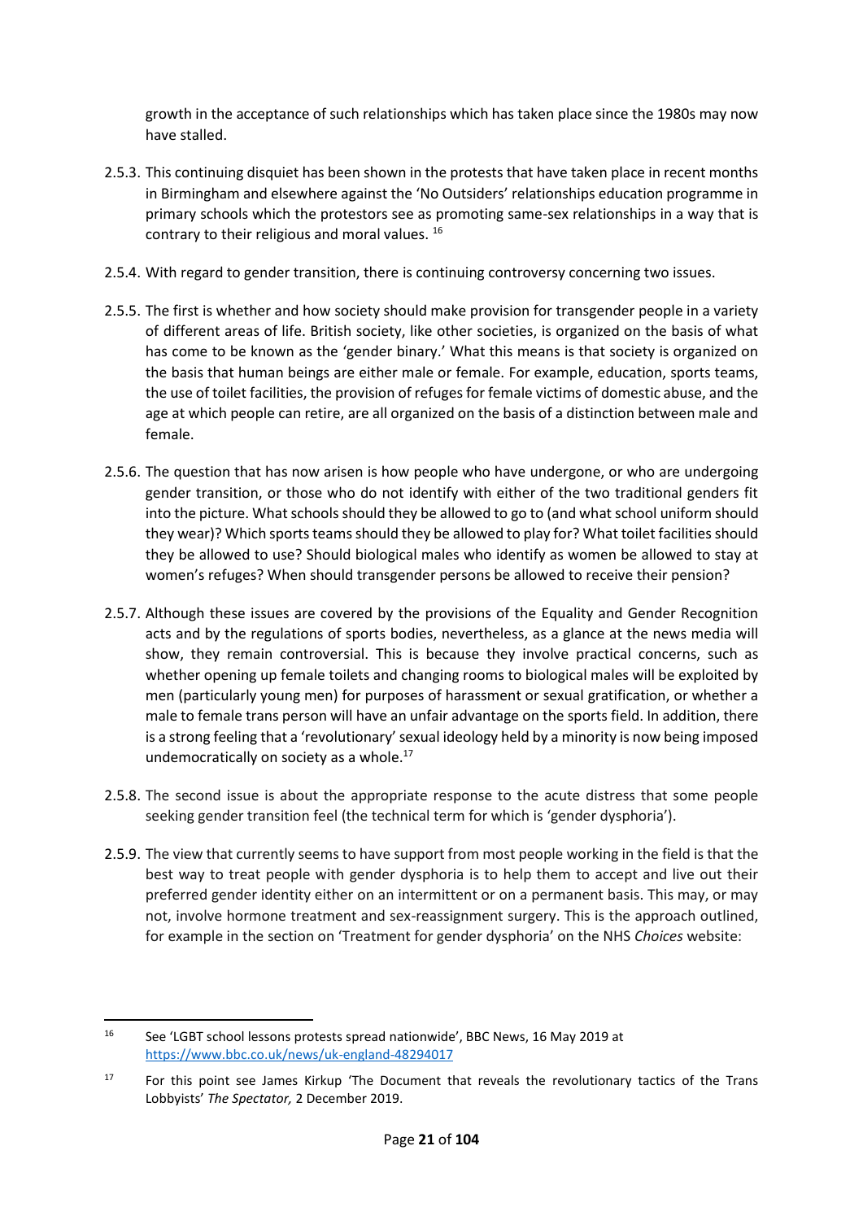growth in the acceptance of such relationships which has taken place since the 1980s may now have stalled.

2.5.3. This continuing disquiet has been shown in the protests that have taken place in recent months in Birmingham and elsewhere against the 'No Outsiders' relationships education programme in primary schools which the protestors see as promoting same-sex relationships in a way that is contrary to their religious and moral values. [16]

2.5.4. With regard to gender transition, there is continuing controversy concerning two issues.

2.5.5. The first is whether and how society should make provision for transgender people in a variety of different areas of life. British society, like other societies, is organized on the basis of what has come to be known as the 'gender binary.' What this means is that society is organized on the basis that human beings are either male or female. For example, education, sports teams, the use of toilet facilities, the provision of refuges for female victims of domestic abuse, and the age at which people can retire, are all organized on the basis of a distinction between male and female.

2.5.6. The question that has now arisen is how people who have undergone, or who are undergoing gender transition, or those who do not identify with either of the two traditional genders fit into the picture. What schools should they be allowed to go to (and what school uniform should they wear)? Which sports teams should they be allowed to play for? What toilet facilities should they be allowed to use? Should biological males who identify as women be allowed to stay at women's refuges? When should transgender persons be allowed to receive their pension?

2.5.7. Although these issues are covered by the provisions of the Equality and Gender Recognition acts and by the regulations of sports bodies, nevertheless, as a glance at the news media will show, they remain controversial. This is because they involve practical concerns, such as whether opening up female toilets and changing rooms to biological males will be exploited by men (particularly young men) for purposes of harassment or sexual gratification, or whether a male to female trans person will have an unfair advantage on the sports field. In addition, there is a strong feeling that a 'revolutionary' sexual ideology held by a minority is now being imposed undemocratically on society as a whole.[17]

2.5.8. The second issue is about the appropriate response to the acute distress that some people seeking gender transition feel (the technical term for which is 'gender dysphoria').

2.5.9. The view that currently seems to have support from most people working in the field is that the best way to treat people with gender dysphoria is to help them to accept and live out their preferred gender identity either on an intermittent or on a permanent basis. This may, or may not, involve hormone treatment and sex-reassignment surgery. This is the approach outlined, for example in the section on 'Treatment for gender dysphoria' on the NHS *Choices* website:

---

[16] See 'LGBT school lessons protests spread nationwide', BBC News, 16 May 2019 at https://www.bbc.co.uk/news/uk-england-48294017

[17] For this point see James Kirkup 'The Document that reveals the revolutionary tactics of the Trans Lobbyists' *The Spectator,* 2 December 2019.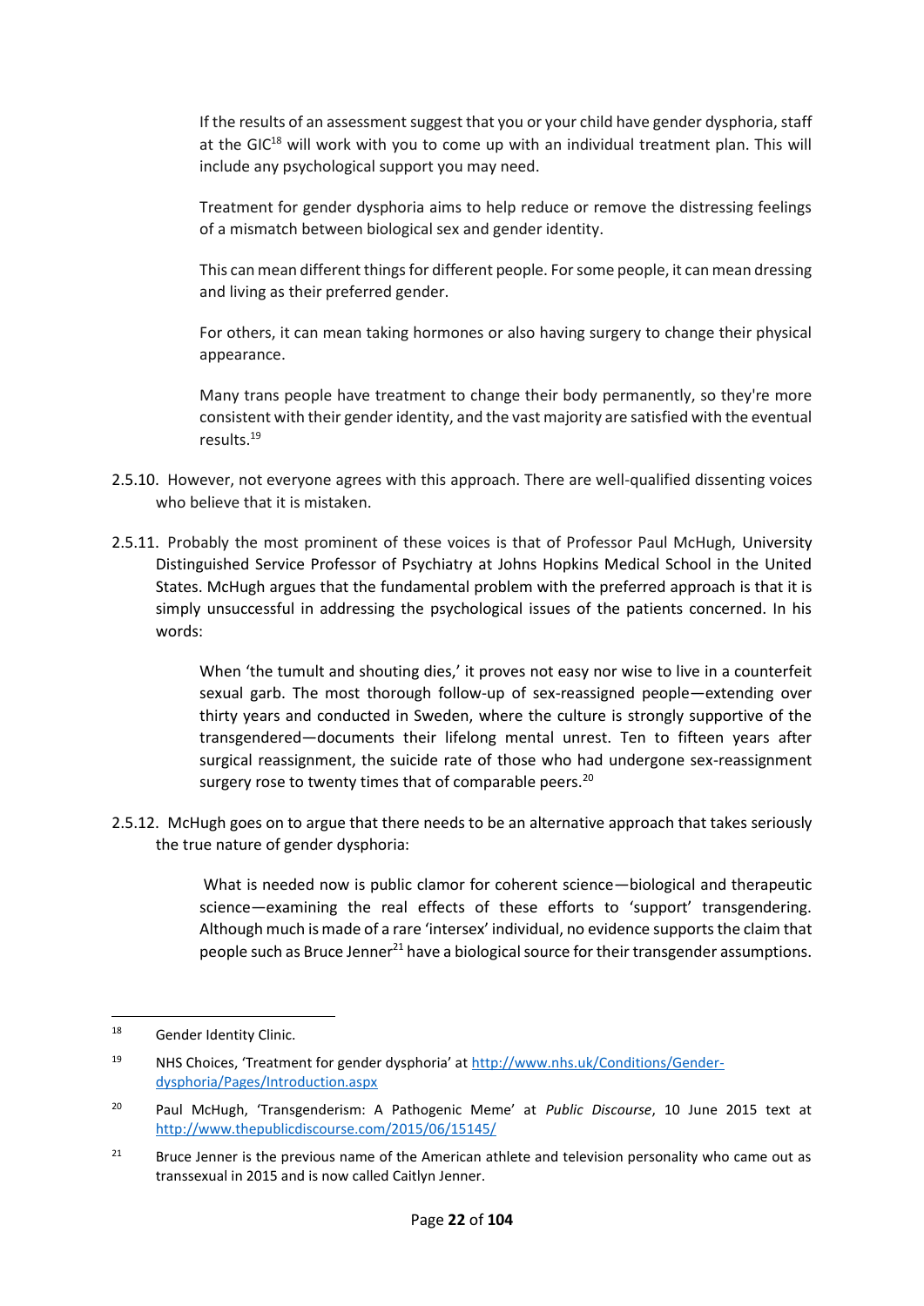> If the results of an assessment suggest that you or your child have gender dysphoria, staff at the GIC[18] will work with you to come up with an individual treatment plan. This will include any psychological support you may need.
>
> Treatment for gender dysphoria aims to help reduce or remove the distressing feelings of a mismatch between biological sex and gender identity.
>
> This can mean different things for different people. For some people, it can mean dressing and living as their preferred gender.
>
> For others, it can mean taking hormones or also having surgery to change their physical appearance.
>
> Many trans people have treatment to change their body permanently, so they're more consistent with their gender identity, and the vast majority are satisfied with the eventual results.[19]

2.5.10. However, not everyone agrees with this approach. There are well-qualified dissenting voices who believe that it is mistaken.

2.5.11. Probably the most prominent of these voices is that of Professor Paul McHugh, University Distinguished Service Professor of Psychiatry at Johns Hopkins Medical School in the United States. McHugh argues that the fundamental problem with the preferred approach is that it is simply unsuccessful in addressing the psychological issues of the patients concerned. In his words:

> When 'the tumult and shouting dies,' it proves not easy nor wise to live in a counterfeit sexual garb. The most thorough follow-up of sex-reassigned people—extending over thirty years and conducted in Sweden, where the culture is strongly supportive of the transgendered—documents their lifelong mental unrest. Ten to fifteen years after surgical reassignment, the suicide rate of those who had undergone sex-reassignment surgery rose to twenty times that of comparable peers.[20]

2.5.12. McHugh goes on to argue that there needs to be an alternative approach that takes seriously the true nature of gender dysphoria:

> What is needed now is public clamor for coherent science—biological and therapeutic science—examining the real effects of these efforts to 'support' transgendering. Although much is made of a rare 'intersex' individual, no evidence supports the claim that people such as Bruce Jenner[21] have a biological source for their transgender assumptions.

---

[18] Gender Identity Clinic.

[19] NHS Choices, 'Treatment for gender dysphoria' at http://www.nhs.uk/Conditions/Gender-dysphoria/Pages/Introduction.aspx

[20] Paul McHugh, 'Transgenderism: A Pathogenic Meme' at *Public Discourse*, 10 June 2015 text at http://www.thepublicdiscourse.com/2015/06/15145/

[21] Bruce Jenner is the previous name of the American athlete and television personality who came out as transsexual in 2015 and is now called Caitlyn Jenner.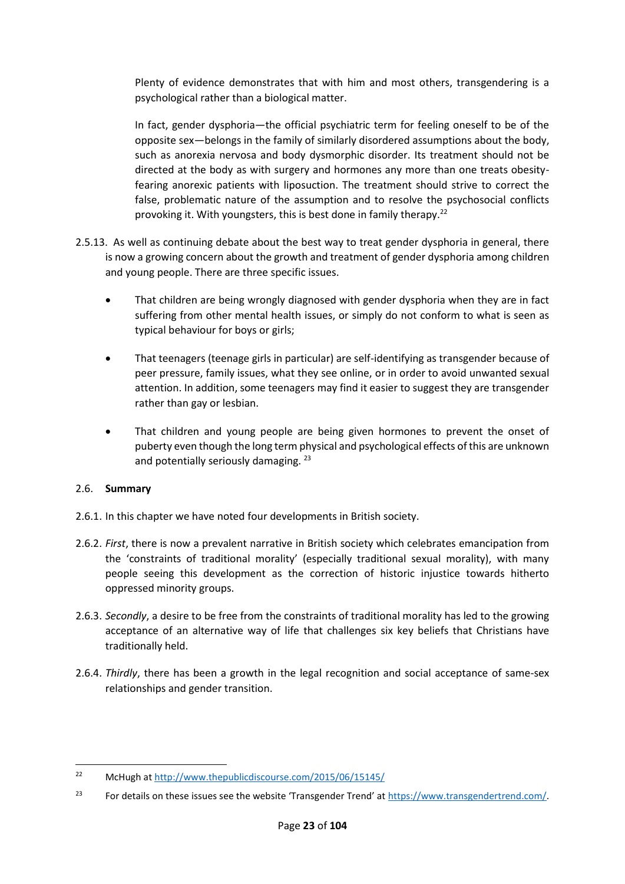> Plenty of evidence demonstrates that with him and most others, transgendering is a psychological rather than a biological matter.
>
> In fact, gender dysphoria—the official psychiatric term for feeling oneself to be of the opposite sex—belongs in the family of similarly disordered assumptions about the body, such as anorexia nervosa and body dysmorphic disorder. Its treatment should not be directed at the body as with surgery and hormones any more than one treats obesity-fearing anorexic patients with liposuction. The treatment should strive to correct the false, problematic nature of the assumption and to resolve the psychosocial conflicts provoking it. With youngsters, this is best done in family therapy.[22]

2.5.13. As well as continuing debate about the best way to treat gender dysphoria in general, there is now a growing concern about the growth and treatment of gender dysphoria among children and young people. There are three specific issues.

- That children are being wrongly diagnosed with gender dysphoria when they are in fact suffering from other mental health issues, or simply do not conform to what is seen as typical behaviour for boys or girls;
- That teenagers (teenage girls in particular) are self-identifying as transgender because of peer pressure, family issues, what they see online, or in order to avoid unwanted sexual attention. In addition, some teenagers may find it easier to suggest they are transgender rather than gay or lesbian.
- That children and young people are being given hormones to prevent the onset of puberty even though the long term physical and psychological effects of this are unknown and potentially seriously damaging. [23]

## 2.6. **Summary**

2.6.1. In this chapter we have noted four developments in British society.

2.6.2. *First*, there is now a prevalent narrative in British society which celebrates emancipation from the 'constraints of traditional morality' (especially traditional sexual morality), with many people seeing this development as the correction of historic injustice towards hitherto oppressed minority groups.

2.6.3. *Secondly*, a desire to be free from the constraints of traditional morality has led to the growing acceptance of an alternative way of life that challenges six key beliefs that Christians have traditionally held.

2.6.4. *Thirdly*, there has been a growth in the legal recognition and social acceptance of same-sex relationships and gender transition.

---

[22] McHugh at http://www.thepublicdiscourse.com/2015/06/15145/

[23] For details on these issues see the website 'Transgender Trend' at https://www.transgendertrend.com/.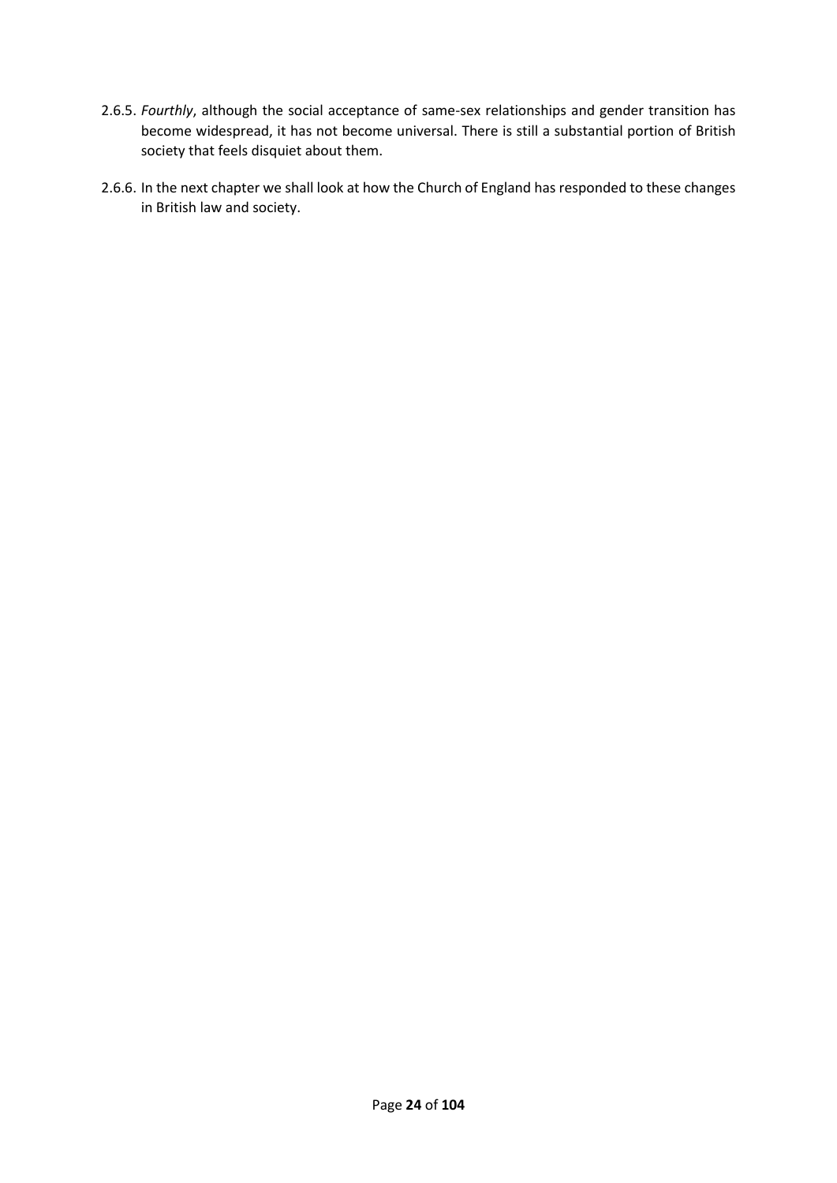2.6.5. *Fourthly*, although the social acceptance of same-sex relationships and gender transition has become widespread, it has not become universal. There is still a substantial portion of British society that feels disquiet about them.

2.6.6. In the next chapter we shall look at how the Church of England has responded to these changes in British law and society.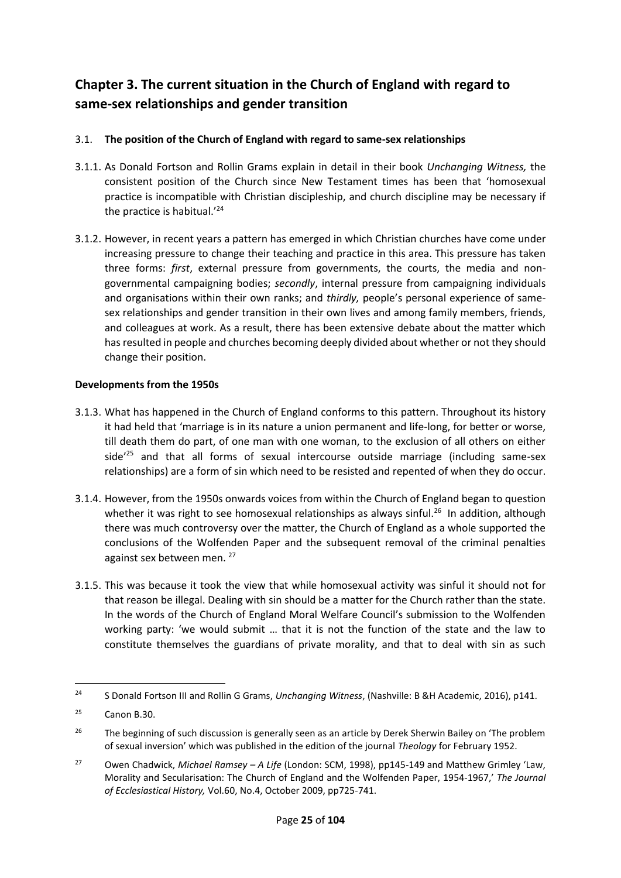## Chapter 3. The current situation in the Church of England with regard to same-sex relationships and gender transition

### 3.1. **The position of the Church of England with regard to same-sex relationships**

3.1.1. As Donald Fortson and Rollin Grams explain in detail in their book *Unchanging Witness,* the consistent position of the Church since New Testament times has been that 'homosexual practice is incompatible with Christian discipleship, and church discipline may be necessary if the practice is habitual.'[24]

3.1.2. However, in recent years a pattern has emerged in which Christian churches have come under increasing pressure to change their teaching and practice in this area. This pressure has taken three forms: *first*, external pressure from governments, the courts, the media and non-governmental campaigning bodies; *secondly*, internal pressure from campaigning individuals and organisations within their own ranks; and *thirdly,* people's personal experience of same-sex relationships and gender transition in their own lives and among family members, friends, and colleagues at work. As a result, there has been extensive debate about the matter which has resulted in people and churches becoming deeply divided about whether or not they should change their position.

**Developments from the 1950s**

3.1.3. What has happened in the Church of England conforms to this pattern. Throughout its history it had held that 'marriage is in its nature a union permanent and life-long, for better or worse, till death them do part, of one man with one woman, to the exclusion of all others on either side'[25] and that all forms of sexual intercourse outside marriage (including same-sex relationships) are a form of sin which need to be resisted and repented of when they do occur.

3.1.4. However, from the 1950s onwards voices from within the Church of England began to question whether it was right to see homosexual relationships as always sinful.[26] In addition, although there was much controversy over the matter, the Church of England as a whole supported the conclusions of the Wolfenden Paper and the subsequent removal of the criminal penalties against sex between men. [27]

3.1.5. This was because it took the view that while homosexual activity was sinful it should not for that reason be illegal. Dealing with sin should be a matter for the Church rather than the state. In the words of the Church of England Moral Welfare Council's submission to the Wolfenden working party: 'we would submit … that it is not the function of the state and the law to constitute themselves the guardians of private morality, and that to deal with sin as such

---

[24] S Donald Fortson III and Rollin G Grams, *Unchanging Witness*, (Nashville: B &H Academic, 2016), p141.

[25] Canon B.30.

[26] The beginning of such discussion is generally seen as an article by Derek Sherwin Bailey on 'The problem of sexual inversion' which was published in the edition of the journal *Theology* for February 1952.

[27] Owen Chadwick, *Michael Ramsey – A Life* (London: SCM, 1998), pp145-149 and Matthew Grimley 'Law, Morality and Secularisation: The Church of England and the Wolfenden Paper, 1954-1967,' *The Journal of Ecclesiastical History,* Vol.60, No.4, October 2009, pp725-741.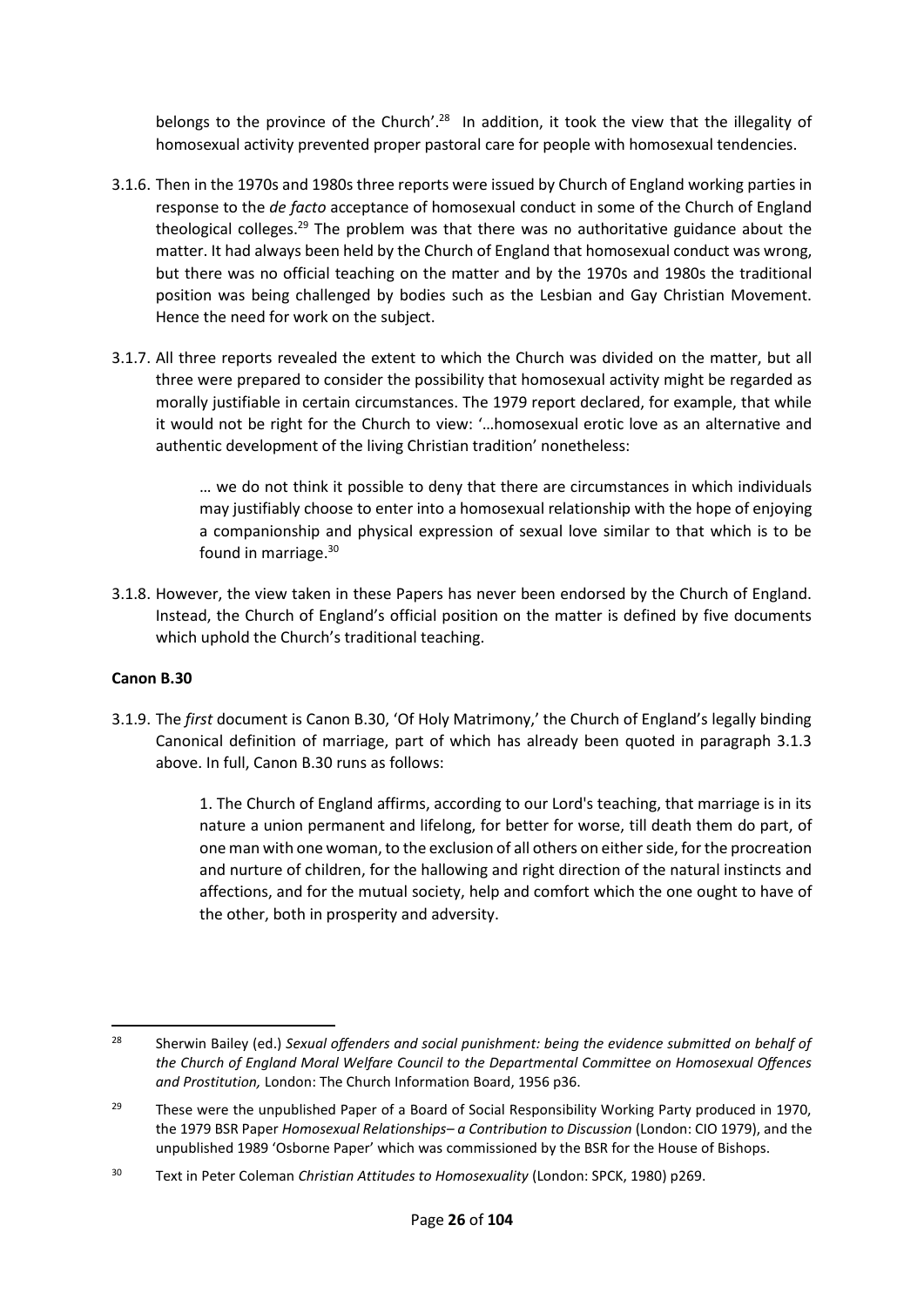belongs to the province of the Church'.[28] In addition, it took the view that the illegality of homosexual activity prevented proper pastoral care for people with homosexual tendencies.

3.1.6. Then in the 1970s and 1980s three reports were issued by Church of England working parties in response to the *de facto* acceptance of homosexual conduct in some of the Church of England theological colleges.[29] The problem was that there was no authoritative guidance about the matter. It had always been held by the Church of England that homosexual conduct was wrong, but there was no official teaching on the matter and by the 1970s and 1980s the traditional position was being challenged by bodies such as the Lesbian and Gay Christian Movement. Hence the need for work on the subject.

3.1.7. All three reports revealed the extent to which the Church was divided on the matter, but all three were prepared to consider the possibility that homosexual activity might be regarded as morally justifiable in certain circumstances. The 1979 report declared, for example, that while it would not be right for the Church to view: '…homosexual erotic love as an alternative and authentic development of the living Christian tradition' nonetheless:

> … we do not think it possible to deny that there are circumstances in which individuals may justifiably choose to enter into a homosexual relationship with the hope of enjoying a companionship and physical expression of sexual love similar to that which is to be found in marriage.[30]

3.1.8. However, the view taken in these Papers has never been endorsed by the Church of England. Instead, the Church of England's official position on the matter is defined by five documents which uphold the Church's traditional teaching.

**Canon B.30**

3.1.9. The *first* document is Canon B.30, 'Of Holy Matrimony,' the Church of England's legally binding Canonical definition of marriage, part of which has already been quoted in paragraph 3.1.3 above. In full, Canon B.30 runs as follows:

> 1. The Church of England affirms, according to our Lord's teaching, that marriage is in its nature a union permanent and lifelong, for better for worse, till death them do part, of one man with one woman, to the exclusion of all others on either side, for the procreation and nurture of children, for the hallowing and right direction of the natural instincts and affections, and for the mutual society, help and comfort which the one ought to have of the other, both in prosperity and adversity.

---

[28] Sherwin Bailey (ed.) *Sexual offenders and social punishment: being the evidence submitted on behalf of the Church of England Moral Welfare Council to the Departmental Committee on Homosexual Offences and Prostitution,* London: The Church Information Board, 1956 p36.

[29] These were the unpublished Paper of a Board of Social Responsibility Working Party produced in 1970, the 1979 BSR Paper *Homosexual Relationships– a Contribution to Discussion* (London: CIO 1979), and the unpublished 1989 'Osborne Paper' which was commissioned by the BSR for the House of Bishops.

[30] Text in Peter Coleman *Christian Attitudes to Homosexuality* (London: SPCK, 1980) p269.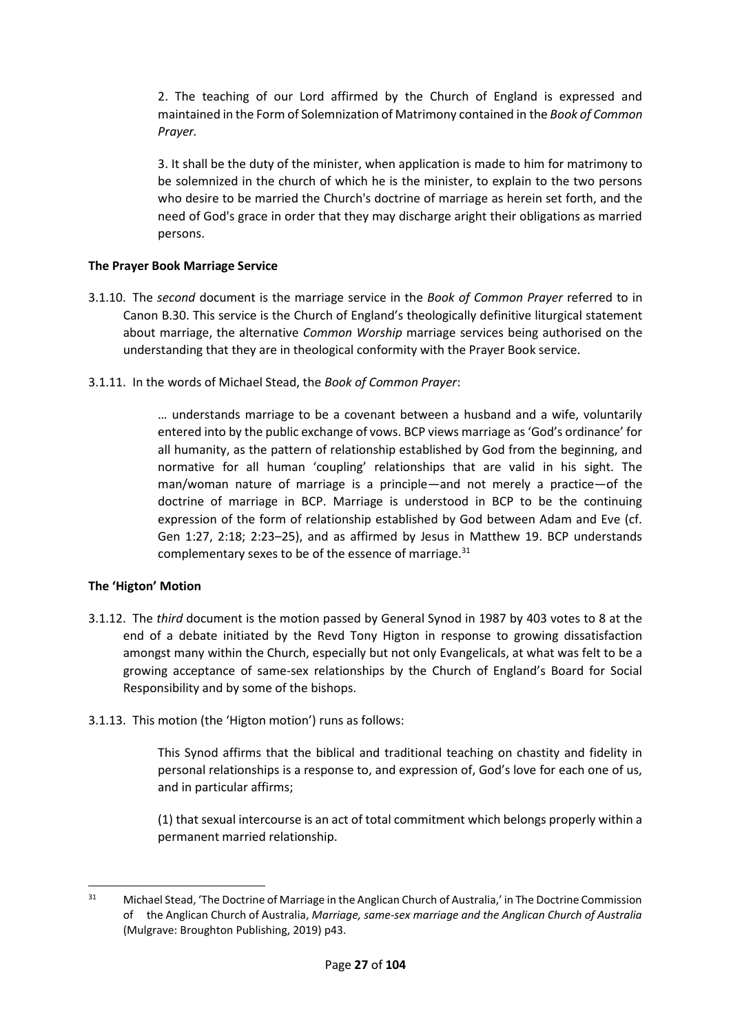> 2. The teaching of our Lord affirmed by the Church of England is expressed and maintained in the Form of Solemnization of Matrimony contained in the *Book of Common Prayer.*
>
> 3. It shall be the duty of the minister, when application is made to him for matrimony to be solemnized in the church of which he is the minister, to explain to the two persons who desire to be married the Church's doctrine of marriage as herein set forth, and the need of God's grace in order that they may discharge aright their obligations as married persons.

**The Prayer Book Marriage Service**

3.1.10. The *second* document is the marriage service in the *Book of Common Prayer* referred to in Canon B.30. This service is the Church of England's theologically definitive liturgical statement about marriage, the alternative *Common Worship* marriage services being authorised on the understanding that they are in theological conformity with the Prayer Book service.

3.1.11. In the words of Michael Stead, the *Book of Common Prayer*:

> … understands marriage to be a covenant between a husband and a wife, voluntarily entered into by the public exchange of vows. BCP views marriage as 'God's ordinance' for all humanity, as the pattern of relationship established by God from the beginning, and normative for all human 'coupling' relationships that are valid in his sight. The man/woman nature of marriage is a principle—and not merely a practice—of the doctrine of marriage in BCP. Marriage is understood in BCP to be the continuing expression of the form of relationship established by God between Adam and Eve (cf. Gen 1:27, 2:18; 2:23–25), and as affirmed by Jesus in Matthew 19. BCP understands complementary sexes to be of the essence of marriage.[31]

**The 'Higton' Motion**

3.1.12. The *third* document is the motion passed by General Synod in 1987 by 403 votes to 8 at the end of a debate initiated by the Revd Tony Higton in response to growing dissatisfaction amongst many within the Church, especially but not only Evangelicals, at what was felt to be a growing acceptance of same-sex relationships by the Church of England's Board for Social Responsibility and by some of the bishops.

3.1.13. This motion (the 'Higton motion') runs as follows:

> This Synod affirms that the biblical and traditional teaching on chastity and fidelity in personal relationships is a response to, and expression of, God's love for each one of us, and in particular affirms;
>
> (1) that sexual intercourse is an act of total commitment which belongs properly within a permanent married relationship.

---

[31] Michael Stead, 'The Doctrine of Marriage in the Anglican Church of Australia,' in The Doctrine Commission of the Anglican Church of Australia, *Marriage, same-sex marriage and the Anglican Church of Australia* (Mulgrave: Broughton Publishing, 2019) p43.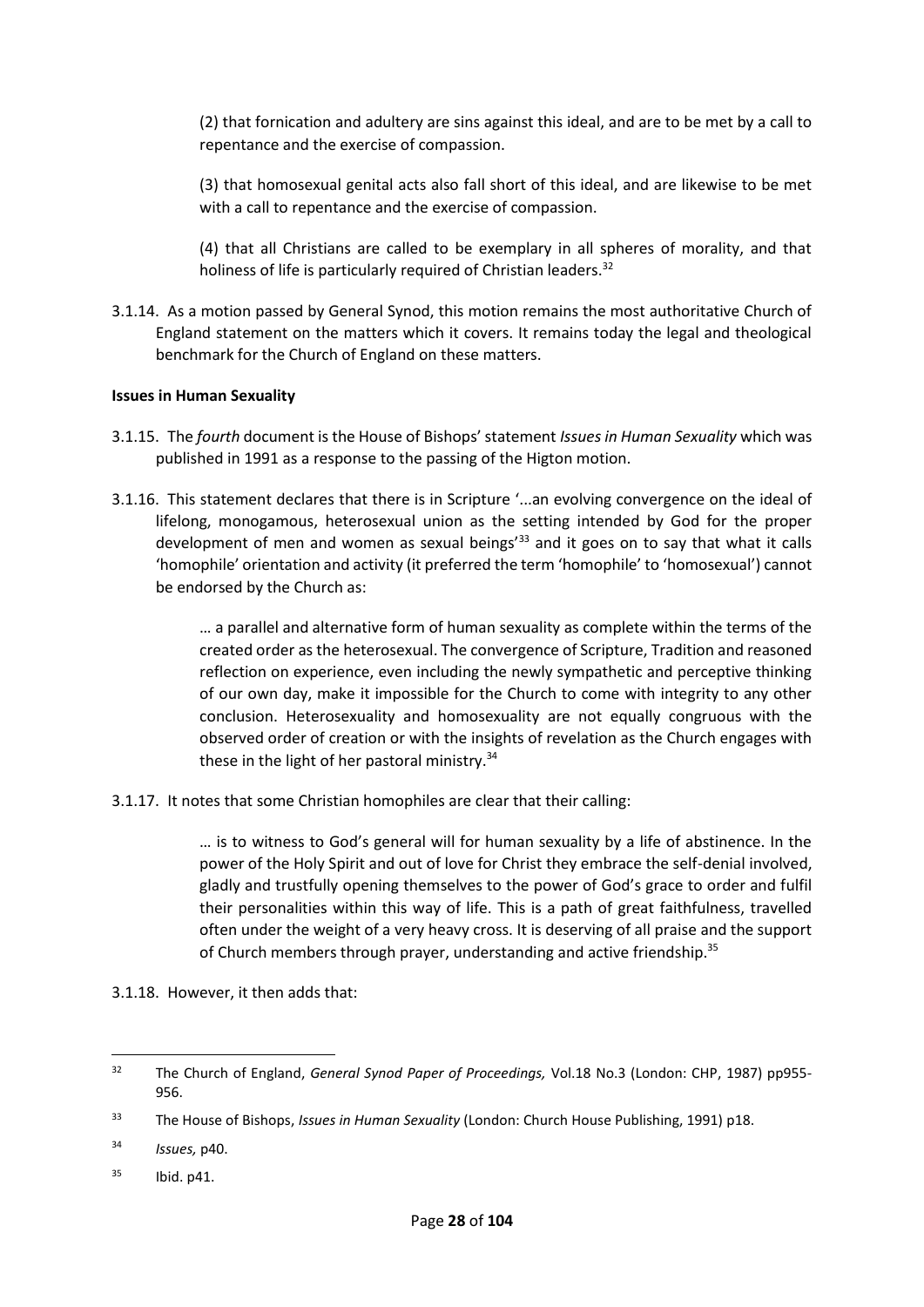(2) that fornication and adultery are sins against this ideal, and are to be met by a call to repentance and the exercise of compassion.

(3) that homosexual genital acts also fall short of this ideal, and are likewise to be met with a call to repentance and the exercise of compassion.

(4) that all Christians are called to be exemplary in all spheres of morality, and that holiness of life is particularly required of Christian leaders.[32]

3.1.14. As a motion passed by General Synod, this motion remains the most authoritative Church of England statement on the matters which it covers. It remains today the legal and theological benchmark for the Church of England on these matters.

**Issues in Human Sexuality**

3.1.15. The *fourth* document is the House of Bishops' statement *Issues in Human Sexuality* which was published in 1991 as a response to the passing of the Higton motion.

3.1.16. This statement declares that there is in Scripture '...an evolving convergence on the ideal of lifelong, monogamous, heterosexual union as the setting intended by God for the proper development of men and women as sexual beings'[33] and it goes on to say that what it calls 'homophile' orientation and activity (it preferred the term 'homophile' to 'homosexual') cannot be endorsed by the Church as:

> … a parallel and alternative form of human sexuality as complete within the terms of the created order as the heterosexual. The convergence of Scripture, Tradition and reasoned reflection on experience, even including the newly sympathetic and perceptive thinking of our own day, make it impossible for the Church to come with integrity to any other conclusion. Heterosexuality and homosexuality are not equally congruous with the observed order of creation or with the insights of revelation as the Church engages with these in the light of her pastoral ministry.[34]

3.1.17. It notes that some Christian homophiles are clear that their calling:

> … is to witness to God's general will for human sexuality by a life of abstinence. In the power of the Holy Spirit and out of love for Christ they embrace the self-denial involved, gladly and trustfully opening themselves to the power of God's grace to order and fulfil their personalities within this way of life. This is a path of great faithfulness, travelled often under the weight of a very heavy cross. It is deserving of all praise and the support of Church members through prayer, understanding and active friendship.[35]

3.1.18. However, it then adds that:

---

[32] The Church of England, *General Synod Paper of Proceedings,* Vol.18 No.3 (London: CHP, 1987) pp955-956.

[33] The House of Bishops, *Issues in Human Sexuality* (London: Church House Publishing, 1991) p18.

[34] *Issues,* p40.

[35] Ibid. p41.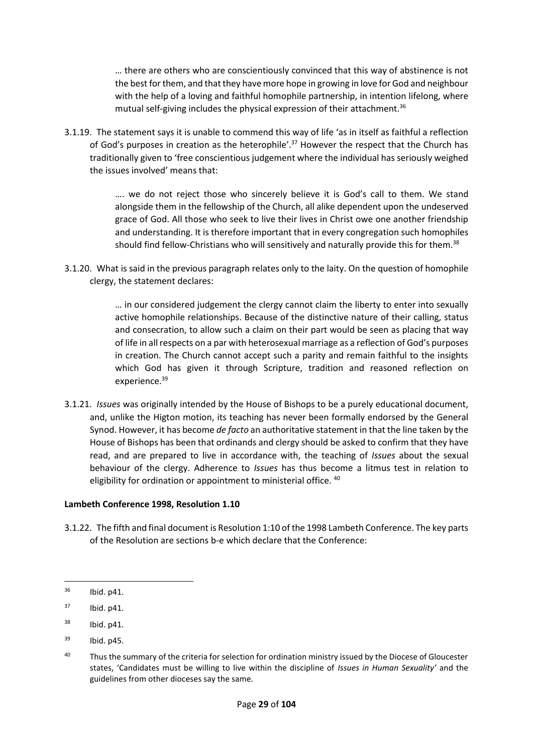> … there are others who are conscientiously convinced that this way of abstinence is not the best for them, and that they have more hope in growing in love for God and neighbour with the help of a loving and faithful homophile partnership, in intention lifelong, where mutual self-giving includes the physical expression of their attachment.[36]

3.1.19. The statement says it is unable to commend this way of life 'as in itself as faithful a reflection of God's purposes in creation as the heterophile'.[37] However the respect that the Church has traditionally given to 'free conscientious judgement where the individual has seriously weighed the issues involved' means that:

> …. we do not reject those who sincerely believe it is God's call to them. We stand alongside them in the fellowship of the Church, all alike dependent upon the undeserved grace of God. All those who seek to live their lives in Christ owe one another friendship and understanding. It is therefore important that in every congregation such homophiles should find fellow-Christians who will sensitively and naturally provide this for them.[38]

3.1.20. What is said in the previous paragraph relates only to the laity. On the question of homophile clergy, the statement declares:

> … in our considered judgement the clergy cannot claim the liberty to enter into sexually active homophile relationships. Because of the distinctive nature of their calling, status and consecration, to allow such a claim on their part would be seen as placing that way of life in all respects on a par with heterosexual marriage as a reflection of God's purposes in creation. The Church cannot accept such a parity and remain faithful to the insights which God has given it through Scripture, tradition and reasoned reflection on experience.[39]

3.1.21. *Issues* was originally intended by the House of Bishops to be a purely educational document, and, unlike the Higton motion, its teaching has never been formally endorsed by the General Synod. However, it has become *de facto* an authoritative statement in that the line taken by the House of Bishops has been that ordinands and clergy should be asked to confirm that they have read, and are prepared to live in accordance with, the teaching of *Issues* about the sexual behaviour of the clergy. Adherence to *Issues* has thus become a litmus test in relation to eligibility for ordination or appointment to ministerial office. [40]

**Lambeth Conference 1998, Resolution 1.10**

3.1.22. The fifth and final document is Resolution 1:10 of the 1998 Lambeth Conference. The key parts of the Resolution are sections b-e which declare that the Conference:

---

[36] Ibid. p41.

[37] Ibid. p41.

[38] Ibid. p41.

[39] Ibid. p45.

[40] Thus the summary of the criteria for selection for ordination ministry issued by the Diocese of Gloucester states, 'Candidates must be willing to live within the discipline of *Issues in Human Sexuality*' and the guidelines from other dioceses say the same.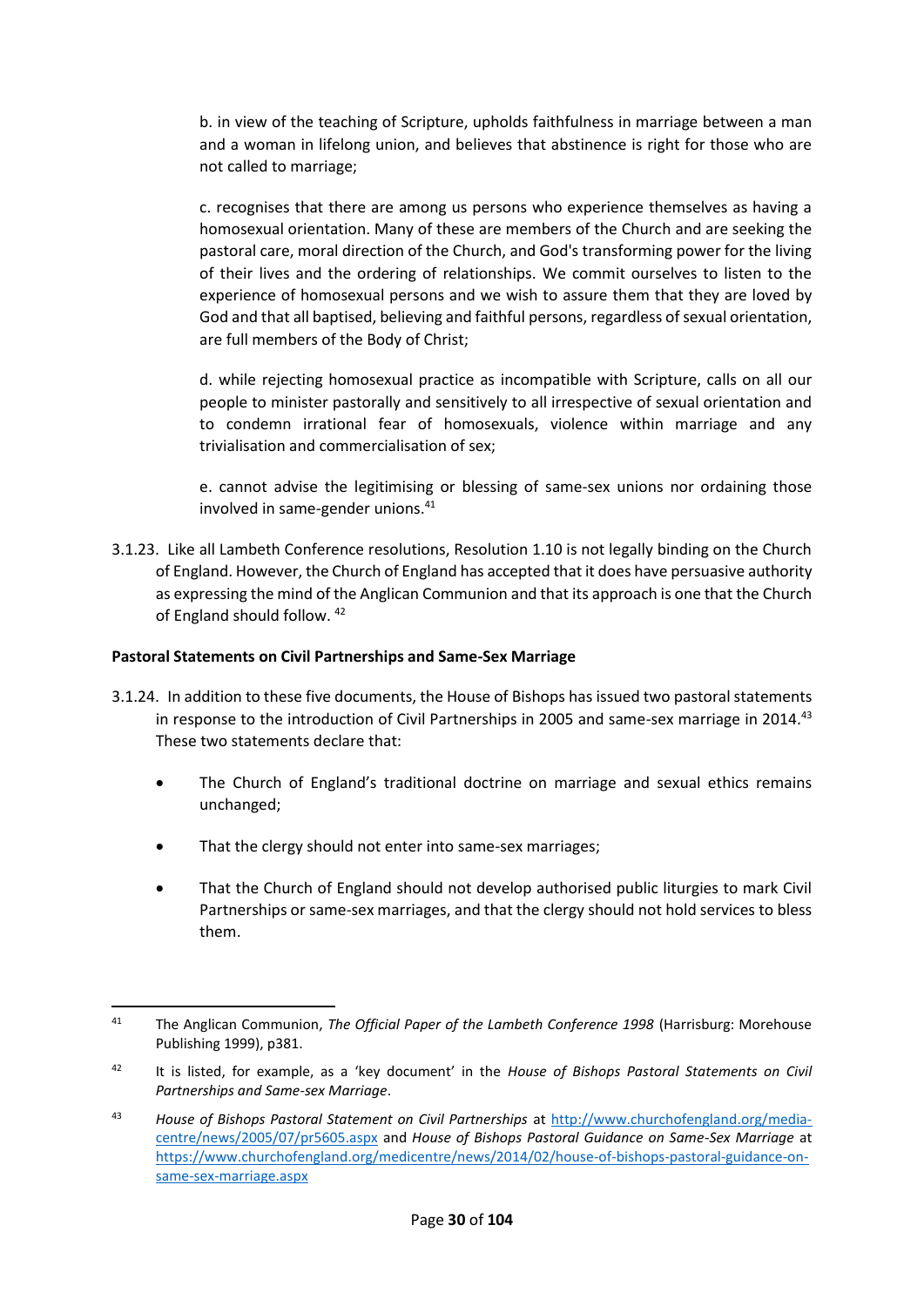b. in view of the teaching of Scripture, upholds faithfulness in marriage between a man and a woman in lifelong union, and believes that abstinence is right for those who are not called to marriage;

c. recognises that there are among us persons who experience themselves as having a homosexual orientation. Many of these are members of the Church and are seeking the pastoral care, moral direction of the Church, and God's transforming power for the living of their lives and the ordering of relationships. We commit ourselves to listen to the experience of homosexual persons and we wish to assure them that they are loved by God and that all baptised, believing and faithful persons, regardless of sexual orientation, are full members of the Body of Christ;

d. while rejecting homosexual practice as incompatible with Scripture, calls on all our people to minister pastorally and sensitively to all irrespective of sexual orientation and to condemn irrational fear of homosexuals, violence within marriage and any trivialisation and commercialisation of sex;

e. cannot advise the legitimising or blessing of same-sex unions nor ordaining those involved in same-gender unions.[41]

3.1.23. Like all Lambeth Conference resolutions, Resolution 1.10 is not legally binding on the Church of England. However, the Church of England has accepted that it does have persuasive authority as expressing the mind of the Anglican Communion and that its approach is one that the Church of England should follow. [42]

**Pastoral Statements on Civil Partnerships and Same-Sex Marriage**

3.1.24. In addition to these five documents, the House of Bishops has issued two pastoral statements in response to the introduction of Civil Partnerships in 2005 and same-sex marriage in 2014.[43] These two statements declare that:

- The Church of England's traditional doctrine on marriage and sexual ethics remains unchanged;
- That the clergy should not enter into same-sex marriages;
- That the Church of England should not develop authorised public liturgies to mark Civil Partnerships or same-sex marriages, and that the clergy should not hold services to bless them.

---

[41] The Anglican Communion, *The Official Paper of the Lambeth Conference 1998* (Harrisburg: Morehouse Publishing 1999), p381.

[42] It is listed, for example, as a 'key document' in the *House of Bishops Pastoral Statements on Civil Partnerships and Same-sex Marriage*.

[43] *House of Bishops Pastoral Statement on Civil Partnerships* at http://www.churchofengland.org/media-centre/news/2005/07/pr5605.aspx and *House of Bishops Pastoral Guidance on Same-Sex Marriage* at https://www.churchofengland.org/medicentre/news/2014/02/house-of-bishops-pastoral-guidance-on-same-sex-marriage.aspx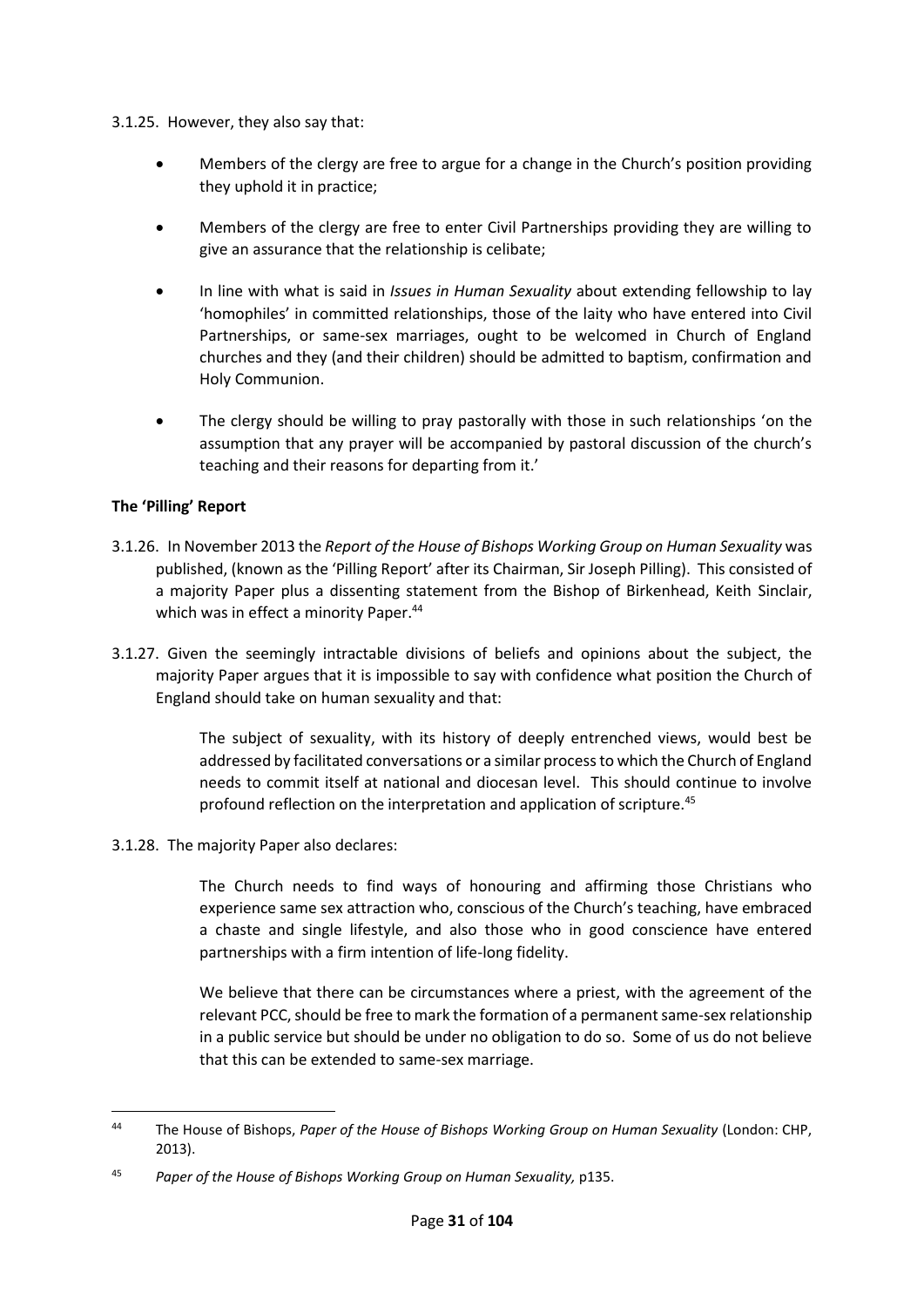3.1.25. However, they also say that:

- Members of the clergy are free to argue for a change in the Church's position providing they uphold it in practice;
- Members of the clergy are free to enter Civil Partnerships providing they are willing to give an assurance that the relationship is celibate;
- In line with what is said in *Issues in Human Sexuality* about extending fellowship to lay 'homophiles' in committed relationships, those of the laity who have entered into Civil Partnerships, or same-sex marriages, ought to be welcomed in Church of England churches and they (and their children) should be admitted to baptism, confirmation and Holy Communion.
- The clergy should be willing to pray pastorally with those in such relationships 'on the assumption that any prayer will be accompanied by pastoral discussion of the church's teaching and their reasons for departing from it.'

**The 'Pilling' Report**

3.1.26. In November 2013 the *Report of the House of Bishops Working Group on Human Sexuality* was published, (known as the 'Pilling Report' after its Chairman, Sir Joseph Pilling). This consisted of a majority Paper plus a dissenting statement from the Bishop of Birkenhead, Keith Sinclair, which was in effect a minority Paper.[44]

3.1.27. Given the seemingly intractable divisions of beliefs and opinions about the subject, the majority Paper argues that it is impossible to say with confidence what position the Church of England should take on human sexuality and that:

> The subject of sexuality, with its history of deeply entrenched views, would best be addressed by facilitated conversations or a similar process to which the Church of England needs to commit itself at national and diocesan level. This should continue to involve profound reflection on the interpretation and application of scripture.[45]

3.1.28. The majority Paper also declares:

> The Church needs to find ways of honouring and affirming those Christians who experience same sex attraction who, conscious of the Church's teaching, have embraced a chaste and single lifestyle, and also those who in good conscience have entered partnerships with a firm intention of life-long fidelity.
>
> We believe that there can be circumstances where a priest, with the agreement of the relevant PCC, should be free to mark the formation of a permanent same-sex relationship in a public service but should be under no obligation to do so. Some of us do not believe that this can be extended to same-sex marriage.

---

[44] The House of Bishops, *Paper of the House of Bishops Working Group on Human Sexuality* (London: CHP, 2013).

[45] *Paper of the House of Bishops Working Group on Human Sexuality,* p135.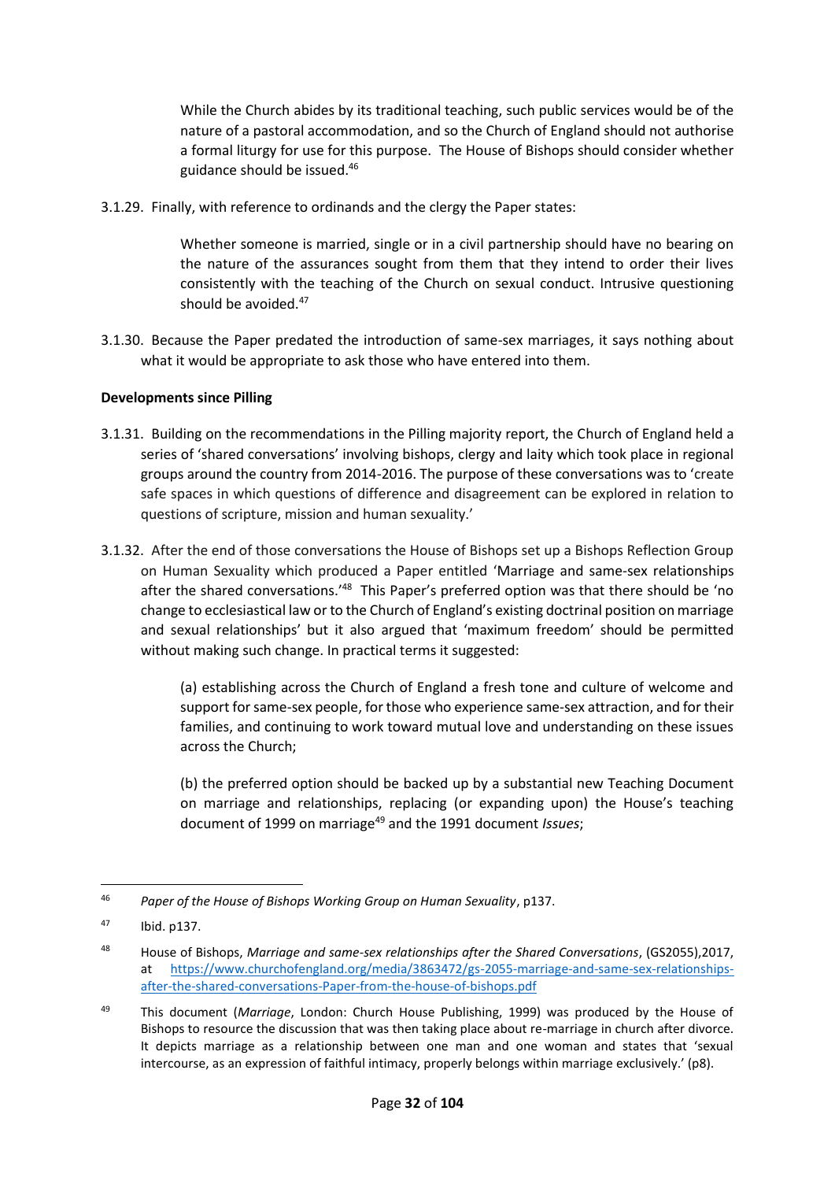> While the Church abides by its traditional teaching, such public services would be of the nature of a pastoral accommodation, and so the Church of England should not authorise a formal liturgy for use for this purpose. The House of Bishops should consider whether guidance should be issued.[46]

3.1.29. Finally, with reference to ordinands and the clergy the Paper states:

> Whether someone is married, single or in a civil partnership should have no bearing on the nature of the assurances sought from them that they intend to order their lives consistently with the teaching of the Church on sexual conduct. Intrusive questioning should be avoided.[47]

3.1.30. Because the Paper predated the introduction of same-sex marriages, it says nothing about what it would be appropriate to ask those who have entered into them.

**Developments since Pilling**

3.1.31. Building on the recommendations in the Pilling majority report, the Church of England held a series of 'shared conversations' involving bishops, clergy and laity which took place in regional groups around the country from 2014-2016. The purpose of these conversations was to 'create safe spaces in which questions of difference and disagreement can be explored in relation to questions of scripture, mission and human sexuality.'

3.1.32. After the end of those conversations the House of Bishops set up a Bishops Reflection Group on Human Sexuality which produced a Paper entitled 'Marriage and same-sex relationships after the shared conversations.'[48] This Paper's preferred option was that there should be 'no change to ecclesiastical law or to the Church of England's existing doctrinal position on marriage and sexual relationships' but it also argued that 'maximum freedom' should be permitted without making such change. In practical terms it suggested:

> (a) establishing across the Church of England a fresh tone and culture of welcome and support for same-sex people, for those who experience same-sex attraction, and for their families, and continuing to work toward mutual love and understanding on these issues across the Church;
>
> (b) the preferred option should be backed up by a substantial new Teaching Document on marriage and relationships, replacing (or expanding upon) the House's teaching document of 1999 on marriage[49] and the 1991 document *Issues*;

---

[46] *Paper of the House of Bishops Working Group on Human Sexuality*, p137.

[47] Ibid. p137.

[48] House of Bishops, *Marriage and same-sex relationships after the Shared Conversations*, (GS2055),2017, at https://www.churchofengland.org/media/3863472/gs-2055-marriage-and-same-sex-relationships-after-the-shared-conversations-Paper-from-the-house-of-bishops.pdf

[49] This document (*Marriage*, London: Church House Publishing, 1999) was produced by the House of Bishops to resource the discussion that was then taking place about re-marriage in church after divorce. It depicts marriage as a relationship between one man and one woman and states that 'sexual intercourse, as an expression of faithful intimacy, properly belongs within marriage exclusively.' (p8).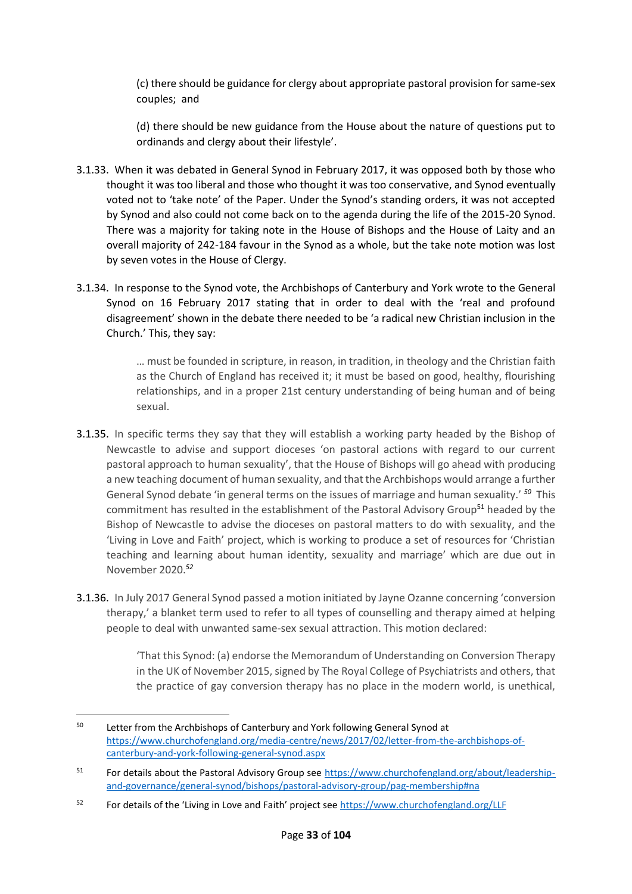(c) there should be guidance for clergy about appropriate pastoral provision for same-sex couples; and

(d) there should be new guidance from the House about the nature of questions put to ordinands and clergy about their lifestyle'.

3.1.33. When it was debated in General Synod in February 2017, it was opposed both by those who thought it was too liberal and those who thought it was too conservative, and Synod eventually voted not to 'take note' of the Paper. Under the Synod's standing orders, it was not accepted by Synod and also could not come back on to the agenda during the life of the 2015-20 Synod. There was a majority for taking note in the House of Bishops and the House of Laity and an overall majority of 242-184 favour in the Synod as a whole, but the take note motion was lost by seven votes in the House of Clergy.

3.1.34. In response to the Synod vote, the Archbishops of Canterbury and York wrote to the General Synod on 16 February 2017 stating that in order to deal with the 'real and profound disagreement' shown in the debate there needed to be 'a radical new Christian inclusion in the Church.' This, they say:

> … must be founded in scripture, in reason, in tradition, in theology and the Christian faith as the Church of England has received it; it must be based on good, healthy, flourishing relationships, and in a proper 21st century understanding of being human and of being sexual.

3.1.35. In specific terms they say that they will establish a working party headed by the Bishop of Newcastle to advise and support dioceses 'on pastoral actions with regard to our current pastoral approach to human sexuality', that the House of Bishops will go ahead with producing a new teaching document of human sexuality, and that the Archbishops would arrange a further General Synod debate 'in general terms on the issues of marriage and human sexuality.' [50] This commitment has resulted in the establishment of the Pastoral Advisory Group[51] headed by the Bishop of Newcastle to advise the dioceses on pastoral matters to do with sexuality, and the 'Living in Love and Faith' project, which is working to produce a set of resources for 'Christian teaching and learning about human identity, sexuality and marriage' which are due out in November 2020.[52]

3.1.36. In July 2017 General Synod passed a motion initiated by Jayne Ozanne concerning 'conversion therapy,' a blanket term used to refer to all types of counselling and therapy aimed at helping people to deal with unwanted same-sex sexual attraction. This motion declared:

> 'That this Synod: (a) endorse the Memorandum of Understanding on Conversion Therapy in the UK of November 2015, signed by The Royal College of Psychiatrists and others, that the practice of gay conversion therapy has no place in the modern world, is unethical,

---

[50] Letter from the Archbishops of Canterbury and York following General Synod at https://www.churchofengland.org/media-centre/news/2017/02/letter-from-the-archbishops-of-canterbury-and-york-following-general-synod.aspx

[51] For details about the Pastoral Advisory Group see https://www.churchofengland.org/about/leadership-and-governance/general-synod/bishops/pastoral-advisory-group/pag-membership#na

[52] For details of the 'Living in Love and Faith' project see https://www.churchofengland.org/LLF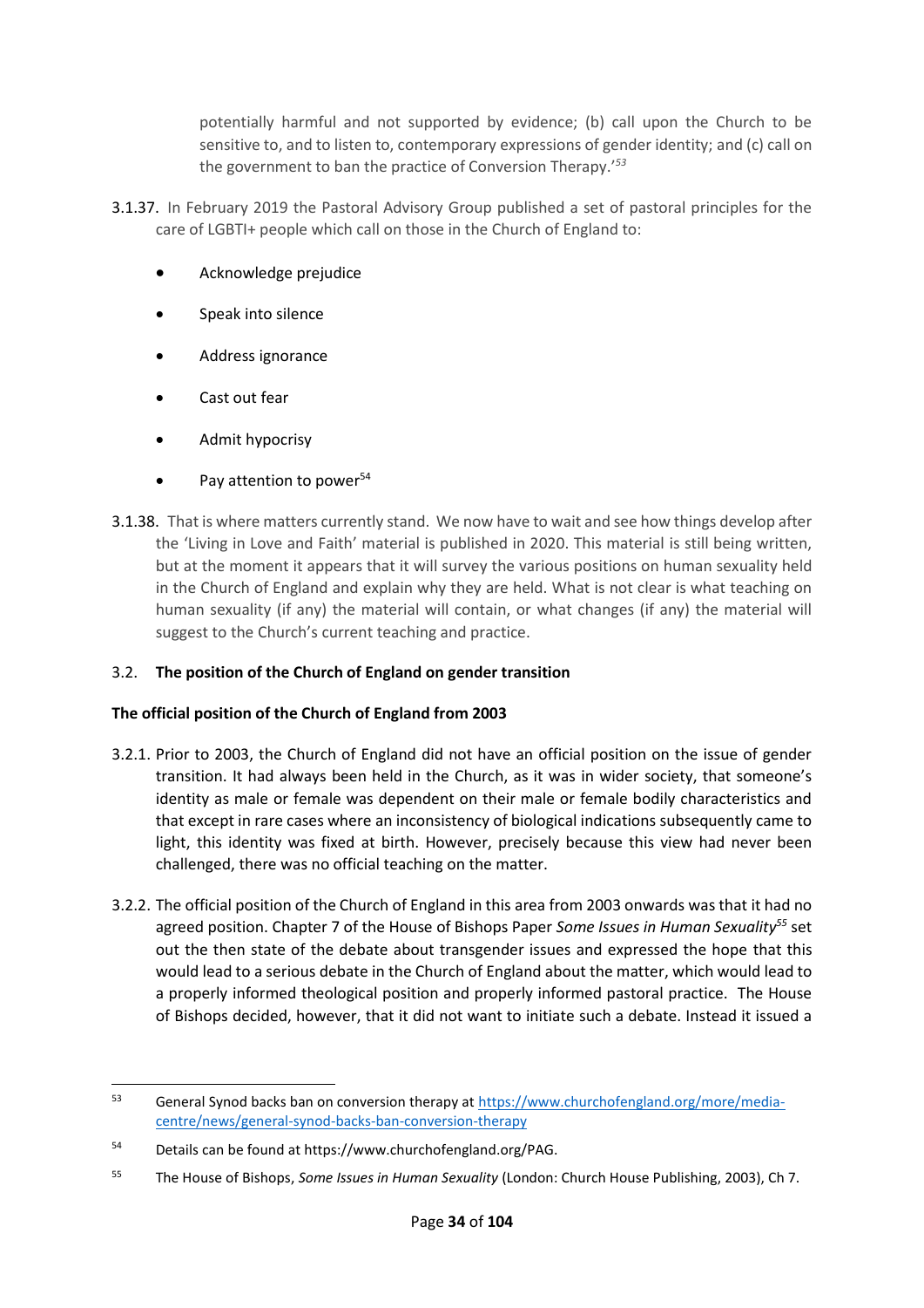potentially harmful and not supported by evidence; (b) call upon the Church to be sensitive to, and to listen to, contemporary expressions of gender identity; and (c) call on the government to ban the practice of Conversion Therapy.'[53]

3.1.37. In February 2019 the Pastoral Advisory Group published a set of pastoral principles for the care of LGBTI+ people which call on those in the Church of England to:

- Acknowledge prejudice
- Speak into silence
- Address ignorance
- Cast out fear
- Admit hypocrisy
- Pay attention to power[54]

3.1.38. That is where matters currently stand. We now have to wait and see how things develop after the 'Living in Love and Faith' material is published in 2020. This material is still being written, but at the moment it appears that it will survey the various positions on human sexuality held in the Church of England and explain why they are held. What is not clear is what teaching on human sexuality (if any) the material will contain, or what changes (if any) the material will suggest to the Church's current teaching and practice.

## 3.2. The position of the Church of England on gender transition

### The official position of the Church of England from 2003

3.2.1. Prior to 2003, the Church of England did not have an official position on the issue of gender transition. It had always been held in the Church, as it was in wider society, that someone's identity as male or female was dependent on their male or female bodily characteristics and that except in rare cases where an inconsistency of biological indications subsequently came to light, this identity was fixed at birth. However, precisely because this view had never been challenged, there was no official teaching on the matter.

3.2.2. The official position of the Church of England in this area from 2003 onwards was that it had no agreed position. Chapter 7 of the House of Bishops Paper *Some Issues in Human Sexuality*[55] set out the then state of the debate about transgender issues and expressed the hope that this would lead to a serious debate in the Church of England about the matter, which would lead to a properly informed theological position and properly informed pastoral practice. The House of Bishops decided, however, that it did not want to initiate such a debate. Instead it issued a

---

[53] General Synod backs ban on conversion therapy at https://www.churchofengland.org/more/media-centre/news/general-synod-backs-ban-conversion-therapy

[54] Details can be found at https://www.churchofengland.org/PAG.

[55] The House of Bishops, *Some Issues in Human Sexuality* (London: Church House Publishing, 2003), Ch 7.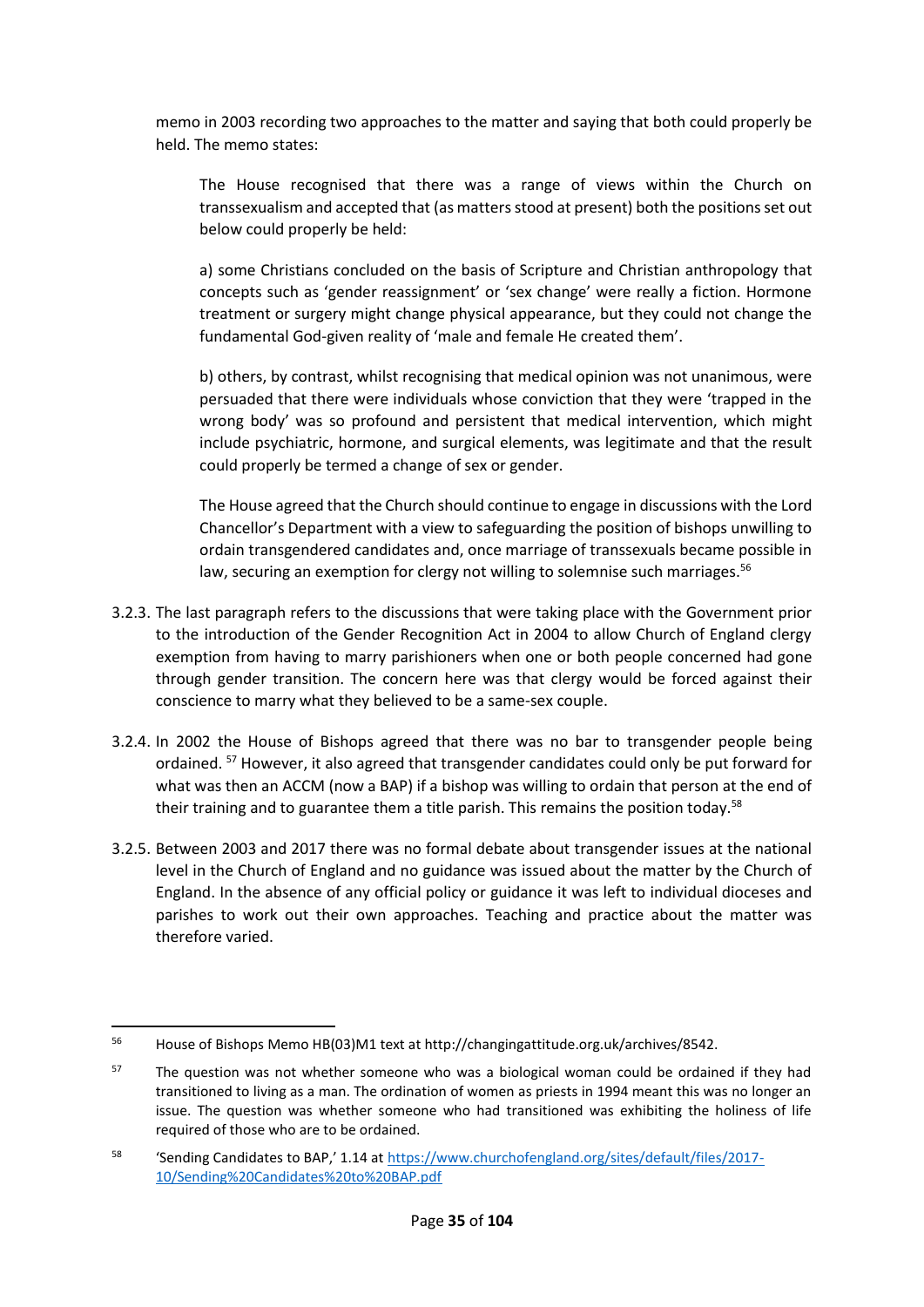memo in 2003 recording two approaches to the matter and saying that both could properly be held. The memo states:

> The House recognised that there was a range of views within the Church on transsexualism and accepted that (as matters stood at present) both the positions set out below could properly be held:
>
> a) some Christians concluded on the basis of Scripture and Christian anthropology that concepts such as 'gender reassignment' or 'sex change' were really a fiction. Hormone treatment or surgery might change physical appearance, but they could not change the fundamental God-given reality of 'male and female He created them'.
>
> b) others, by contrast, whilst recognising that medical opinion was not unanimous, were persuaded that there were individuals whose conviction that they were 'trapped in the wrong body' was so profound and persistent that medical intervention, which might include psychiatric, hormone, and surgical elements, was legitimate and that the result could properly be termed a change of sex or gender.
>
> The House agreed that the Church should continue to engage in discussions with the Lord Chancellor's Department with a view to safeguarding the position of bishops unwilling to ordain transgendered candidates and, once marriage of transsexuals became possible in law, securing an exemption for clergy not willing to solemnise such marriages.[56]

3.2.3. The last paragraph refers to the discussions that were taking place with the Government prior to the introduction of the Gender Recognition Act in 2004 to allow Church of England clergy exemption from having to marry parishioners when one or both people concerned had gone through gender transition. The concern here was that clergy would be forced against their conscience to marry what they believed to be a same-sex couple.

3.2.4. In 2002 the House of Bishops agreed that there was no bar to transgender people being ordained. [57] However, it also agreed that transgender candidates could only be put forward for what was then an ACCM (now a BAP) if a bishop was willing to ordain that person at the end of their training and to guarantee them a title parish. This remains the position today.[58]

3.2.5. Between 2003 and 2017 there was no formal debate about transgender issues at the national level in the Church of England and no guidance was issued about the matter by the Church of England. In the absence of any official policy or guidance it was left to individual dioceses and parishes to work out their own approaches. Teaching and practice about the matter was therefore varied.

---

[56] House of Bishops Memo HB(03)M1 text at http://changingattitude.org.uk/archives/8542.

[57] The question was not whether someone who was a biological woman could be ordained if they had transitioned to living as a man. The ordination of women as priests in 1994 meant this was no longer an issue. The question was whether someone who had transitioned was exhibiting the holiness of life required of those who are to be ordained.

[58] 'Sending Candidates to BAP,' 1.14 at [https://www.churchofengland.org/sites/default/files/2017-10/Sending%20Candidates%20to%20BAP.pdf](https://www.churchofengland.org/sites/default/files/2017-10/Sending%20Candidates%20to%20BAP.pdf)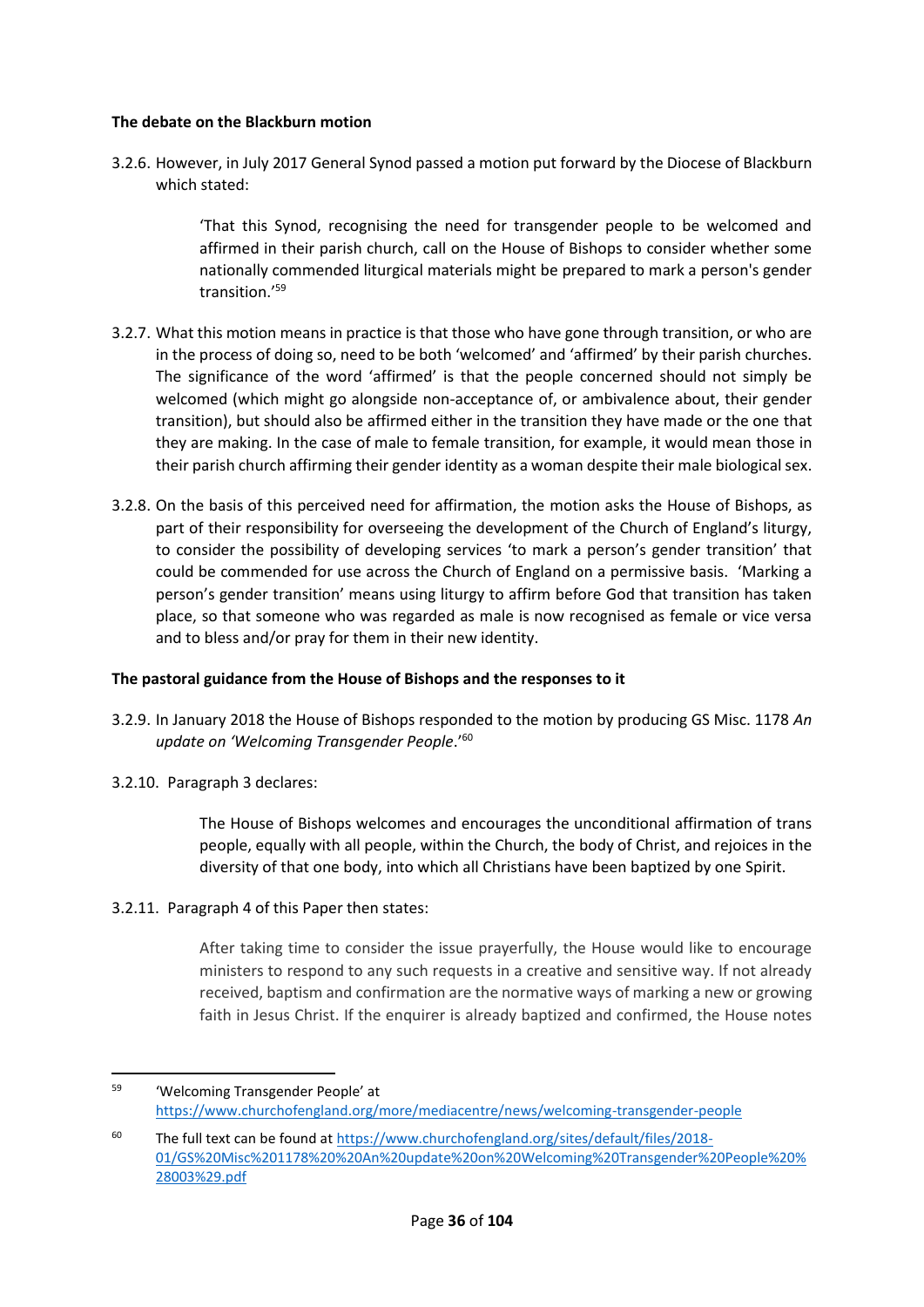**The debate on the Blackburn motion**

3.2.6. However, in July 2017 General Synod passed a motion put forward by the Diocese of Blackburn which stated:

> 'That this Synod, recognising the need for transgender people to be welcomed and affirmed in their parish church, call on the House of Bishops to consider whether some nationally commended liturgical materials might be prepared to mark a person's gender transition.'[59]

3.2.7. What this motion means in practice is that those who have gone through transition, or who are in the process of doing so, need to be both 'welcomed' and 'affirmed' by their parish churches. The significance of the word 'affirmed' is that the people concerned should not simply be welcomed (which might go alongside non-acceptance of, or ambivalence about, their gender transition), but should also be affirmed either in the transition they have made or the one that they are making. In the case of male to female transition, for example, it would mean those in their parish church affirming their gender identity as a woman despite their male biological sex.

3.2.8. On the basis of this perceived need for affirmation, the motion asks the House of Bishops, as part of their responsibility for overseeing the development of the Church of England's liturgy, to consider the possibility of developing services 'to mark a person's gender transition' that could be commended for use across the Church of England on a permissive basis. 'Marking a person's gender transition' means using liturgy to affirm before God that transition has taken place, so that someone who was regarded as male is now recognised as female or vice versa and to bless and/or pray for them in their new identity.

**The pastoral guidance from the House of Bishops and the responses to it**

3.2.9. In January 2018 the House of Bishops responded to the motion by producing GS Misc. 1178 *An update on 'Welcoming Transgender People*.'[60]

3.2.10. Paragraph 3 declares:

> The House of Bishops welcomes and encourages the unconditional affirmation of trans people, equally with all people, within the Church, the body of Christ, and rejoices in the diversity of that one body, into which all Christians have been baptized by one Spirit.

3.2.11. Paragraph 4 of this Paper then states:

> After taking time to consider the issue prayerfully, the House would like to encourage ministers to respond to any such requests in a creative and sensitive way. If not already received, baptism and confirmation are the normative ways of marking a new or growing faith in Jesus Christ. If the enquirer is already baptized and confirmed, the House notes

---

[59] 'Welcoming Transgender People' at https://www.churchofengland.org/more/mediacentre/news/welcoming-transgender-people

[60] The full text can be found at https://www.churchofengland.org/sites/default/files/2018-01/GS%20Misc%201178%20%20An%20update%20on%20Welcoming%20Transgender%20People%20%28003%29.pdf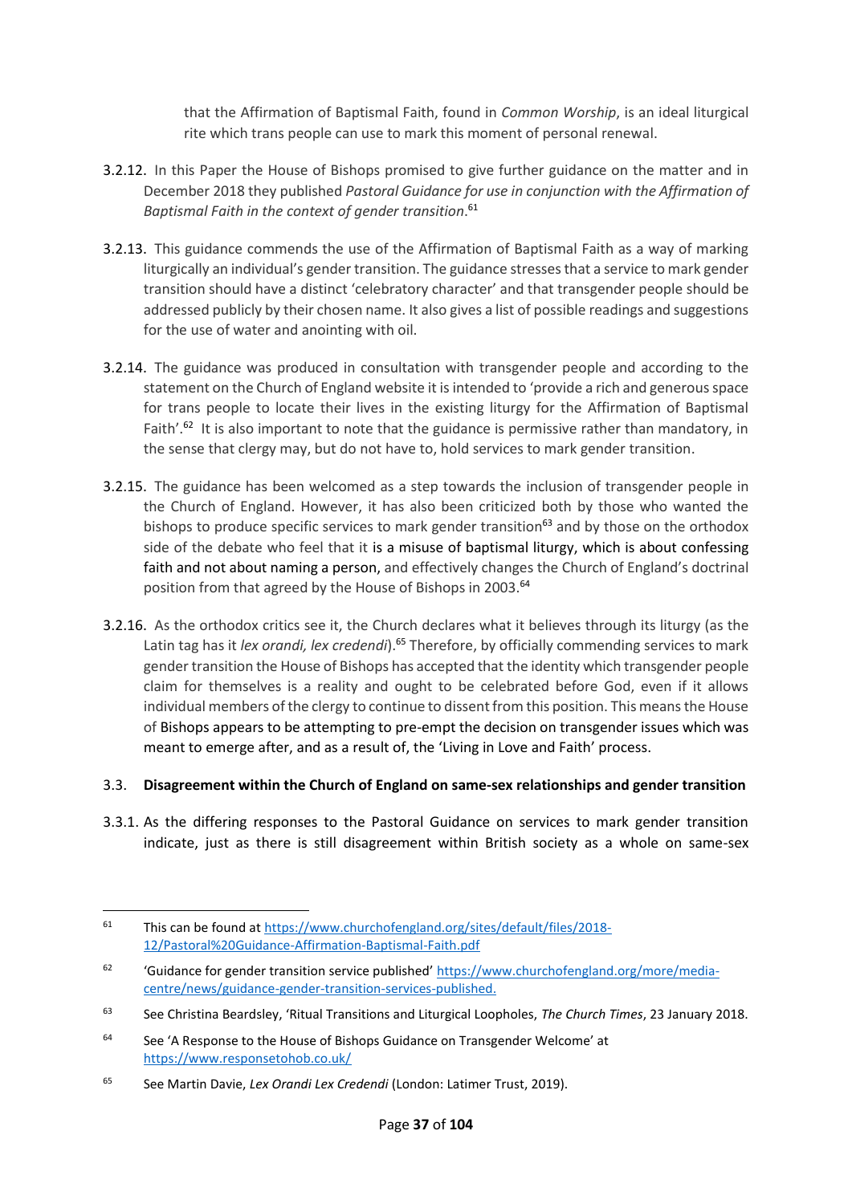that the Affirmation of Baptismal Faith, found in *Common Worship*, is an ideal liturgical rite which trans people can use to mark this moment of personal renewal.

3.2.12. In this Paper the House of Bishops promised to give further guidance on the matter and in December 2018 they published *Pastoral Guidance for use in conjunction with the Affirmation of Baptismal Faith in the context of gender transition*.[61]

3.2.13. This guidance commends the use of the Affirmation of Baptismal Faith as a way of marking liturgically an individual's gender transition. The guidance stresses that a service to mark gender transition should have a distinct 'celebratory character' and that transgender people should be addressed publicly by their chosen name. It also gives a list of possible readings and suggestions for the use of water and anointing with oil.

3.2.14. The guidance was produced in consultation with transgender people and according to the statement on the Church of England website it is intended to 'provide a rich and generous space for trans people to locate their lives in the existing liturgy for the Affirmation of Baptismal Faith'.[62] It is also important to note that the guidance is permissive rather than mandatory, in the sense that clergy may, but do not have to, hold services to mark gender transition.

3.2.15. The guidance has been welcomed as a step towards the inclusion of transgender people in the Church of England. However, it has also been criticized both by those who wanted the bishops to produce specific services to mark gender transition[63] and by those on the orthodox side of the debate who feel that it is a misuse of baptismal liturgy, which is about confessing faith and not about naming a person, and effectively changes the Church of England's doctrinal position from that agreed by the House of Bishops in 2003.[64]

3.2.16. As the orthodox critics see it, the Church declares what it believes through its liturgy (as the Latin tag has it *lex orandi, lex credendi*).[65] Therefore, by officially commending services to mark gender transition the House of Bishops has accepted that the identity which transgender people claim for themselves is a reality and ought to be celebrated before God, even if it allows individual members of the clergy to continue to dissent from this position. This means the House of Bishops appears to be attempting to pre-empt the decision on transgender issues which was meant to emerge after, and as a result of, the 'Living in Love and Faith' process.

## 3.3. Disagreement within the Church of England on same-sex relationships and gender transition

3.3.1. As the differing responses to the Pastoral Guidance on services to mark gender transition indicate, just as there is still disagreement within British society as a whole on same-sex

---

[61] This can be found at https://www.churchofengland.org/sites/default/files/2018-12/Pastoral%20Guidance-Affirmation-Baptismal-Faith.pdf

[62] 'Guidance for gender transition service published' https://www.churchofengland.org/more/media-centre/news/guidance-gender-transition-services-published.

[63] See Christina Beardsley, 'Ritual Transitions and Liturgical Loopholes, *The Church Times*, 23 January 2018.

[64] See 'A Response to the House of Bishops Guidance on Transgender Welcome' at https://www.responsetohob.co.uk/

[65] See Martin Davie, *Lex Orandi Lex Credendi* (London: Latimer Trust, 2019).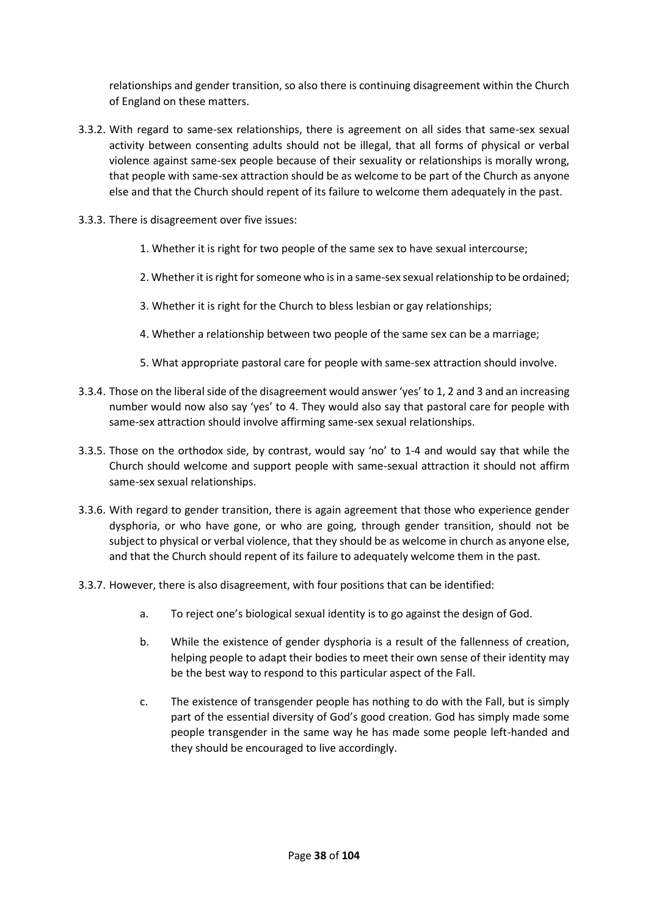relationships and gender transition, so also there is continuing disagreement within the Church of England on these matters.

3.3.2. With regard to same-sex relationships, there is agreement on all sides that same-sex sexual activity between consenting adults should not be illegal, that all forms of physical or verbal violence against same-sex people because of their sexuality or relationships is morally wrong, that people with same-sex attraction should be as welcome to be part of the Church as anyone else and that the Church should repent of its failure to welcome them adequately in the past.

3.3.3. There is disagreement over five issues:

1. Whether it is right for two people of the same sex to have sexual intercourse;
2. Whether it is right for someone who is in a same-sex sexual relationship to be ordained;
3. Whether it is right for the Church to bless lesbian or gay relationships;
4. Whether a relationship between two people of the same sex can be a marriage;
5. What appropriate pastoral care for people with same-sex attraction should involve.

3.3.4. Those on the liberal side of the disagreement would answer 'yes' to 1, 2 and 3 and an increasing number would now also say 'yes' to 4. They would also say that pastoral care for people with same-sex attraction should involve affirming same-sex sexual relationships.

3.3.5. Those on the orthodox side, by contrast, would say 'no' to 1-4 and would say that while the Church should welcome and support people with same-sexual attraction it should not affirm same-sex sexual relationships.

3.3.6. With regard to gender transition, there is again agreement that those who experience gender dysphoria, or who have gone, or who are going, through gender transition, should not be subject to physical or verbal violence, that they should be as welcome in church as anyone else, and that the Church should repent of its failure to adequately welcome them in the past.

3.3.7. However, there is also disagreement, with four positions that can be identified:

a. To reject one's biological sexual identity is to go against the design of God.

b. While the existence of gender dysphoria is a result of the fallenness of creation, helping people to adapt their bodies to meet their own sense of their identity may be the best way to respond to this particular aspect of the Fall.

c. The existence of transgender people has nothing to do with the Fall, but is simply part of the essential diversity of God's good creation. God has simply made some people transgender in the same way he has made some people left-handed and they should be encouraged to live accordingly.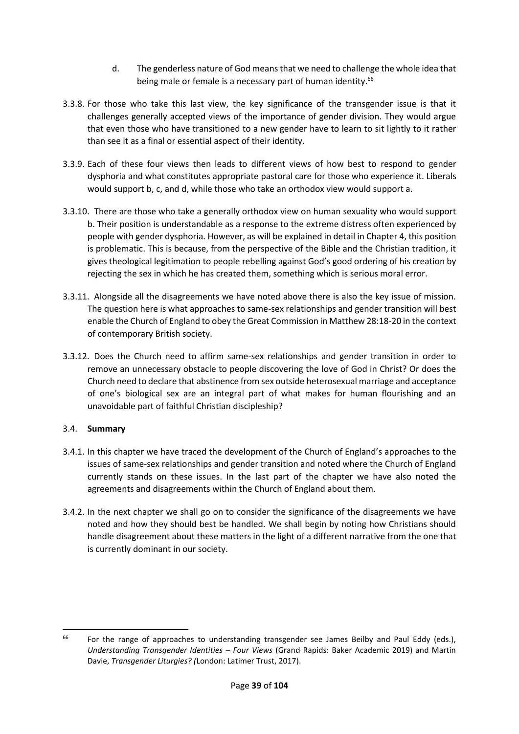d. The genderless nature of God means that we need to challenge the whole idea that being male or female is a necessary part of human identity.[66]

3.3.8. For those who take this last view, the key significance of the transgender issue is that it challenges generally accepted views of the importance of gender division. They would argue that even those who have transitioned to a new gender have to learn to sit lightly to it rather than see it as a final or essential aspect of their identity.

3.3.9. Each of these four views then leads to different views of how best to respond to gender dysphoria and what constitutes appropriate pastoral care for those who experience it. Liberals would support b, c, and d, while those who take an orthodox view would support a.

3.3.10. There are those who take a generally orthodox view on human sexuality who would support b. Their position is understandable as a response to the extreme distress often experienced by people with gender dysphoria. However, as will be explained in detail in Chapter 4, this position is problematic. This is because, from the perspective of the Bible and the Christian tradition, it gives theological legitimation to people rebelling against God's good ordering of his creation by rejecting the sex in which he has created them, something which is serious moral error.

3.3.11. Alongside all the disagreements we have noted above there is also the key issue of mission. The question here is what approaches to same-sex relationships and gender transition will best enable the Church of England to obey the Great Commission in Matthew 28:18-20 in the context of contemporary British society.

3.3.12. Does the Church need to affirm same-sex relationships and gender transition in order to remove an unnecessary obstacle to people discovering the love of God in Christ? Or does the Church need to declare that abstinence from sex outside heterosexual marriage and acceptance of one's biological sex are an integral part of what makes for human flourishing and an unavoidable part of faithful Christian discipleship?

### 3.4. **Summary**

3.4.1. In this chapter we have traced the development of the Church of England's approaches to the issues of same-sex relationships and gender transition and noted where the Church of England currently stands on these issues. In the last part of the chapter we have also noted the agreements and disagreements within the Church of England about them.

3.4.2. In the next chapter we shall go on to consider the significance of the disagreements we have noted and how they should best be handled. We shall begin by noting how Christians should handle disagreement about these matters in the light of a different narrative from the one that is currently dominant in our society.

---

[66] For the range of approaches to understanding transgender see James Beilby and Paul Eddy (eds.), *Understanding Transgender Identities – Four Views* (Grand Rapids: Baker Academic 2019) and Martin Davie, *Transgender Liturgies? (*London: Latimer Trust, 2017).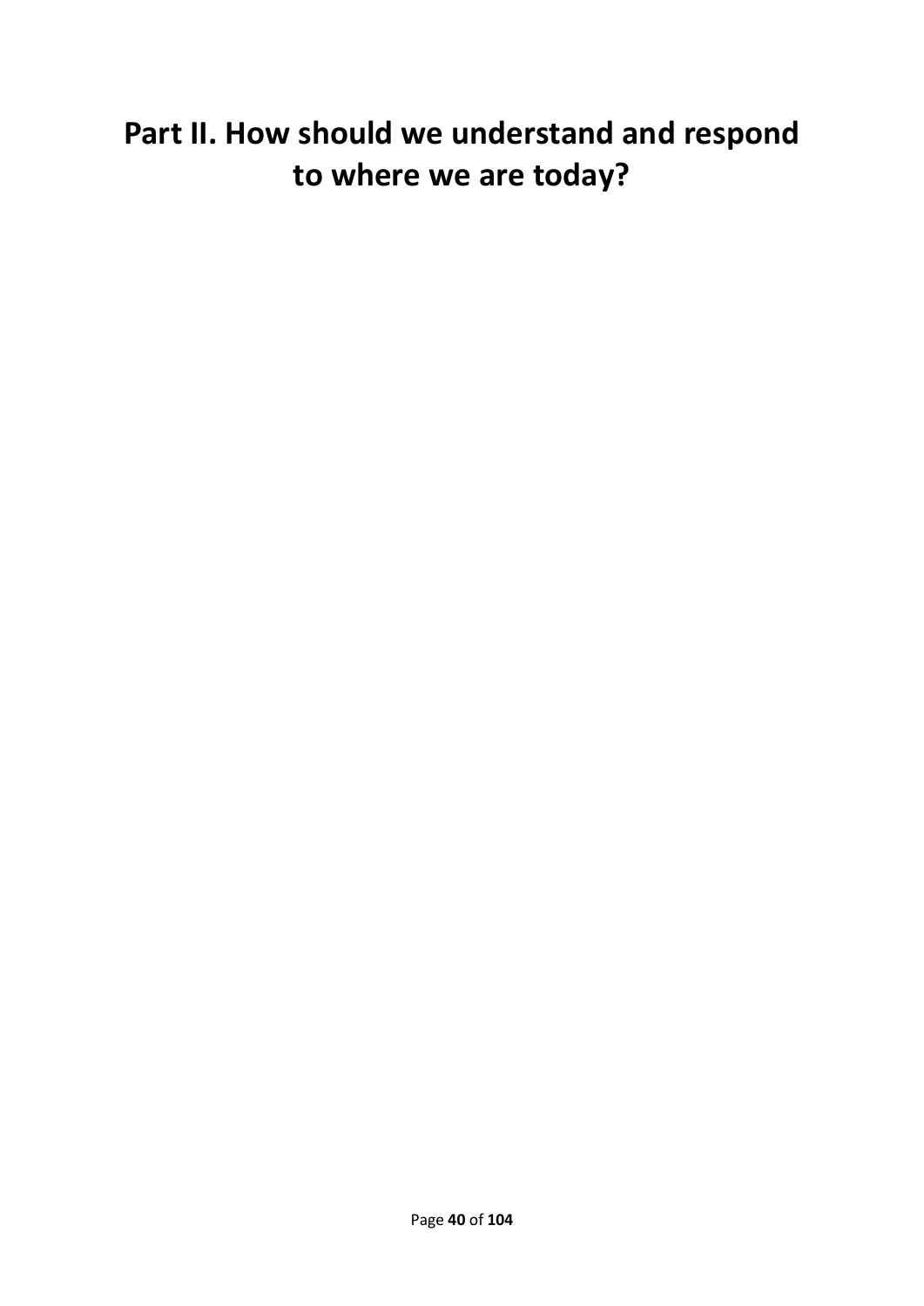# Part II. How should we understand and respond to where we are today?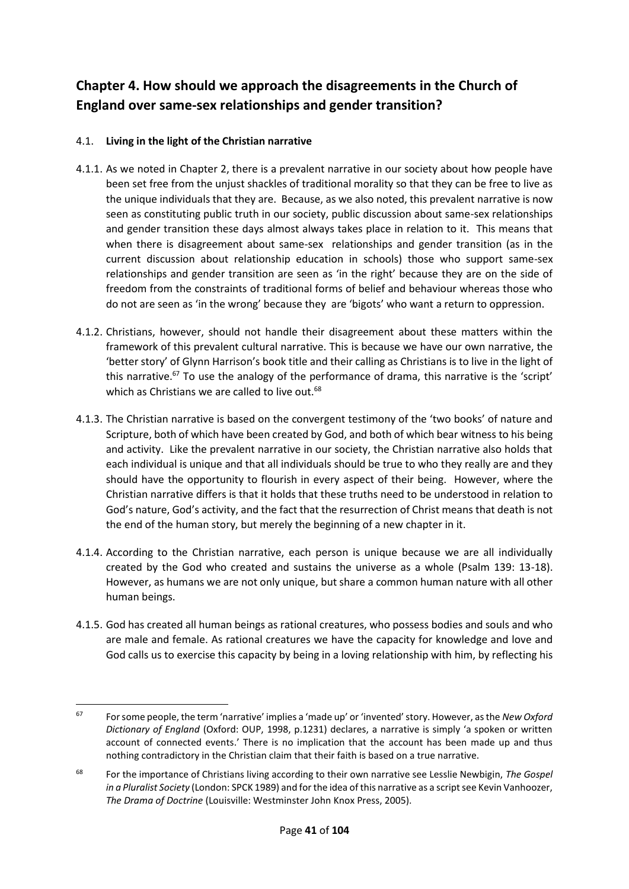## Chapter 4. How should we approach the disagreements in the Church of England over same-sex relationships and gender transition?

### 4.1. Living in the light of the Christian narrative

4.1.1. As we noted in Chapter 2, there is a prevalent narrative in our society about how people have been set free from the unjust shackles of traditional morality so that they can be free to live as the unique individuals that they are. Because, as we also noted, this prevalent narrative is now seen as constituting public truth in our society, public discussion about same-sex relationships and gender transition these days almost always takes place in relation to it. This means that when there is disagreement about same-sex relationships and gender transition (as in the current discussion about relationship education in schools) those who support same-sex relationships and gender transition are seen as 'in the right' because they are on the side of freedom from the constraints of traditional forms of belief and behaviour whereas those who do not are seen as 'in the wrong' because they are 'bigots' who want a return to oppression.

4.1.2. Christians, however, should not handle their disagreement about these matters within the framework of this prevalent cultural narrative. This is because we have our own narrative, the 'better story' of Glynn Harrison's book title and their calling as Christians is to live in the light of this narrative.[67] To use the analogy of the performance of drama, this narrative is the 'script' which as Christians we are called to live out.[68]

4.1.3. The Christian narrative is based on the convergent testimony of the 'two books' of nature and Scripture, both of which have been created by God, and both of which bear witness to his being and activity. Like the prevalent narrative in our society, the Christian narrative also holds that each individual is unique and that all individuals should be true to who they really are and they should have the opportunity to flourish in every aspect of their being. However, where the Christian narrative differs is that it holds that these truths need to be understood in relation to God's nature, God's activity, and the fact that the resurrection of Christ means that death is not the end of the human story, but merely the beginning of a new chapter in it.

4.1.4. According to the Christian narrative, each person is unique because we are all individually created by the God who created and sustains the universe as a whole (Psalm 139: 13-18). However, as humans we are not only unique, but share a common human nature with all other human beings.

4.1.5. God has created all human beings as rational creatures, who possess bodies and souls and who are male and female. As rational creatures we have the capacity for knowledge and love and God calls us to exercise this capacity by being in a loving relationship with him, by reflecting his

---

[67] For some people, the term 'narrative' implies a 'made up' or 'invented' story. However, as the *New Oxford Dictionary of England* (Oxford: OUP, 1998, p.1231) declares, a narrative is simply 'a spoken or written account of connected events.' There is no implication that the account has been made up and thus nothing contradictory in the Christian claim that their faith is based on a true narrative.

[68] For the importance of Christians living according to their own narrative see Lesslie Newbigin, *The Gospel in a Pluralist Society* (London: SPCK 1989) and for the idea of this narrative as a script see Kevin Vanhoozer, *The Drama of Doctrine* (Louisville: Westminster John Knox Press, 2005).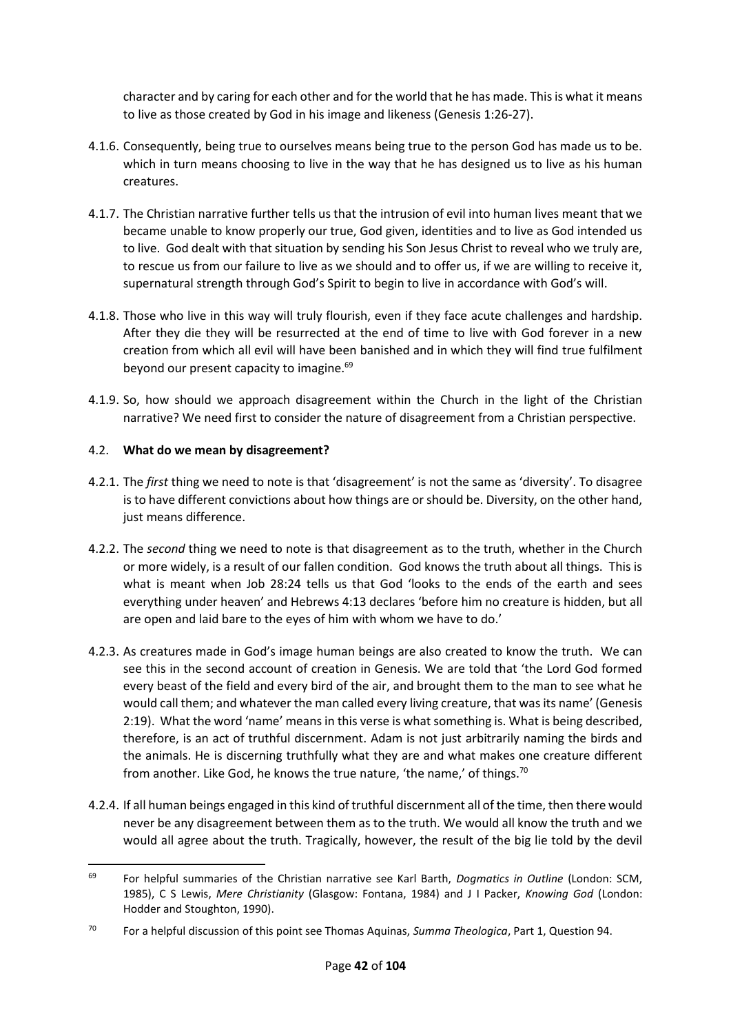character and by caring for each other and for the world that he has made. This is what it means to live as those created by God in his image and likeness (Genesis 1:26-27).

4.1.6. Consequently, being true to ourselves means being true to the person God has made us to be. which in turn means choosing to live in the way that he has designed us to live as his human creatures.

4.1.7. The Christian narrative further tells us that the intrusion of evil into human lives meant that we became unable to know properly our true, God given, identities and to live as God intended us to live. God dealt with that situation by sending his Son Jesus Christ to reveal who we truly are, to rescue us from our failure to live as we should and to offer us, if we are willing to receive it, supernatural strength through God's Spirit to begin to live in accordance with God's will.

4.1.8. Those who live in this way will truly flourish, even if they face acute challenges and hardship. After they die they will be resurrected at the end of time to live with God forever in a new creation from which all evil will have been banished and in which they will find true fulfilment beyond our present capacity to imagine.[69]

4.1.9. So, how should we approach disagreement within the Church in the light of the Christian narrative? We need first to consider the nature of disagreement from a Christian perspective.

## 4.2. What do we mean by disagreement?

4.2.1. The *first* thing we need to note is that 'disagreement' is not the same as 'diversity'. To disagree is to have different convictions about how things are or should be. Diversity, on the other hand, just means difference.

4.2.2. The *second* thing we need to note is that disagreement as to the truth, whether in the Church or more widely, is a result of our fallen condition. God knows the truth about all things. This is what is meant when Job 28:24 tells us that God 'looks to the ends of the earth and sees everything under heaven' and Hebrews 4:13 declares 'before him no creature is hidden, but all are open and laid bare to the eyes of him with whom we have to do.'

4.2.3. As creatures made in God's image human beings are also created to know the truth. We can see this in the second account of creation in Genesis. We are told that 'the Lord God formed every beast of the field and every bird of the air, and brought them to the man to see what he would call them; and whatever the man called every living creature, that was its name' (Genesis 2:19). What the word 'name' means in this verse is what something is. What is being described, therefore, is an act of truthful discernment. Adam is not just arbitrarily naming the birds and the animals. He is discerning truthfully what they are and what makes one creature different from another. Like God, he knows the true nature, 'the name,' of things.[70]

4.2.4. If all human beings engaged in this kind of truthful discernment all of the time, then there would never be any disagreement between them as to the truth. We would all know the truth and we would all agree about the truth. Tragically, however, the result of the big lie told by the devil

---

[69] For helpful summaries of the Christian narrative see Karl Barth, *Dogmatics in Outline* (London: SCM, 1985), C S Lewis, *Mere Christianity* (Glasgow: Fontana, 1984) and J I Packer, *Knowing God* (London: Hodder and Stoughton, 1990).

[70] For a helpful discussion of this point see Thomas Aquinas, *Summa Theologica*, Part 1, Question 94.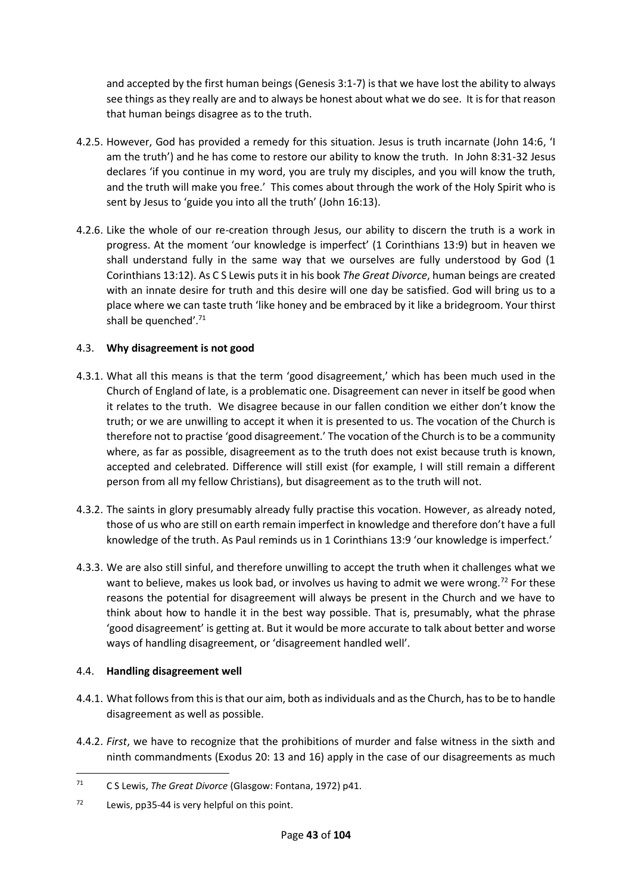and accepted by the first human beings (Genesis 3:1-7) is that we have lost the ability to always see things as they really are and to always be honest about what we do see. It is for that reason that human beings disagree as to the truth.

4.2.5. However, God has provided a remedy for this situation. Jesus is truth incarnate (John 14:6, 'I am the truth') and he has come to restore our ability to know the truth. In John 8:31-32 Jesus declares 'if you continue in my word, you are truly my disciples, and you will know the truth, and the truth will make you free.' This comes about through the work of the Holy Spirit who is sent by Jesus to 'guide you into all the truth' (John 16:13).

4.2.6. Like the whole of our re-creation through Jesus, our ability to discern the truth is a work in progress. At the moment 'our knowledge is imperfect' (1 Corinthians 13:9) but in heaven we shall understand fully in the same way that we ourselves are fully understood by God (1 Corinthians 13:12). As C S Lewis puts it in his book *The Great Divorce*, human beings are created with an innate desire for truth and this desire will one day be satisfied. God will bring us to a place where we can taste truth 'like honey and be embraced by it like a bridegroom. Your thirst shall be quenched'.[71]

### 4.3. **Why disagreement is not good**

4.3.1. What all this means is that the term 'good disagreement,' which has been much used in the Church of England of late, is a problematic one. Disagreement can never in itself be good when it relates to the truth. We disagree because in our fallen condition we either don't know the truth; or we are unwilling to accept it when it is presented to us. The vocation of the Church is therefore not to practise 'good disagreement.' The vocation of the Church is to be a community where, as far as possible, disagreement as to the truth does not exist because truth is known, accepted and celebrated. Difference will still exist (for example, I will still remain a different person from all my fellow Christians), but disagreement as to the truth will not.

4.3.2. The saints in glory presumably already fully practise this vocation. However, as already noted, those of us who are still on earth remain imperfect in knowledge and therefore don't have a full knowledge of the truth. As Paul reminds us in 1 Corinthians 13:9 'our knowledge is imperfect.'

4.3.3. We are also still sinful, and therefore unwilling to accept the truth when it challenges what we want to believe, makes us look bad, or involves us having to admit we were wrong.[72] For these reasons the potential for disagreement will always be present in the Church and we have to think about how to handle it in the best way possible. That is, presumably, what the phrase 'good disagreement' is getting at. But it would be more accurate to talk about better and worse ways of handling disagreement, or 'disagreement handled well'.

### 4.4. **Handling disagreement well**

4.4.1. What follows from this is that our aim, both as individuals and as the Church, has to be to handle disagreement as well as possible.

4.4.2. *First*, we have to recognize that the prohibitions of murder and false witness in the sixth and ninth commandments (Exodus 20: 13 and 16) apply in the case of our disagreements as much

---

[71] C S Lewis, *The Great Divorce* (Glasgow: Fontana, 1972) p41.

[72] Lewis, pp35-44 is very helpful on this point.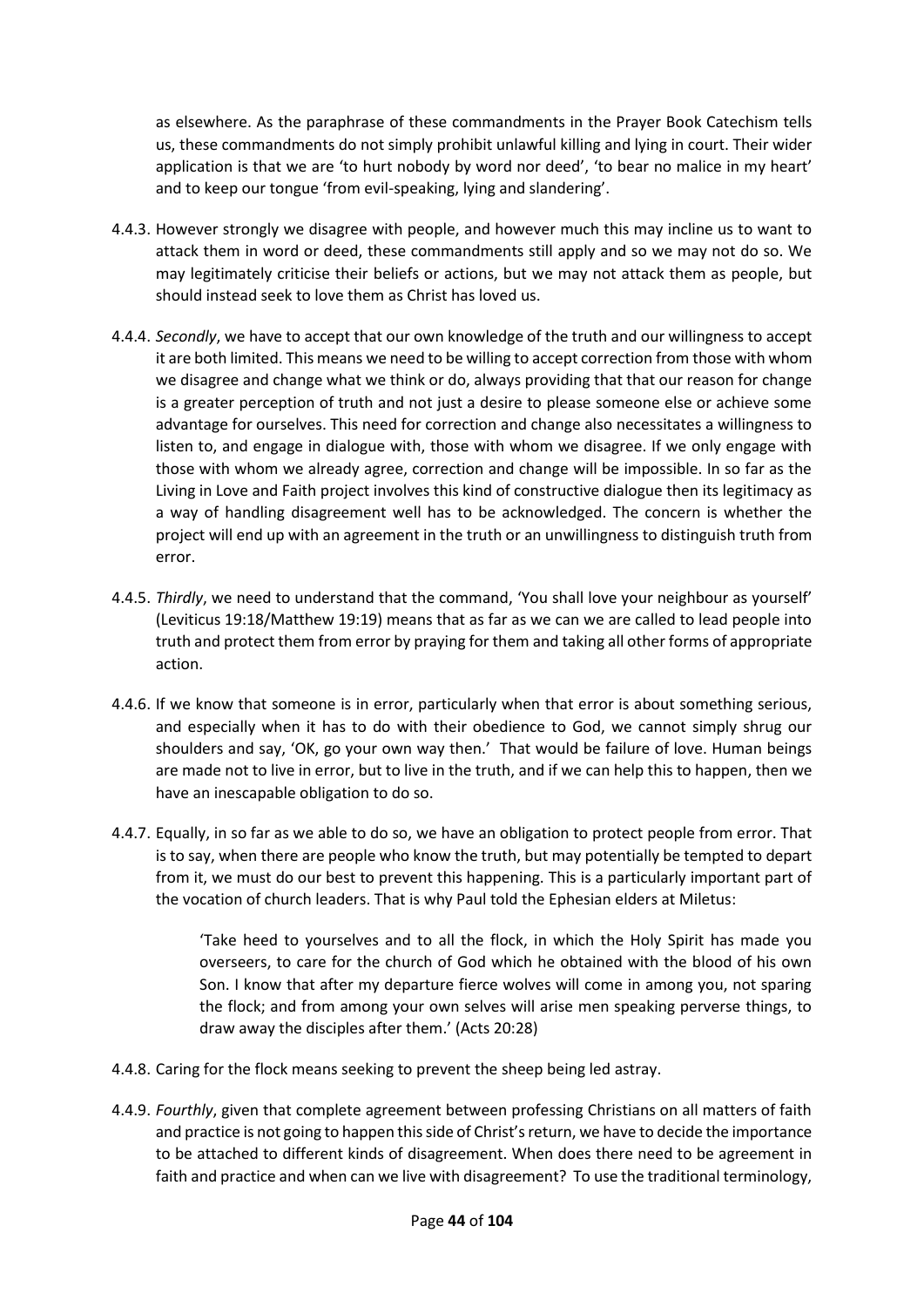as elsewhere. As the paraphrase of these commandments in the Prayer Book Catechism tells us, these commandments do not simply prohibit unlawful killing and lying in court. Their wider application is that we are 'to hurt nobody by word nor deed', 'to bear no malice in my heart' and to keep our tongue 'from evil-speaking, lying and slandering'.

4.4.3. However strongly we disagree with people, and however much this may incline us to want to attack them in word or deed, these commandments still apply and so we may not do so. We may legitimately criticise their beliefs or actions, but we may not attack them as people, but should instead seek to love them as Christ has loved us.

4.4.4. *Secondly*, we have to accept that our own knowledge of the truth and our willingness to accept it are both limited. This means we need to be willing to accept correction from those with whom we disagree and change what we think or do, always providing that that our reason for change is a greater perception of truth and not just a desire to please someone else or achieve some advantage for ourselves. This need for correction and change also necessitates a willingness to listen to, and engage in dialogue with, those with whom we disagree. If we only engage with those with whom we already agree, correction and change will be impossible. In so far as the Living in Love and Faith project involves this kind of constructive dialogue then its legitimacy as a way of handling disagreement well has to be acknowledged. The concern is whether the project will end up with an agreement in the truth or an unwillingness to distinguish truth from error.

4.4.5. *Thirdly*, we need to understand that the command, 'You shall love your neighbour as yourself' (Leviticus 19:18/Matthew 19:19) means that as far as we can we are called to lead people into truth and protect them from error by praying for them and taking all other forms of appropriate action.

4.4.6. If we know that someone is in error, particularly when that error is about something serious, and especially when it has to do with their obedience to God, we cannot simply shrug our shoulders and say, 'OK, go your own way then.' That would be failure of love. Human beings are made not to live in error, but to live in the truth, and if we can help this to happen, then we have an inescapable obligation to do so.

4.4.7. Equally, in so far as we able to do so, we have an obligation to protect people from error. That is to say, when there are people who know the truth, but may potentially be tempted to depart from it, we must do our best to prevent this happening. This is a particularly important part of the vocation of church leaders. That is why Paul told the Ephesian elders at Miletus:

> 'Take heed to yourselves and to all the flock, in which the Holy Spirit has made you overseers, to care for the church of God which he obtained with the blood of his own Son. I know that after my departure fierce wolves will come in among you, not sparing the flock; and from among your own selves will arise men speaking perverse things, to draw away the disciples after them.' (Acts 20:28)

4.4.8. Caring for the flock means seeking to prevent the sheep being led astray.

4.4.9. *Fourthly*, given that complete agreement between professing Christians on all matters of faith and practice is not going to happen this side of Christ's return, we have to decide the importance to be attached to different kinds of disagreement. When does there need to be agreement in faith and practice and when can we live with disagreement? To use the traditional terminology,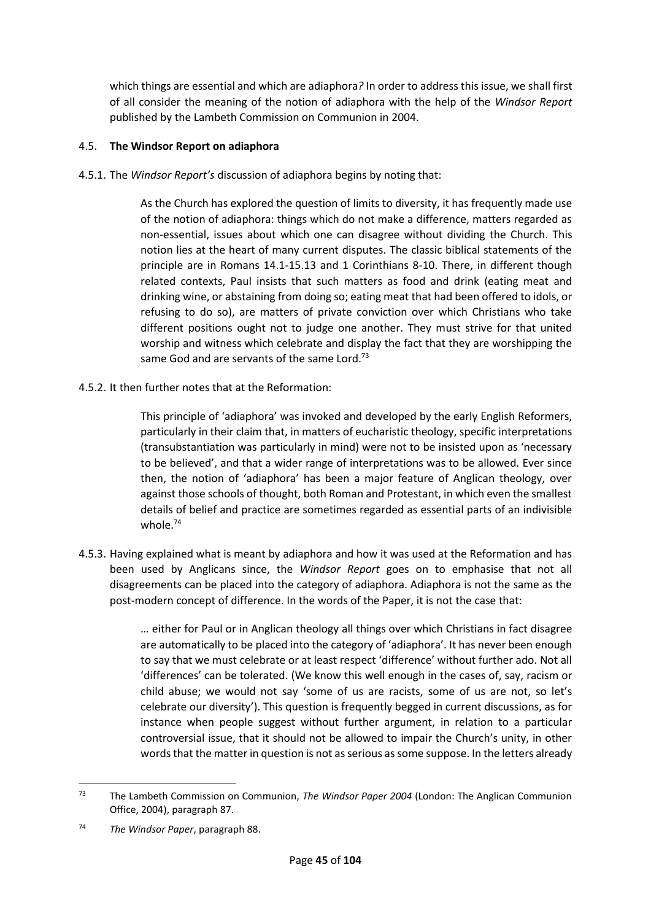which things are essential and which are adiaphora*?* In order to address this issue, we shall first of all consider the meaning of the notion of adiaphora with the help of the *Windsor Report* published by the Lambeth Commission on Communion in 2004.

## 4.5. **The Windsor Report on adiaphora**

4.5.1. The *Windsor Report's* discussion of adiaphora begins by noting that:

> As the Church has explored the question of limits to diversity, it has frequently made use of the notion of adiaphora: things which do not make a difference, matters regarded as non-essential, issues about which one can disagree without dividing the Church. This notion lies at the heart of many current disputes. The classic biblical statements of the principle are in Romans 14.1-15.13 and 1 Corinthians 8-10. There, in different though related contexts, Paul insists that such matters as food and drink (eating meat and drinking wine, or abstaining from doing so; eating meat that had been offered to idols, or refusing to do so), are matters of private conviction over which Christians who take different positions ought not to judge one another. They must strive for that united worship and witness which celebrate and display the fact that they are worshipping the same God and are servants of the same Lord.[73]

4.5.2. It then further notes that at the Reformation:

> This principle of 'adiaphora' was invoked and developed by the early English Reformers, particularly in their claim that, in matters of eucharistic theology, specific interpretations (transubstantiation was particularly in mind) were not to be insisted upon as 'necessary to be believed', and that a wider range of interpretations was to be allowed. Ever since then, the notion of 'adiaphora' has been a major feature of Anglican theology, over against those schools of thought, both Roman and Protestant, in which even the smallest details of belief and practice are sometimes regarded as essential parts of an indivisible whole.[74]

4.5.3. Having explained what is meant by adiaphora and how it was used at the Reformation and has been used by Anglicans since, the *Windsor Report* goes on to emphasise that not all disagreements can be placed into the category of adiaphora. Adiaphora is not the same as the post-modern concept of difference. In the words of the Paper, it is not the case that:

> … either for Paul or in Anglican theology all things over which Christians in fact disagree are automatically to be placed into the category of 'adiaphora'. It has never been enough to say that we must celebrate or at least respect 'difference' without further ado. Not all 'differences' can be tolerated. (We know this well enough in the cases of, say, racism or child abuse; we would not say 'some of us are racists, some of us are not, so let's celebrate our diversity'). This question is frequently begged in current discussions, as for instance when people suggest without further argument, in relation to a particular controversial issue, that it should not be allowed to impair the Church's unity, in other words that the matter in question is not as serious as some suppose. In the letters already

---

[73] The Lambeth Commission on Communion, *The Windsor Paper 2004* (London: The Anglican Communion Office, 2004), paragraph 87.

[74] *The Windsor Paper*, paragraph 88.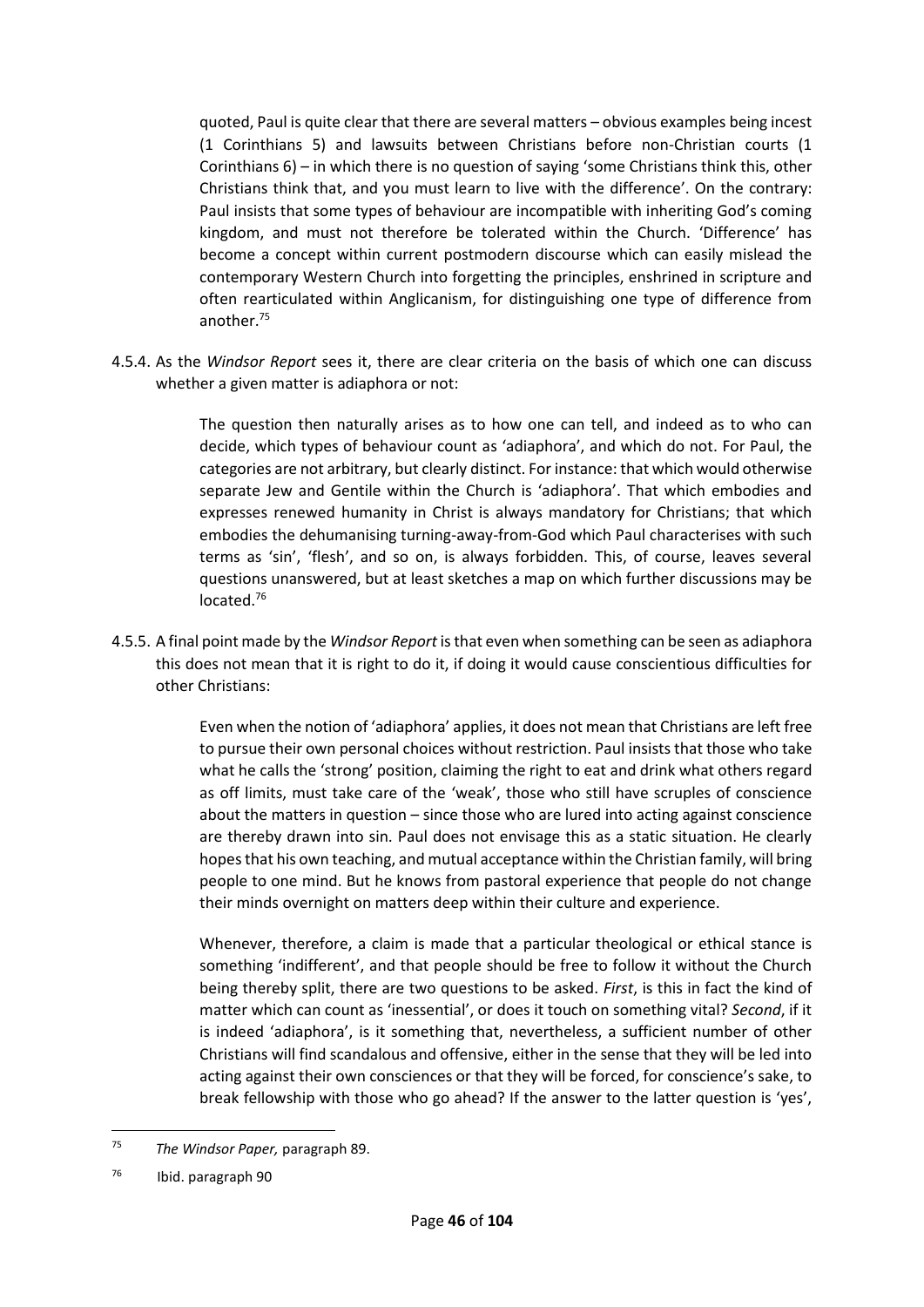> quoted, Paul is quite clear that there are several matters – obvious examples being incest (1 Corinthians 5) and lawsuits between Christians before non-Christian courts (1 Corinthians 6) – in which there is no question of saying 'some Christians think this, other Christians think that, and you must learn to live with the difference'. On the contrary: Paul insists that some types of behaviour are incompatible with inheriting God's coming kingdom, and must not therefore be tolerated within the Church. 'Difference' has become a concept within current postmodern discourse which can easily mislead the contemporary Western Church into forgetting the principles, enshrined in scripture and often rearticulated within Anglicanism, for distinguishing one type of difference from another.[75]

4.5.4. As the *Windsor Report* sees it, there are clear criteria on the basis of which one can discuss whether a given matter is adiaphora or not:

> The question then naturally arises as to how one can tell, and indeed as to who can decide, which types of behaviour count as 'adiaphora', and which do not. For Paul, the categories are not arbitrary, but clearly distinct. For instance: that which would otherwise separate Jew and Gentile within the Church is 'adiaphora'. That which embodies and expresses renewed humanity in Christ is always mandatory for Christians; that which embodies the dehumanising turning-away-from-God which Paul characterises with such terms as 'sin', 'flesh', and so on, is always forbidden. This, of course, leaves several questions unanswered, but at least sketches a map on which further discussions may be located.[76]

4.5.5. A final point made by the *Windsor Report* is that even when something can be seen as adiaphora this does not mean that it is right to do it, if doing it would cause conscientious difficulties for other Christians:

> Even when the notion of 'adiaphora' applies, it does not mean that Christians are left free to pursue their own personal choices without restriction. Paul insists that those who take what he calls the 'strong' position, claiming the right to eat and drink what others regard as off limits, must take care of the 'weak', those who still have scruples of conscience about the matters in question – since those who are lured into acting against conscience are thereby drawn into sin. Paul does not envisage this as a static situation. He clearly hopes that his own teaching, and mutual acceptance within the Christian family, will bring people to one mind. But he knows from pastoral experience that people do not change their minds overnight on matters deep within their culture and experience.
>
> Whenever, therefore, a claim is made that a particular theological or ethical stance is something 'indifferent', and that people should be free to follow it without the Church being thereby split, there are two questions to be asked. *First*, is this in fact the kind of matter which can count as 'inessential', or does it touch on something vital? *Second*, if it is indeed 'adiaphora', is it something that, nevertheless, a sufficient number of other Christians will find scandalous and offensive, either in the sense that they will be led into acting against their own consciences or that they will be forced, for conscience's sake, to break fellowship with those who go ahead? If the answer to the latter question is 'yes',

---

[75] *The Windsor Paper,* paragraph 89.

[76] Ibid. paragraph 90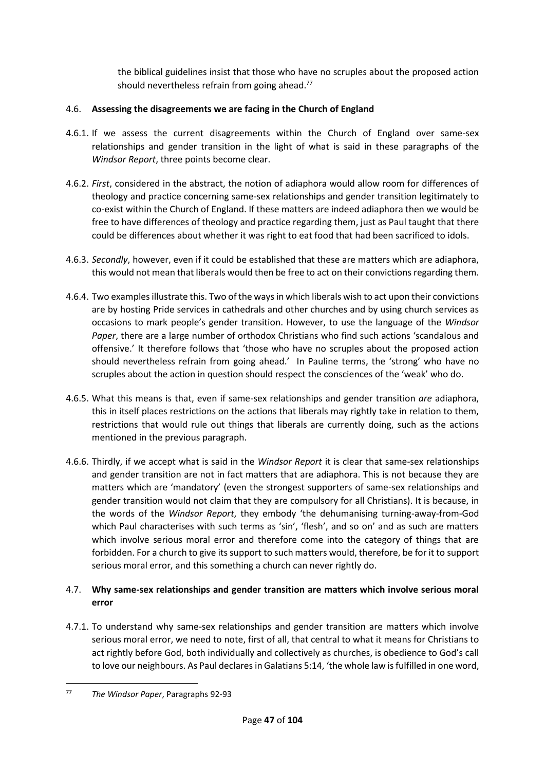the biblical guidelines insist that those who have no scruples about the proposed action should nevertheless refrain from going ahead.[77]

### 4.6. **Assessing the disagreements we are facing in the Church of England**

4.6.1. If we assess the current disagreements within the Church of England over same-sex relationships and gender transition in the light of what is said in these paragraphs of the *Windsor Report*, three points become clear.

4.6.2. *First*, considered in the abstract, the notion of adiaphora would allow room for differences of theology and practice concerning same-sex relationships and gender transition legitimately to co-exist within the Church of England. If these matters are indeed adiaphora then we would be free to have differences of theology and practice regarding them, just as Paul taught that there could be differences about whether it was right to eat food that had been sacrificed to idols.

4.6.3. *Secondly*, however, even if it could be established that these are matters which are adiaphora, this would not mean that liberals would then be free to act on their convictions regarding them.

4.6.4. Two examples illustrate this. Two of the ways in which liberals wish to act upon their convictions are by hosting Pride services in cathedrals and other churches and by using church services as occasions to mark people's gender transition. However, to use the language of the *Windsor Paper*, there are a large number of orthodox Christians who find such actions 'scandalous and offensive.' It therefore follows that 'those who have no scruples about the proposed action should nevertheless refrain from going ahead.' In Pauline terms, the 'strong' who have no scruples about the action in question should respect the consciences of the 'weak' who do.

4.6.5. What this means is that, even if same-sex relationships and gender transition *are* adiaphora, this in itself places restrictions on the actions that liberals may rightly take in relation to them, restrictions that would rule out things that liberals are currently doing, such as the actions mentioned in the previous paragraph.

4.6.6. Thirdly, if we accept what is said in the *Windsor Report* it is clear that same-sex relationships and gender transition are not in fact matters that are adiaphora. This is not because they are matters which are 'mandatory' (even the strongest supporters of same-sex relationships and gender transition would not claim that they are compulsory for all Christians). It is because, in the words of the *Windsor Report*, they embody 'the dehumanising turning-away-from-God which Paul characterises with such terms as 'sin', 'flesh', and so on' and as such are matters which involve serious moral error and therefore come into the category of things that are forbidden. For a church to give its support to such matters would, therefore, be for it to support serious moral error, and this something a church can never rightly do.

### 4.7. **Why same-sex relationships and gender transition are matters which involve serious moral error**

4.7.1. To understand why same-sex relationships and gender transition are matters which involve serious moral error, we need to note, first of all, that central to what it means for Christians to act rightly before God, both individually and collectively as churches, is obedience to God's call to love our neighbours. As Paul declares in Galatians 5:14, 'the whole law is fulfilled in one word,

---

[77] *The Windsor Paper*, Paragraphs 92-93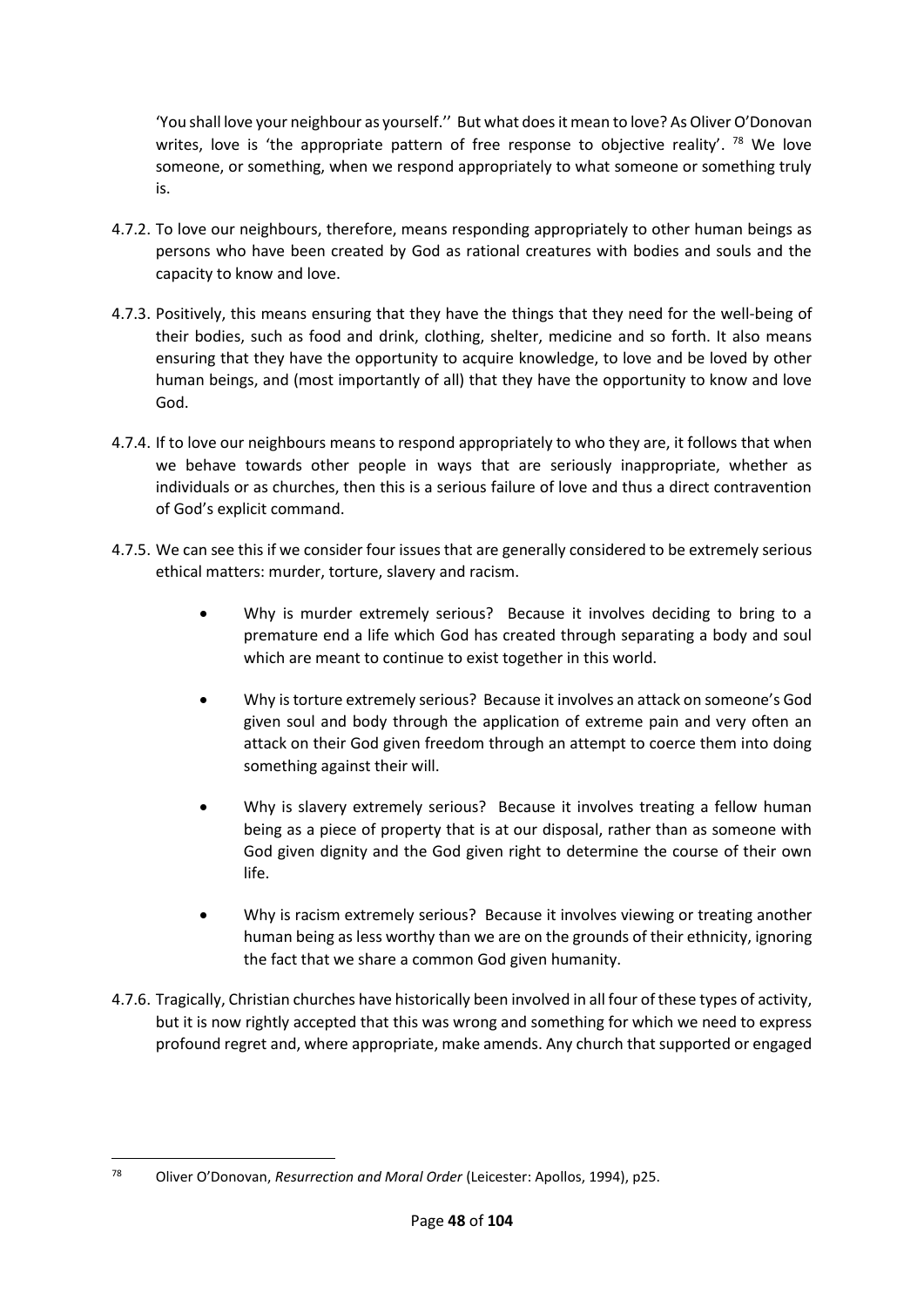'You shall love your neighbour as yourself.'' But what does it mean to love? As Oliver O'Donovan writes, love is 'the appropriate pattern of free response to objective reality'. [78] We love someone, or something, when we respond appropriately to what someone or something truly is.

4.7.2. To love our neighbours, therefore, means responding appropriately to other human beings as persons who have been created by God as rational creatures with bodies and souls and the capacity to know and love.

4.7.3. Positively, this means ensuring that they have the things that they need for the well-being of their bodies, such as food and drink, clothing, shelter, medicine and so forth. It also means ensuring that they have the opportunity to acquire knowledge, to love and be loved by other human beings, and (most importantly of all) that they have the opportunity to know and love God.

4.7.4. If to love our neighbours means to respond appropriately to who they are, it follows that when we behave towards other people in ways that are seriously inappropriate, whether as individuals or as churches, then this is a serious failure of love and thus a direct contravention of God's explicit command.

4.7.5. We can see this if we consider four issues that are generally considered to be extremely serious ethical matters: murder, torture, slavery and racism.

- Why is murder extremely serious? Because it involves deciding to bring to a premature end a life which God has created through separating a body and soul which are meant to continue to exist together in this world.

- Why is torture extremely serious? Because it involves an attack on someone's God given soul and body through the application of extreme pain and very often an attack on their God given freedom through an attempt to coerce them into doing something against their will.

- Why is slavery extremely serious? Because it involves treating a fellow human being as a piece of property that is at our disposal, rather than as someone with God given dignity and the God given right to determine the course of their own life.

- Why is racism extremely serious? Because it involves viewing or treating another human being as less worthy than we are on the grounds of their ethnicity, ignoring the fact that we share a common God given humanity.

4.7.6. Tragically, Christian churches have historically been involved in all four of these types of activity, but it is now rightly accepted that this was wrong and something for which we need to express profound regret and, where appropriate, make amends. Any church that supported or engaged

---

[78] Oliver O'Donovan, *Resurrection and Moral Order* (Leicester: Apollos, 1994), p25.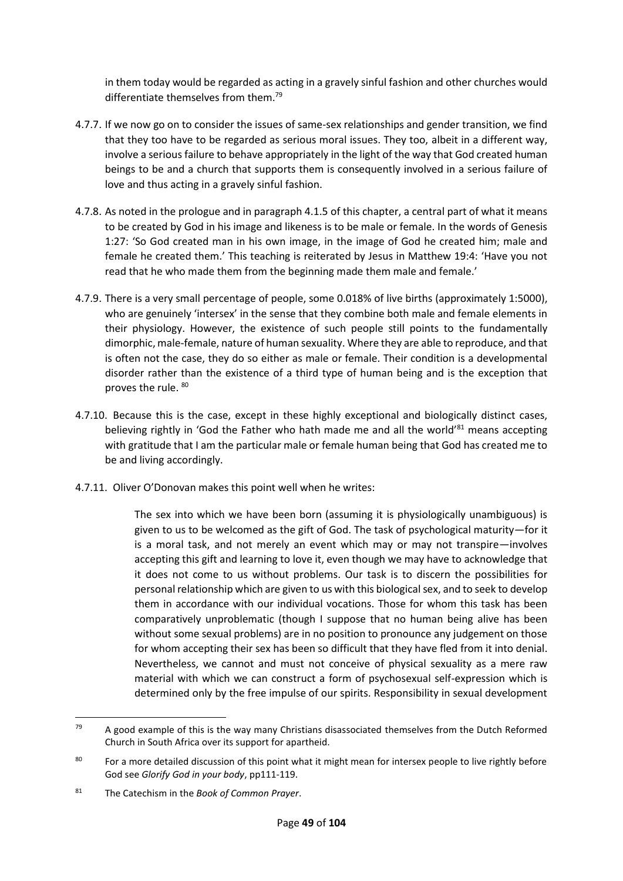in them today would be regarded as acting in a gravely sinful fashion and other churches would differentiate themselves from them.[79]

4.7.7. If we now go on to consider the issues of same-sex relationships and gender transition, we find that they too have to be regarded as serious moral issues. They too, albeit in a different way, involve a serious failure to behave appropriately in the light of the way that God created human beings to be and a church that supports them is consequently involved in a serious failure of love and thus acting in a gravely sinful fashion.

4.7.8. As noted in the prologue and in paragraph 4.1.5 of this chapter, a central part of what it means to be created by God in his image and likeness is to be male or female. In the words of Genesis 1:27: 'So God created man in his own image, in the image of God he created him; male and female he created them.' This teaching is reiterated by Jesus in Matthew 19:4: 'Have you not read that he who made them from the beginning made them male and female.'

4.7.9. There is a very small percentage of people, some 0.018% of live births (approximately 1:5000), who are genuinely 'intersex' in the sense that they combine both male and female elements in their physiology. However, the existence of such people still points to the fundamentally dimorphic, male-female, nature of human sexuality. Where they are able to reproduce, and that is often not the case, they do so either as male or female. Their condition is a developmental disorder rather than the existence of a third type of human being and is the exception that proves the rule.[80]

4.7.10. Because this is the case, except in these highly exceptional and biologically distinct cases, believing rightly in 'God the Father who hath made me and all the world'[81] means accepting with gratitude that I am the particular male or female human being that God has created me to be and living accordingly.

4.7.11. Oliver O'Donovan makes this point well when he writes:

> The sex into which we have been born (assuming it is physiologically unambiguous) is given to us to be welcomed as the gift of God. The task of psychological maturity—for it is a moral task, and not merely an event which may or may not transpire—involves accepting this gift and learning to love it, even though we may have to acknowledge that it does not come to us without problems. Our task is to discern the possibilities for personal relationship which are given to us with this biological sex, and to seek to develop them in accordance with our individual vocations. Those for whom this task has been comparatively unproblematic (though I suppose that no human being alive has been without some sexual problems) are in no position to pronounce any judgement on those for whom accepting their sex has been so difficult that they have fled from it into denial. Nevertheless, we cannot and must not conceive of physical sexuality as a mere raw material with which we can construct a form of psychosexual self-expression which is determined only by the free impulse of our spirits. Responsibility in sexual development

---

[79] A good example of this is the way many Christians disassociated themselves from the Dutch Reformed Church in South Africa over its support for apartheid.

[80] For a more detailed discussion of this point what it might mean for intersex people to live rightly before God see *Glorify God in your body*, pp111-119.

[81] The Catechism in the *Book of Common Prayer*.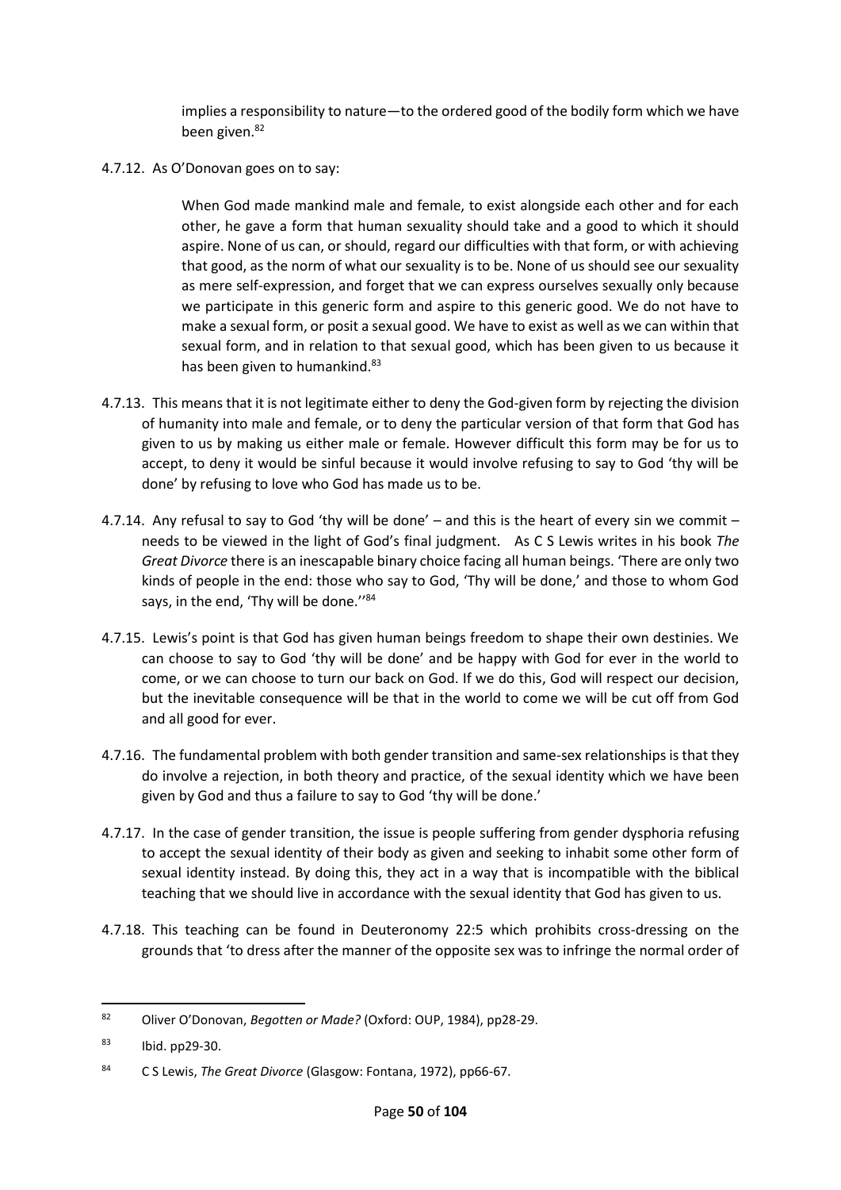implies a responsibility to nature—to the ordered good of the bodily form which we have been given.[82]

4.7.12. As O'Donovan goes on to say:

> When God made mankind male and female, to exist alongside each other and for each other, he gave a form that human sexuality should take and a good to which it should aspire. None of us can, or should, regard our difficulties with that form, or with achieving that good, as the norm of what our sexuality is to be. None of us should see our sexuality as mere self-expression, and forget that we can express ourselves sexually only because we participate in this generic form and aspire to this generic good. We do not have to make a sexual form, or posit a sexual good. We have to exist as well as we can within that sexual form, and in relation to that sexual good, which has been given to us because it has been given to humankind.[83]

4.7.13. This means that it is not legitimate either to deny the God-given form by rejecting the division of humanity into male and female, or to deny the particular version of that form that God has given to us by making us either male or female. However difficult this form may be for us to accept, to deny it would be sinful because it would involve refusing to say to God 'thy will be done' by refusing to love who God has made us to be.

4.7.14. Any refusal to say to God 'thy will be done' – and this is the heart of every sin we commit – needs to be viewed in the light of God's final judgment. As C S Lewis writes in his book *The Great Divorce* there is an inescapable binary choice facing all human beings. 'There are only two kinds of people in the end: those who say to God, 'Thy will be done,' and those to whom God says, in the end, 'Thy will be done.''[84]

4.7.15. Lewis's point is that God has given human beings freedom to shape their own destinies. We can choose to say to God 'thy will be done' and be happy with God for ever in the world to come, or we can choose to turn our back on God. If we do this, God will respect our decision, but the inevitable consequence will be that in the world to come we will be cut off from God and all good for ever.

4.7.16. The fundamental problem with both gender transition and same-sex relationships is that they do involve a rejection, in both theory and practice, of the sexual identity which we have been given by God and thus a failure to say to God 'thy will be done.'

4.7.17. In the case of gender transition, the issue is people suffering from gender dysphoria refusing to accept the sexual identity of their body as given and seeking to inhabit some other form of sexual identity instead. By doing this, they act in a way that is incompatible with the biblical teaching that we should live in accordance with the sexual identity that God has given to us.

4.7.18. This teaching can be found in Deuteronomy 22:5 which prohibits cross-dressing on the grounds that 'to dress after the manner of the opposite sex was to infringe the normal order of

---

[82] Oliver O'Donovan, *Begotten or Made?* (Oxford: OUP, 1984), pp28-29.

[83] Ibid. pp29-30.

[84] C S Lewis, *The Great Divorce* (Glasgow: Fontana, 1972), pp66-67.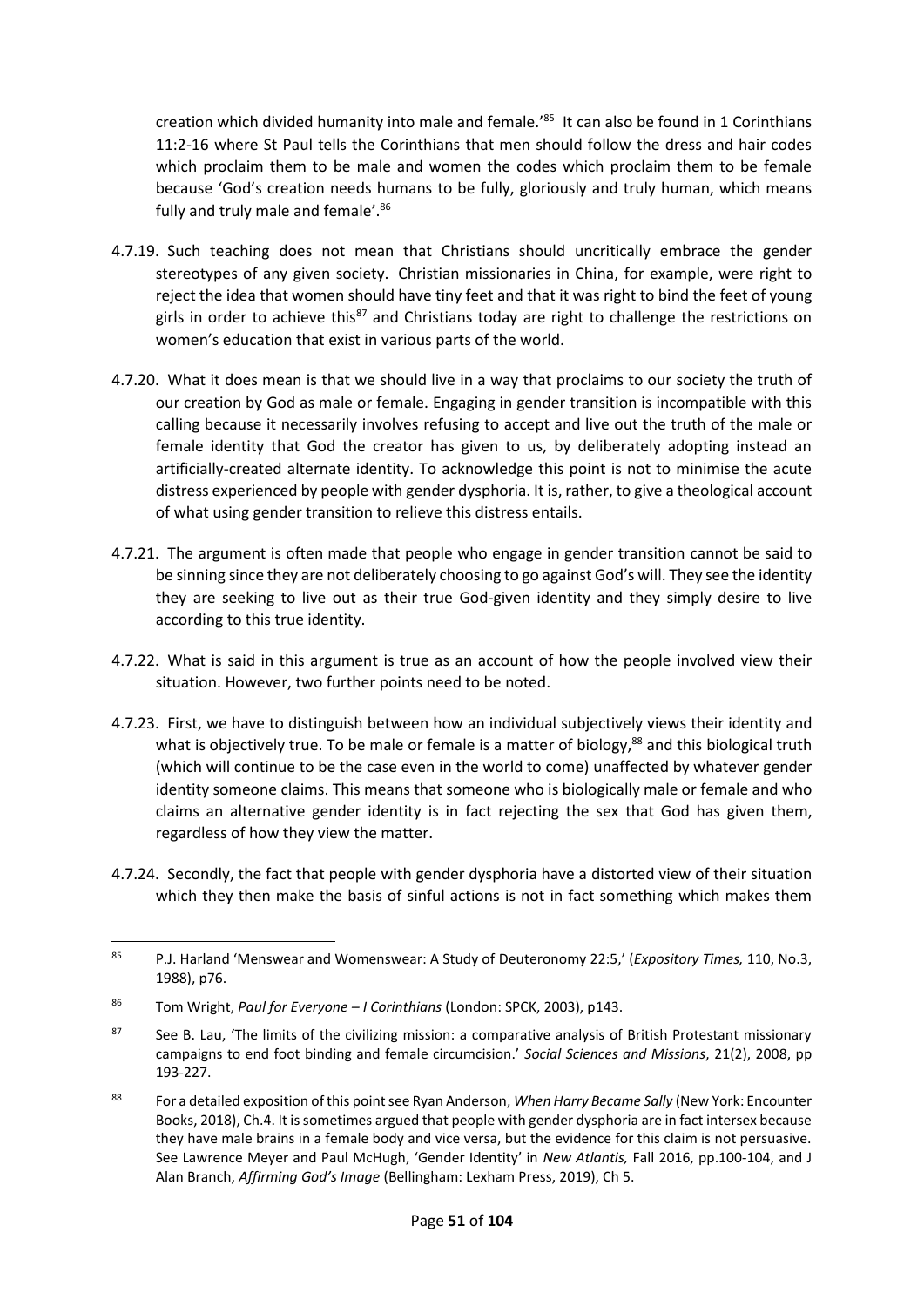creation which divided humanity into male and female.'[85] It can also be found in 1 Corinthians 11:2-16 where St Paul tells the Corinthians that men should follow the dress and hair codes which proclaim them to be male and women the codes which proclaim them to be female because 'God's creation needs humans to be fully, gloriously and truly human, which means fully and truly male and female'.[86]

4.7.19. Such teaching does not mean that Christians should uncritically embrace the gender stereotypes of any given society. Christian missionaries in China, for example, were right to reject the idea that women should have tiny feet and that it was right to bind the feet of young girls in order to achieve this[87] and Christians today are right to challenge the restrictions on women's education that exist in various parts of the world.

4.7.20. What it does mean is that we should live in a way that proclaims to our society the truth of our creation by God as male or female. Engaging in gender transition is incompatible with this calling because it necessarily involves refusing to accept and live out the truth of the male or female identity that God the creator has given to us, by deliberately adopting instead an artificially-created alternate identity. To acknowledge this point is not to minimise the acute distress experienced by people with gender dysphoria. It is, rather, to give a theological account of what using gender transition to relieve this distress entails.

4.7.21. The argument is often made that people who engage in gender transition cannot be said to be sinning since they are not deliberately choosing to go against God's will. They see the identity they are seeking to live out as their true God-given identity and they simply desire to live according to this true identity.

4.7.22. What is said in this argument is true as an account of how the people involved view their situation. However, two further points need to be noted.

4.7.23. First, we have to distinguish between how an individual subjectively views their identity and what is objectively true. To be male or female is a matter of biology,[88] and this biological truth (which will continue to be the case even in the world to come) unaffected by whatever gender identity someone claims. This means that someone who is biologically male or female and who claims an alternative gender identity is in fact rejecting the sex that God has given them, regardless of how they view the matter.

4.7.24. Secondly, the fact that people with gender dysphoria have a distorted view of their situation which they then make the basis of sinful actions is not in fact something which makes them

---

[85] P.J. Harland 'Menswear and Womenswear: A Study of Deuteronomy 22:5,' (*Expository Times,* 110, No.3, 1988), p76.

[86] Tom Wright, *Paul for Everyone – I Corinthians* (London: SPCK, 2003), p143.

[87] See B. Lau, 'The limits of the civilizing mission: a comparative analysis of British Protestant missionary campaigns to end foot binding and female circumcision.' *Social Sciences and Missions*, 21(2), 2008, pp 193-227.

[88] For a detailed exposition of this point see Ryan Anderson, *When Harry Became Sally* (New York: Encounter Books, 2018), Ch.4. It is sometimes argued that people with gender dysphoria are in fact intersex because they have male brains in a female body and vice versa, but the evidence for this claim is not persuasive. See Lawrence Meyer and Paul McHugh, 'Gender Identity' in *New Atlantis,* Fall 2016, pp.100-104, and J Alan Branch, *Affirming God's Image* (Bellingham: Lexham Press, 2019), Ch 5.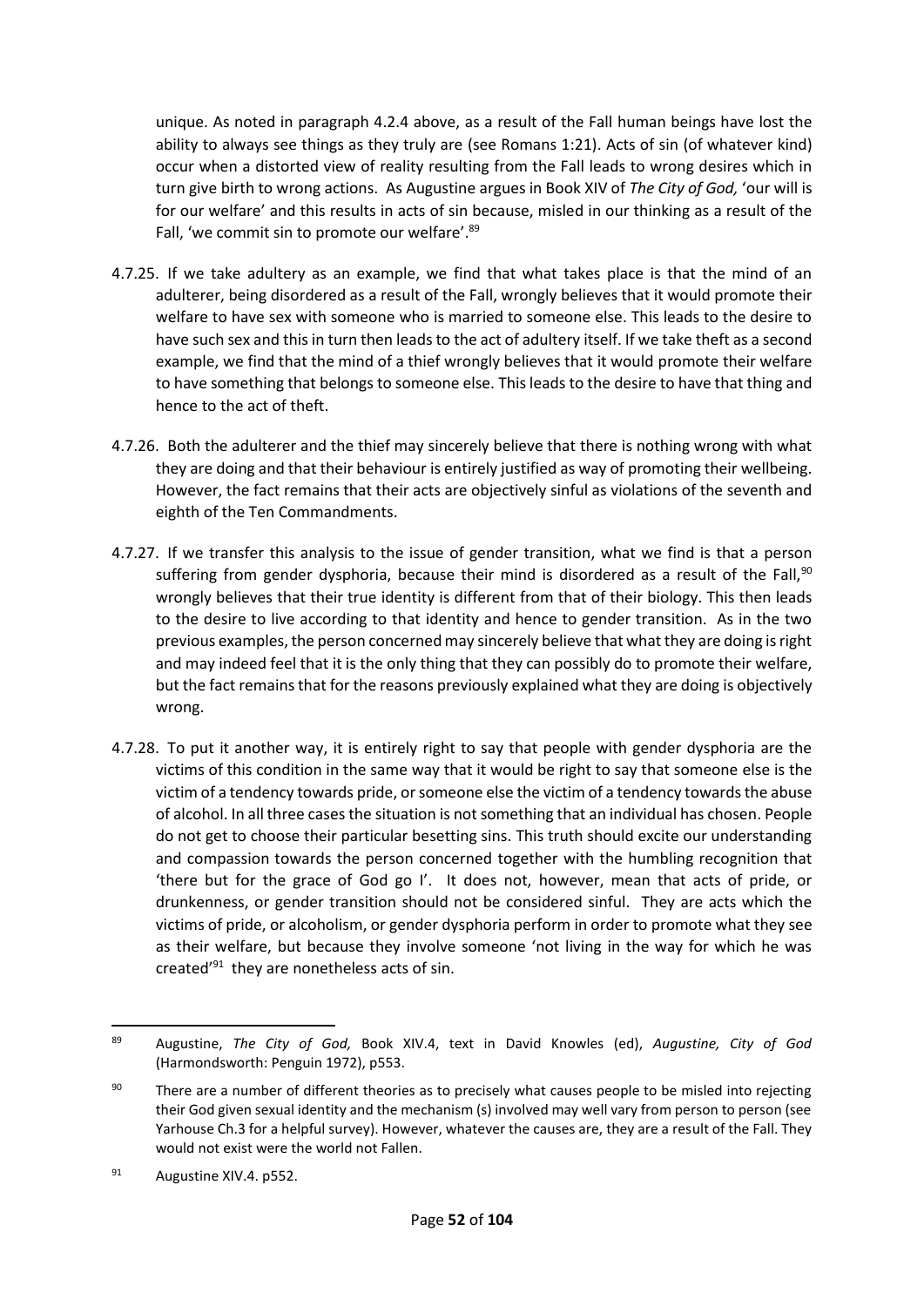unique. As noted in paragraph 4.2.4 above, as a result of the Fall human beings have lost the ability to always see things as they truly are (see Romans 1:21). Acts of sin (of whatever kind) occur when a distorted view of reality resulting from the Fall leads to wrong desires which in turn give birth to wrong actions. As Augustine argues in Book XIV of *The City of God,* 'our will is for our welfare' and this results in acts of sin because, misled in our thinking as a result of the Fall, 'we commit sin to promote our welfare'.[89]

4.7.25. If we take adultery as an example, we find that what takes place is that the mind of an adulterer, being disordered as a result of the Fall, wrongly believes that it would promote their welfare to have sex with someone who is married to someone else. This leads to the desire to have such sex and this in turn then leads to the act of adultery itself. If we take theft as a second example, we find that the mind of a thief wrongly believes that it would promote their welfare to have something that belongs to someone else. This leads to the desire to have that thing and hence to the act of theft.

4.7.26. Both the adulterer and the thief may sincerely believe that there is nothing wrong with what they are doing and that their behaviour is entirely justified as way of promoting their wellbeing. However, the fact remains that their acts are objectively sinful as violations of the seventh and eighth of the Ten Commandments.

4.7.27. If we transfer this analysis to the issue of gender transition, what we find is that a person suffering from gender dysphoria, because their mind is disordered as a result of the Fall,[90] wrongly believes that their true identity is different from that of their biology. This then leads to the desire to live according to that identity and hence to gender transition. As in the two previous examples, the person concerned may sincerely believe that what they are doing is right and may indeed feel that it is the only thing that they can possibly do to promote their welfare, but the fact remains that for the reasons previously explained what they are doing is objectively wrong.

4.7.28. To put it another way, it is entirely right to say that people with gender dysphoria are the victims of this condition in the same way that it would be right to say that someone else is the victim of a tendency towards pride, or someone else the victim of a tendency towards the abuse of alcohol. In all three cases the situation is not something that an individual has chosen. People do not get to choose their particular besetting sins. This truth should excite our understanding and compassion towards the person concerned together with the humbling recognition that 'there but for the grace of God go I'. It does not, however, mean that acts of pride, or drunkenness, or gender transition should not be considered sinful. They are acts which the victims of pride, or alcoholism, or gender dysphoria perform in order to promote what they see as their welfare, but because they involve someone 'not living in the way for which he was created'[91] they are nonetheless acts of sin.

---

[89] Augustine, *The City of God,* Book XIV.4, text in David Knowles (ed), *Augustine, City of God* (Harmondsworth: Penguin 1972), p553.

[90] There are a number of different theories as to precisely what causes people to be misled into rejecting their God given sexual identity and the mechanism (s) involved may well vary from person to person (see Yarhouse Ch.3 for a helpful survey). However, whatever the causes are, they are a result of the Fall. They would not exist were the world not Fallen.

[91] Augustine XIV.4. p552.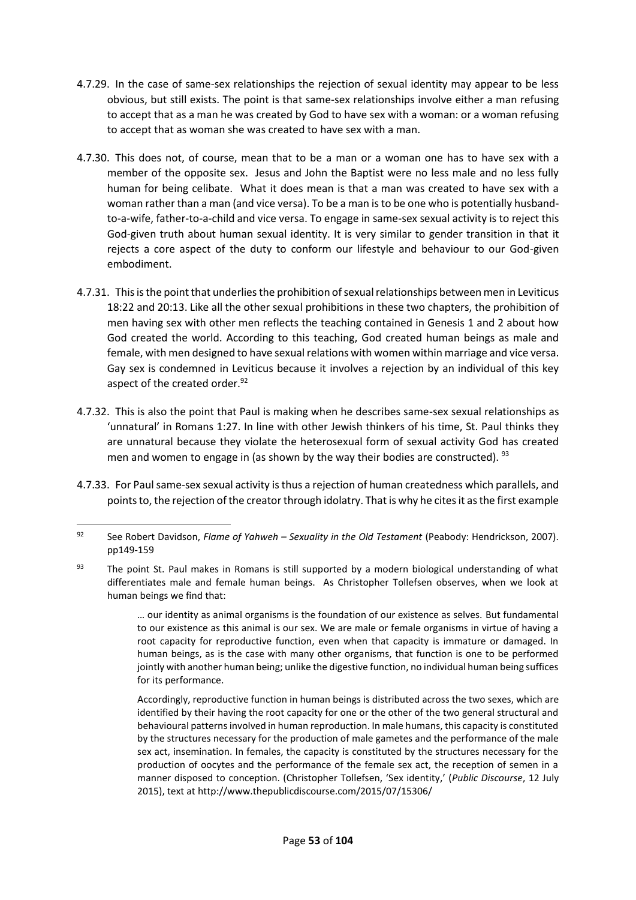4.7.29. In the case of same-sex relationships the rejection of sexual identity may appear to be less obvious, but still exists. The point is that same-sex relationships involve either a man refusing to accept that as a man he was created by God to have sex with a woman: or a woman refusing to accept that as woman she was created to have sex with a man.

4.7.30. This does not, of course, mean that to be a man or a woman one has to have sex with a member of the opposite sex. Jesus and John the Baptist were no less male and no less fully human for being celibate. What it does mean is that a man was created to have sex with a woman rather than a man (and vice versa). To be a man is to be one who is potentially husband-to-a-wife, father-to-a-child and vice versa. To engage in same-sex sexual activity is to reject this God-given truth about human sexual identity. It is very similar to gender transition in that it rejects a core aspect of the duty to conform our lifestyle and behaviour to our God-given embodiment.

4.7.31. This is the point that underlies the prohibition of sexual relationships between men in Leviticus 18:22 and 20:13. Like all the other sexual prohibitions in these two chapters, the prohibition of men having sex with other men reflects the teaching contained in Genesis 1 and 2 about how God created the world. According to this teaching, God created human beings as male and female, with men designed to have sexual relations with women within marriage and vice versa. Gay sex is condemned in Leviticus because it involves a rejection by an individual of this key aspect of the created order.[92]

4.7.32. This is also the point that Paul is making when he describes same-sex sexual relationships as 'unnatural' in Romans 1:27. In line with other Jewish thinkers of his time, St. Paul thinks they are unnatural because they violate the heterosexual form of sexual activity God has created men and women to engage in (as shown by the way their bodies are constructed).[93]

4.7.33. For Paul same-sex sexual activity is thus a rejection of human createdness which parallels, and points to, the rejection of the creator through idolatry. That is why he cites it as the first example

---

[92] See Robert Davidson, *Flame of Yahweh – Sexuality in the Old Testament* (Peabody: Hendrickson, 2007). pp149-159

[93] The point St. Paul makes in Romans is still supported by a modern biological understanding of what differentiates male and female human beings. As Christopher Tollefsen observes, when we look at human beings we find that:

> … our identity as animal organisms is the foundation of our existence as selves. But fundamental to our existence as this animal is our sex. We are male or female organisms in virtue of having a root capacity for reproductive function, even when that capacity is immature or damaged. In human beings, as is the case with many other organisms, that function is one to be performed jointly with another human being; unlike the digestive function, no individual human being suffices for its performance.
>
> Accordingly, reproductive function in human beings is distributed across the two sexes, which are identified by their having the root capacity for one or the other of the two general structural and behavioural patterns involved in human reproduction. In male humans, this capacity is constituted by the structures necessary for the production of male gametes and the performance of the male sex act, insemination. In females, the capacity is constituted by the structures necessary for the production of oocytes and the performance of the female sex act, the reception of semen in a manner disposed to conception. (Christopher Tollefsen, 'Sex identity,' (*Public Discourse*, 12 July 2015), text at http://www.thepublicdiscourse.com/2015/07/15306/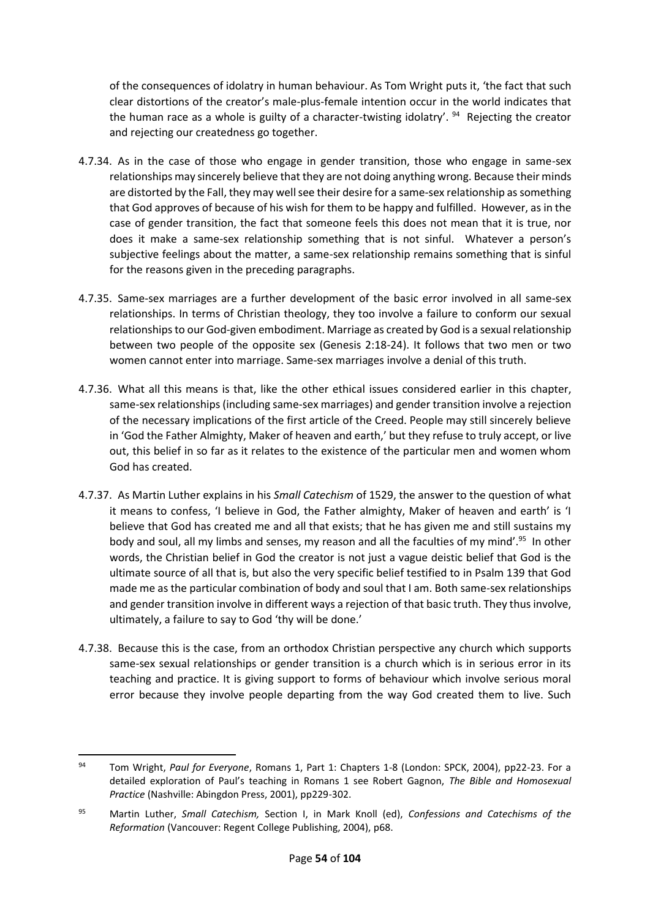of the consequences of idolatry in human behaviour. As Tom Wright puts it, 'the fact that such clear distortions of the creator's male-plus-female intention occur in the world indicates that the human race as a whole is guilty of a character-twisting idolatry'. [94] Rejecting the creator and rejecting our createdness go together.

4.7.34. As in the case of those who engage in gender transition, those who engage in same-sex relationships may sincerely believe that they are not doing anything wrong. Because their minds are distorted by the Fall, they may well see their desire for a same-sex relationship as something that God approves of because of his wish for them to be happy and fulfilled. However, as in the case of gender transition, the fact that someone feels this does not mean that it is true, nor does it make a same-sex relationship something that is not sinful. Whatever a person's subjective feelings about the matter, a same-sex relationship remains something that is sinful for the reasons given in the preceding paragraphs.

4.7.35. Same-sex marriages are a further development of the basic error involved in all same-sex relationships. In terms of Christian theology, they too involve a failure to conform our sexual relationships to our God-given embodiment. Marriage as created by God is a sexual relationship between two people of the opposite sex (Genesis 2:18-24). It follows that two men or two women cannot enter into marriage. Same-sex marriages involve a denial of this truth.

4.7.36. What all this means is that, like the other ethical issues considered earlier in this chapter, same-sex relationships (including same-sex marriages) and gender transition involve a rejection of the necessary implications of the first article of the Creed. People may still sincerely believe in 'God the Father Almighty, Maker of heaven and earth,' but they refuse to truly accept, or live out, this belief in so far as it relates to the existence of the particular men and women whom God has created.

4.7.37. As Martin Luther explains in his *Small Catechism* of 1529, the answer to the question of what it means to confess, 'I believe in God, the Father almighty, Maker of heaven and earth' is 'I believe that God has created me and all that exists; that he has given me and still sustains my body and soul, all my limbs and senses, my reason and all the faculties of my mind'.[95] In other words, the Christian belief in God the creator is not just a vague deistic belief that God is the ultimate source of all that is, but also the very specific belief testified to in Psalm 139 that God made me as the particular combination of body and soul that I am. Both same-sex relationships and gender transition involve in different ways a rejection of that basic truth. They thus involve, ultimately, a failure to say to God 'thy will be done.'

4.7.38. Because this is the case, from an orthodox Christian perspective any church which supports same-sex sexual relationships or gender transition is a church which is in serious error in its teaching and practice. It is giving support to forms of behaviour which involve serious moral error because they involve people departing from the way God created them to live. Such

---

[94] Tom Wright, *Paul for Everyone*, Romans 1, Part 1: Chapters 1-8 (London: SPCK, 2004), pp22-23. For a detailed exploration of Paul's teaching in Romans 1 see Robert Gagnon, *The Bible and Homosexual Practice* (Nashville: Abingdon Press, 2001), pp229-302.

[95] Martin Luther, *Small Catechism,* Section I, in Mark Knoll (ed), *Confessions and Catechisms of the Reformation* (Vancouver: Regent College Publishing, 2004), p68.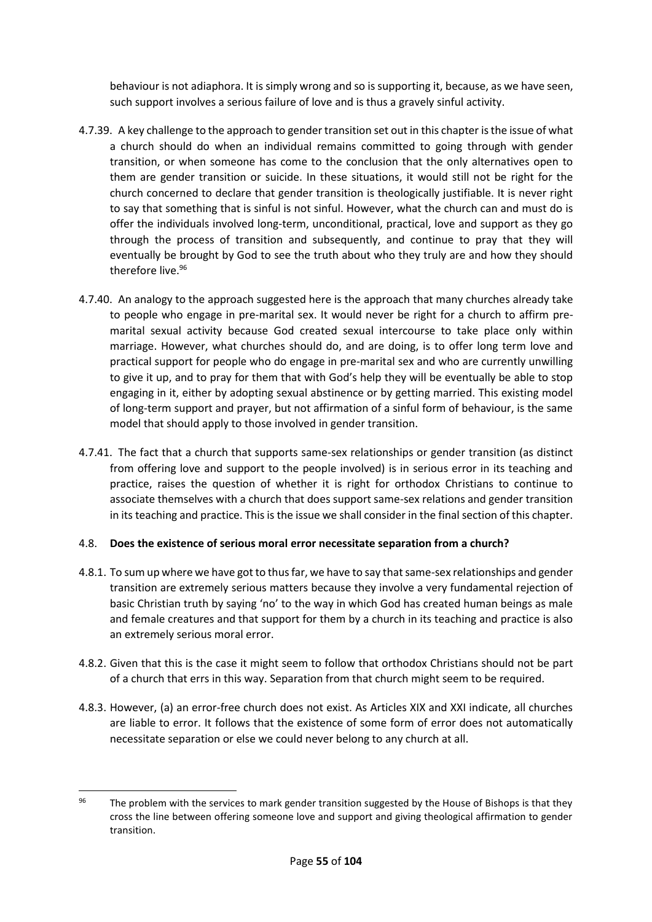behaviour is not adiaphora. It is simply wrong and so is supporting it, because, as we have seen, such support involves a serious failure of love and is thus a gravely sinful activity.

4.7.39. A key challenge to the approach to gender transition set out in this chapter is the issue of what a church should do when an individual remains committed to going through with gender transition, or when someone has come to the conclusion that the only alternatives open to them are gender transition or suicide. In these situations, it would still not be right for the church concerned to declare that gender transition is theologically justifiable. It is never right to say that something that is sinful is not sinful. However, what the church can and must do is offer the individuals involved long-term, unconditional, practical, love and support as they go through the process of transition and subsequently, and continue to pray that they will eventually be brought by God to see the truth about who they truly are and how they should therefore live.[96]

4.7.40. An analogy to the approach suggested here is the approach that many churches already take to people who engage in pre-marital sex. It would never be right for a church to affirm pre-marital sexual activity because God created sexual intercourse to take place only within marriage. However, what churches should do, and are doing, is to offer long term love and practical support for people who do engage in pre-marital sex and who are currently unwilling to give it up, and to pray for them that with God's help they will be eventually be able to stop engaging in it, either by adopting sexual abstinence or by getting married. This existing model of long-term support and prayer, but not affirmation of a sinful form of behaviour, is the same model that should apply to those involved in gender transition.

4.7.41. The fact that a church that supports same-sex relationships or gender transition (as distinct from offering love and support to the people involved) is in serious error in its teaching and practice, raises the question of whether it is right for orthodox Christians to continue to associate themselves with a church that does support same-sex relations and gender transition in its teaching and practice. This is the issue we shall consider in the final section of this chapter.

### 4.8. Does the existence of serious moral error necessitate separation from a church?

4.8.1. To sum up where we have got to thus far, we have to say that same-sex relationships and gender transition are extremely serious matters because they involve a very fundamental rejection of basic Christian truth by saying 'no' to the way in which God has created human beings as male and female creatures and that support for them by a church in its teaching and practice is also an extremely serious moral error.

4.8.2. Given that this is the case it might seem to follow that orthodox Christians should not be part of a church that errs in this way. Separation from that church might seem to be required.

4.8.3. However, (a) an error-free church does not exist. As Articles XIX and XXI indicate, all churches are liable to error. It follows that the existence of some form of error does not automatically necessitate separation or else we could never belong to any church at all.

---

[96] The problem with the services to mark gender transition suggested by the House of Bishops is that they cross the line between offering someone love and support and giving theological affirmation to gender transition.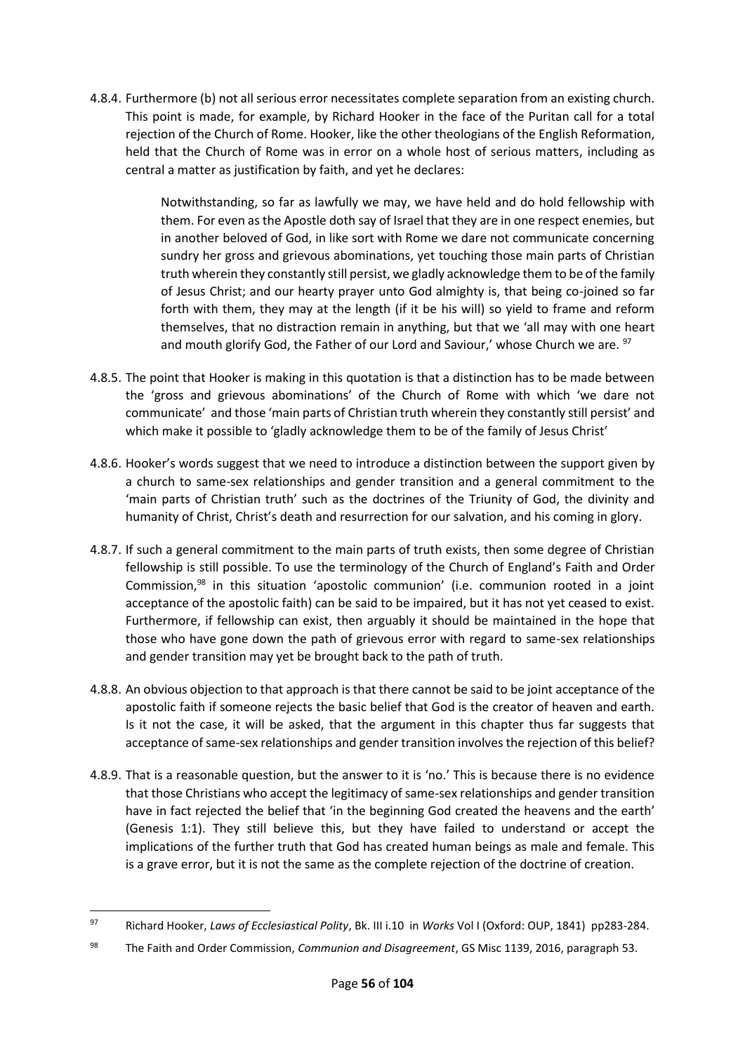4.8.4. Furthermore (b) not all serious error necessitates complete separation from an existing church. This point is made, for example, by Richard Hooker in the face of the Puritan call for a total rejection of the Church of Rome. Hooker, like the other theologians of the English Reformation, held that the Church of Rome was in error on a whole host of serious matters, including as central a matter as justification by faith, and yet he declares:

> Notwithstanding, so far as lawfully we may, we have held and do hold fellowship with them. For even as the Apostle doth say of Israel that they are in one respect enemies, but in another beloved of God, in like sort with Rome we dare not communicate concerning sundry her gross and grievous abominations, yet touching those main parts of Christian truth wherein they constantly still persist, we gladly acknowledge them to be of the family of Jesus Christ; and our hearty prayer unto God almighty is, that being co-joined so far forth with them, they may at the length (if it be his will) so yield to frame and reform themselves, that no distraction remain in anything, but that we 'all may with one heart and mouth glorify God, the Father of our Lord and Saviour,' whose Church we are. [97]

4.8.5. The point that Hooker is making in this quotation is that a distinction has to be made between the 'gross and grievous abominations' of the Church of Rome with which 'we dare not communicate' and those 'main parts of Christian truth wherein they constantly still persist' and which make it possible to 'gladly acknowledge them to be of the family of Jesus Christ'

4.8.6. Hooker's words suggest that we need to introduce a distinction between the support given by a church to same-sex relationships and gender transition and a general commitment to the 'main parts of Christian truth' such as the doctrines of the Triunity of God, the divinity and humanity of Christ, Christ's death and resurrection for our salvation, and his coming in glory.

4.8.7. If such a general commitment to the main parts of truth exists, then some degree of Christian fellowship is still possible. To use the terminology of the Church of England's Faith and Order Commission,[98] in this situation 'apostolic communion' (i.e. communion rooted in a joint acceptance of the apostolic faith) can be said to be impaired, but it has not yet ceased to exist. Furthermore, if fellowship can exist, then arguably it should be maintained in the hope that those who have gone down the path of grievous error with regard to same-sex relationships and gender transition may yet be brought back to the path of truth.

4.8.8. An obvious objection to that approach is that there cannot be said to be joint acceptance of the apostolic faith if someone rejects the basic belief that God is the creator of heaven and earth. Is it not the case, it will be asked, that the argument in this chapter thus far suggests that acceptance of same-sex relationships and gender transition involves the rejection of this belief?

4.8.9. That is a reasonable question, but the answer to it is 'no.' This is because there is no evidence that those Christians who accept the legitimacy of same-sex relationships and gender transition have in fact rejected the belief that 'in the beginning God created the heavens and the earth' (Genesis 1:1). They still believe this, but they have failed to understand or accept the implications of the further truth that God has created human beings as male and female. This is a grave error, but it is not the same as the complete rejection of the doctrine of creation.

---

[97] Richard Hooker, *Laws of Ecclesiastical Polity*, Bk. III i.10 in *Works* Vol I (Oxford: OUP, 1841) pp283-284.

[98] The Faith and Order Commission, *Communion and Disagreement*, GS Misc 1139, 2016, paragraph 53.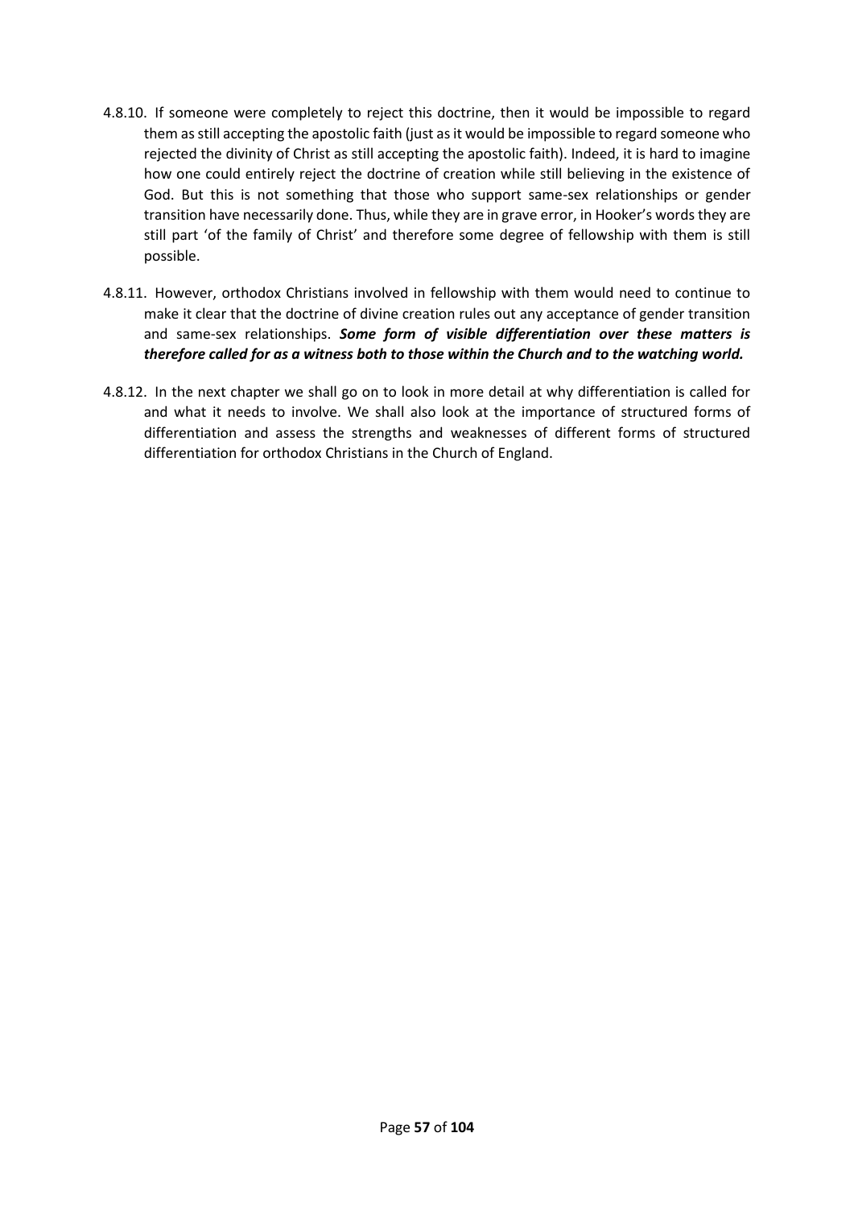4.8.10. If someone were completely to reject this doctrine, then it would be impossible to regard them as still accepting the apostolic faith (just as it would be impossible to regard someone who rejected the divinity of Christ as still accepting the apostolic faith). Indeed, it is hard to imagine how one could entirely reject the doctrine of creation while still believing in the existence of God. But this is not something that those who support same-sex relationships or gender transition have necessarily done. Thus, while they are in grave error, in Hooker's words they are still part 'of the family of Christ' and therefore some degree of fellowship with them is still possible.

4.8.11. However, orthodox Christians involved in fellowship with them would need to continue to make it clear that the doctrine of divine creation rules out any acceptance of gender transition and same-sex relationships. ***Some form of visible differentiation over these matters is therefore called for as a witness both to those within the Church and to the watching world.***

4.8.12. In the next chapter we shall go on to look in more detail at why differentiation is called for and what it needs to involve. We shall also look at the importance of structured forms of differentiation and assess the strengths and weaknesses of different forms of structured differentiation for orthodox Christians in the Church of England.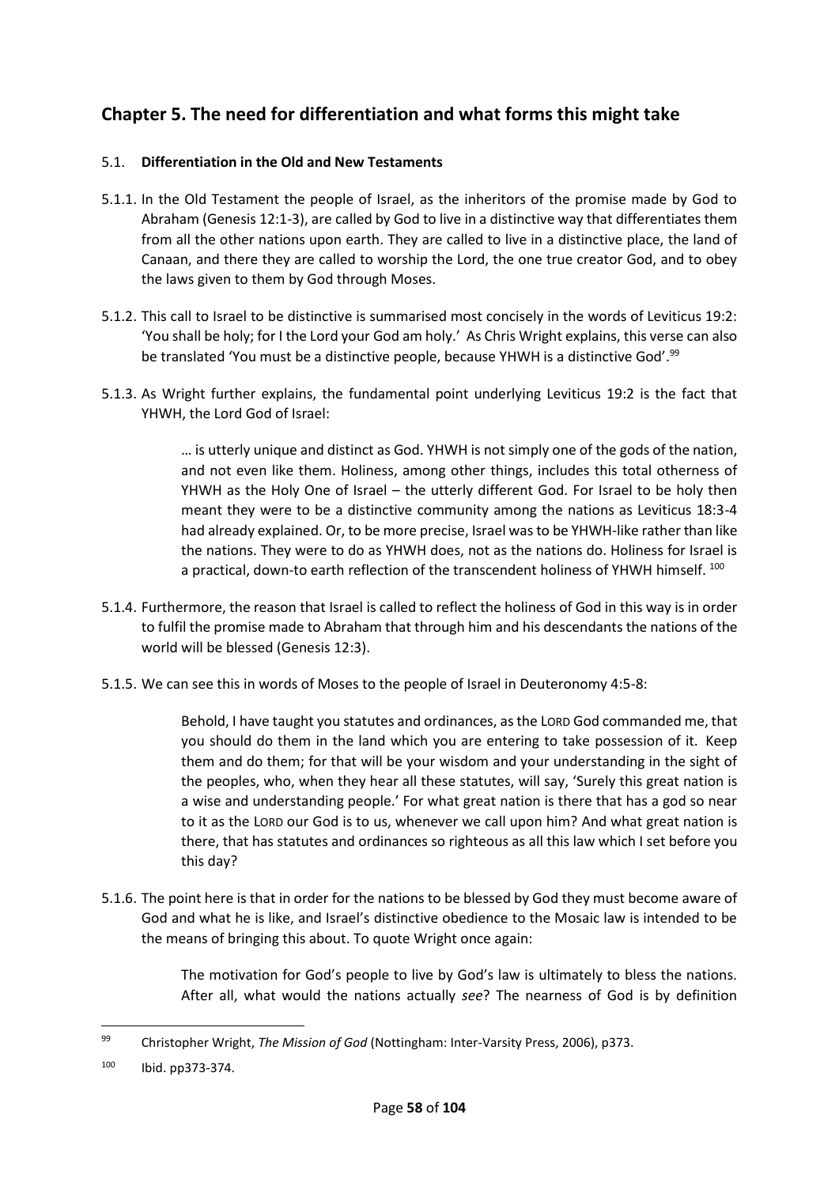## Chapter 5. The need for differentiation and what forms this might take

### 5.1. **Differentiation in the Old and New Testaments**

5.1.1. In the Old Testament the people of Israel, as the inheritors of the promise made by God to Abraham (Genesis 12:1-3), are called by God to live in a distinctive way that differentiates them from all the other nations upon earth. They are called to live in a distinctive place, the land of Canaan, and there they are called to worship the Lord, the one true creator God, and to obey the laws given to them by God through Moses.

5.1.2. This call to Israel to be distinctive is summarised most concisely in the words of Leviticus 19:2: 'You shall be holy; for I the Lord your God am holy.' As Chris Wright explains, this verse can also be translated 'You must be a distinctive people, because YHWH is a distinctive God'.[99]

5.1.3. As Wright further explains, the fundamental point underlying Leviticus 19:2 is the fact that YHWH, the Lord God of Israel:

> … is utterly unique and distinct as God. YHWH is not simply one of the gods of the nation, and not even like them. Holiness, among other things, includes this total otherness of YHWH as the Holy One of Israel – the utterly different God. For Israel to be holy then meant they were to be a distinctive community among the nations as Leviticus 18:3-4 had already explained. Or, to be more precise, Israel was to be YHWH-like rather than like the nations. They were to do as YHWH does, not as the nations do. Holiness for Israel is a practical, down-to earth reflection of the transcendent holiness of YHWH himself. [100]

5.1.4. Furthermore, the reason that Israel is called to reflect the holiness of God in this way is in order to fulfil the promise made to Abraham that through him and his descendants the nations of the world will be blessed (Genesis 12:3).

5.1.5. We can see this in words of Moses to the people of Israel in Deuteronomy 4:5-8:

> Behold, I have taught you statutes and ordinances, as the LORD God commanded me, that you should do them in the land which you are entering to take possession of it. Keep them and do them; for that will be your wisdom and your understanding in the sight of the peoples, who, when they hear all these statutes, will say, 'Surely this great nation is a wise and understanding people.' For what great nation is there that has a god so near to it as the LORD our God is to us, whenever we call upon him? And what great nation is there, that has statutes and ordinances so righteous as all this law which I set before you this day?

5.1.6. The point here is that in order for the nations to be blessed by God they must become aware of God and what he is like, and Israel's distinctive obedience to the Mosaic law is intended to be the means of bringing this about. To quote Wright once again:

> The motivation for God's people to live by God's law is ultimately to bless the nations. After all, what would the nations actually *see*? The nearness of God is by definition

---

[99] Christopher Wright, *The Mission of God* (Nottingham: Inter-Varsity Press, 2006), p373.

[100] Ibid. pp373-374.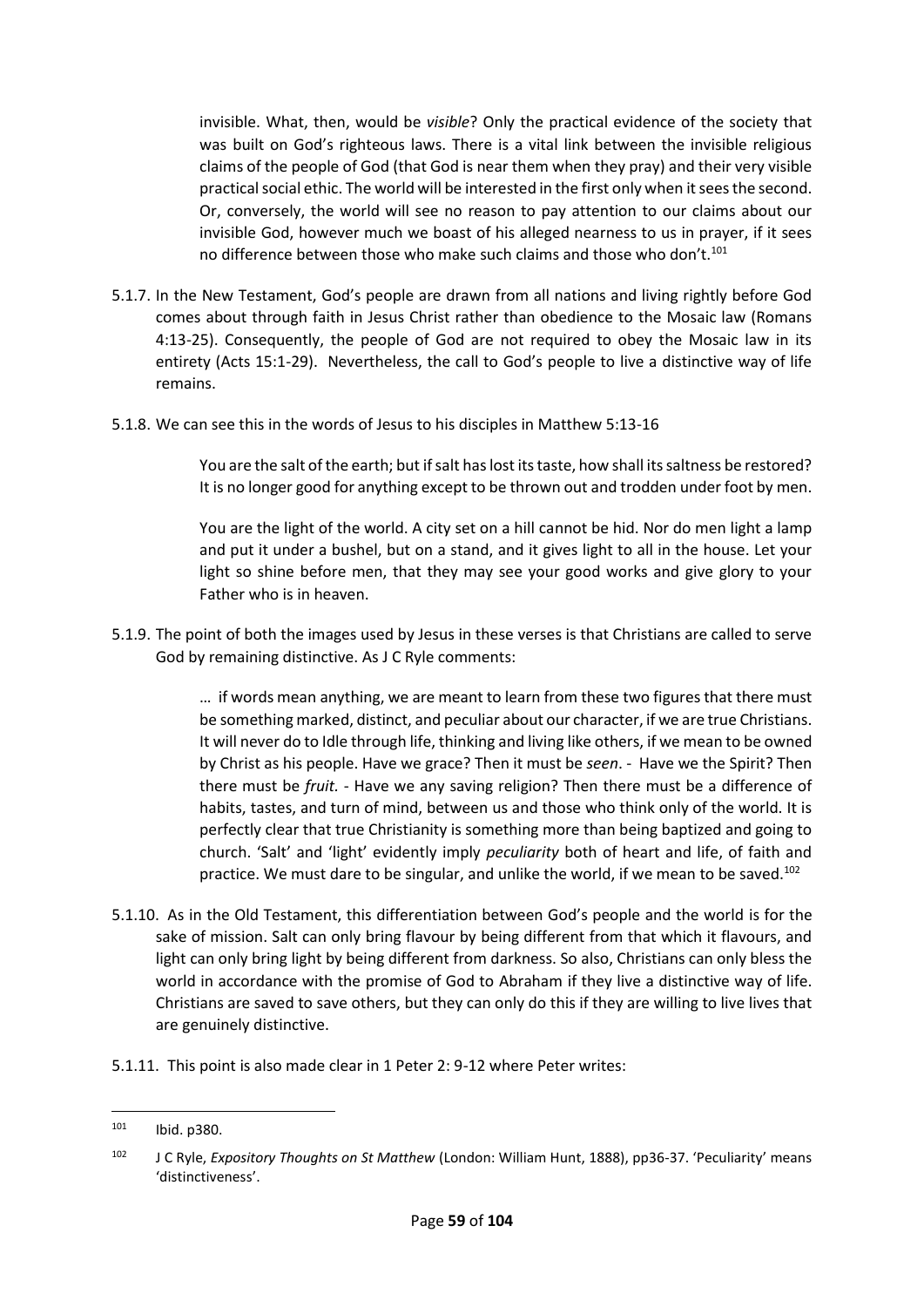> invisible. What, then, would be *visible*? Only the practical evidence of the society that was built on God's righteous laws. There is a vital link between the invisible religious claims of the people of God (that God is near them when they pray) and their very visible practical social ethic. The world will be interested in the first only when it sees the second. Or, conversely, the world will see no reason to pay attention to our claims about our invisible God, however much we boast of his alleged nearness to us in prayer, if it sees no difference between those who make such claims and those who don't.[101]

5.1.7. In the New Testament, God's people are drawn from all nations and living rightly before God comes about through faith in Jesus Christ rather than obedience to the Mosaic law (Romans 4:13-25). Consequently, the people of God are not required to obey the Mosaic law in its entirety (Acts 15:1-29). Nevertheless, the call to God's people to live a distinctive way of life remains.

5.1.8. We can see this in the words of Jesus to his disciples in Matthew 5:13-16

> You are the salt of the earth; but if salt has lost its taste, how shall its saltness be restored? It is no longer good for anything except to be thrown out and trodden under foot by men.
>
> You are the light of the world. A city set on a hill cannot be hid. Nor do men light a lamp and put it under a bushel, but on a stand, and it gives light to all in the house. Let your light so shine before men, that they may see your good works and give glory to your Father who is in heaven.

5.1.9. The point of both the images used by Jesus in these verses is that Christians are called to serve God by remaining distinctive. As J C Ryle comments:

> … if words mean anything, we are meant to learn from these two figures that there must be something marked, distinct, and peculiar about our character, if we are true Christians. It will never do to Idle through life, thinking and living like others, if we mean to be owned by Christ as his people. Have we grace? Then it must be *seen*. - Have we the Spirit? Then there must be *fruit*. - Have we any saving religion? Then there must be a difference of habits, tastes, and turn of mind, between us and those who think only of the world. It is perfectly clear that true Christianity is something more than being baptized and going to church. 'Salt' and 'light' evidently imply *peculiarity* both of heart and life, of faith and practice. We must dare to be singular, and unlike the world, if we mean to be saved.[102]

5.1.10. As in the Old Testament, this differentiation between God's people and the world is for the sake of mission. Salt can only bring flavour by being different from that which it flavours, and light can only bring light by being different from darkness. So also, Christians can only bless the world in accordance with the promise of God to Abraham if they live a distinctive way of life. Christians are saved to save others, but they can only do this if they are willing to live lives that are genuinely distinctive.

5.1.11. This point is also made clear in 1 Peter 2: 9-12 where Peter writes:

---

[101] Ibid. p380.

[102] J C Ryle, *Expository Thoughts on St Matthew* (London: William Hunt, 1888), pp36-37. 'Peculiarity' means 'distinctiveness'.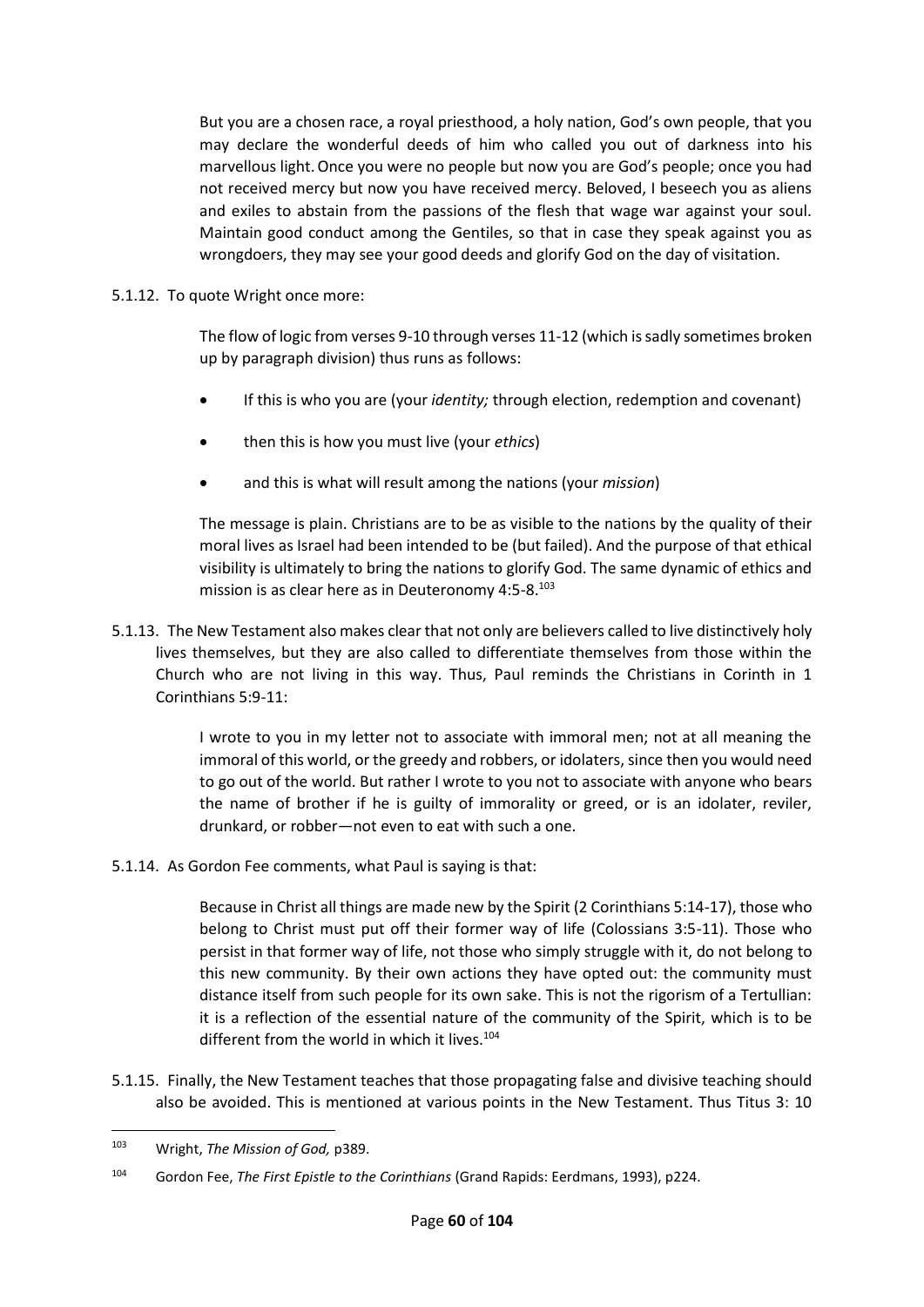> But you are a chosen race, a royal priesthood, a holy nation, God's own people, that you may declare the wonderful deeds of him who called you out of darkness into his marvellous light. Once you were no people but now you are God's people; once you had not received mercy but now you have received mercy. Beloved, I beseech you as aliens and exiles to abstain from the passions of the flesh that wage war against your soul. Maintain good conduct among the Gentiles, so that in case they speak against you as wrongdoers, they may see your good deeds and glorify God on the day of visitation.

5.1.12. To quote Wright once more:

> The flow of logic from verses 9-10 through verses 11-12 (which is sadly sometimes broken up by paragraph division) thus runs as follows:
>
> - If this is who you are (your *identity;* through election, redemption and covenant)
> - then this is how you must live (your *ethics*)
> - and this is what will result among the nations (your *mission*)
>
> The message is plain. Christians are to be as visible to the nations by the quality of their moral lives as Israel had been intended to be (but failed). And the purpose of that ethical visibility is ultimately to bring the nations to glorify God. The same dynamic of ethics and mission is as clear here as in Deuteronomy 4:5-8.[103]

5.1.13. The New Testament also makes clear that not only are believers called to live distinctively holy lives themselves, but they are also called to differentiate themselves from those within the Church who are not living in this way. Thus, Paul reminds the Christians in Corinth in 1 Corinthians 5:9-11:

> I wrote to you in my letter not to associate with immoral men; not at all meaning the immoral of this world, or the greedy and robbers, or idolaters, since then you would need to go out of the world. But rather I wrote to you not to associate with anyone who bears the name of brother if he is guilty of immorality or greed, or is an idolater, reviler, drunkard, or robber—not even to eat with such a one.

5.1.14. As Gordon Fee comments, what Paul is saying is that:

> Because in Christ all things are made new by the Spirit (2 Corinthians 5:14-17), those who belong to Christ must put off their former way of life (Colossians 3:5-11). Those who persist in that former way of life, not those who simply struggle with it, do not belong to this new community. By their own actions they have opted out: the community must distance itself from such people for its own sake. This is not the rigorism of a Tertullian: it is a reflection of the essential nature of the community of the Spirit, which is to be different from the world in which it lives.[104]

5.1.15. Finally, the New Testament teaches that those propagating false and divisive teaching should also be avoided. This is mentioned at various points in the New Testament. Thus Titus 3: 10

---

[103] Wright, *The Mission of God,* p389.

[104] Gordon Fee, *The First Epistle to the Corinthians* (Grand Rapids: Eerdmans, 1993), p224.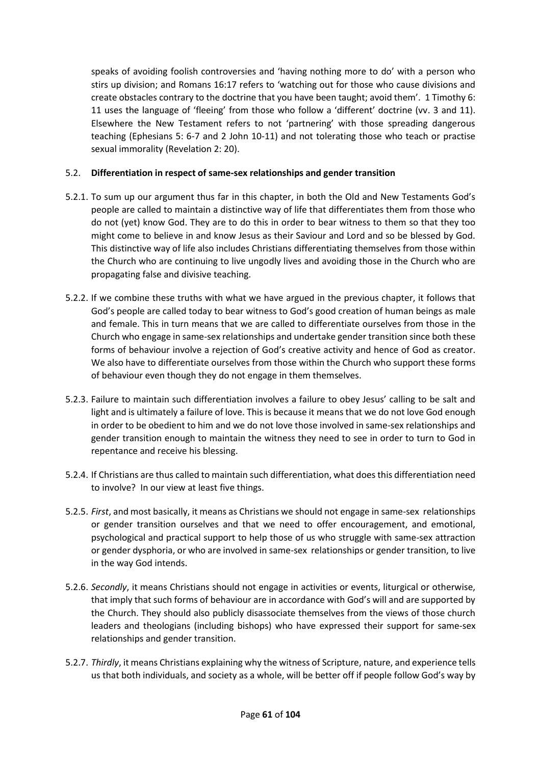speaks of avoiding foolish controversies and 'having nothing more to do' with a person who stirs up division; and Romans 16:17 refers to 'watching out for those who cause divisions and create obstacles contrary to the doctrine that you have been taught; avoid them'. 1 Timothy 6: 11 uses the language of 'fleeing' from those who follow a 'different' doctrine (vv. 3 and 11). Elsewhere the New Testament refers to not 'partnering' with those spreading dangerous teaching (Ephesians 5: 6-7 and 2 John 10-11) and not tolerating those who teach or practise sexual immorality (Revelation 2: 20).

### 5.2. Differentiation in respect of same-sex relationships and gender transition

5.2.1. To sum up our argument thus far in this chapter, in both the Old and New Testaments God's people are called to maintain a distinctive way of life that differentiates them from those who do not (yet) know God. They are to do this in order to bear witness to them so that they too might come to believe in and know Jesus as their Saviour and Lord and so be blessed by God. This distinctive way of life also includes Christians differentiating themselves from those within the Church who are continuing to live ungodly lives and avoiding those in the Church who are propagating false and divisive teaching.

5.2.2. If we combine these truths with what we have argued in the previous chapter, it follows that God's people are called today to bear witness to God's good creation of human beings as male and female. This in turn means that we are called to differentiate ourselves from those in the Church who engage in same-sex relationships and undertake gender transition since both these forms of behaviour involve a rejection of God's creative activity and hence of God as creator. We also have to differentiate ourselves from those within the Church who support these forms of behaviour even though they do not engage in them themselves.

5.2.3. Failure to maintain such differentiation involves a failure to obey Jesus' calling to be salt and light and is ultimately a failure of love. This is because it means that we do not love God enough in order to be obedient to him and we do not love those involved in same-sex relationships and gender transition enough to maintain the witness they need to see in order to turn to God in repentance and receive his blessing.

5.2.4. If Christians are thus called to maintain such differentiation, what does this differentiation need to involve? In our view at least five things.

5.2.5. *First*, and most basically, it means as Christians we should not engage in same-sex relationships or gender transition ourselves and that we need to offer encouragement, and emotional, psychological and practical support to help those of us who struggle with same-sex attraction or gender dysphoria, or who are involved in same-sex relationships or gender transition, to live in the way God intends.

5.2.6. *Secondly*, it means Christians should not engage in activities or events, liturgical or otherwise, that imply that such forms of behaviour are in accordance with God's will and are supported by the Church. They should also publicly disassociate themselves from the views of those church leaders and theologians (including bishops) who have expressed their support for same-sex relationships and gender transition.

5.2.7. *Thirdly*, it means Christians explaining why the witness of Scripture, nature, and experience tells us that both individuals, and society as a whole, will be better off if people follow God's way by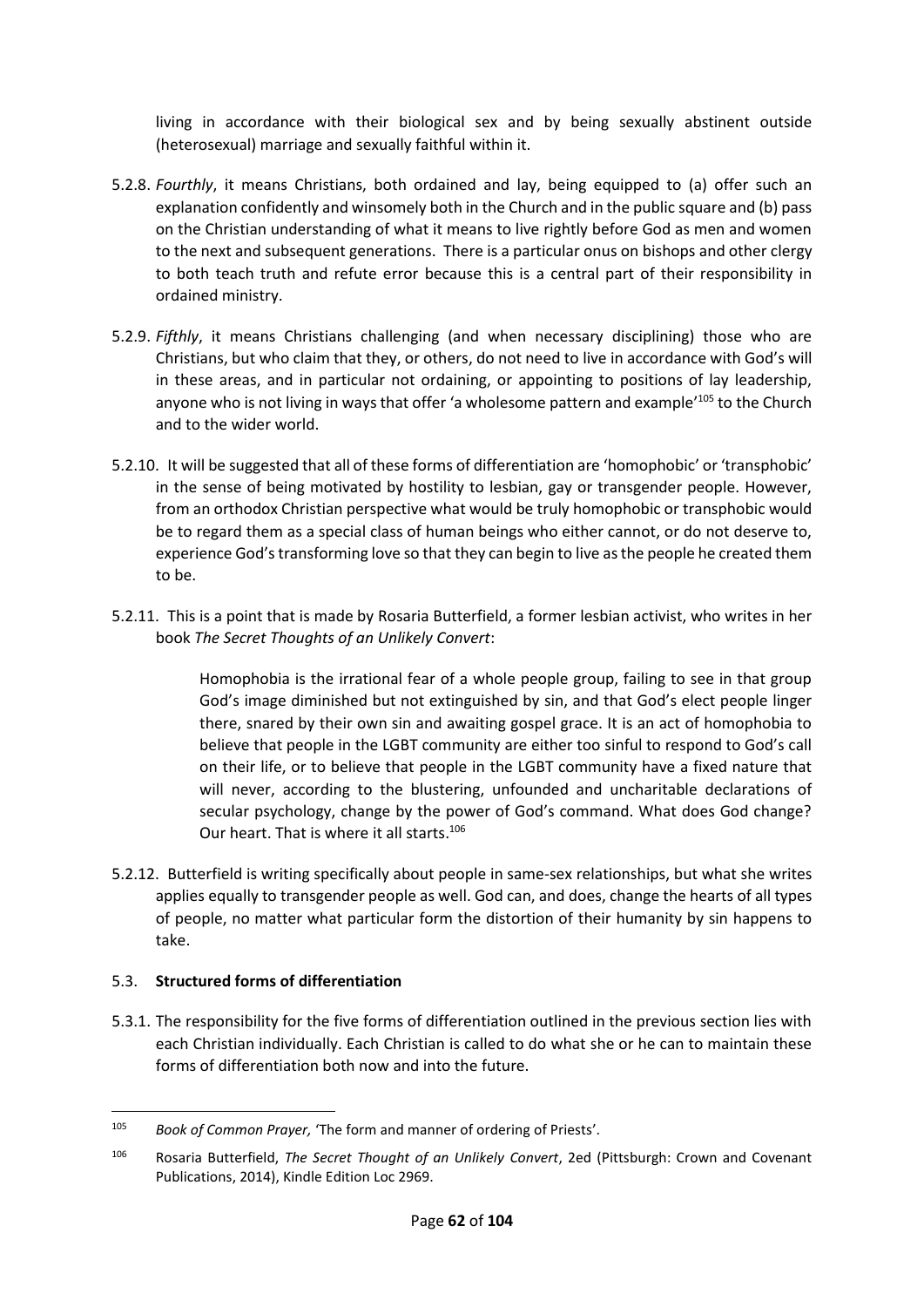living in accordance with their biological sex and by being sexually abstinent outside (heterosexual) marriage and sexually faithful within it.

5.2.8. *Fourthly*, it means Christians, both ordained and lay, being equipped to (a) offer such an explanation confidently and winsomely both in the Church and in the public square and (b) pass on the Christian understanding of what it means to live rightly before God as men and women to the next and subsequent generations. There is a particular onus on bishops and other clergy to both teach truth and refute error because this is a central part of their responsibility in ordained ministry.

5.2.9. *Fifthly*, it means Christians challenging (and when necessary disciplining) those who are Christians, but who claim that they, or others, do not need to live in accordance with God's will in these areas, and in particular not ordaining, or appointing to positions of lay leadership, anyone who is not living in ways that offer 'a wholesome pattern and example'[105] to the Church and to the wider world.

5.2.10. It will be suggested that all of these forms of differentiation are 'homophobic' or 'transphobic' in the sense of being motivated by hostility to lesbian, gay or transgender people. However, from an orthodox Christian perspective what would be truly homophobic or transphobic would be to regard them as a special class of human beings who either cannot, or do not deserve to, experience God's transforming love so that they can begin to live as the people he created them to be.

5.2.11. This is a point that is made by Rosaria Butterfield, a former lesbian activist, who writes in her book *The Secret Thoughts of an Unlikely Convert*:

> Homophobia is the irrational fear of a whole people group, failing to see in that group God's image diminished but not extinguished by sin, and that God's elect people linger there, snared by their own sin and awaiting gospel grace. It is an act of homophobia to believe that people in the LGBT community are either too sinful to respond to God's call on their life, or to believe that people in the LGBT community have a fixed nature that will never, according to the blustering, unfounded and uncharitable declarations of secular psychology, change by the power of God's command. What does God change? Our heart. That is where it all starts.[106]

5.2.12. Butterfield is writing specifically about people in same-sex relationships, but what she writes applies equally to transgender people as well. God can, and does, change the hearts of all types of people, no matter what particular form the distortion of their humanity by sin happens to take.

### 5.3. **Structured forms of differentiation**

5.3.1. The responsibility for the five forms of differentiation outlined in the previous section lies with each Christian individually. Each Christian is called to do what she or he can to maintain these forms of differentiation both now and into the future.

---

[105] *Book of Common Prayer,* 'The form and manner of ordering of Priests'.

[106] Rosaria Butterfield, *The Secret Thought of an Unlikely Convert*, 2ed (Pittsburgh: Crown and Covenant Publications, 2014), Kindle Edition Loc 2969.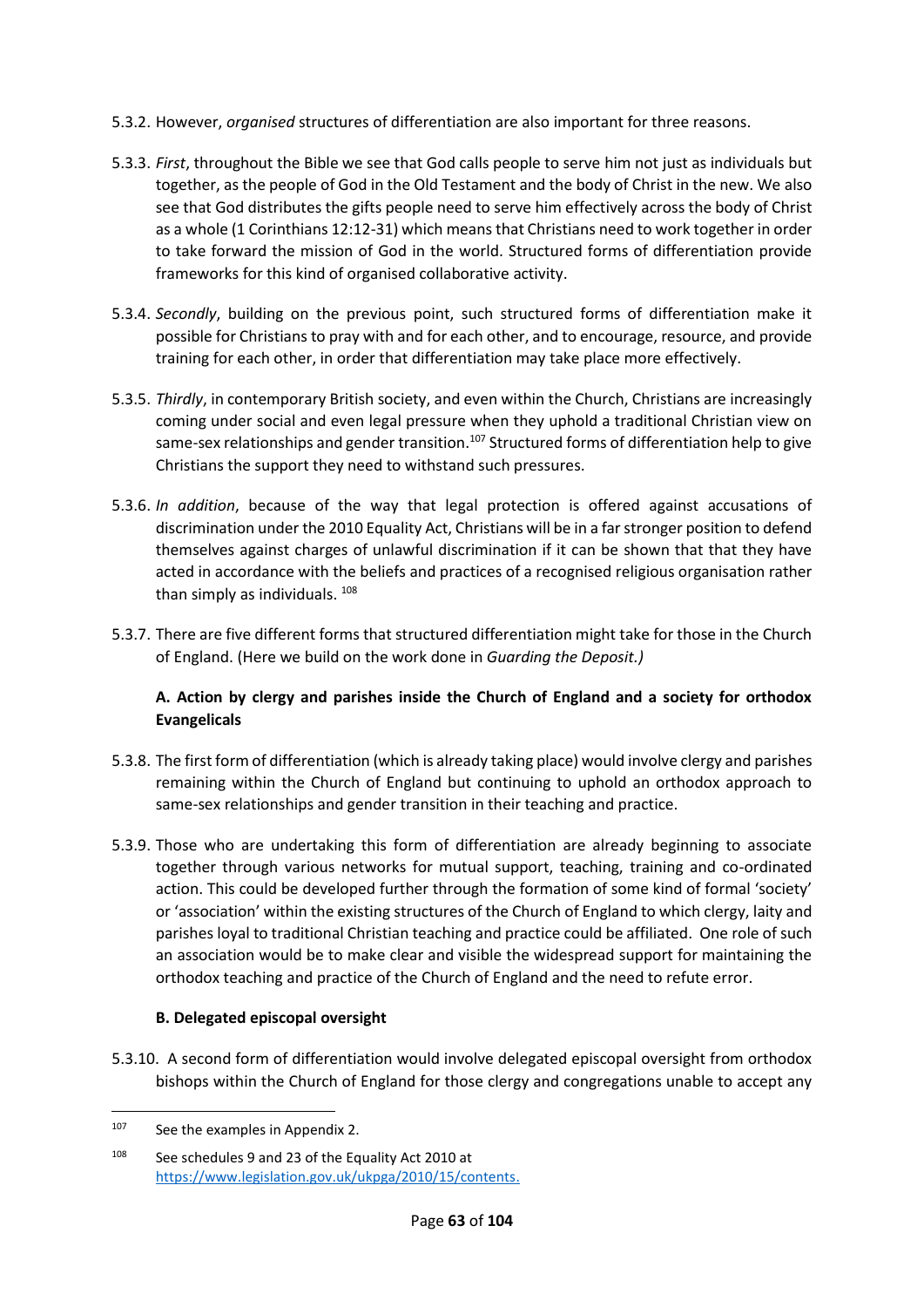5.3.2. However, *organised* structures of differentiation are also important for three reasons.

5.3.3. *First*, throughout the Bible we see that God calls people to serve him not just as individuals but together, as the people of God in the Old Testament and the body of Christ in the new. We also see that God distributes the gifts people need to serve him effectively across the body of Christ as a whole (1 Corinthians 12:12-31) which means that Christians need to work together in order to take forward the mission of God in the world. Structured forms of differentiation provide frameworks for this kind of organised collaborative activity.

5.3.4. *Secondly*, building on the previous point, such structured forms of differentiation make it possible for Christians to pray with and for each other, and to encourage, resource, and provide training for each other, in order that differentiation may take place more effectively.

5.3.5. *Thirdly*, in contemporary British society, and even within the Church, Christians are increasingly coming under social and even legal pressure when they uphold a traditional Christian view on same-sex relationships and gender transition.[107] Structured forms of differentiation help to give Christians the support they need to withstand such pressures.

5.3.6. *In addition*, because of the way that legal protection is offered against accusations of discrimination under the 2010 Equality Act, Christians will be in a far stronger position to defend themselves against charges of unlawful discrimination if it can be shown that that they have acted in accordance with the beliefs and practices of a recognised religious organisation rather than simply as individuals. [108]

5.3.7. There are five different forms that structured differentiation might take for those in the Church of England. (Here we build on the work done in *Guarding the Deposit.)*

**A. Action by clergy and parishes inside the Church of England and a society for orthodox Evangelicals**

5.3.8. The first form of differentiation (which is already taking place) would involve clergy and parishes remaining within the Church of England but continuing to uphold an orthodox approach to same-sex relationships and gender transition in their teaching and practice.

5.3.9. Those who are undertaking this form of differentiation are already beginning to associate together through various networks for mutual support, teaching, training and co-ordinated action. This could be developed further through the formation of some kind of formal 'society' or 'association' within the existing structures of the Church of England to which clergy, laity and parishes loyal to traditional Christian teaching and practice could be affiliated. One role of such an association would be to make clear and visible the widespread support for maintaining the orthodox teaching and practice of the Church of England and the need to refute error.

**B. Delegated episcopal oversight**

5.3.10. A second form of differentiation would involve delegated episcopal oversight from orthodox bishops within the Church of England for those clergy and congregations unable to accept any

---

[107] See the examples in Appendix 2.

[108] See schedules 9 and 23 of the Equality Act 2010 at https://www.legislation.gov.uk/ukpga/2010/15/contents.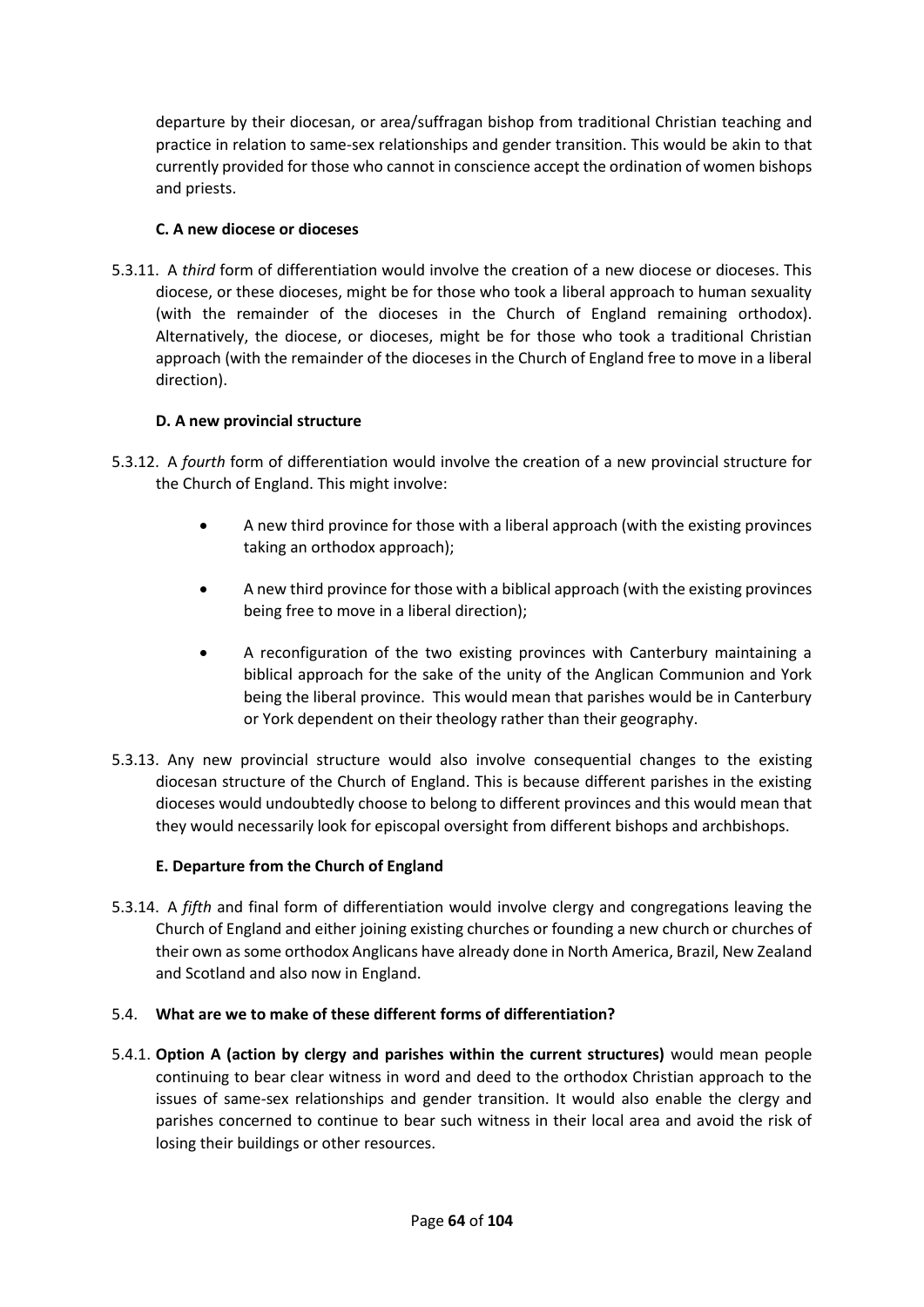departure by their diocesan, or area/suffragan bishop from traditional Christian teaching and practice in relation to same-sex relationships and gender transition. This would be akin to that currently provided for those who cannot in conscience accept the ordination of women bishops and priests.

### C. A new diocese or dioceses

5.3.11. A *third* form of differentiation would involve the creation of a new diocese or dioceses. This diocese, or these dioceses, might be for those who took a liberal approach to human sexuality (with the remainder of the dioceses in the Church of England remaining orthodox). Alternatively, the diocese, or dioceses, might be for those who took a traditional Christian approach (with the remainder of the dioceses in the Church of England free to move in a liberal direction).

### D. A new provincial structure

5.3.12. A *fourth* form of differentiation would involve the creation of a new provincial structure for the Church of England. This might involve:

- A new third province for those with a liberal approach (with the existing provinces taking an orthodox approach);
- A new third province for those with a biblical approach (with the existing provinces being free to move in a liberal direction);
- A reconfiguration of the two existing provinces with Canterbury maintaining a biblical approach for the sake of the unity of the Anglican Communion and York being the liberal province. This would mean that parishes would be in Canterbury or York dependent on their theology rather than their geography.

5.3.13. Any new provincial structure would also involve consequential changes to the existing diocesan structure of the Church of England. This is because different parishes in the existing dioceses would undoubtedly choose to belong to different provinces and this would mean that they would necessarily look for episcopal oversight from different bishops and archbishops.

### E. Departure from the Church of England

5.3.14. A *fifth* and final form of differentiation would involve clergy and congregations leaving the Church of England and either joining existing churches or founding a new church or churches of their own as some orthodox Anglicans have already done in North America, Brazil, New Zealand and Scotland and also now in England.

## 5.4. What are we to make of these different forms of differentiation?

5.4.1. **Option A (action by clergy and parishes within the current structures)** would mean people continuing to bear clear witness in word and deed to the orthodox Christian approach to the issues of same-sex relationships and gender transition. It would also enable the clergy and parishes concerned to continue to bear such witness in their local area and avoid the risk of losing their buildings or other resources.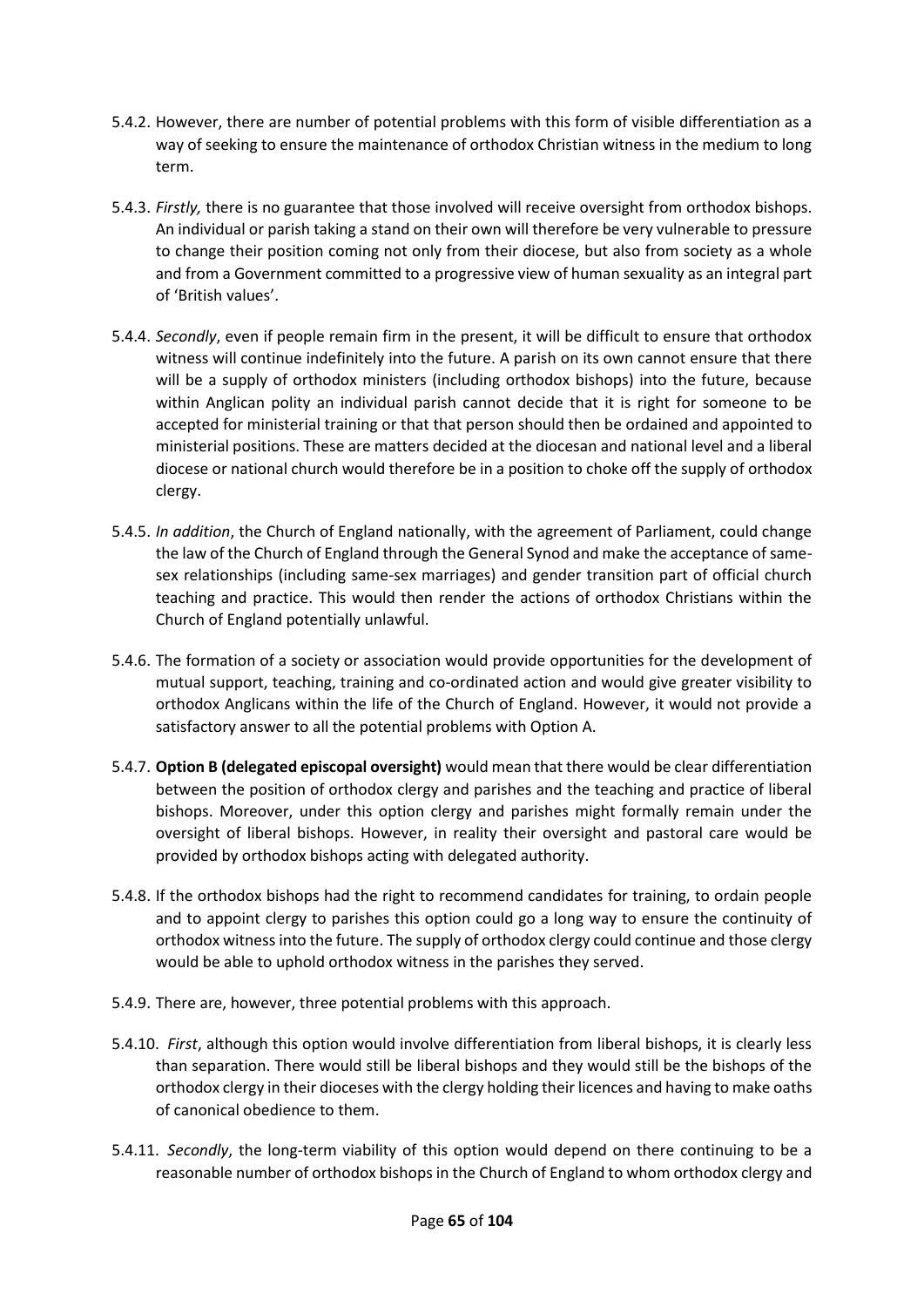5.4.2. However, there are number of potential problems with this form of visible differentiation as a way of seeking to ensure the maintenance of orthodox Christian witness in the medium to long term.

5.4.3. *Firstly,* there is no guarantee that those involved will receive oversight from orthodox bishops. An individual or parish taking a stand on their own will therefore be very vulnerable to pressure to change their position coming not only from their diocese, but also from society as a whole and from a Government committed to a progressive view of human sexuality as an integral part of 'British values'.

5.4.4. *Secondly*, even if people remain firm in the present, it will be difficult to ensure that orthodox witness will continue indefinitely into the future. A parish on its own cannot ensure that there will be a supply of orthodox ministers (including orthodox bishops) into the future, because within Anglican polity an individual parish cannot decide that it is right for someone to be accepted for ministerial training or that that person should then be ordained and appointed to ministerial positions. These are matters decided at the diocesan and national level and a liberal diocese or national church would therefore be in a position to choke off the supply of orthodox clergy.

5.4.5. *In addition*, the Church of England nationally, with the agreement of Parliament, could change the law of the Church of England through the General Synod and make the acceptance of same-sex relationships (including same-sex marriages) and gender transition part of official church teaching and practice. This would then render the actions of orthodox Christians within the Church of England potentially unlawful.

5.4.6. The formation of a society or association would provide opportunities for the development of mutual support, teaching, training and co-ordinated action and would give greater visibility to orthodox Anglicans within the life of the Church of England. However, it would not provide a satisfactory answer to all the potential problems with Option A.

5.4.7. **Option B (delegated episcopal oversight)** would mean that there would be clear differentiation between the position of orthodox clergy and parishes and the teaching and practice of liberal bishops. Moreover, under this option clergy and parishes might formally remain under the oversight of liberal bishops. However, in reality their oversight and pastoral care would be provided by orthodox bishops acting with delegated authority.

5.4.8. If the orthodox bishops had the right to recommend candidates for training, to ordain people and to appoint clergy to parishes this option could go a long way to ensure the continuity of orthodox witness into the future. The supply of orthodox clergy could continue and those clergy would be able to uphold orthodox witness in the parishes they served.

5.4.9. There are, however, three potential problems with this approach.

5.4.10. *First*, although this option would involve differentiation from liberal bishops, it is clearly less than separation. There would still be liberal bishops and they would still be the bishops of the orthodox clergy in their dioceses with the clergy holding their licences and having to make oaths of canonical obedience to them.

5.4.11. *Secondly*, the long-term viability of this option would depend on there continuing to be a reasonable number of orthodox bishops in the Church of England to whom orthodox clergy and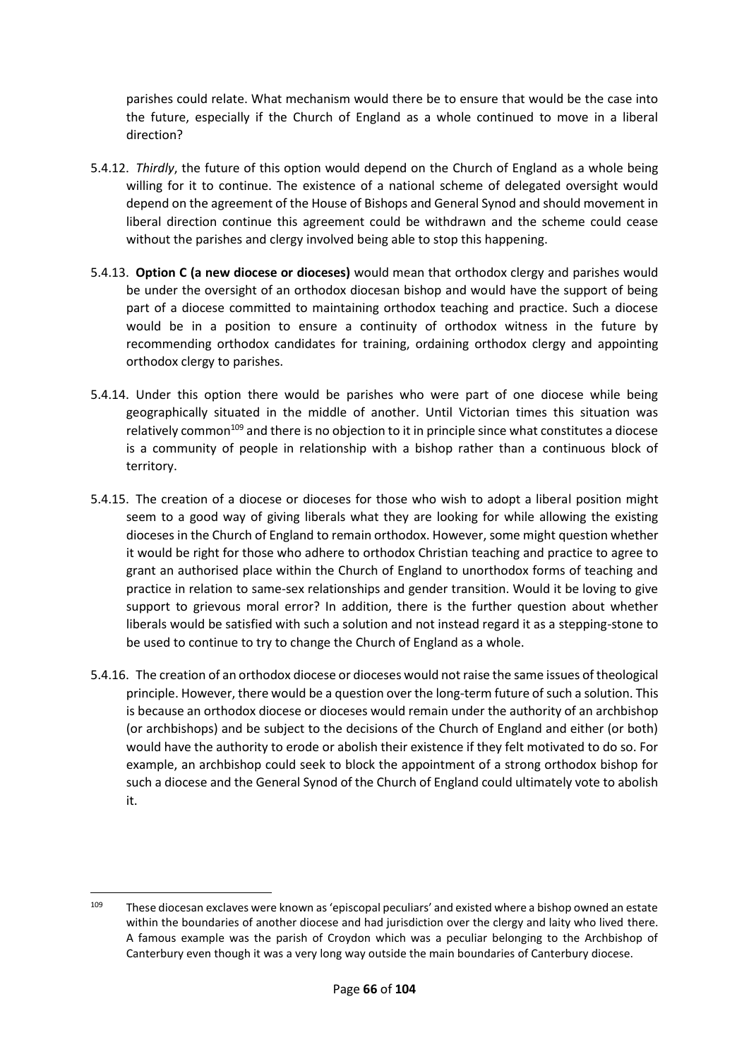parishes could relate. What mechanism would there be to ensure that would be the case into the future, especially if the Church of England as a whole continued to move in a liberal direction?

5.4.12. *Thirdly*, the future of this option would depend on the Church of England as a whole being willing for it to continue. The existence of a national scheme of delegated oversight would depend on the agreement of the House of Bishops and General Synod and should movement in liberal direction continue this agreement could be withdrawn and the scheme could cease without the parishes and clergy involved being able to stop this happening.

5.4.13. **Option C (a new diocese or dioceses)** would mean that orthodox clergy and parishes would be under the oversight of an orthodox diocesan bishop and would have the support of being part of a diocese committed to maintaining orthodox teaching and practice. Such a diocese would be in a position to ensure a continuity of orthodox witness in the future by recommending orthodox candidates for training, ordaining orthodox clergy and appointing orthodox clergy to parishes.

5.4.14. Under this option there would be parishes who were part of one diocese while being geographically situated in the middle of another. Until Victorian times this situation was relatively common[109] and there is no objection to it in principle since what constitutes a diocese is a community of people in relationship with a bishop rather than a continuous block of territory.

5.4.15. The creation of a diocese or dioceses for those who wish to adopt a liberal position might seem to a good way of giving liberals what they are looking for while allowing the existing dioceses in the Church of England to remain orthodox. However, some might question whether it would be right for those who adhere to orthodox Christian teaching and practice to agree to grant an authorised place within the Church of England to unorthodox forms of teaching and practice in relation to same-sex relationships and gender transition. Would it be loving to give support to grievous moral error? In addition, there is the further question about whether liberals would be satisfied with such a solution and not instead regard it as a stepping-stone to be used to continue to try to change the Church of England as a whole.

5.4.16. The creation of an orthodox diocese or dioceses would not raise the same issues of theological principle. However, there would be a question over the long-term future of such a solution. This is because an orthodox diocese or dioceses would remain under the authority of an archbishop (or archbishops) and be subject to the decisions of the Church of England and either (or both) would have the authority to erode or abolish their existence if they felt motivated to do so. For example, an archbishop could seek to block the appointment of a strong orthodox bishop for such a diocese and the General Synod of the Church of England could ultimately vote to abolish it.

---

[109] These diocesan exclaves were known as 'episcopal peculiars' and existed where a bishop owned an estate within the boundaries of another diocese and had jurisdiction over the clergy and laity who lived there. A famous example was the parish of Croydon which was a peculiar belonging to the Archbishop of Canterbury even though it was a very long way outside the main boundaries of Canterbury diocese.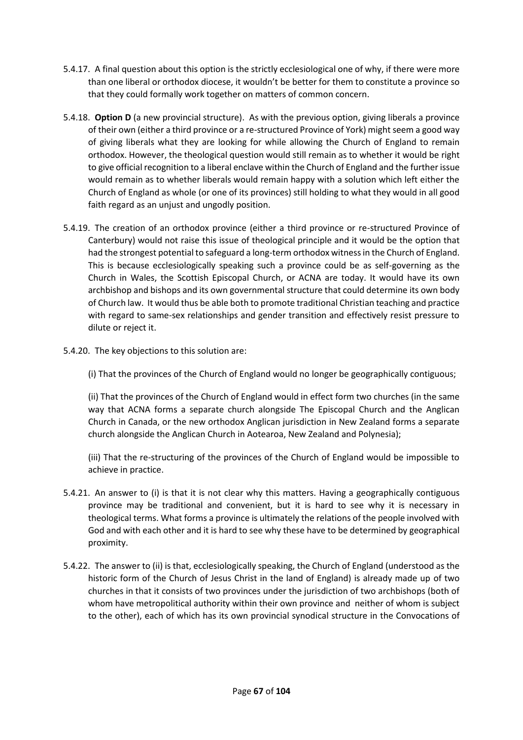5.4.17. A final question about this option is the strictly ecclesiological one of why, if there were more than one liberal or orthodox diocese, it wouldn't be better for them to constitute a province so that they could formally work together on matters of common concern.

5.4.18. **Option D** (a new provincial structure). As with the previous option, giving liberals a province of their own (either a third province or a re-structured Province of York) might seem a good way of giving liberals what they are looking for while allowing the Church of England to remain orthodox. However, the theological question would still remain as to whether it would be right to give official recognition to a liberal enclave within the Church of England and the further issue would remain as to whether liberals would remain happy with a solution which left either the Church of England as whole (or one of its provinces) still holding to what they would in all good faith regard as an unjust and ungodly position.

5.4.19. The creation of an orthodox province (either a third province or re-structured Province of Canterbury) would not raise this issue of theological principle and it would be the option that had the strongest potential to safeguard a long-term orthodox witness in the Church of England. This is because ecclesiologically speaking such a province could be as self-governing as the Church in Wales, the Scottish Episcopal Church, or ACNA are today. It would have its own archbishop and bishops and its own governmental structure that could determine its own body of Church law. It would thus be able both to promote traditional Christian teaching and practice with regard to same-sex relationships and gender transition and effectively resist pressure to dilute or reject it.

5.4.20. The key objections to this solution are:

(i) That the provinces of the Church of England would no longer be geographically contiguous;

(ii) That the provinces of the Church of England would in effect form two churches (in the same way that ACNA forms a separate church alongside The Episcopal Church and the Anglican Church in Canada, or the new orthodox Anglican jurisdiction in New Zealand forms a separate church alongside the Anglican Church in Aotearoa, New Zealand and Polynesia);

(iii) That the re-structuring of the provinces of the Church of England would be impossible to achieve in practice.

5.4.21. An answer to (i) is that it is not clear why this matters. Having a geographically contiguous province may be traditional and convenient, but it is hard to see why it is necessary in theological terms. What forms a province is ultimately the relations of the people involved with God and with each other and it is hard to see why these have to be determined by geographical proximity.

5.4.22. The answer to (ii) is that, ecclesiologically speaking, the Church of England (understood as the historic form of the Church of Jesus Christ in the land of England) is already made up of two churches in that it consists of two provinces under the jurisdiction of two archbishops (both of whom have metropolitical authority within their own province and neither of whom is subject to the other), each of which has its own provincial synodical structure in the Convocations of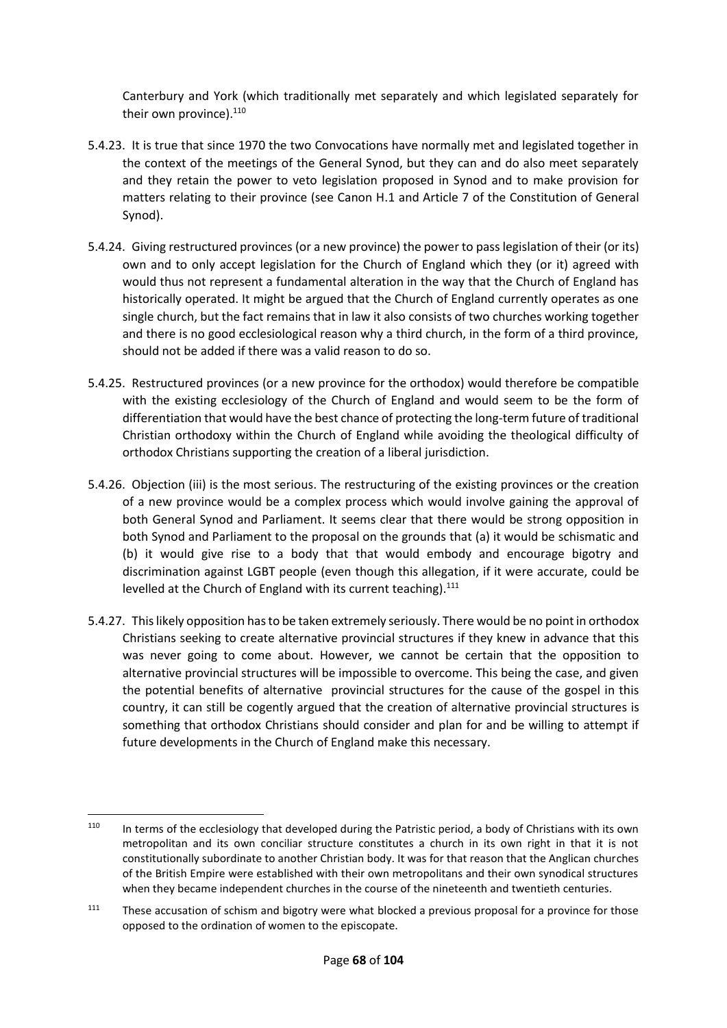Canterbury and York (which traditionally met separately and which legislated separately for their own province).[110]

5.4.23. It is true that since 1970 the two Convocations have normally met and legislated together in the context of the meetings of the General Synod, but they can and do also meet separately and they retain the power to veto legislation proposed in Synod and to make provision for matters relating to their province (see Canon H.1 and Article 7 of the Constitution of General Synod).

5.4.24. Giving restructured provinces (or a new province) the power to pass legislation of their (or its) own and to only accept legislation for the Church of England which they (or it) agreed with would thus not represent a fundamental alteration in the way that the Church of England has historically operated. It might be argued that the Church of England currently operates as one single church, but the fact remains that in law it also consists of two churches working together and there is no good ecclesiological reason why a third church, in the form of a third province, should not be added if there was a valid reason to do so.

5.4.25. Restructured provinces (or a new province for the orthodox) would therefore be compatible with the existing ecclesiology of the Church of England and would seem to be the form of differentiation that would have the best chance of protecting the long-term future of traditional Christian orthodoxy within the Church of England while avoiding the theological difficulty of orthodox Christians supporting the creation of a liberal jurisdiction.

5.4.26. Objection (iii) is the most serious. The restructuring of the existing provinces or the creation of a new province would be a complex process which would involve gaining the approval of both General Synod and Parliament. It seems clear that there would be strong opposition in both Synod and Parliament to the proposal on the grounds that (a) it would be schismatic and (b) it would give rise to a body that that would embody and encourage bigotry and discrimination against LGBT people (even though this allegation, if it were accurate, could be levelled at the Church of England with its current teaching).[111]

5.4.27. This likely opposition has to be taken extremely seriously. There would be no point in orthodox Christians seeking to create alternative provincial structures if they knew in advance that this was never going to come about. However, we cannot be certain that the opposition to alternative provincial structures will be impossible to overcome. This being the case, and given the potential benefits of alternative provincial structures for the cause of the gospel in this country, it can still be cogently argued that the creation of alternative provincial structures is something that orthodox Christians should consider and plan for and be willing to attempt if future developments in the Church of England make this necessary.

---

[110] In terms of the ecclesiology that developed during the Patristic period, a body of Christians with its own metropolitan and its own conciliar structure constitutes a church in its own right in that it is not constitutionally subordinate to another Christian body. It was for that reason that the Anglican churches of the British Empire were established with their own metropolitans and their own synodical structures when they became independent churches in the course of the nineteenth and twentieth centuries.

[111] These accusation of schism and bigotry were what blocked a previous proposal for a province for those opposed to the ordination of women to the episcopate.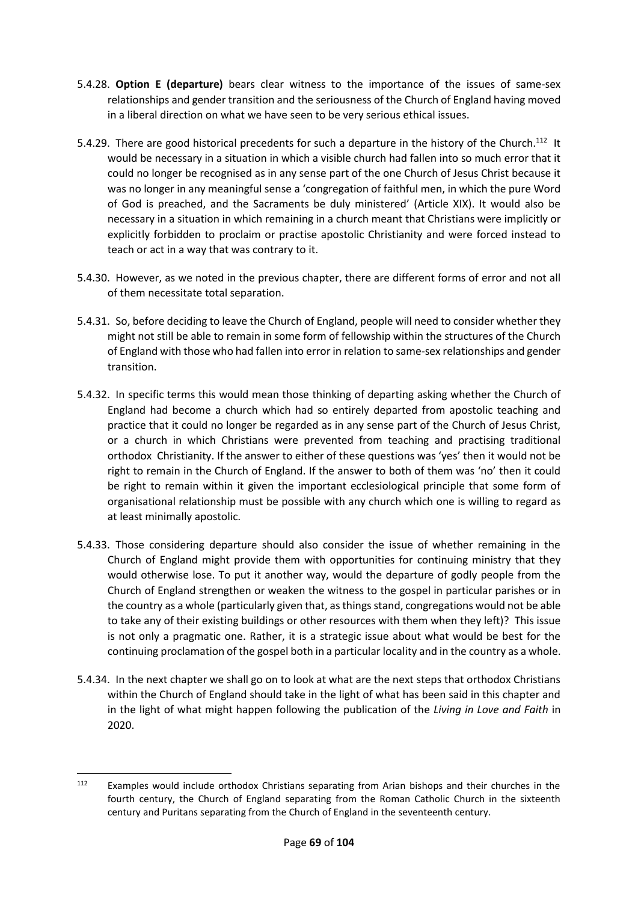5.4.28. **Option E (departure)** bears clear witness to the importance of the issues of same-sex relationships and gender transition and the seriousness of the Church of England having moved in a liberal direction on what we have seen to be very serious ethical issues.

5.4.29. There are good historical precedents for such a departure in the history of the Church.[112] It would be necessary in a situation in which a visible church had fallen into so much error that it could no longer be recognised as in any sense part of the one Church of Jesus Christ because it was no longer in any meaningful sense a 'congregation of faithful men, in which the pure Word of God is preached, and the Sacraments be duly ministered' (Article XIX). It would also be necessary in a situation in which remaining in a church meant that Christians were implicitly or explicitly forbidden to proclaim or practise apostolic Christianity and were forced instead to teach or act in a way that was contrary to it.

5.4.30. However, as we noted in the previous chapter, there are different forms of error and not all of them necessitate total separation.

5.4.31. So, before deciding to leave the Church of England, people will need to consider whether they might not still be able to remain in some form of fellowship within the structures of the Church of England with those who had fallen into error in relation to same-sex relationships and gender transition.

5.4.32. In specific terms this would mean those thinking of departing asking whether the Church of England had become a church which had so entirely departed from apostolic teaching and practice that it could no longer be regarded as in any sense part of the Church of Jesus Christ, or a church in which Christians were prevented from teaching and practising traditional orthodox Christianity. If the answer to either of these questions was 'yes' then it would not be right to remain in the Church of England. If the answer to both of them was 'no' then it could be right to remain within it given the important ecclesiological principle that some form of organisational relationship must be possible with any church which one is willing to regard as at least minimally apostolic.

5.4.33. Those considering departure should also consider the issue of whether remaining in the Church of England might provide them with opportunities for continuing ministry that they would otherwise lose. To put it another way, would the departure of godly people from the Church of England strengthen or weaken the witness to the gospel in particular parishes or in the country as a whole (particularly given that, as things stand, congregations would not be able to take any of their existing buildings or other resources with them when they left)? This issue is not only a pragmatic one. Rather, it is a strategic issue about what would be best for the continuing proclamation of the gospel both in a particular locality and in the country as a whole.

5.4.34. In the next chapter we shall go on to look at what are the next steps that orthodox Christians within the Church of England should take in the light of what has been said in this chapter and in the light of what might happen following the publication of the *Living in Love and Faith* in 2020.

[112] Examples would include orthodox Christians separating from Arian bishops and their churches in the fourth century, the Church of England separating from the Roman Catholic Church in the sixteenth century and Puritans separating from the Church of England in the seventeenth century.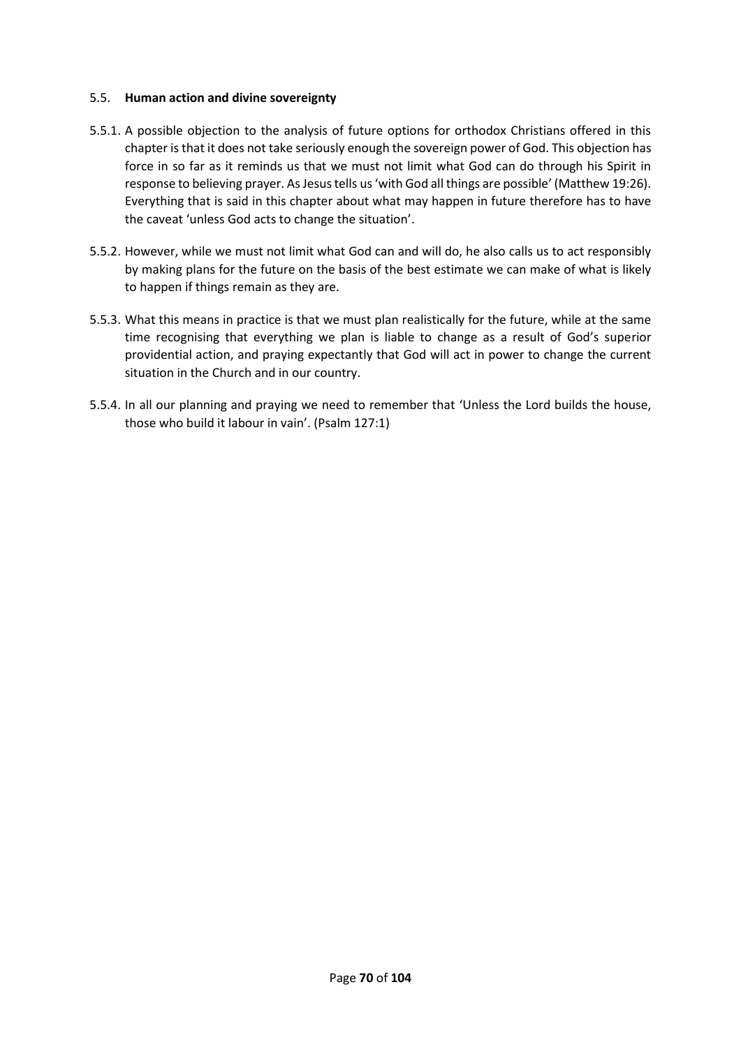### 5.5. **Human action and divine sovereignty**

5.5.1. A possible objection to the analysis of future options for orthodox Christians offered in this chapter is that it does not take seriously enough the sovereign power of God. This objection has force in so far as it reminds us that we must not limit what God can do through his Spirit in response to believing prayer. As Jesus tells us 'with God all things are possible' (Matthew 19:26). Everything that is said in this chapter about what may happen in future therefore has to have the caveat 'unless God acts to change the situation'.

5.5.2. However, while we must not limit what God can and will do, he also calls us to act responsibly by making plans for the future on the basis of the best estimate we can make of what is likely to happen if things remain as they are.

5.5.3. What this means in practice is that we must plan realistically for the future, while at the same time recognising that everything we plan is liable to change as a result of God's superior providential action, and praying expectantly that God will act in power to change the current situation in the Church and in our country.

5.5.4. In all our planning and praying we need to remember that 'Unless the Lord builds the house, those who build it labour in vain'. (Psalm 127:1)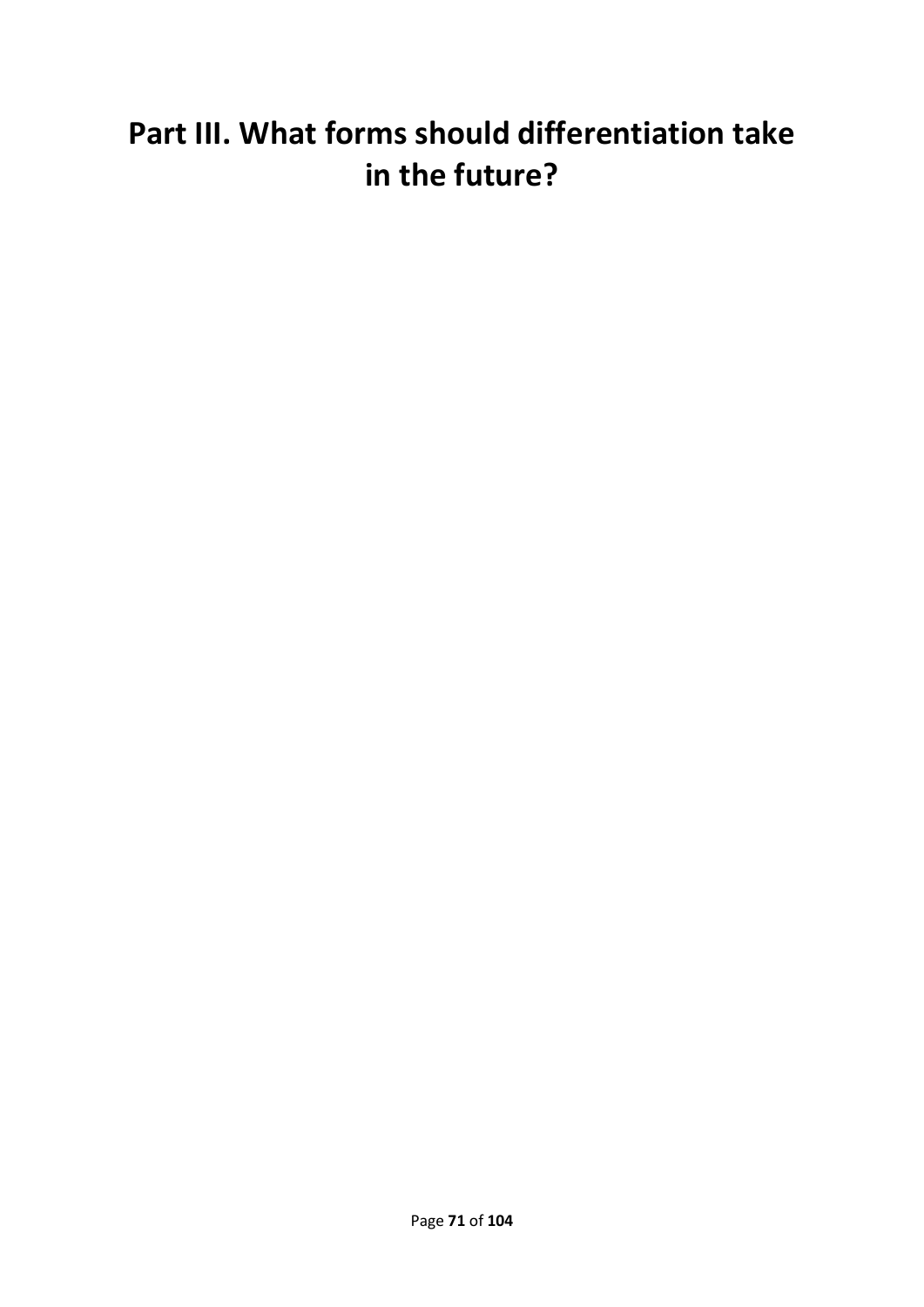# Part III. What forms should differentiation take in the future?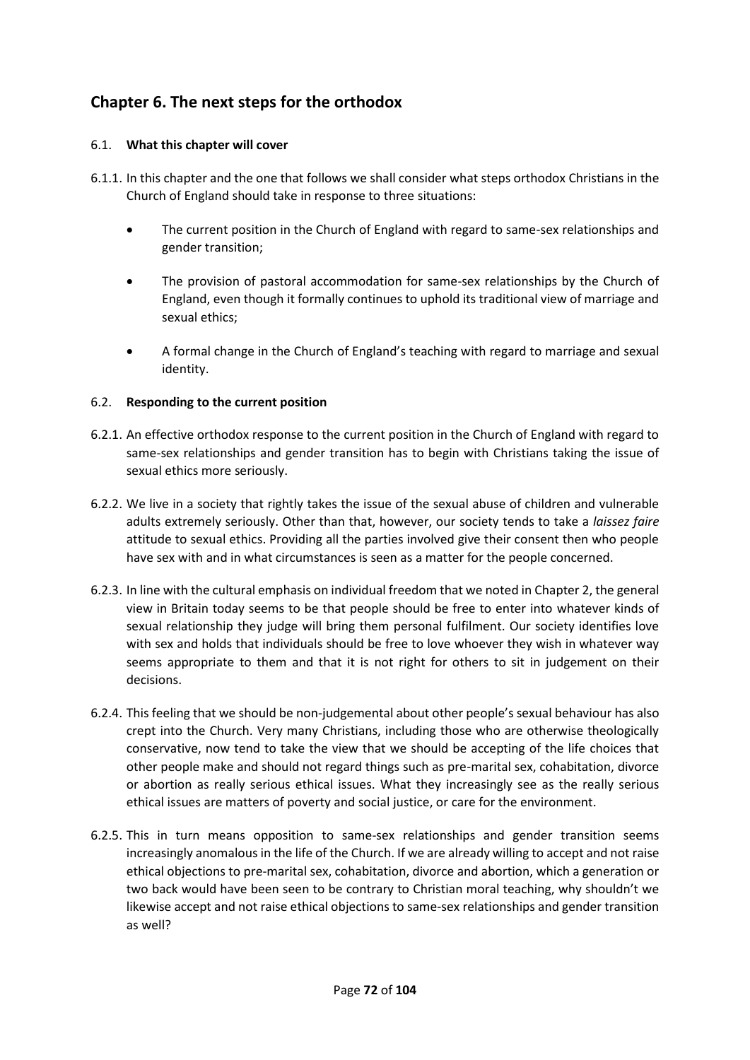## Chapter 6. The next steps for the orthodox

### 6.1. **What this chapter will cover**

6.1.1. In this chapter and the one that follows we shall consider what steps orthodox Christians in the Church of England should take in response to three situations:

- The current position in the Church of England with regard to same-sex relationships and gender transition;
- The provision of pastoral accommodation for same-sex relationships by the Church of England, even though it formally continues to uphold its traditional view of marriage and sexual ethics;
- A formal change in the Church of England's teaching with regard to marriage and sexual identity.

### 6.2. **Responding to the current position**

6.2.1. An effective orthodox response to the current position in the Church of England with regard to same-sex relationships and gender transition has to begin with Christians taking the issue of sexual ethics more seriously.

6.2.2. We live in a society that rightly takes the issue of the sexual abuse of children and vulnerable adults extremely seriously. Other than that, however, our society tends to take a *laissez faire* attitude to sexual ethics. Providing all the parties involved give their consent then who people have sex with and in what circumstances is seen as a matter for the people concerned.

6.2.3. In line with the cultural emphasis on individual freedom that we noted in Chapter 2, the general view in Britain today seems to be that people should be free to enter into whatever kinds of sexual relationship they judge will bring them personal fulfilment. Our society identifies love with sex and holds that individuals should be free to love whoever they wish in whatever way seems appropriate to them and that it is not right for others to sit in judgement on their decisions.

6.2.4. This feeling that we should be non-judgemental about other people's sexual behaviour has also crept into the Church. Very many Christians, including those who are otherwise theologically conservative, now tend to take the view that we should be accepting of the life choices that other people make and should not regard things such as pre-marital sex, cohabitation, divorce or abortion as really serious ethical issues. What they increasingly see as the really serious ethical issues are matters of poverty and social justice, or care for the environment.

6.2.5. This in turn means opposition to same-sex relationships and gender transition seems increasingly anomalous in the life of the Church. If we are already willing to accept and not raise ethical objections to pre-marital sex, cohabitation, divorce and abortion, which a generation or two back would have been seen to be contrary to Christian moral teaching, why shouldn't we likewise accept and not raise ethical objections to same-sex relationships and gender transition as well?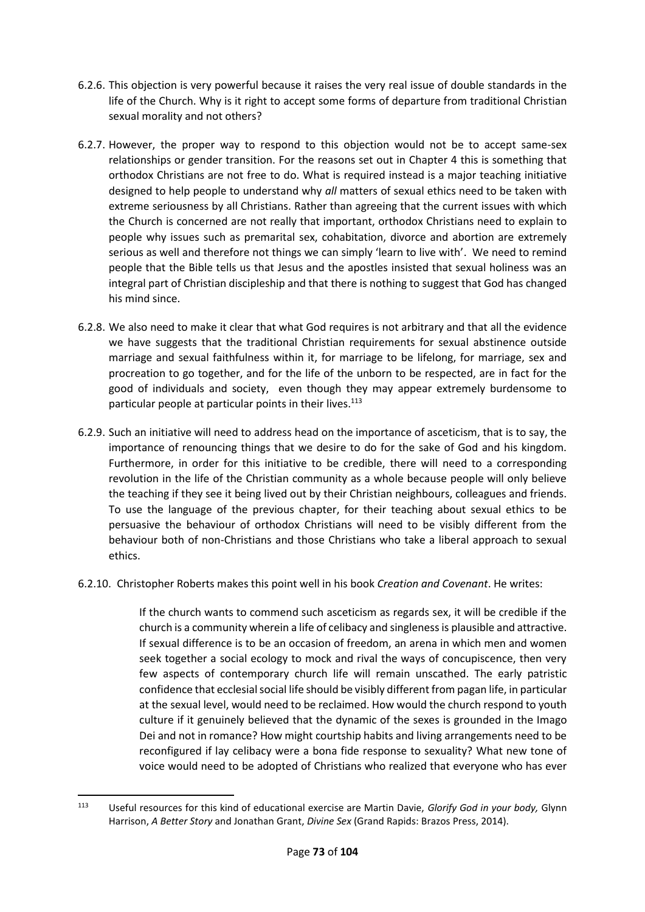6.2.6. This objection is very powerful because it raises the very real issue of double standards in the life of the Church. Why is it right to accept some forms of departure from traditional Christian sexual morality and not others?

6.2.7. However, the proper way to respond to this objection would not be to accept same-sex relationships or gender transition. For the reasons set out in Chapter 4 this is something that orthodox Christians are not free to do. What is required instead is a major teaching initiative designed to help people to understand why *all* matters of sexual ethics need to be taken with extreme seriousness by all Christians. Rather than agreeing that the current issues with which the Church is concerned are not really that important, orthodox Christians need to explain to people why issues such as premarital sex, cohabitation, divorce and abortion are extremely serious as well and therefore not things we can simply 'learn to live with'. We need to remind people that the Bible tells us that Jesus and the apostles insisted that sexual holiness was an integral part of Christian discipleship and that there is nothing to suggest that God has changed his mind since.

6.2.8. We also need to make it clear that what God requires is not arbitrary and that all the evidence we have suggests that the traditional Christian requirements for sexual abstinence outside marriage and sexual faithfulness within it, for marriage to be lifelong, for marriage, sex and procreation to go together, and for the life of the unborn to be respected, are in fact for the good of individuals and society, even though they may appear extremely burdensome to particular people at particular points in their lives.[113]

6.2.9. Such an initiative will need to address head on the importance of asceticism, that is to say, the importance of renouncing things that we desire to do for the sake of God and his kingdom. Furthermore, in order for this initiative to be credible, there will need to a corresponding revolution in the life of the Christian community as a whole because people will only believe the teaching if they see it being lived out by their Christian neighbours, colleagues and friends. To use the language of the previous chapter, for their teaching about sexual ethics to be persuasive the behaviour of orthodox Christians will need to be visibly different from the behaviour both of non-Christians and those Christians who take a liberal approach to sexual ethics.

6.2.10. Christopher Roberts makes this point well in his book *Creation and Covenant*. He writes:

> If the church wants to commend such asceticism as regards sex, it will be credible if the church is a community wherein a life of celibacy and singleness is plausible and attractive. If sexual difference is to be an occasion of freedom, an arena in which men and women seek together a social ecology to mock and rival the ways of concupiscence, then very few aspects of contemporary church life will remain unscathed. The early patristic confidence that ecclesial social life should be visibly different from pagan life, in particular at the sexual level, would need to be reclaimed. How would the church respond to youth culture if it genuinely believed that the dynamic of the sexes is grounded in the Imago Dei and not in romance? How might courtship habits and living arrangements need to be reconfigured if lay celibacy were a bona fide response to sexuality? What new tone of voice would need to be adopted of Christians who realized that everyone who has ever

---

[113] Useful resources for this kind of educational exercise are Martin Davie, *Glorify God in your body,* Glynn Harrison, *A Better Story* and Jonathan Grant, *Divine Sex* (Grand Rapids: Brazos Press, 2014).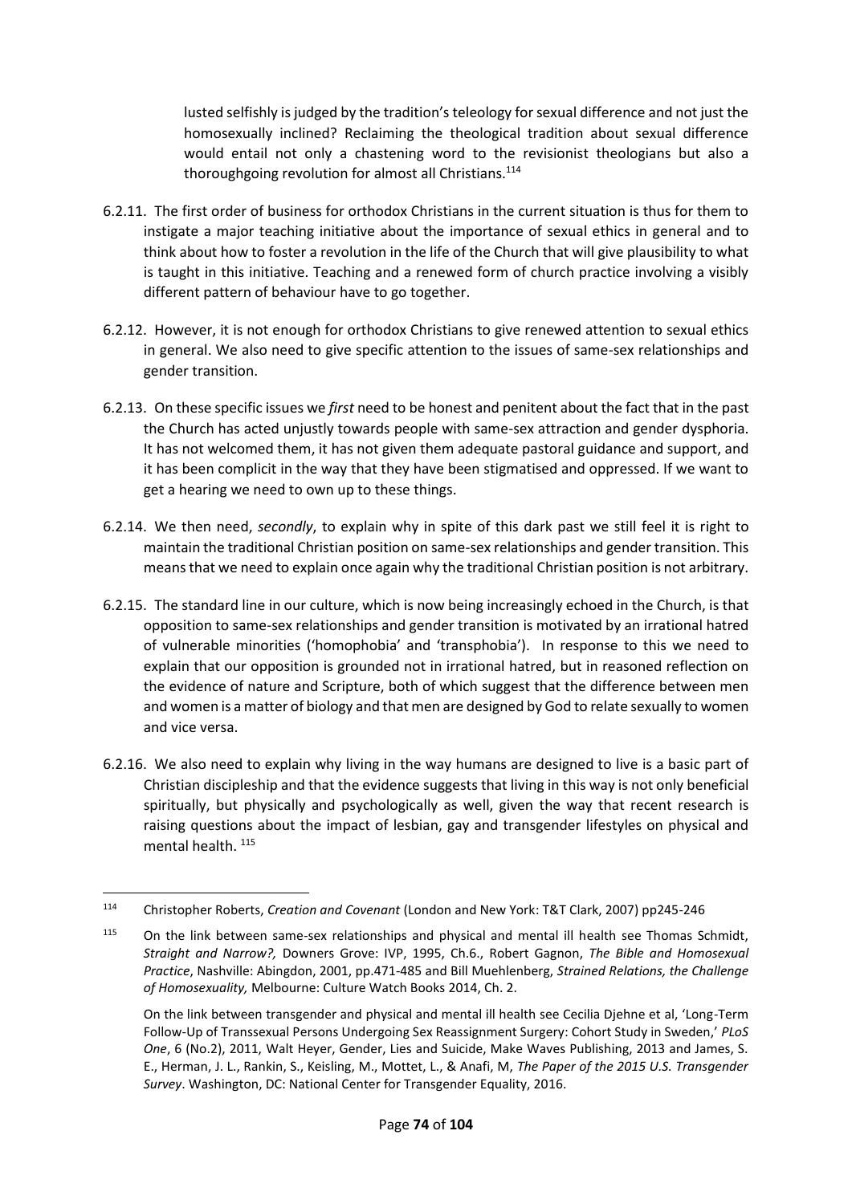lusted selfishly is judged by the tradition's teleology for sexual difference and not just the homosexually inclined? Reclaiming the theological tradition about sexual difference would entail not only a chastening word to the revisionist theologians but also a thoroughgoing revolution for almost all Christians.[114]

6.2.11. The first order of business for orthodox Christians in the current situation is thus for them to instigate a major teaching initiative about the importance of sexual ethics in general and to think about how to foster a revolution in the life of the Church that will give plausibility to what is taught in this initiative. Teaching and a renewed form of church practice involving a visibly different pattern of behaviour have to go together.

6.2.12. However, it is not enough for orthodox Christians to give renewed attention to sexual ethics in general. We also need to give specific attention to the issues of same-sex relationships and gender transition.

6.2.13. On these specific issues we *first* need to be honest and penitent about the fact that in the past the Church has acted unjustly towards people with same-sex attraction and gender dysphoria. It has not welcomed them, it has not given them adequate pastoral guidance and support, and it has been complicit in the way that they have been stigmatised and oppressed. If we want to get a hearing we need to own up to these things.

6.2.14. We then need, *secondly*, to explain why in spite of this dark past we still feel it is right to maintain the traditional Christian position on same-sex relationships and gender transition. This means that we need to explain once again why the traditional Christian position is not arbitrary.

6.2.15. The standard line in our culture, which is now being increasingly echoed in the Church, is that opposition to same-sex relationships and gender transition is motivated by an irrational hatred of vulnerable minorities ('homophobia' and 'transphobia'). In response to this we need to explain that our opposition is grounded not in irrational hatred, but in reasoned reflection on the evidence of nature and Scripture, both of which suggest that the difference between men and women is a matter of biology and that men are designed by God to relate sexually to women and vice versa.

6.2.16. We also need to explain why living in the way humans are designed to live is a basic part of Christian discipleship and that the evidence suggests that living in this way is not only beneficial spiritually, but physically and psychologically as well, given the way that recent research is raising questions about the impact of lesbian, gay and transgender lifestyles on physical and mental health.[115]

---

[114] Christopher Roberts, *Creation and Covenant* (London and New York: T&T Clark, 2007) pp245-246

[115] On the link between same-sex relationships and physical and mental ill health see Thomas Schmidt, *Straight and Narrow?,* Downers Grove: IVP, 1995, Ch.6., Robert Gagnon, *The Bible and Homosexual Practice*, Nashville: Abingdon, 2001, pp.471-485 and Bill Muehlenberg, *Strained Relations, the Challenge of Homosexuality,* Melbourne: Culture Watch Books 2014, Ch. 2.

On the link between transgender and physical and mental ill health see Cecilia Djehne et al, 'Long-Term Follow-Up of Transsexual Persons Undergoing Sex Reassignment Surgery: Cohort Study in Sweden,' *PLoS One*, 6 (No.2), 2011, Walt Heyer, Gender, Lies and Suicide, Make Waves Publishing, 2013 and James, S. E., Herman, J. L., Rankin, S., Keisling, M., Mottet, L., & Anafi, M, *The Paper of the 2015 U.S. Transgender Survey*. Washington, DC: National Center for Transgender Equality, 2016.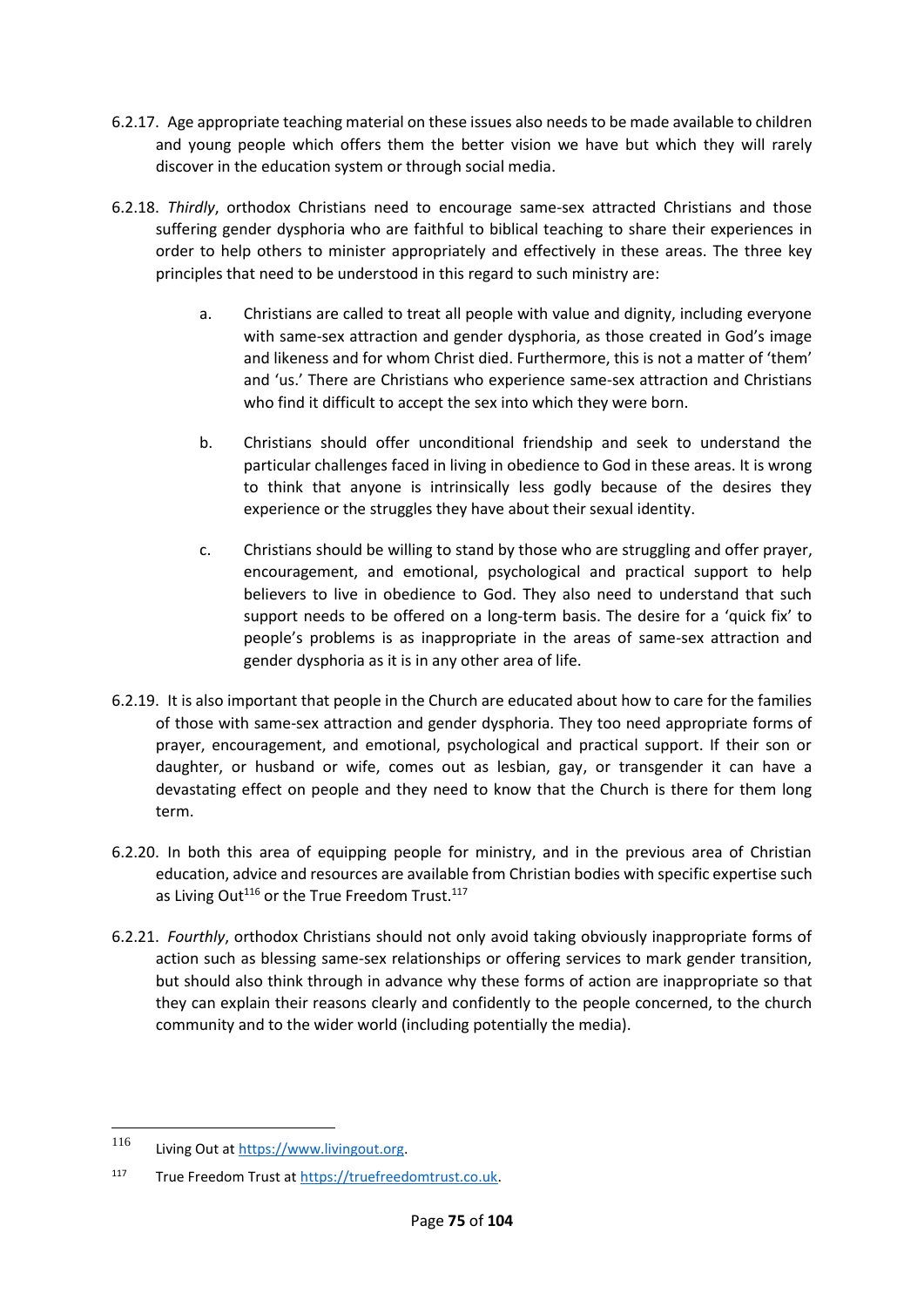6.2.17. Age appropriate teaching material on these issues also needs to be made available to children and young people which offers them the better vision we have but which they will rarely discover in the education system or through social media.

6.2.18. *Thirdly*, orthodox Christians need to encourage same-sex attracted Christians and those suffering gender dysphoria who are faithful to biblical teaching to share their experiences in order to help others to minister appropriately and effectively in these areas. The three key principles that need to be understood in this regard to such ministry are:

   a. Christians are called to treat all people with value and dignity, including everyone with same-sex attraction and gender dysphoria, as those created in God's image and likeness and for whom Christ died. Furthermore, this is not a matter of 'them' and 'us.' There are Christians who experience same-sex attraction and Christians who find it difficult to accept the sex into which they were born.

   b. Christians should offer unconditional friendship and seek to understand the particular challenges faced in living in obedience to God in these areas. It is wrong to think that anyone is intrinsically less godly because of the desires they experience or the struggles they have about their sexual identity.

   c. Christians should be willing to stand by those who are struggling and offer prayer, encouragement, and emotional, psychological and practical support to help believers to live in obedience to God. They also need to understand that such support needs to be offered on a long-term basis. The desire for a 'quick fix' to people's problems is as inappropriate in the areas of same-sex attraction and gender dysphoria as it is in any other area of life.

6.2.19. It is also important that people in the Church are educated about how to care for the families of those with same-sex attraction and gender dysphoria. They too need appropriate forms of prayer, encouragement, and emotional, psychological and practical support. If their son or daughter, or husband or wife, comes out as lesbian, gay, or transgender it can have a devastating effect on people and they need to know that the Church is there for them long term.

6.2.20. In both this area of equipping people for ministry, and in the previous area of Christian education, advice and resources are available from Christian bodies with specific expertise such as Living Out[116] or the True Freedom Trust.[117]

6.2.21. *Fourthly*, orthodox Christians should not only avoid taking obviously inappropriate forms of action such as blessing same-sex relationships or offering services to mark gender transition, but should also think through in advance why these forms of action are inappropriate so that they can explain their reasons clearly and confidently to the people concerned, to the church community and to the wider world (including potentially the media).

---

[116] Living Out at https://www.livingout.org.

[117] True Freedom Trust at https://truefreedomtrust.co.uk.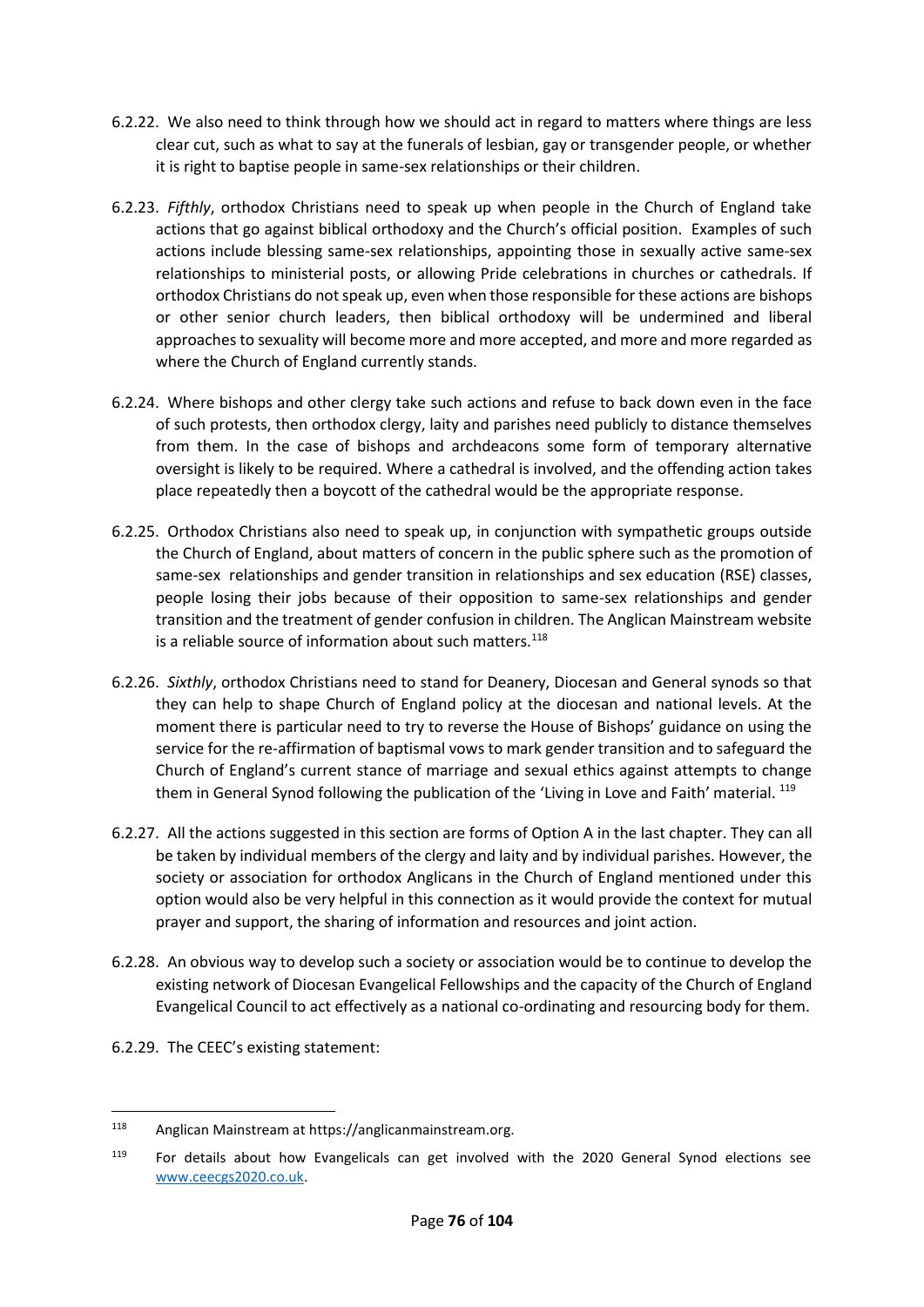6.2.22. We also need to think through how we should act in regard to matters where things are less clear cut, such as what to say at the funerals of lesbian, gay or transgender people, or whether it is right to baptise people in same-sex relationships or their children.

6.2.23. *Fifthly*, orthodox Christians need to speak up when people in the Church of England take actions that go against biblical orthodoxy and the Church's official position. Examples of such actions include blessing same-sex relationships, appointing those in sexually active same-sex relationships to ministerial posts, or allowing Pride celebrations in churches or cathedrals. If orthodox Christians do not speak up, even when those responsible for these actions are bishops or other senior church leaders, then biblical orthodoxy will be undermined and liberal approaches to sexuality will become more and more accepted, and more and more regarded as where the Church of England currently stands.

6.2.24. Where bishops and other clergy take such actions and refuse to back down even in the face of such protests, then orthodox clergy, laity and parishes need publicly to distance themselves from them. In the case of bishops and archdeacons some form of temporary alternative oversight is likely to be required. Where a cathedral is involved, and the offending action takes place repeatedly then a boycott of the cathedral would be the appropriate response.

6.2.25. Orthodox Christians also need to speak up, in conjunction with sympathetic groups outside the Church of England, about matters of concern in the public sphere such as the promotion of same-sex relationships and gender transition in relationships and sex education (RSE) classes, people losing their jobs because of their opposition to same-sex relationships and gender transition and the treatment of gender confusion in children. The Anglican Mainstream website is a reliable source of information about such matters.[118]

6.2.26. *Sixthly*, orthodox Christians need to stand for Deanery, Diocesan and General synods so that they can help to shape Church of England policy at the diocesan and national levels. At the moment there is particular need to try to reverse the House of Bishops' guidance on using the service for the re-affirmation of baptismal vows to mark gender transition and to safeguard the Church of England's current stance of marriage and sexual ethics against attempts to change them in General Synod following the publication of the 'Living in Love and Faith' material.[119]

6.2.27. All the actions suggested in this section are forms of Option A in the last chapter. They can all be taken by individual members of the clergy and laity and by individual parishes. However, the society or association for orthodox Anglicans in the Church of England mentioned under this option would also be very helpful in this connection as it would provide the context for mutual prayer and support, the sharing of information and resources and joint action.

6.2.28. An obvious way to develop such a society or association would be to continue to develop the existing network of Diocesan Evangelical Fellowships and the capacity of the Church of England Evangelical Council to act effectively as a national co-ordinating and resourcing body for them.

6.2.29. The CEEC's existing statement:

---

[118] Anglican Mainstream at https://anglicanmainstream.org.

[119] For details about how Evangelicals can get involved with the 2020 General Synod elections see www.ceecgs2020.co.uk.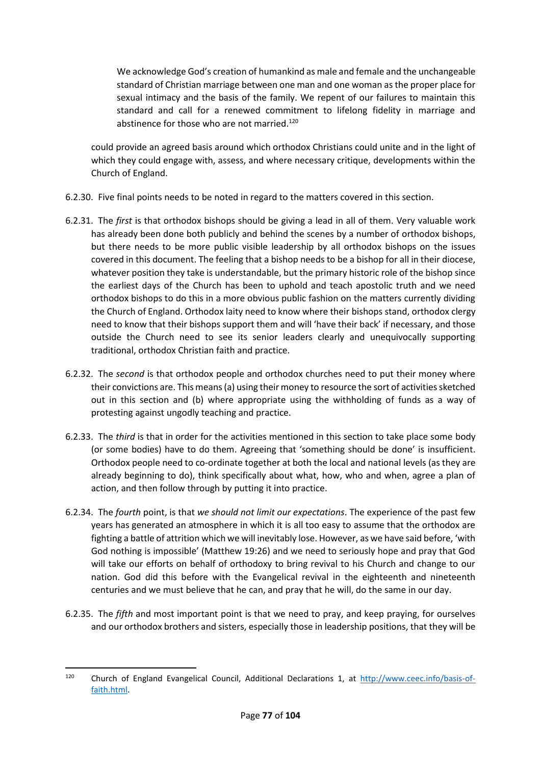> We acknowledge God's creation of humankind as male and female and the unchangeable standard of Christian marriage between one man and one woman as the proper place for sexual intimacy and the basis of the family. We repent of our failures to maintain this standard and call for a renewed commitment to lifelong fidelity in marriage and abstinence for those who are not married.[120]

could provide an agreed basis around which orthodox Christians could unite and in the light of which they could engage with, assess, and where necessary critique, developments within the Church of England.

6.2.30. Five final points needs to be noted in regard to the matters covered in this section.

6.2.31. The *first* is that orthodox bishops should be giving a lead in all of them. Very valuable work has already been done both publicly and behind the scenes by a number of orthodox bishops, but there needs to be more public visible leadership by all orthodox bishops on the issues covered in this document. The feeling that a bishop needs to be a bishop for all in their diocese, whatever position they take is understandable, but the primary historic role of the bishop since the earliest days of the Church has been to uphold and teach apostolic truth and we need orthodox bishops to do this in a more obvious public fashion on the matters currently dividing the Church of England. Orthodox laity need to know where their bishops stand, orthodox clergy need to know that their bishops support them and will 'have their back' if necessary, and those outside the Church need to see its senior leaders clearly and unequivocally supporting traditional, orthodox Christian faith and practice.

6.2.32. The *second* is that orthodox people and orthodox churches need to put their money where their convictions are. This means (a) using their money to resource the sort of activities sketched out in this section and (b) where appropriate using the withholding of funds as a way of protesting against ungodly teaching and practice.

6.2.33. The *third* is that in order for the activities mentioned in this section to take place some body (or some bodies) have to do them. Agreeing that 'something should be done' is insufficient. Orthodox people need to co-ordinate together at both the local and national levels (as they are already beginning to do), think specifically about what, how, who and when, agree a plan of action, and then follow through by putting it into practice.

6.2.34. The *fourth* point, is that *we should not limit our expectations*. The experience of the past few years has generated an atmosphere in which it is all too easy to assume that the orthodox are fighting a battle of attrition which we will inevitably lose. However, as we have said before, 'with God nothing is impossible' (Matthew 19:26) and we need to seriously hope and pray that God will take our efforts on behalf of orthodoxy to bring revival to his Church and change to our nation. God did this before with the Evangelical revival in the eighteenth and nineteenth centuries and we must believe that he can, and pray that he will, do the same in our day.

6.2.35. The *fifth* and most important point is that we need to pray, and keep praying, for ourselves and our orthodox brothers and sisters, especially those in leadership positions, that they will be

---

[120] Church of England Evangelical Council, Additional Declarations 1, at http://www.ceec.info/basis-of-faith.html.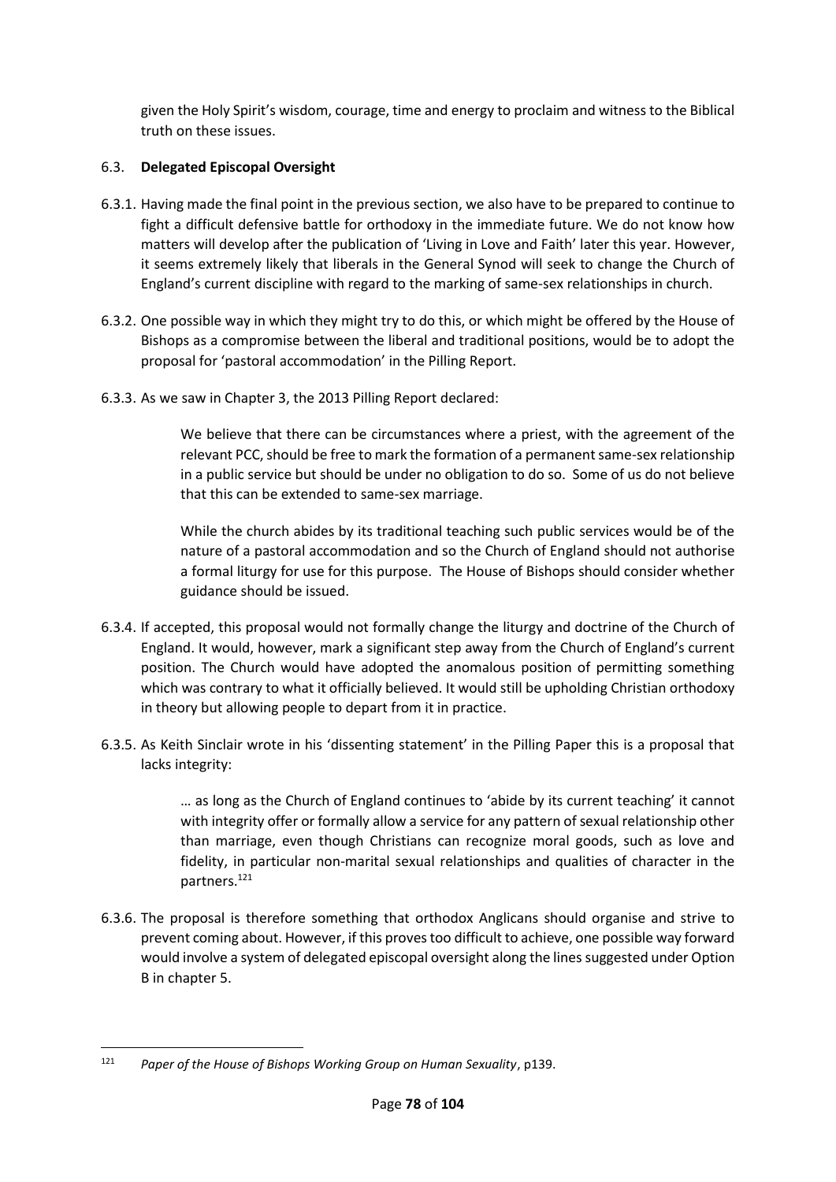given the Holy Spirit's wisdom, courage, time and energy to proclaim and witness to the Biblical truth on these issues.

### 6.3. **Delegated Episcopal Oversight**

6.3.1. Having made the final point in the previous section, we also have to be prepared to continue to fight a difficult defensive battle for orthodoxy in the immediate future. We do not know how matters will develop after the publication of 'Living in Love and Faith' later this year. However, it seems extremely likely that liberals in the General Synod will seek to change the Church of England's current discipline with regard to the marking of same-sex relationships in church.

6.3.2. One possible way in which they might try to do this, or which might be offered by the House of Bishops as a compromise between the liberal and traditional positions, would be to adopt the proposal for 'pastoral accommodation' in the Pilling Report.

6.3.3. As we saw in Chapter 3, the 2013 Pilling Report declared:

> We believe that there can be circumstances where a priest, with the agreement of the relevant PCC, should be free to mark the formation of a permanent same-sex relationship in a public service but should be under no obligation to do so. Some of us do not believe that this can be extended to same-sex marriage.
>
> While the church abides by its traditional teaching such public services would be of the nature of a pastoral accommodation and so the Church of England should not authorise a formal liturgy for use for this purpose. The House of Bishops should consider whether guidance should be issued.

6.3.4. If accepted, this proposal would not formally change the liturgy and doctrine of the Church of England. It would, however, mark a significant step away from the Church of England's current position. The Church would have adopted the anomalous position of permitting something which was contrary to what it officially believed. It would still be upholding Christian orthodoxy in theory but allowing people to depart from it in practice.

6.3.5. As Keith Sinclair wrote in his 'dissenting statement' in the Pilling Paper this is a proposal that lacks integrity:

> … as long as the Church of England continues to 'abide by its current teaching' it cannot with integrity offer or formally allow a service for any pattern of sexual relationship other than marriage, even though Christians can recognize moral goods, such as love and fidelity, in particular non-marital sexual relationships and qualities of character in the partners.[121]

6.3.6. The proposal is therefore something that orthodox Anglicans should organise and strive to prevent coming about. However, if this proves too difficult to achieve, one possible way forward would involve a system of delegated episcopal oversight along the lines suggested under Option B in chapter 5.

---

[121] *Paper of the House of Bishops Working Group on Human Sexuality*, p139.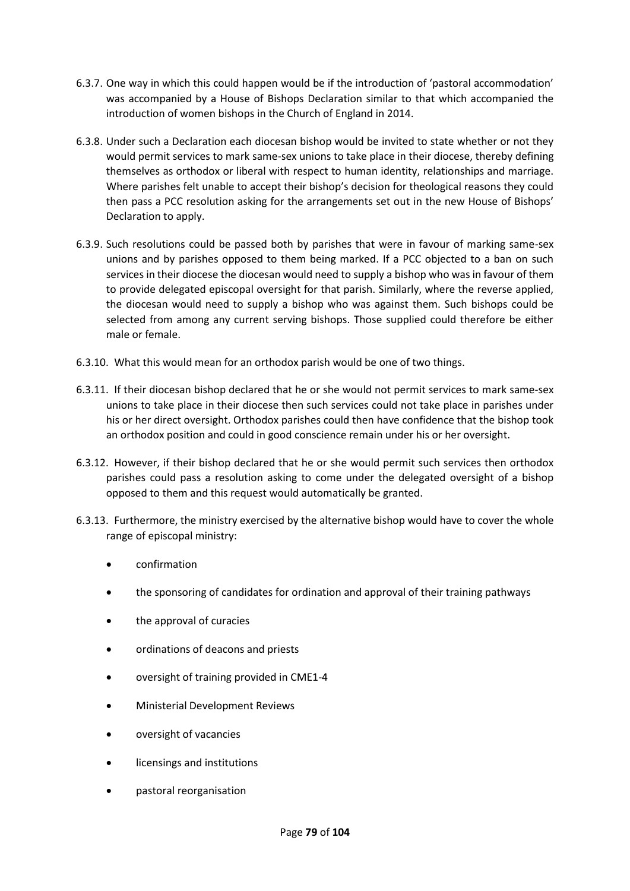6.3.7. One way in which this could happen would be if the introduction of 'pastoral accommodation' was accompanied by a House of Bishops Declaration similar to that which accompanied the introduction of women bishops in the Church of England in 2014.

6.3.8. Under such a Declaration each diocesan bishop would be invited to state whether or not they would permit services to mark same-sex unions to take place in their diocese, thereby defining themselves as orthodox or liberal with respect to human identity, relationships and marriage. Where parishes felt unable to accept their bishop's decision for theological reasons they could then pass a PCC resolution asking for the arrangements set out in the new House of Bishops' Declaration to apply.

6.3.9. Such resolutions could be passed both by parishes that were in favour of marking same-sex unions and by parishes opposed to them being marked. If a PCC objected to a ban on such services in their diocese the diocesan would need to supply a bishop who was in favour of them to provide delegated episcopal oversight for that parish. Similarly, where the reverse applied, the diocesan would need to supply a bishop who was against them. Such bishops could be selected from among any current serving bishops. Those supplied could therefore be either male or female.

6.3.10. What this would mean for an orthodox parish would be one of two things.

6.3.11. If their diocesan bishop declared that he or she would not permit services to mark same-sex unions to take place in their diocese then such services could not take place in parishes under his or her direct oversight. Orthodox parishes could then have confidence that the bishop took an orthodox position and could in good conscience remain under his or her oversight.

6.3.12. However, if their bishop declared that he or she would permit such services then orthodox parishes could pass a resolution asking to come under the delegated oversight of a bishop opposed to them and this request would automatically be granted.

6.3.13. Furthermore, the ministry exercised by the alternative bishop would have to cover the whole range of episcopal ministry:

- confirmation
- the sponsoring of candidates for ordination and approval of their training pathways
- the approval of curacies
- ordinations of deacons and priests
- oversight of training provided in CME1-4
- Ministerial Development Reviews
- oversight of vacancies
- licensings and institutions
- pastoral reorganisation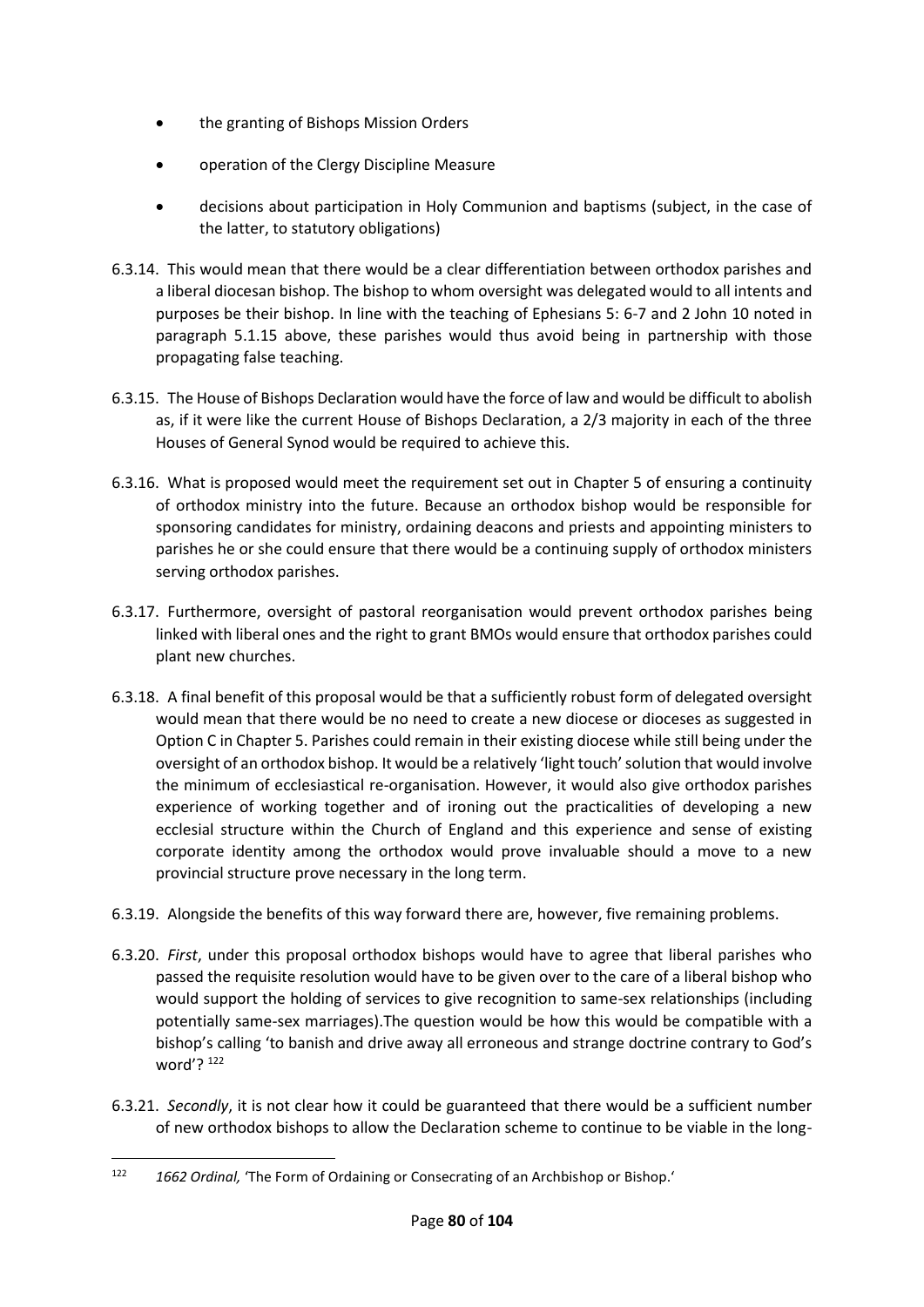- the granting of Bishops Mission Orders
- operation of the Clergy Discipline Measure
- decisions about participation in Holy Communion and baptisms (subject, in the case of the latter, to statutory obligations)

6.3.14. This would mean that there would be a clear differentiation between orthodox parishes and a liberal diocesan bishop. The bishop to whom oversight was delegated would to all intents and purposes be their bishop. In line with the teaching of Ephesians 5: 6-7 and 2 John 10 noted in paragraph 5.1.15 above, these parishes would thus avoid being in partnership with those propagating false teaching.

6.3.15. The House of Bishops Declaration would have the force of law and would be difficult to abolish as, if it were like the current House of Bishops Declaration, a 2/3 majority in each of the three Houses of General Synod would be required to achieve this.

6.3.16. What is proposed would meet the requirement set out in Chapter 5 of ensuring a continuity of orthodox ministry into the future. Because an orthodox bishop would be responsible for sponsoring candidates for ministry, ordaining deacons and priests and appointing ministers to parishes he or she could ensure that there would be a continuing supply of orthodox ministers serving orthodox parishes.

6.3.17. Furthermore, oversight of pastoral reorganisation would prevent orthodox parishes being linked with liberal ones and the right to grant BMOs would ensure that orthodox parishes could plant new churches.

6.3.18. A final benefit of this proposal would be that a sufficiently robust form of delegated oversight would mean that there would be no need to create a new diocese or dioceses as suggested in Option C in Chapter 5. Parishes could remain in their existing diocese while still being under the oversight of an orthodox bishop. It would be a relatively 'light touch' solution that would involve the minimum of ecclesiastical re-organisation. However, it would also give orthodox parishes experience of working together and of ironing out the practicalities of developing a new ecclesial structure within the Church of England and this experience and sense of existing corporate identity among the orthodox would prove invaluable should a move to a new provincial structure prove necessary in the long term.

6.3.19. Alongside the benefits of this way forward there are, however, five remaining problems.

6.3.20. *First*, under this proposal orthodox bishops would have to agree that liberal parishes who passed the requisite resolution would have to be given over to the care of a liberal bishop who would support the holding of services to give recognition to same-sex relationships (including potentially same-sex marriages).The question would be how this would be compatible with a bishop's calling 'to banish and drive away all erroneous and strange doctrine contrary to God's word'? [122]

6.3.21. *Secondly*, it is not clear how it could be guaranteed that there would be a sufficient number of new orthodox bishops to allow the Declaration scheme to continue to be viable in the long-

[122] *1662 Ordinal,* 'The Form of Ordaining or Consecrating of an Archbishop or Bishop.'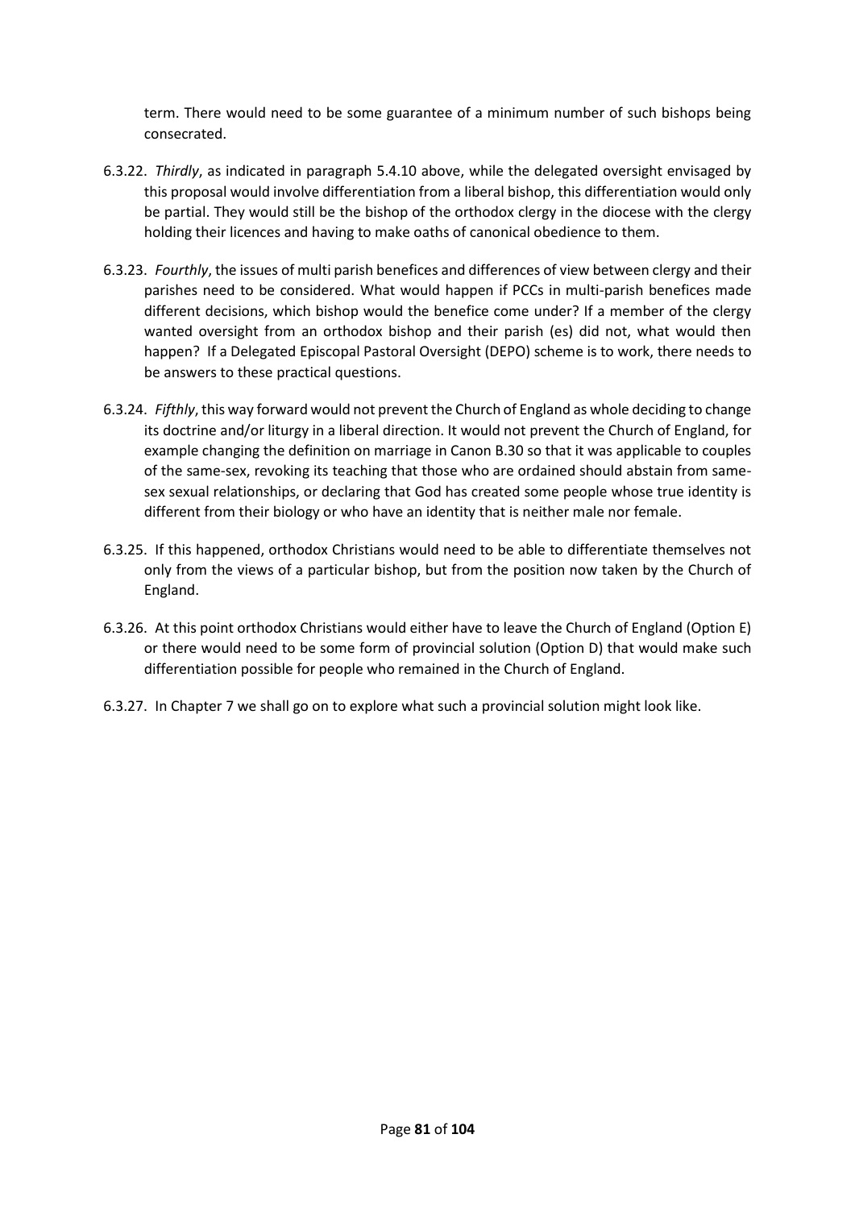term. There would need to be some guarantee of a minimum number of such bishops being consecrated.

6.3.22. *Thirdly*, as indicated in paragraph 5.4.10 above, while the delegated oversight envisaged by this proposal would involve differentiation from a liberal bishop, this differentiation would only be partial. They would still be the bishop of the orthodox clergy in the diocese with the clergy holding their licences and having to make oaths of canonical obedience to them.

6.3.23. *Fourthly*, the issues of multi parish benefices and differences of view between clergy and their parishes need to be considered. What would happen if PCCs in multi-parish benefices made different decisions, which bishop would the benefice come under? If a member of the clergy wanted oversight from an orthodox bishop and their parish (es) did not, what would then happen? If a Delegated Episcopal Pastoral Oversight (DEPO) scheme is to work, there needs to be answers to these practical questions.

6.3.24. *Fifthly*, this way forward would not prevent the Church of England as whole deciding to change its doctrine and/or liturgy in a liberal direction. It would not prevent the Church of England, for example changing the definition on marriage in Canon B.30 so that it was applicable to couples of the same-sex, revoking its teaching that those who are ordained should abstain from same-sex sexual relationships, or declaring that God has created some people whose true identity is different from their biology or who have an identity that is neither male nor female.

6.3.25. If this happened, orthodox Christians would need to be able to differentiate themselves not only from the views of a particular bishop, but from the position now taken by the Church of England.

6.3.26. At this point orthodox Christians would either have to leave the Church of England (Option E) or there would need to be some form of provincial solution (Option D) that would make such differentiation possible for people who remained in the Church of England.

6.3.27. In Chapter 7 we shall go on to explore what such a provincial solution might look like.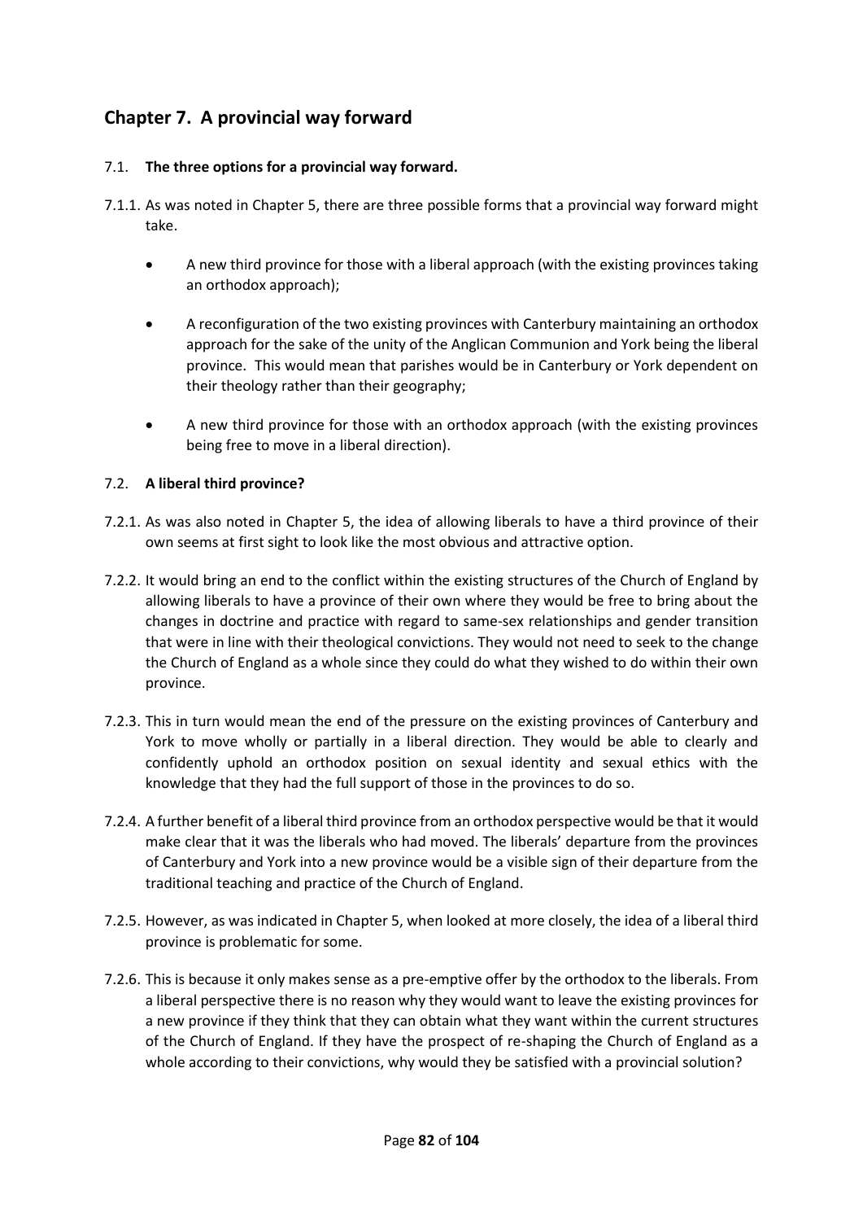## Chapter 7. A provincial way forward

### 7.1. The three options for a provincial way forward.

7.1.1. As was noted in Chapter 5, there are three possible forms that a provincial way forward might take.

- A new third province for those with a liberal approach (with the existing provinces taking an orthodox approach);
- A reconfiguration of the two existing provinces with Canterbury maintaining an orthodox approach for the sake of the unity of the Anglican Communion and York being the liberal province. This would mean that parishes would be in Canterbury or York dependent on their theology rather than their geography;
- A new third province for those with an orthodox approach (with the existing provinces being free to move in a liberal direction).

### 7.2. A liberal third province?

7.2.1. As was also noted in Chapter 5, the idea of allowing liberals to have a third province of their own seems at first sight to look like the most obvious and attractive option.

7.2.2. It would bring an end to the conflict within the existing structures of the Church of England by allowing liberals to have a province of their own where they would be free to bring about the changes in doctrine and practice with regard to same-sex relationships and gender transition that were in line with their theological convictions. They would not need to seek to the change the Church of England as a whole since they could do what they wished to do within their own province.

7.2.3. This in turn would mean the end of the pressure on the existing provinces of Canterbury and York to move wholly or partially in a liberal direction. They would be able to clearly and confidently uphold an orthodox position on sexual identity and sexual ethics with the knowledge that they had the full support of those in the provinces to do so.

7.2.4. A further benefit of a liberal third province from an orthodox perspective would be that it would make clear that it was the liberals who had moved. The liberals' departure from the provinces of Canterbury and York into a new province would be a visible sign of their departure from the traditional teaching and practice of the Church of England.

7.2.5. However, as was indicated in Chapter 5, when looked at more closely, the idea of a liberal third province is problematic for some.

7.2.6. This is because it only makes sense as a pre-emptive offer by the orthodox to the liberals. From a liberal perspective there is no reason why they would want to leave the existing provinces for a new province if they think that they can obtain what they want within the current structures of the Church of England. If they have the prospect of re-shaping the Church of England as a whole according to their convictions, why would they be satisfied with a provincial solution?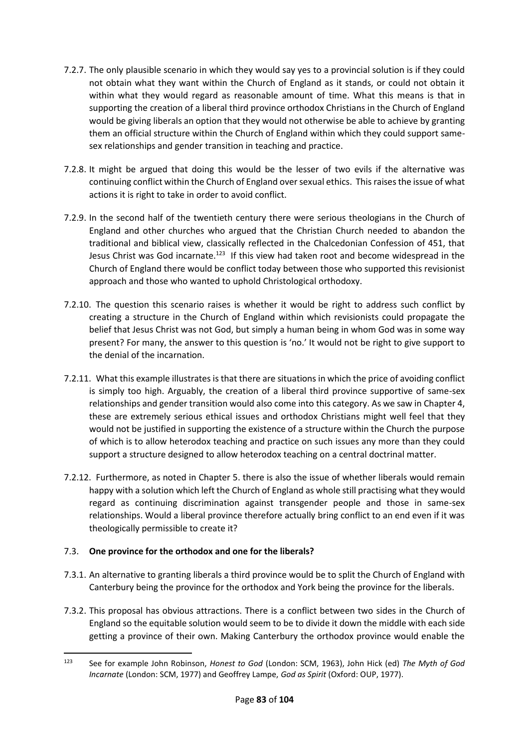7.2.7. The only plausible scenario in which they would say yes to a provincial solution is if they could not obtain what they want within the Church of England as it stands, or could not obtain it within what they would regard as reasonable amount of time. What this means is that in supporting the creation of a liberal third province orthodox Christians in the Church of England would be giving liberals an option that they would not otherwise be able to achieve by granting them an official structure within the Church of England within which they could support same-sex relationships and gender transition in teaching and practice.

7.2.8. It might be argued that doing this would be the lesser of two evils if the alternative was continuing conflict within the Church of England over sexual ethics. This raises the issue of what actions it is right to take in order to avoid conflict.

7.2.9. In the second half of the twentieth century there were serious theologians in the Church of England and other churches who argued that the Christian Church needed to abandon the traditional and biblical view, classically reflected in the Chalcedonian Confession of 451, that Jesus Christ was God incarnate.[123] If this view had taken root and become widespread in the Church of England there would be conflict today between those who supported this revisionist approach and those who wanted to uphold Christological orthodoxy.

7.2.10. The question this scenario raises is whether it would be right to address such conflict by creating a structure in the Church of England within which revisionists could propagate the belief that Jesus Christ was not God, but simply a human being in whom God was in some way present? For many, the answer to this question is 'no.' It would not be right to give support to the denial of the incarnation.

7.2.11. What this example illustrates is that there are situations in which the price of avoiding conflict is simply too high. Arguably, the creation of a liberal third province supportive of same-sex relationships and gender transition would also come into this category. As we saw in Chapter 4, these are extremely serious ethical issues and orthodox Christians might well feel that they would not be justified in supporting the existence of a structure within the Church the purpose of which is to allow heterodox teaching and practice on such issues any more than they could support a structure designed to allow heterodox teaching on a central doctrinal matter.

7.2.12. Furthermore, as noted in Chapter 5. there is also the issue of whether liberals would remain happy with a solution which left the Church of England as whole still practising what they would regard as continuing discrimination against transgender people and those in same-sex relationships. Would a liberal province therefore actually bring conflict to an end even if it was theologically permissible to create it?

### 7.3. **One province for the orthodox and one for the liberals?**

7.3.1. An alternative to granting liberals a third province would be to split the Church of England with Canterbury being the province for the orthodox and York being the province for the liberals.

7.3.2. This proposal has obvious attractions. There is a conflict between two sides in the Church of England so the equitable solution would seem to be to divide it down the middle with each side getting a province of their own. Making Canterbury the orthodox province would enable the

---

[123] See for example John Robinson, *Honest to God* (London: SCM, 1963), John Hick (ed) *The Myth of God Incarnate* (London: SCM, 1977) and Geoffrey Lampe, *God as Spirit* (Oxford: OUP, 1977).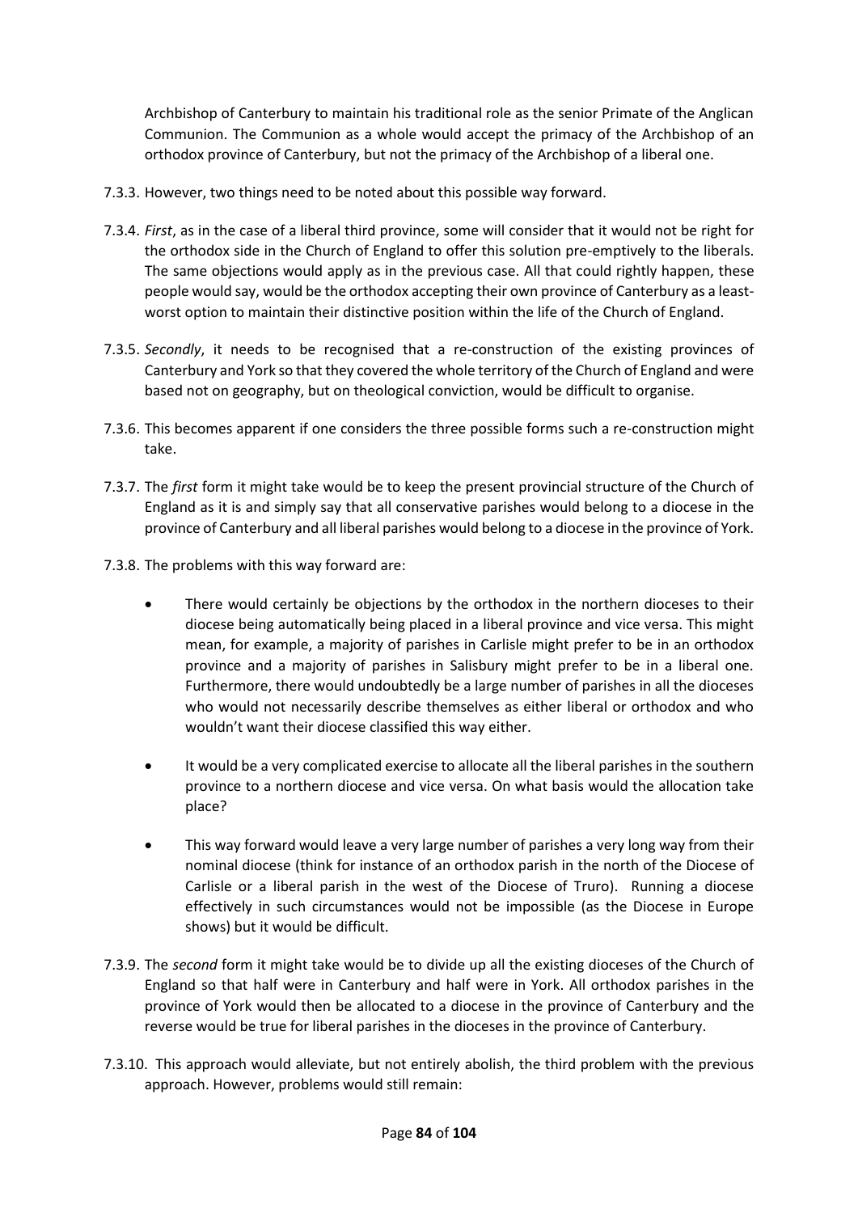Archbishop of Canterbury to maintain his traditional role as the senior Primate of the Anglican Communion. The Communion as a whole would accept the primacy of the Archbishop of an orthodox province of Canterbury, but not the primacy of the Archbishop of a liberal one.

7.3.3. However, two things need to be noted about this possible way forward.

7.3.4. *First*, as in the case of a liberal third province, some will consider that it would not be right for the orthodox side in the Church of England to offer this solution pre-emptively to the liberals. The same objections would apply as in the previous case. All that could rightly happen, these people would say, would be the orthodox accepting their own province of Canterbury as a least-worst option to maintain their distinctive position within the life of the Church of England.

7.3.5. *Secondly*, it needs to be recognised that a re-construction of the existing provinces of Canterbury and York so that they covered the whole territory of the Church of England and were based not on geography, but on theological conviction, would be difficult to organise.

7.3.6. This becomes apparent if one considers the three possible forms such a re-construction might take.

7.3.7. The *first* form it might take would be to keep the present provincial structure of the Church of England as it is and simply say that all conservative parishes would belong to a diocese in the province of Canterbury and all liberal parishes would belong to a diocese in the province of York.

7.3.8. The problems with this way forward are:

- There would certainly be objections by the orthodox in the northern dioceses to their diocese being automatically being placed in a liberal province and vice versa. This might mean, for example, a majority of parishes in Carlisle might prefer to be in an orthodox province and a majority of parishes in Salisbury might prefer to be in a liberal one. Furthermore, there would undoubtedly be a large number of parishes in all the dioceses who would not necessarily describe themselves as either liberal or orthodox and who wouldn't want their diocese classified this way either.

- It would be a very complicated exercise to allocate all the liberal parishes in the southern province to a northern diocese and vice versa. On what basis would the allocation take place?

- This way forward would leave a very large number of parishes a very long way from their nominal diocese (think for instance of an orthodox parish in the north of the Diocese of Carlisle or a liberal parish in the west of the Diocese of Truro). Running a diocese effectively in such circumstances would not be impossible (as the Diocese in Europe shows) but it would be difficult.

7.3.9. The *second* form it might take would be to divide up all the existing dioceses of the Church of England so that half were in Canterbury and half were in York. All orthodox parishes in the province of York would then be allocated to a diocese in the province of Canterbury and the reverse would be true for liberal parishes in the dioceses in the province of Canterbury.

7.3.10. This approach would alleviate, but not entirely abolish, the third problem with the previous approach. However, problems would still remain: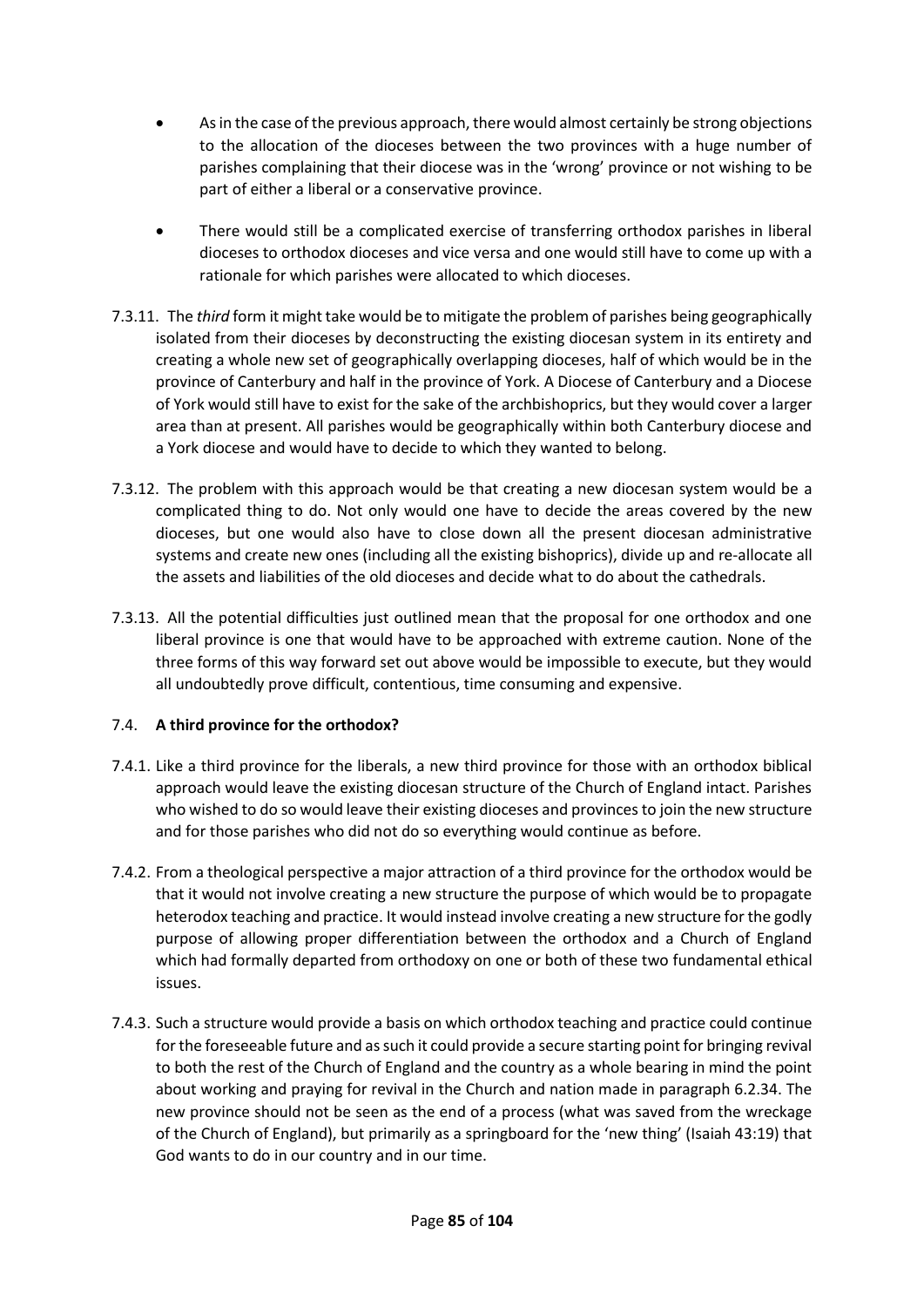- As in the case of the previous approach, there would almost certainly be strong objections to the allocation of the dioceses between the two provinces with a huge number of parishes complaining that their diocese was in the 'wrong' province or not wishing to be part of either a liberal or a conservative province.

- There would still be a complicated exercise of transferring orthodox parishes in liberal dioceses to orthodox dioceses and vice versa and one would still have to come up with a rationale for which parishes were allocated to which dioceses.

7.3.11. The *third* form it might take would be to mitigate the problem of parishes being geographically isolated from their dioceses by deconstructing the existing diocesan system in its entirety and creating a whole new set of geographically overlapping dioceses, half of which would be in the province of Canterbury and half in the province of York. A Diocese of Canterbury and a Diocese of York would still have to exist for the sake of the archbishoprics, but they would cover a larger area than at present. All parishes would be geographically within both Canterbury diocese and a York diocese and would have to decide to which they wanted to belong.

7.3.12. The problem with this approach would be that creating a new diocesan system would be a complicated thing to do. Not only would one have to decide the areas covered by the new dioceses, but one would also have to close down all the present diocesan administrative systems and create new ones (including all the existing bishoprics), divide up and re-allocate all the assets and liabilities of the old dioceses and decide what to do about the cathedrals.

7.3.13. All the potential difficulties just outlined mean that the proposal for one orthodox and one liberal province is one that would have to be approached with extreme caution. None of the three forms of this way forward set out above would be impossible to execute, but they would all undoubtedly prove difficult, contentious, time consuming and expensive.

### 7.4. **A third province for the orthodox?**

7.4.1. Like a third province for the liberals, a new third province for those with an orthodox biblical approach would leave the existing diocesan structure of the Church of England intact. Parishes who wished to do so would leave their existing dioceses and provinces to join the new structure and for those parishes who did not do so everything would continue as before.

7.4.2. From a theological perspective a major attraction of a third province for the orthodox would be that it would not involve creating a new structure the purpose of which would be to propagate heterodox teaching and practice. It would instead involve creating a new structure for the godly purpose of allowing proper differentiation between the orthodox and a Church of England which had formally departed from orthodoxy on one or both of these two fundamental ethical issues.

7.4.3. Such a structure would provide a basis on which orthodox teaching and practice could continue for the foreseeable future and as such it could provide a secure starting point for bringing revival to both the rest of the Church of England and the country as a whole bearing in mind the point about working and praying for revival in the Church and nation made in paragraph 6.2.34. The new province should not be seen as the end of a process (what was saved from the wreckage of the Church of England), but primarily as a springboard for the 'new thing' (Isaiah 43:19) that God wants to do in our country and in our time.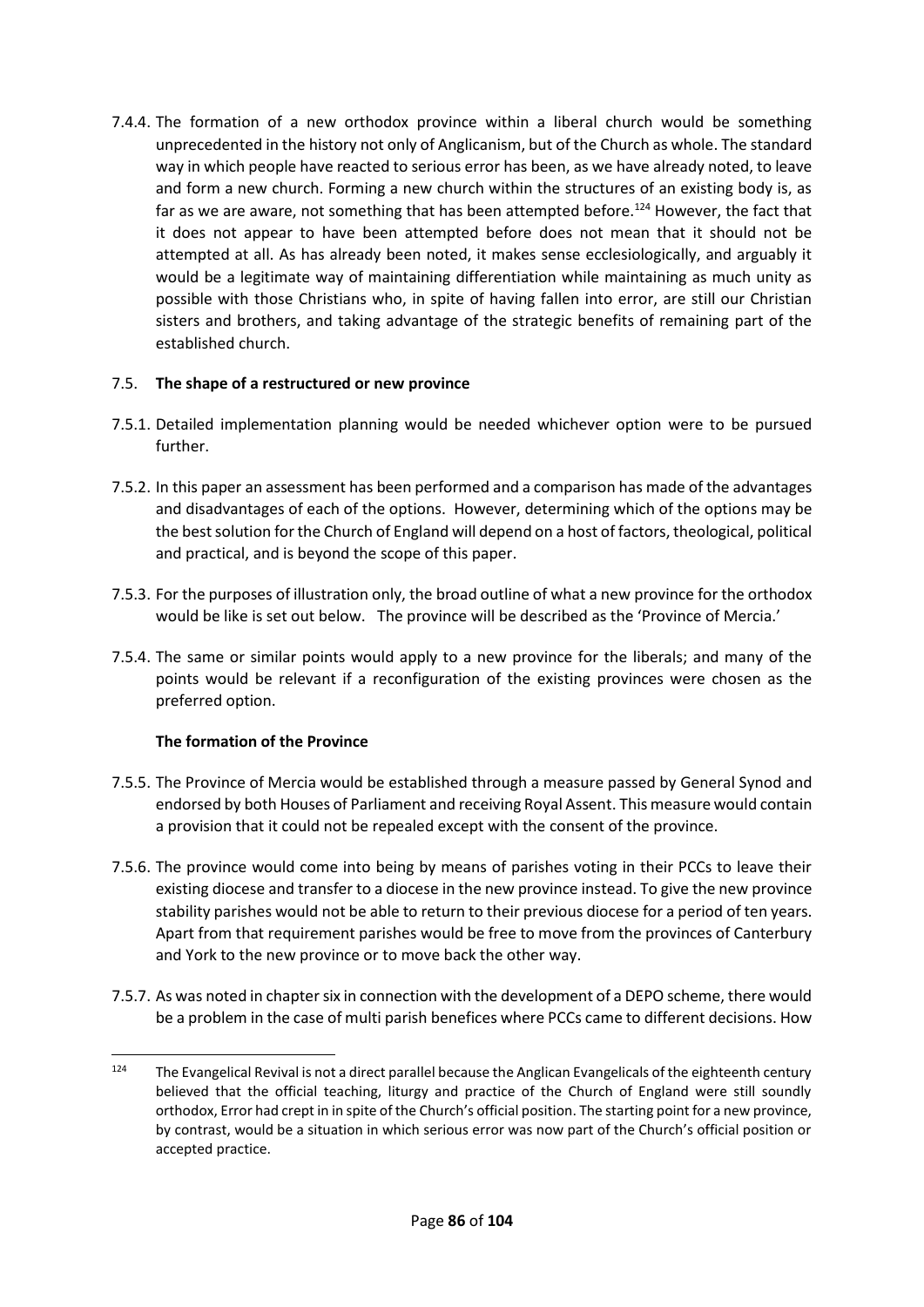7.4.4. The formation of a new orthodox province within a liberal church would be something unprecedented in the history not only of Anglicanism, but of the Church as whole. The standard way in which people have reacted to serious error has been, as we have already noted, to leave and form a new church. Forming a new church within the structures of an existing body is, as far as we are aware, not something that has been attempted before.[124] However, the fact that it does not appear to have been attempted before does not mean that it should not be attempted at all. As has already been noted, it makes sense ecclesiologically, and arguably it would be a legitimate way of maintaining differentiation while maintaining as much unity as possible with those Christians who, in spite of having fallen into error, are still our Christian sisters and brothers, and taking advantage of the strategic benefits of remaining part of the established church.

### 7.5. **The shape of a restructured or new province**

7.5.1. Detailed implementation planning would be needed whichever option were to be pursued further.

7.5.2. In this paper an assessment has been performed and a comparison has made of the advantages and disadvantages of each of the options. However, determining which of the options may be the best solution for the Church of England will depend on a host of factors, theological, political and practical, and is beyond the scope of this paper.

7.5.3. For the purposes of illustration only, the broad outline of what a new province for the orthodox would be like is set out below. The province will be described as the 'Province of Mercia.'

7.5.4. The same or similar points would apply to a new province for the liberals; and many of the points would be relevant if a reconfiguration of the existing provinces were chosen as the preferred option.

#### **The formation of the Province**

7.5.5. The Province of Mercia would be established through a measure passed by General Synod and endorsed by both Houses of Parliament and receiving Royal Assent. This measure would contain a provision that it could not be repealed except with the consent of the province.

7.5.6. The province would come into being by means of parishes voting in their PCCs to leave their existing diocese and transfer to a diocese in the new province instead. To give the new province stability parishes would not be able to return to their previous diocese for a period of ten years. Apart from that requirement parishes would be free to move from the provinces of Canterbury and York to the new province or to move back the other way.

7.5.7. As was noted in chapter six in connection with the development of a DEPO scheme, there would be a problem in the case of multi parish benefices where PCCs came to different decisions. How

---

[124] The Evangelical Revival is not a direct parallel because the Anglican Evangelicals of the eighteenth century believed that the official teaching, liturgy and practice of the Church of England were still soundly orthodox, Error had crept in in spite of the Church's official position. The starting point for a new province, by contrast, would be a situation in which serious error was now part of the Church's official position or accepted practice.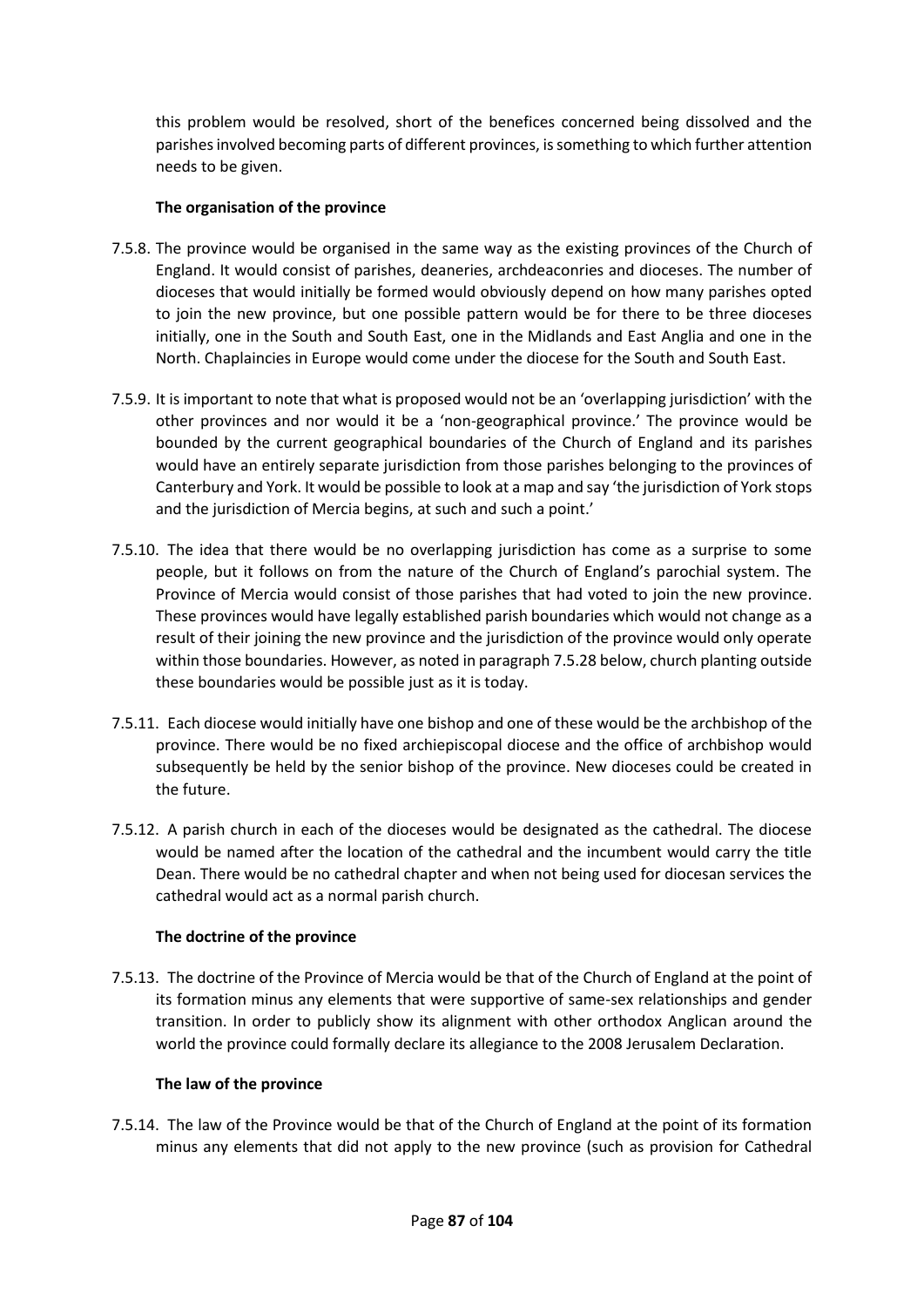this problem would be resolved, short of the benefices concerned being dissolved and the parishes involved becoming parts of different provinces, is something to which further attention needs to be given.

**The organisation of the province**

7.5.8. The province would be organised in the same way as the existing provinces of the Church of England. It would consist of parishes, deaneries, archdeaconries and dioceses. The number of dioceses that would initially be formed would obviously depend on how many parishes opted to join the new province, but one possible pattern would be for there to be three dioceses initially, one in the South and South East, one in the Midlands and East Anglia and one in the North. Chaplaincies in Europe would come under the diocese for the South and South East.

7.5.9. It is important to note that what is proposed would not be an 'overlapping jurisdiction' with the other provinces and nor would it be a 'non-geographical province.' The province would be bounded by the current geographical boundaries of the Church of England and its parishes would have an entirely separate jurisdiction from those parishes belonging to the provinces of Canterbury and York. It would be possible to look at a map and say 'the jurisdiction of York stops and the jurisdiction of Mercia begins, at such and such a point.'

7.5.10. The idea that there would be no overlapping jurisdiction has come as a surprise to some people, but it follows on from the nature of the Church of England's parochial system. The Province of Mercia would consist of those parishes that had voted to join the new province. These provinces would have legally established parish boundaries which would not change as a result of their joining the new province and the jurisdiction of the province would only operate within those boundaries. However, as noted in paragraph 7.5.28 below, church planting outside these boundaries would be possible just as it is today.

7.5.11. Each diocese would initially have one bishop and one of these would be the archbishop of the province. There would be no fixed archiepiscopal diocese and the office of archbishop would subsequently be held by the senior bishop of the province. New dioceses could be created in the future.

7.5.12. A parish church in each of the dioceses would be designated as the cathedral. The diocese would be named after the location of the cathedral and the incumbent would carry the title Dean. There would be no cathedral chapter and when not being used for diocesan services the cathedral would act as a normal parish church.

**The doctrine of the province**

7.5.13. The doctrine of the Province of Mercia would be that of the Church of England at the point of its formation minus any elements that were supportive of same-sex relationships and gender transition. In order to publicly show its alignment with other orthodox Anglican around the world the province could formally declare its allegiance to the 2008 Jerusalem Declaration.

**The law of the province**

7.5.14. The law of the Province would be that of the Church of England at the point of its formation minus any elements that did not apply to the new province (such as provision for Cathedral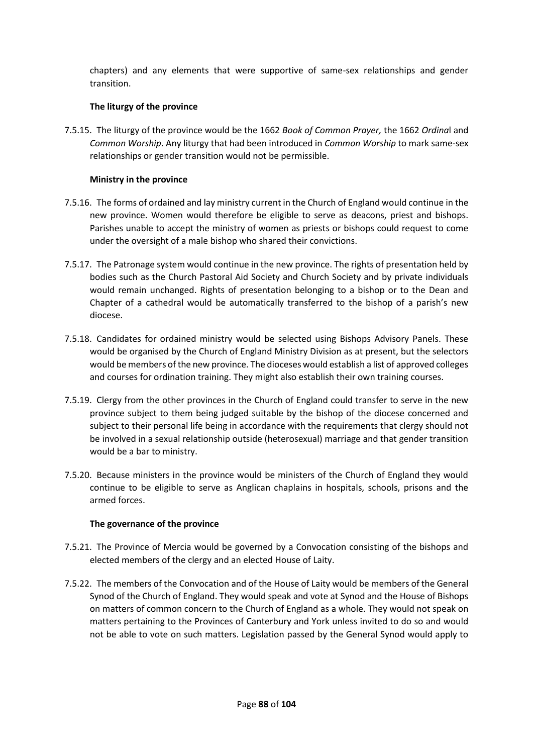chapters) and any elements that were supportive of same-sex relationships and gender transition.

### The liturgy of the province

7.5.15. The liturgy of the province would be the 1662 *Book of Common Prayer,* the 1662 *Ordina*l and *Common Worship*. Any liturgy that had been introduced in *Common Worship* to mark same-sex relationships or gender transition would not be permissible.

### Ministry in the province

7.5.16. The forms of ordained and lay ministry current in the Church of England would continue in the new province. Women would therefore be eligible to serve as deacons, priest and bishops. Parishes unable to accept the ministry of women as priests or bishops could request to come under the oversight of a male bishop who shared their convictions.

7.5.17. The Patronage system would continue in the new province. The rights of presentation held by bodies such as the Church Pastoral Aid Society and Church Society and by private individuals would remain unchanged. Rights of presentation belonging to a bishop or to the Dean and Chapter of a cathedral would be automatically transferred to the bishop of a parish's new diocese.

7.5.18. Candidates for ordained ministry would be selected using Bishops Advisory Panels. These would be organised by the Church of England Ministry Division as at present, but the selectors would be members of the new province. The dioceses would establish a list of approved colleges and courses for ordination training. They might also establish their own training courses.

7.5.19. Clergy from the other provinces in the Church of England could transfer to serve in the new province subject to them being judged suitable by the bishop of the diocese concerned and subject to their personal life being in accordance with the requirements that clergy should not be involved in a sexual relationship outside (heterosexual) marriage and that gender transition would be a bar to ministry.

7.5.20. Because ministers in the province would be ministers of the Church of England they would continue to be eligible to serve as Anglican chaplains in hospitals, schools, prisons and the armed forces.

### The governance of the province

7.5.21. The Province of Mercia would be governed by a Convocation consisting of the bishops and elected members of the clergy and an elected House of Laity.

7.5.22. The members of the Convocation and of the House of Laity would be members of the General Synod of the Church of England. They would speak and vote at Synod and the House of Bishops on matters of common concern to the Church of England as a whole. They would not speak on matters pertaining to the Provinces of Canterbury and York unless invited to do so and would not be able to vote on such matters. Legislation passed by the General Synod would apply to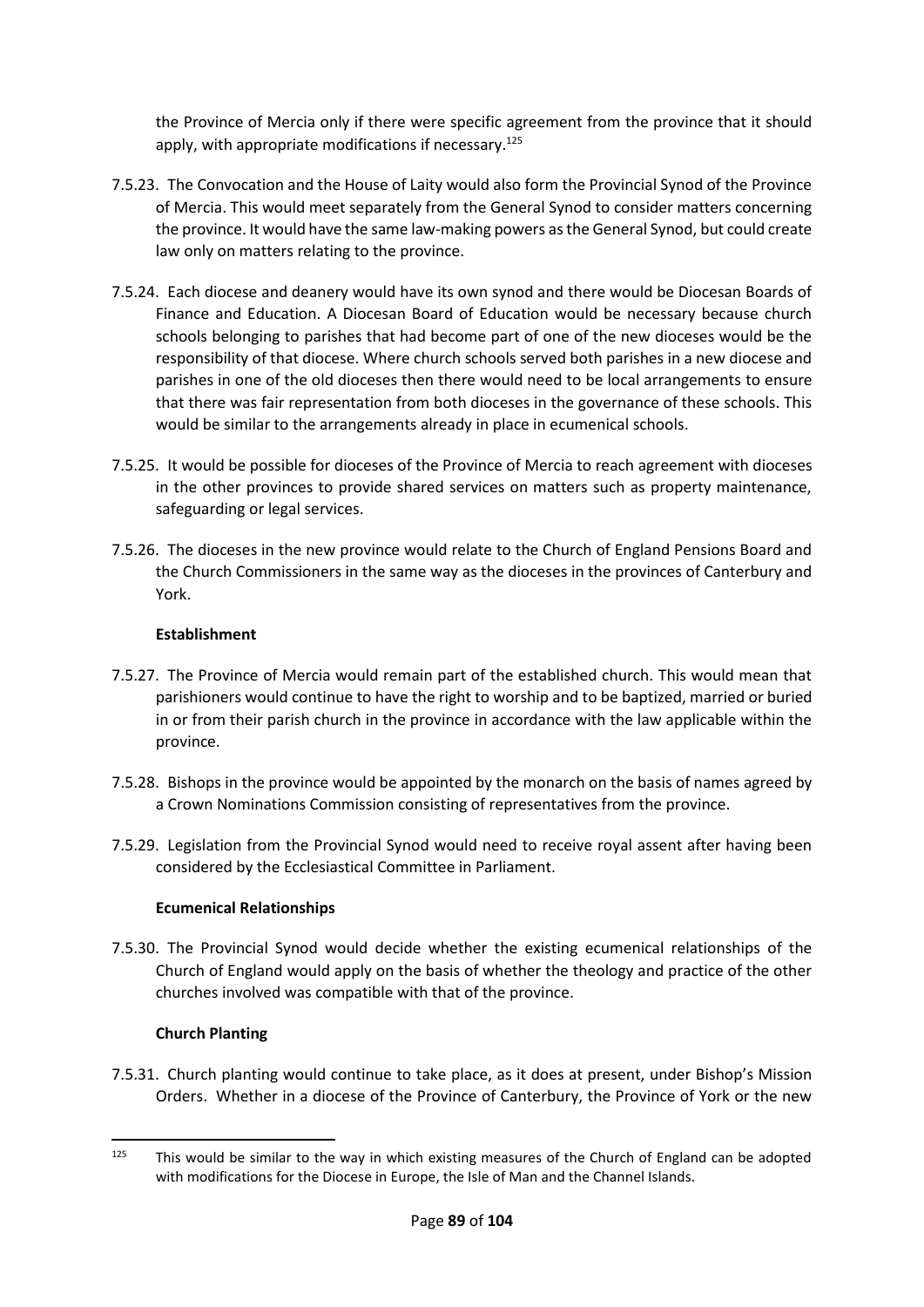the Province of Mercia only if there were specific agreement from the province that it should apply, with appropriate modifications if necessary.[125]

7.5.23. The Convocation and the House of Laity would also form the Provincial Synod of the Province of Mercia. This would meet separately from the General Synod to consider matters concerning the province. It would have the same law-making powers as the General Synod, but could create law only on matters relating to the province.

7.5.24. Each diocese and deanery would have its own synod and there would be Diocesan Boards of Finance and Education. A Diocesan Board of Education would be necessary because church schools belonging to parishes that had become part of one of the new dioceses would be the responsibility of that diocese. Where church schools served both parishes in a new diocese and parishes in one of the old dioceses then there would need to be local arrangements to ensure that there was fair representation from both dioceses in the governance of these schools. This would be similar to the arrangements already in place in ecumenical schools.

7.5.25. It would be possible for dioceses of the Province of Mercia to reach agreement with dioceses in the other provinces to provide shared services on matters such as property maintenance, safeguarding or legal services.

7.5.26. The dioceses in the new province would relate to the Church of England Pensions Board and the Church Commissioners in the same way as the dioceses in the provinces of Canterbury and York.

**Establishment**

7.5.27. The Province of Mercia would remain part of the established church. This would mean that parishioners would continue to have the right to worship and to be baptized, married or buried in or from their parish church in the province in accordance with the law applicable within the province.

7.5.28. Bishops in the province would be appointed by the monarch on the basis of names agreed by a Crown Nominations Commission consisting of representatives from the province.

7.5.29. Legislation from the Provincial Synod would need to receive royal assent after having been considered by the Ecclesiastical Committee in Parliament.

**Ecumenical Relationships**

7.5.30. The Provincial Synod would decide whether the existing ecumenical relationships of the Church of England would apply on the basis of whether the theology and practice of the other churches involved was compatible with that of the province.

**Church Planting**

7.5.31. Church planting would continue to take place, as it does at present, under Bishop's Mission Orders. Whether in a diocese of the Province of Canterbury, the Province of York or the new

---

[125] This would be similar to the way in which existing measures of the Church of England can be adopted with modifications for the Diocese in Europe, the Isle of Man and the Channel Islands.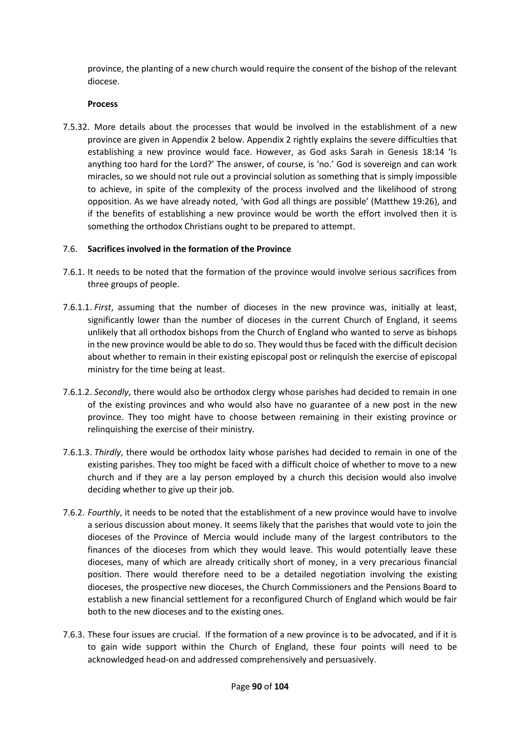province, the planting of a new church would require the consent of the bishop of the relevant diocese.

**Process**

7.5.32. More details about the processes that would be involved in the establishment of a new province are given in Appendix 2 below. Appendix 2 rightly explains the severe difficulties that establishing a new province would face. However, as God asks Sarah in Genesis 18:14 'Is anything too hard for the Lord?' The answer, of course, is 'no.' God is sovereign and can work miracles, so we should not rule out a provincial solution as something that is simply impossible to achieve, in spite of the complexity of the process involved and the likelihood of strong opposition. As we have already noted, 'with God all things are possible' (Matthew 19:26), and if the benefits of establishing a new province would be worth the effort involved then it is something the orthodox Christians ought to be prepared to attempt.

## 7.6. Sacrifices involved in the formation of the Province

7.6.1. It needs to be noted that the formation of the province would involve serious sacrifices from three groups of people.

7.6.1.1. *First*, assuming that the number of dioceses in the new province was, initially at least, significantly lower than the number of dioceses in the current Church of England, it seems unlikely that all orthodox bishops from the Church of England who wanted to serve as bishops in the new province would be able to do so. They would thus be faced with the difficult decision about whether to remain in their existing episcopal post or relinquish the exercise of episcopal ministry for the time being at least.

7.6.1.2. *Secondly*, there would also be orthodox clergy whose parishes had decided to remain in one of the existing provinces and who would also have no guarantee of a new post in the new province. They too might have to choose between remaining in their existing province or relinquishing the exercise of their ministry.

7.6.1.3. *Thirdly*, there would be orthodox laity whose parishes had decided to remain in one of the existing parishes. They too might be faced with a difficult choice of whether to move to a new church and if they are a lay person employed by a church this decision would also involve deciding whether to give up their job.

7.6.2. *Fourthly*, it needs to be noted that the establishment of a new province would have to involve a serious discussion about money. It seems likely that the parishes that would vote to join the dioceses of the Province of Mercia would include many of the largest contributors to the finances of the dioceses from which they would leave. This would potentially leave these dioceses, many of which are already critically short of money, in a very precarious financial position. There would therefore need to be a detailed negotiation involving the existing dioceses, the prospective new dioceses, the Church Commissioners and the Pensions Board to establish a new financial settlement for a reconfigured Church of England which would be fair both to the new dioceses and to the existing ones.

7.6.3. These four issues are crucial. If the formation of a new province is to be advocated, and if it is to gain wide support within the Church of England, these four points will need to be acknowledged head-on and addressed comprehensively and persuasively.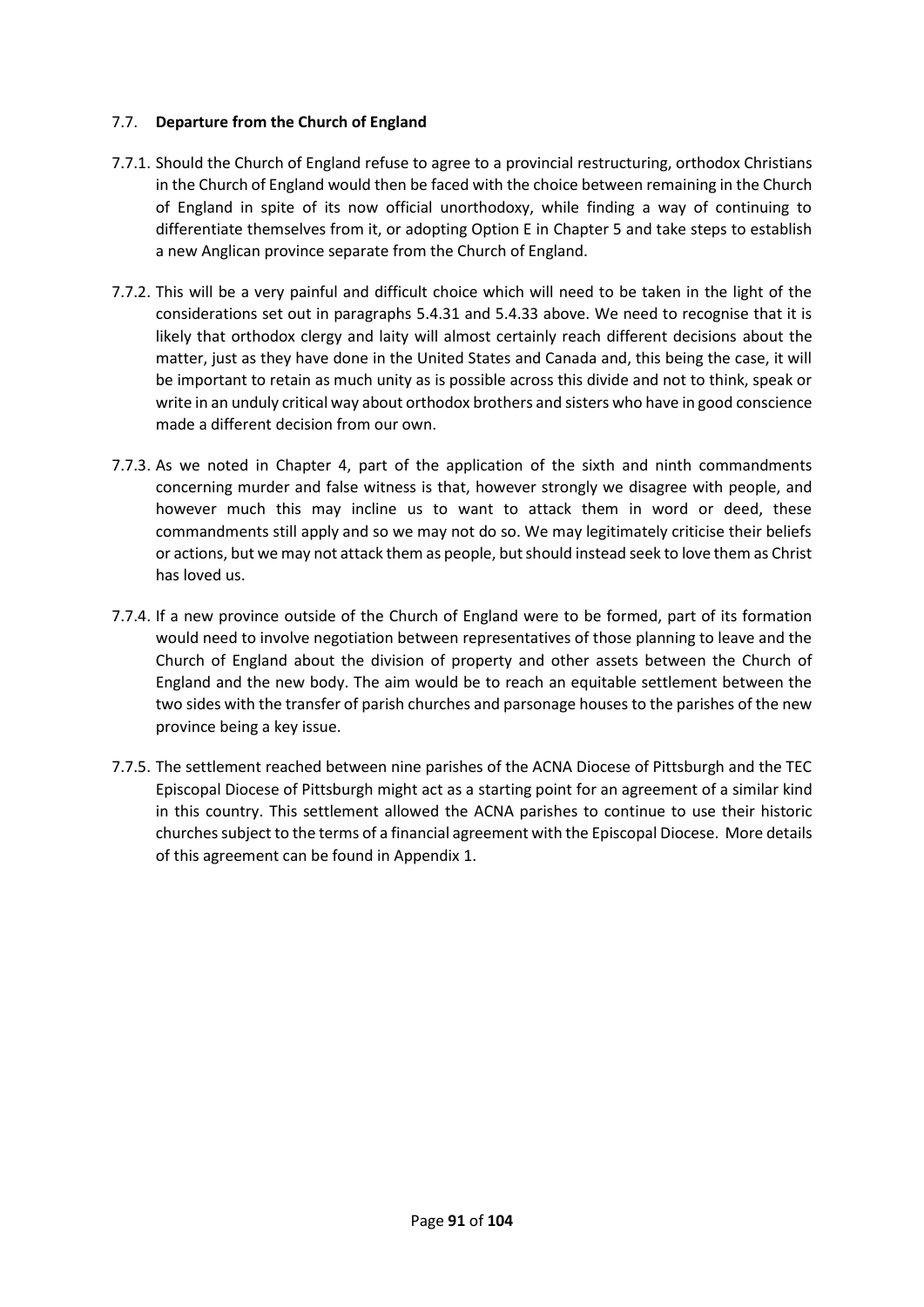### 7.7. **Departure from the Church of England**

7.7.1. Should the Church of England refuse to agree to a provincial restructuring, orthodox Christians in the Church of England would then be faced with the choice between remaining in the Church of England in spite of its now official unorthodoxy, while finding a way of continuing to differentiate themselves from it, or adopting Option E in Chapter 5 and take steps to establish a new Anglican province separate from the Church of England.

7.7.2. This will be a very painful and difficult choice which will need to be taken in the light of the considerations set out in paragraphs 5.4.31 and 5.4.33 above. We need to recognise that it is likely that orthodox clergy and laity will almost certainly reach different decisions about the matter, just as they have done in the United States and Canada and, this being the case, it will be important to retain as much unity as is possible across this divide and not to think, speak or write in an unduly critical way about orthodox brothers and sisters who have in good conscience made a different decision from our own.

7.7.3. As we noted in Chapter 4, part of the application of the sixth and ninth commandments concerning murder and false witness is that, however strongly we disagree with people, and however much this may incline us to want to attack them in word or deed, these commandments still apply and so we may not do so. We may legitimately criticise their beliefs or actions, but we may not attack them as people, but should instead seek to love them as Christ has loved us.

7.7.4. If a new province outside of the Church of England were to be formed, part of its formation would need to involve negotiation between representatives of those planning to leave and the Church of England about the division of property and other assets between the Church of England and the new body. The aim would be to reach an equitable settlement between the two sides with the transfer of parish churches and parsonage houses to the parishes of the new province being a key issue.

7.7.5. The settlement reached between nine parishes of the ACNA Diocese of Pittsburgh and the TEC Episcopal Diocese of Pittsburgh might act as a starting point for an agreement of a similar kind in this country. This settlement allowed the ACNA parishes to continue to use their historic churches subject to the terms of a financial agreement with the Episcopal Diocese. More details of this agreement can be found in Appendix 1.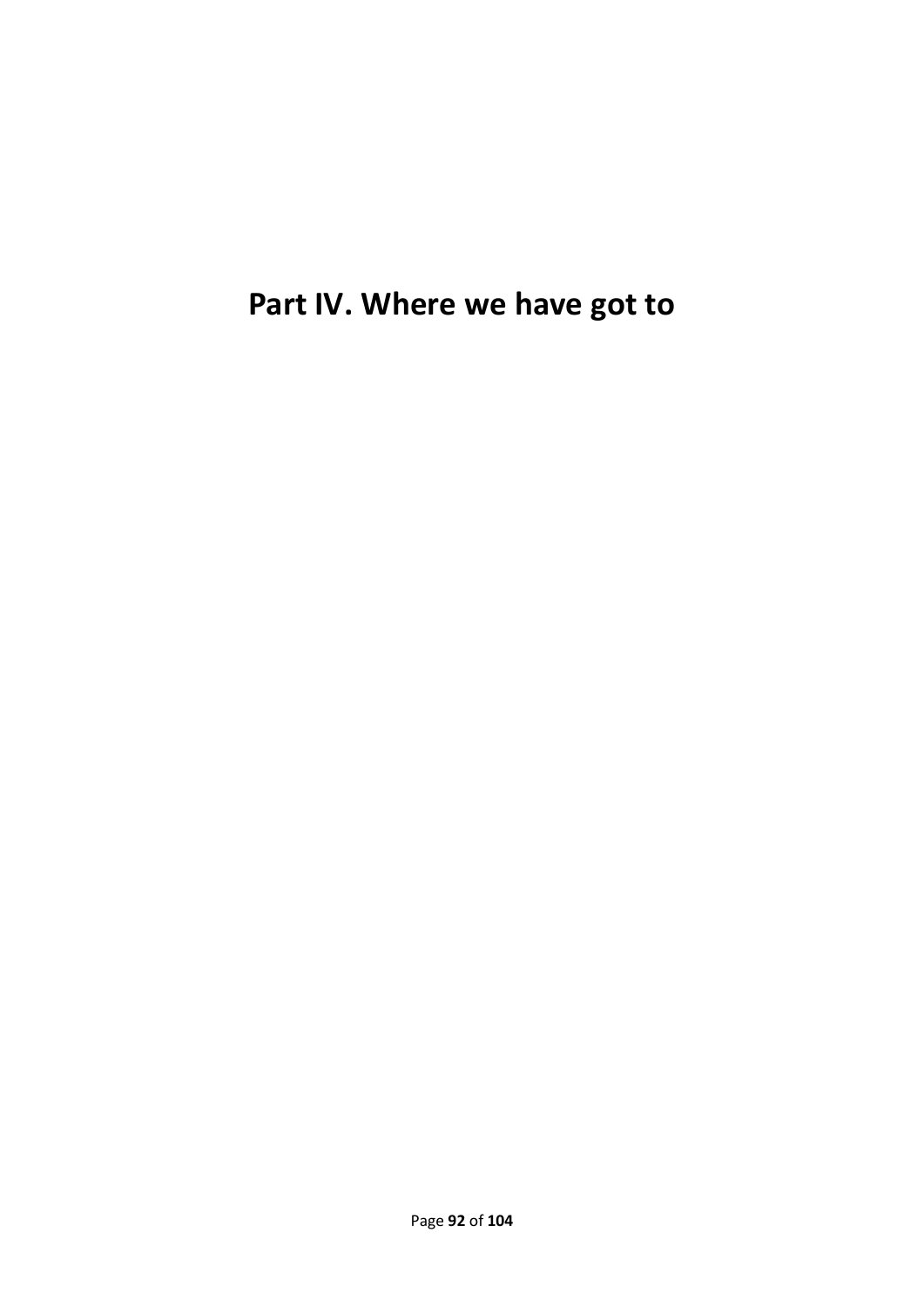# Part IV. Where we have got to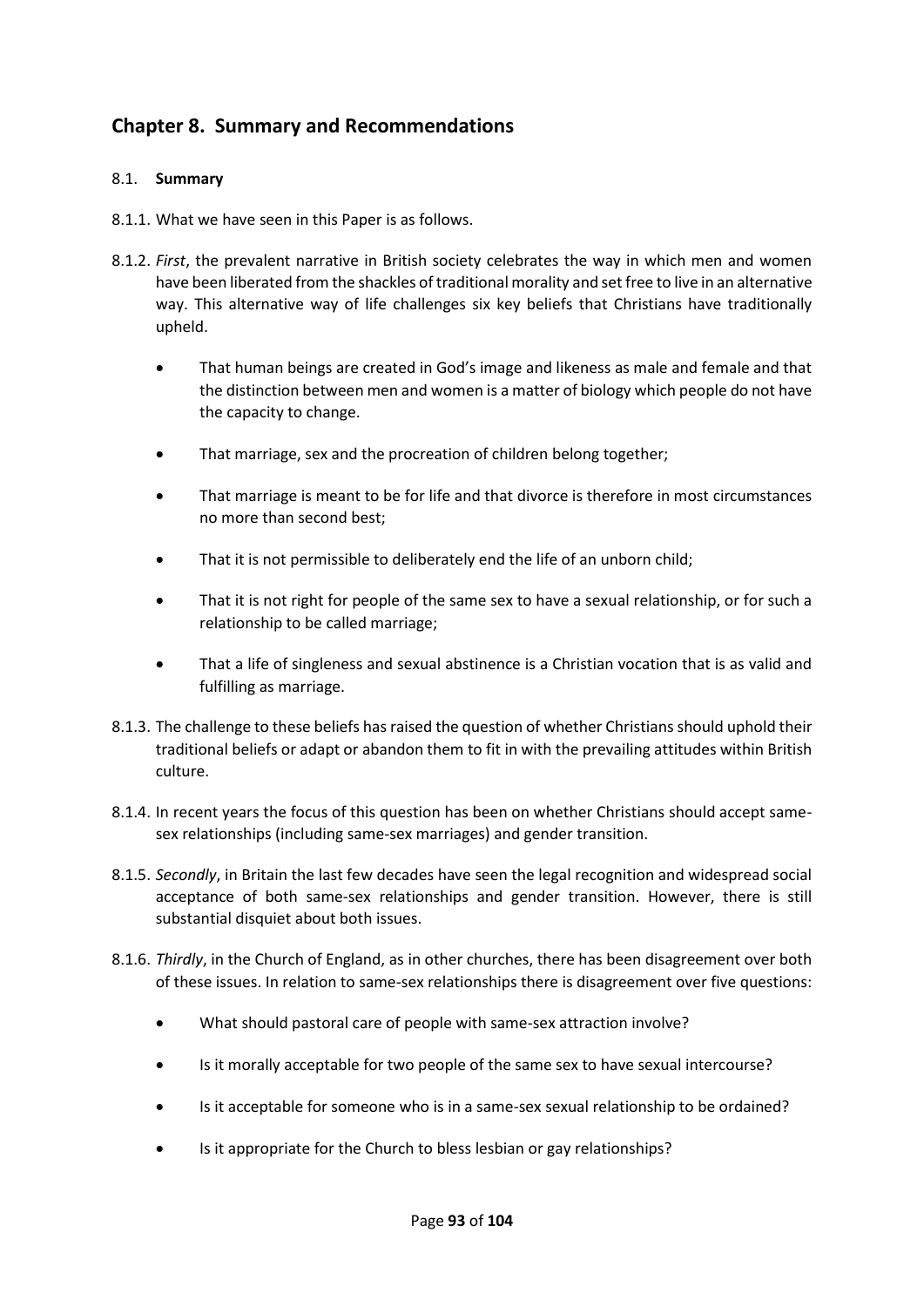## Chapter 8. Summary and Recommendations

### 8.1. **Summary**

8.1.1. What we have seen in this Paper is as follows.

8.1.2. *First*, the prevalent narrative in British society celebrates the way in which men and women have been liberated from the shackles of traditional morality and set free to live in an alternative way. This alternative way of life challenges six key beliefs that Christians have traditionally upheld.

- That human beings are created in God's image and likeness as male and female and that the distinction between men and women is a matter of biology which people do not have the capacity to change.
- That marriage, sex and the procreation of children belong together;
- That marriage is meant to be for life and that divorce is therefore in most circumstances no more than second best;
- That it is not permissible to deliberately end the life of an unborn child;
- That it is not right for people of the same sex to have a sexual relationship, or for such a relationship to be called marriage;
- That a life of singleness and sexual abstinence is a Christian vocation that is as valid and fulfilling as marriage.

8.1.3. The challenge to these beliefs has raised the question of whether Christians should uphold their traditional beliefs or adapt or abandon them to fit in with the prevailing attitudes within British culture.

8.1.4. In recent years the focus of this question has been on whether Christians should accept same-sex relationships (including same-sex marriages) and gender transition.

8.1.5. *Secondly*, in Britain the last few decades have seen the legal recognition and widespread social acceptance of both same-sex relationships and gender transition. However, there is still substantial disquiet about both issues.

8.1.6. *Thirdly*, in the Church of England, as in other churches, there has been disagreement over both of these issues. In relation to same-sex relationships there is disagreement over five questions:

- What should pastoral care of people with same-sex attraction involve?
- Is it morally acceptable for two people of the same sex to have sexual intercourse?
- Is it acceptable for someone who is in a same-sex sexual relationship to be ordained?
- Is it appropriate for the Church to bless lesbian or gay relationships?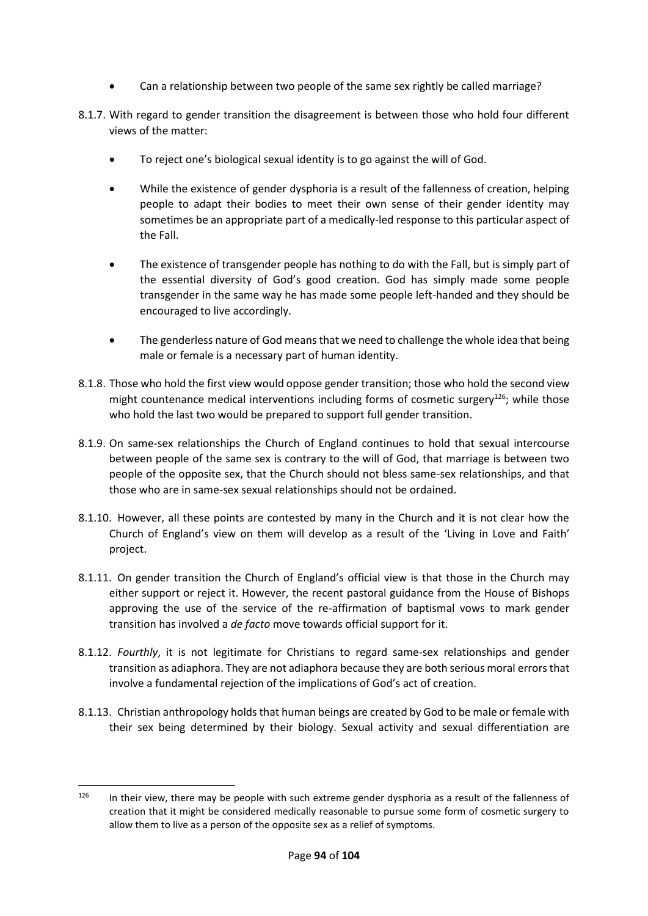- Can a relationship between two people of the same sex rightly be called marriage?

8.1.7. With regard to gender transition the disagreement is between those who hold four different views of the matter:

- To reject one's biological sexual identity is to go against the will of God.
- While the existence of gender dysphoria is a result of the fallenness of creation, helping people to adapt their bodies to meet their own sense of their gender identity may sometimes be an appropriate part of a medically-led response to this particular aspect of the Fall.
- The existence of transgender people has nothing to do with the Fall, but is simply part of the essential diversity of God's good creation. God has simply made some people transgender in the same way he has made some people left-handed and they should be encouraged to live accordingly.
- The genderless nature of God means that we need to challenge the whole idea that being male or female is a necessary part of human identity.

8.1.8. Those who hold the first view would oppose gender transition; those who hold the second view might countenance medical interventions including forms of cosmetic surgery[126]; while those who hold the last two would be prepared to support full gender transition.

8.1.9. On same-sex relationships the Church of England continues to hold that sexual intercourse between people of the same sex is contrary to the will of God, that marriage is between two people of the opposite sex, that the Church should not bless same-sex relationships, and that those who are in same-sex sexual relationships should not be ordained.

8.1.10. However, all these points are contested by many in the Church and it is not clear how the Church of England's view on them will develop as a result of the 'Living in Love and Faith' project.

8.1.11. On gender transition the Church of England's official view is that those in the Church may either support or reject it. However, the recent pastoral guidance from the House of Bishops approving the use of the service of the re-affirmation of baptismal vows to mark gender transition has involved a *de facto* move towards official support for it.

8.1.12. *Fourthly*, it is not legitimate for Christians to regard same-sex relationships and gender transition as adiaphora. They are not adiaphora because they are both serious moral errors that involve a fundamental rejection of the implications of God's act of creation.

8.1.13. Christian anthropology holds that human beings are created by God to be male or female with their sex being determined by their biology. Sexual activity and sexual differentiation are

[126] In their view, there may be people with such extreme gender dysphoria as a result of the fallenness of creation that it might be considered medically reasonable to pursue some form of cosmetic surgery to allow them to live as a person of the opposite sex as a relief of symptoms.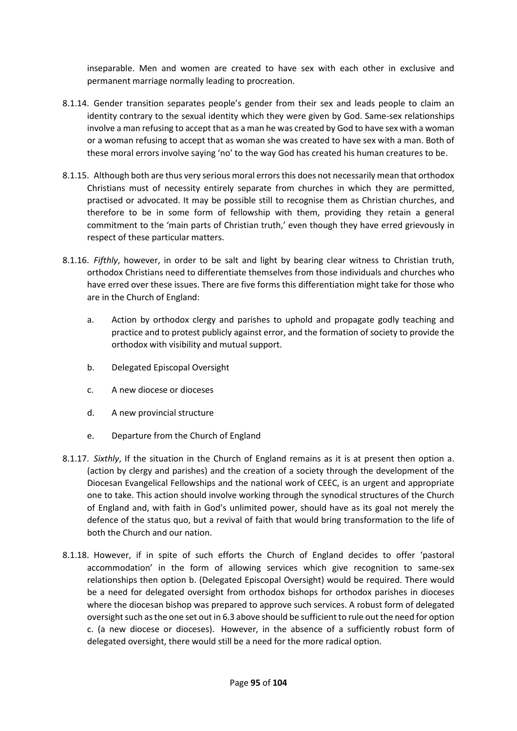inseparable. Men and women are created to have sex with each other in exclusive and permanent marriage normally leading to procreation.

8.1.14. Gender transition separates people's gender from their sex and leads people to claim an identity contrary to the sexual identity which they were given by God. Same-sex relationships involve a man refusing to accept that as a man he was created by God to have sex with a woman or a woman refusing to accept that as woman she was created to have sex with a man. Both of these moral errors involve saying 'no' to the way God has created his human creatures to be.

8.1.15. Although both are thus very serious moral errors this does not necessarily mean that orthodox Christians must of necessity entirely separate from churches in which they are permitted, practised or advocated. It may be possible still to recognise them as Christian churches, and therefore to be in some form of fellowship with them, providing they retain a general commitment to the 'main parts of Christian truth,' even though they have erred grievously in respect of these particular matters.

8.1.16. *Fifthly*, however, in order to be salt and light by bearing clear witness to Christian truth, orthodox Christians need to differentiate themselves from those individuals and churches who have erred over these issues. There are five forms this differentiation might take for those who are in the Church of England:

a. Action by orthodox clergy and parishes to uphold and propagate godly teaching and practice and to protest publicly against error, and the formation of society to provide the orthodox with visibility and mutual support.

b. Delegated Episcopal Oversight

c. A new diocese or dioceses

d. A new provincial structure

e. Departure from the Church of England

8.1.17. *Sixthly*, If the situation in the Church of England remains as it is at present then option a. (action by clergy and parishes) and the creation of a society through the development of the Diocesan Evangelical Fellowships and the national work of CEEC, is an urgent and appropriate one to take. This action should involve working through the synodical structures of the Church of England and, with faith in God's unlimited power, should have as its goal not merely the defence of the status quo, but a revival of faith that would bring transformation to the life of both the Church and our nation.

8.1.18. However, if in spite of such efforts the Church of England decides to offer 'pastoral accommodation' in the form of allowing services which give recognition to same-sex relationships then option b. (Delegated Episcopal Oversight) would be required. There would be a need for delegated oversight from orthodox bishops for orthodox parishes in dioceses where the diocesan bishop was prepared to approve such services. A robust form of delegated oversight such as the one set out in 6.3 above should be sufficient to rule out the need for option c. (a new diocese or dioceses). However, in the absence of a sufficiently robust form of delegated oversight, there would still be a need for the more radical option.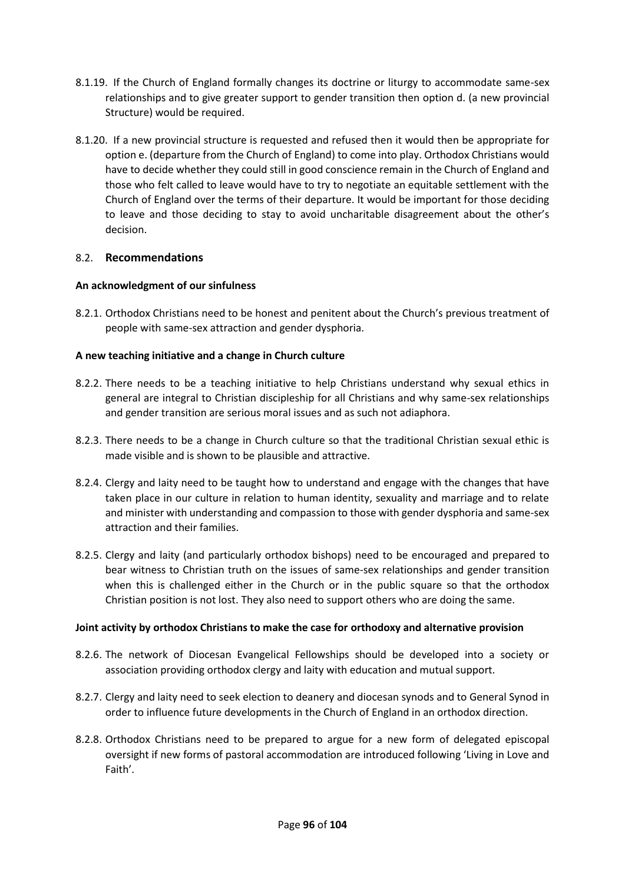8.1.19. If the Church of England formally changes its doctrine or liturgy to accommodate same-sex relationships and to give greater support to gender transition then option d. (a new provincial Structure) would be required.

8.1.20. If a new provincial structure is requested and refused then it would then be appropriate for option e. (departure from the Church of England) to come into play. Orthodox Christians would have to decide whether they could still in good conscience remain in the Church of England and those who felt called to leave would have to try to negotiate an equitable settlement with the Church of England over the terms of their departure. It would be important for those deciding to leave and those deciding to stay to avoid uncharitable disagreement about the other's decision.

## 8.2. Recommendations

**An acknowledgment of our sinfulness**

8.2.1. Orthodox Christians need to be honest and penitent about the Church's previous treatment of people with same-sex attraction and gender dysphoria.

**A new teaching initiative and a change in Church culture**

8.2.2. There needs to be a teaching initiative to help Christians understand why sexual ethics in general are integral to Christian discipleship for all Christians and why same-sex relationships and gender transition are serious moral issues and as such not adiaphora.

8.2.3. There needs to be a change in Church culture so that the traditional Christian sexual ethic is made visible and is shown to be plausible and attractive.

8.2.4. Clergy and laity need to be taught how to understand and engage with the changes that have taken place in our culture in relation to human identity, sexuality and marriage and to relate and minister with understanding and compassion to those with gender dysphoria and same-sex attraction and their families.

8.2.5. Clergy and laity (and particularly orthodox bishops) need to be encouraged and prepared to bear witness to Christian truth on the issues of same-sex relationships and gender transition when this is challenged either in the Church or in the public square so that the orthodox Christian position is not lost. They also need to support others who are doing the same.

**Joint activity by orthodox Christians to make the case for orthodoxy and alternative provision**

8.2.6. The network of Diocesan Evangelical Fellowships should be developed into a society or association providing orthodox clergy and laity with education and mutual support.

8.2.7. Clergy and laity need to seek election to deanery and diocesan synods and to General Synod in order to influence future developments in the Church of England in an orthodox direction.

8.2.8. Orthodox Christians need to be prepared to argue for a new form of delegated episcopal oversight if new forms of pastoral accommodation are introduced following 'Living in Love and Faith'.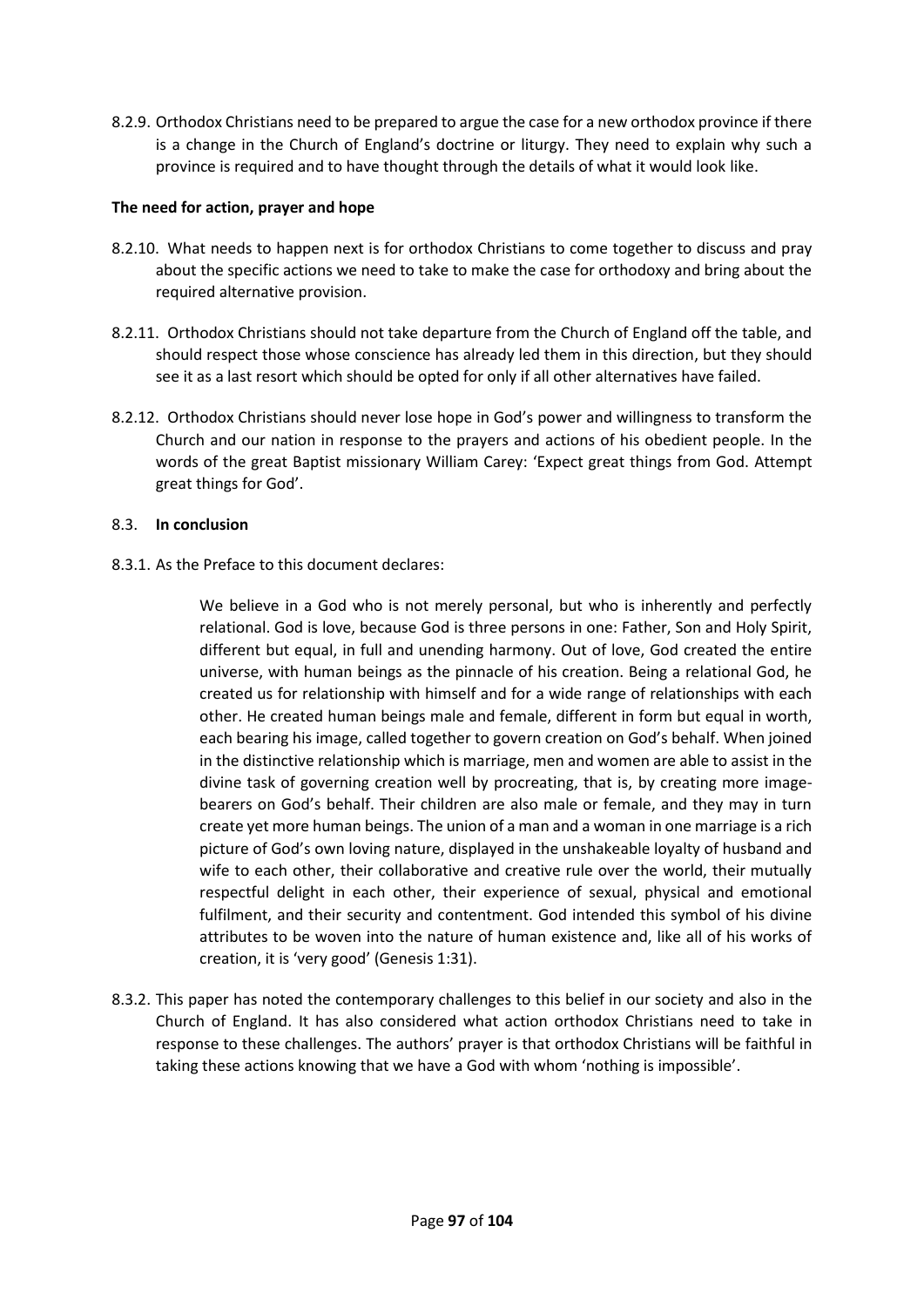8.2.9. Orthodox Christians need to be prepared to argue the case for a new orthodox province if there is a change in the Church of England's doctrine or liturgy. They need to explain why such a province is required and to have thought through the details of what it would look like.

**The need for action, prayer and hope**

8.2.10. What needs to happen next is for orthodox Christians to come together to discuss and pray about the specific actions we need to take to make the case for orthodoxy and bring about the required alternative provision.

8.2.11. Orthodox Christians should not take departure from the Church of England off the table, and should respect those whose conscience has already led them in this direction, but they should see it as a last resort which should be opted for only if all other alternatives have failed.

8.2.12. Orthodox Christians should never lose hope in God's power and willingness to transform the Church and our nation in response to the prayers and actions of his obedient people. In the words of the great Baptist missionary William Carey: 'Expect great things from God. Attempt great things for God'.

## 8.3. **In conclusion**

8.3.1. As the Preface to this document declares:

> We believe in a God who is not merely personal, but who is inherently and perfectly relational. God is love, because God is three persons in one: Father, Son and Holy Spirit, different but equal, in full and unending harmony. Out of love, God created the entire universe, with human beings as the pinnacle of his creation. Being a relational God, he created us for relationship with himself and for a wide range of relationships with each other. He created human beings male and female, different in form but equal in worth, each bearing his image, called together to govern creation on God's behalf. When joined in the distinctive relationship which is marriage, men and women are able to assist in the divine task of governing creation well by procreating, that is, by creating more image-bearers on God's behalf. Their children are also male or female, and they may in turn create yet more human beings. The union of a man and a woman in one marriage is a rich picture of God's own loving nature, displayed in the unshakeable loyalty of husband and wife to each other, their collaborative and creative rule over the world, their mutually respectful delight in each other, their experience of sexual, physical and emotional fulfilment, and their security and contentment. God intended this symbol of his divine attributes to be woven into the nature of human existence and, like all of his works of creation, it is 'very good' (Genesis 1:31).

8.3.2. This paper has noted the contemporary challenges to this belief in our society and also in the Church of England. It has also considered what action orthodox Christians need to take in response to these challenges. The authors' prayer is that orthodox Christians will be faithful in taking these actions knowing that we have a God with whom 'nothing is impossible'.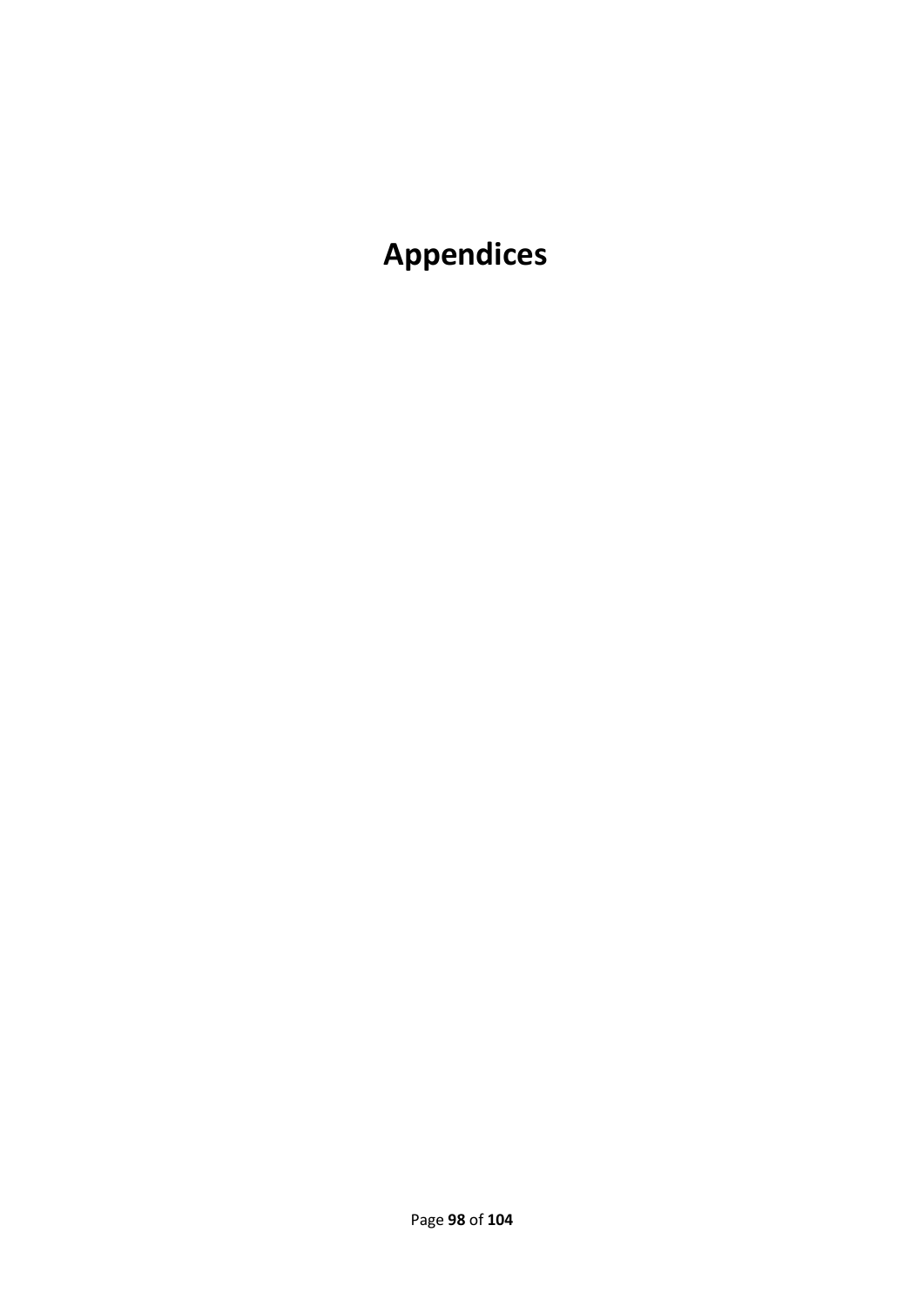# Appendices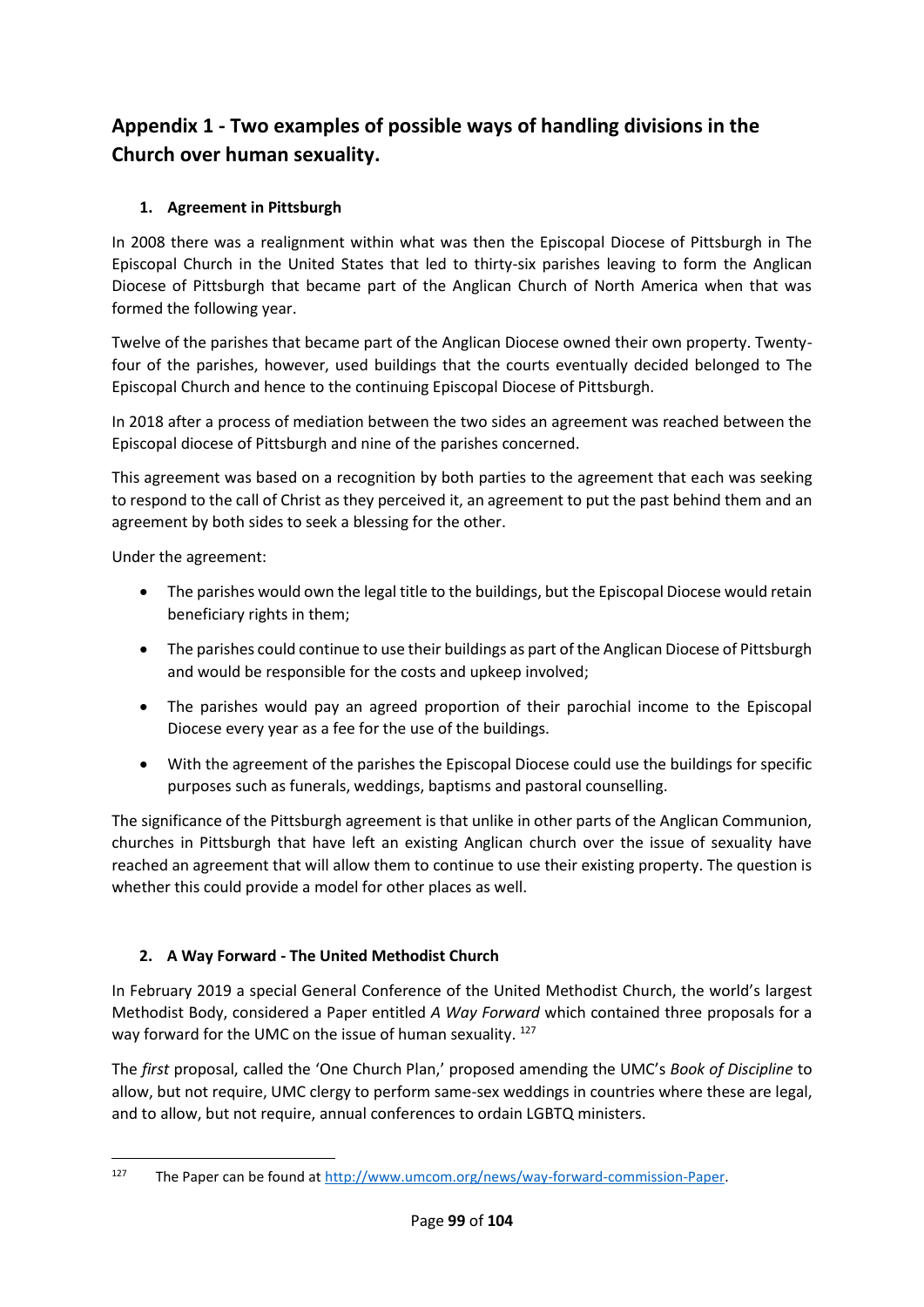# Appendix 1 - Two examples of possible ways of handling divisions in the Church over human sexuality.

## 1. Agreement in Pittsburgh

In 2008 there was a realignment within what was then the Episcopal Diocese of Pittsburgh in The Episcopal Church in the United States that led to thirty-six parishes leaving to form the Anglican Diocese of Pittsburgh that became part of the Anglican Church of North America when that was formed the following year.

Twelve of the parishes that became part of the Anglican Diocese owned their own property. Twenty-four of the parishes, however, used buildings that the courts eventually decided belonged to The Episcopal Church and hence to the continuing Episcopal Diocese of Pittsburgh.

In 2018 after a process of mediation between the two sides an agreement was reached between the Episcopal diocese of Pittsburgh and nine of the parishes concerned.

This agreement was based on a recognition by both parties to the agreement that each was seeking to respond to the call of Christ as they perceived it, an agreement to put the past behind them and an agreement by both sides to seek a blessing for the other.

Under the agreement:

- The parishes would own the legal title to the buildings, but the Episcopal Diocese would retain beneficiary rights in them;
- The parishes could continue to use their buildings as part of the Anglican Diocese of Pittsburgh and would be responsible for the costs and upkeep involved;
- The parishes would pay an agreed proportion of their parochial income to the Episcopal Diocese every year as a fee for the use of the buildings.
- With the agreement of the parishes the Episcopal Diocese could use the buildings for specific purposes such as funerals, weddings, baptisms and pastoral counselling.

The significance of the Pittsburgh agreement is that unlike in other parts of the Anglican Communion, churches in Pittsburgh that have left an existing Anglican church over the issue of sexuality have reached an agreement that will allow them to continue to use their existing property. The question is whether this could provide a model for other places as well.

## 2. A Way Forward - The United Methodist Church

In February 2019 a special General Conference of the United Methodist Church, the world's largest Methodist Body, considered a Paper entitled *A Way Forward* which contained three proposals for a way forward for the UMC on the issue of human sexuality. [127]

The *first* proposal, called the 'One Church Plan,' proposed amending the UMC's *Book of Discipline* to allow, but not require, UMC clergy to perform same-sex weddings in countries where these are legal, and to allow, but not require, annual conferences to ordain LGBTQ ministers.

[127] The Paper can be found at http://www.umcom.org/news/way-forward-commission-Paper.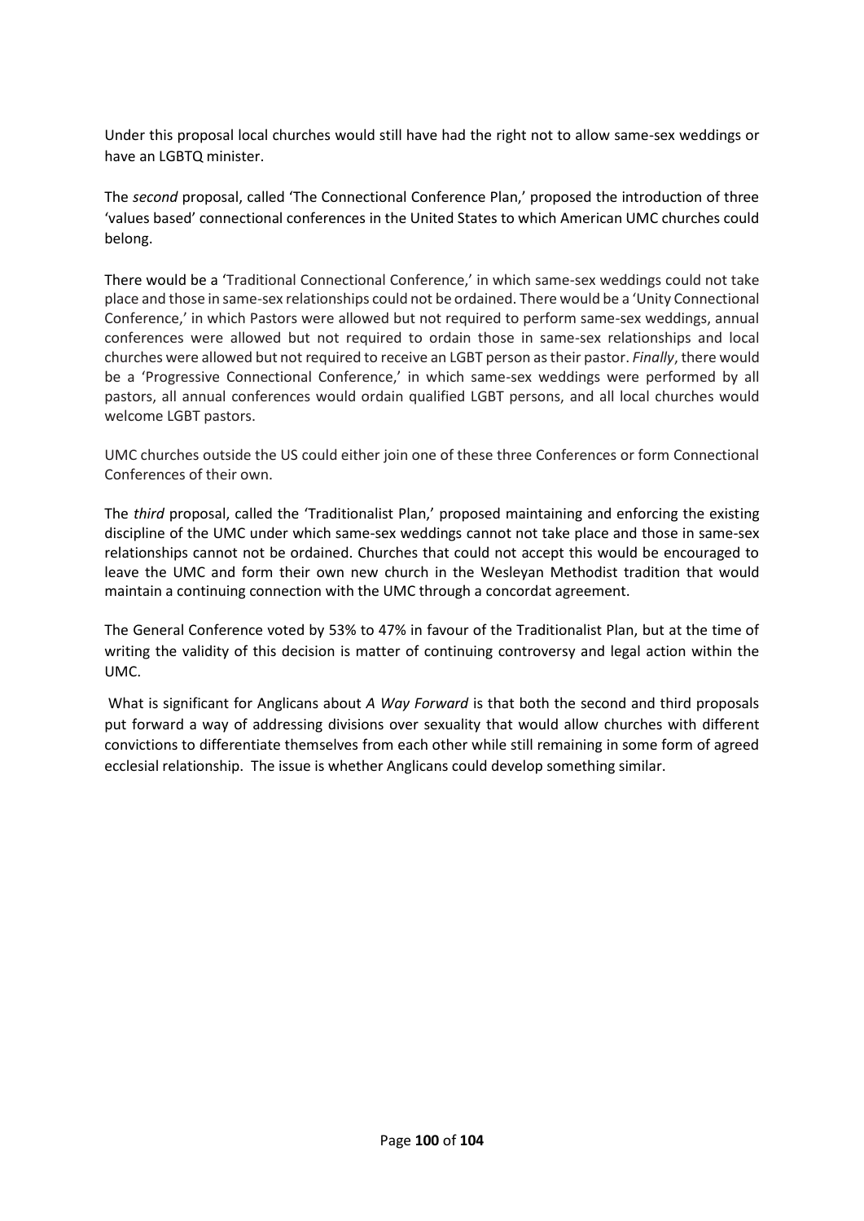Under this proposal local churches would still have had the right not to allow same-sex weddings or have an LGBTQ minister.

The *second* proposal, called 'The Connectional Conference Plan,' proposed the introduction of three 'values based' connectional conferences in the United States to which American UMC churches could belong.

There would be a 'Traditional Connectional Conference,' in which same-sex weddings could not take place and those in same-sex relationships could not be ordained. There would be a 'Unity Connectional Conference,' in which Pastors were allowed but not required to perform same-sex weddings, annual conferences were allowed but not required to ordain those in same-sex relationships and local churches were allowed but not required to receive an LGBT person as their pastor. *Finally*, there would be a 'Progressive Connectional Conference,' in which same-sex weddings were performed by all pastors, all annual conferences would ordain qualified LGBT persons, and all local churches would welcome LGBT pastors.

UMC churches outside the US could either join one of these three Conferences or form Connectional Conferences of their own.

The *third* proposal, called the 'Traditionalist Plan,' proposed maintaining and enforcing the existing discipline of the UMC under which same-sex weddings cannot not take place and those in same-sex relationships cannot not be ordained. Churches that could not accept this would be encouraged to leave the UMC and form their own new church in the Wesleyan Methodist tradition that would maintain a continuing connection with the UMC through a concordat agreement.

The General Conference voted by 53% to 47% in favour of the Traditionalist Plan, but at the time of writing the validity of this decision is matter of continuing controversy and legal action within the UMC.

What is significant for Anglicans about *A Way Forward* is that both the second and third proposals put forward a way of addressing divisions over sexuality that would allow churches with different convictions to differentiate themselves from each other while still remaining in some form of agreed ecclesial relationship. The issue is whether Anglicans could develop something similar.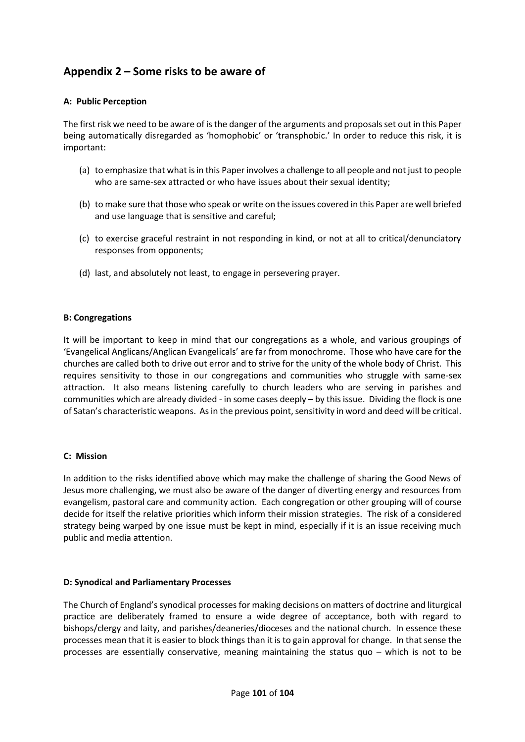## Appendix 2 – Some risks to be aware of

**A: Public Perception**

The first risk we need to be aware of is the danger of the arguments and proposals set out in this Paper being automatically disregarded as 'homophobic' or 'transphobic.' In order to reduce this risk, it is important:

(a) to emphasize that what is in this Paper involves a challenge to all people and not just to people who are same-sex attracted or who have issues about their sexual identity;

(b) to make sure that those who speak or write on the issues covered in this Paper are well briefed and use language that is sensitive and careful;

(c) to exercise graceful restraint in not responding in kind, or not at all to critical/denunciatory responses from opponents;

(d) last, and absolutely not least, to engage in persevering prayer.

**B: Congregations**

It will be important to keep in mind that our congregations as a whole, and various groupings of 'Evangelical Anglicans/Anglican Evangelicals' are far from monochrome. Those who have care for the churches are called both to drive out error and to strive for the unity of the whole body of Christ. This requires sensitivity to those in our congregations and communities who struggle with same-sex attraction. It also means listening carefully to church leaders who are serving in parishes and communities which are already divided - in some cases deeply – by this issue. Dividing the flock is one of Satan's characteristic weapons. As in the previous point, sensitivity in word and deed will be critical.

**C: Mission**

In addition to the risks identified above which may make the challenge of sharing the Good News of Jesus more challenging, we must also be aware of the danger of diverting energy and resources from evangelism, pastoral care and community action. Each congregation or other grouping will of course decide for itself the relative priorities which inform their mission strategies. The risk of a considered strategy being warped by one issue must be kept in mind, especially if it is an issue receiving much public and media attention.

**D: Synodical and Parliamentary Processes**

The Church of England's synodical processes for making decisions on matters of doctrine and liturgical practice are deliberately framed to ensure a wide degree of acceptance, both with regard to bishops/clergy and laity, and parishes/deaneries/dioceses and the national church. In essence these processes mean that it is easier to block things than it is to gain approval for change. In that sense the processes are essentially conservative, meaning maintaining the status quo – which is not to be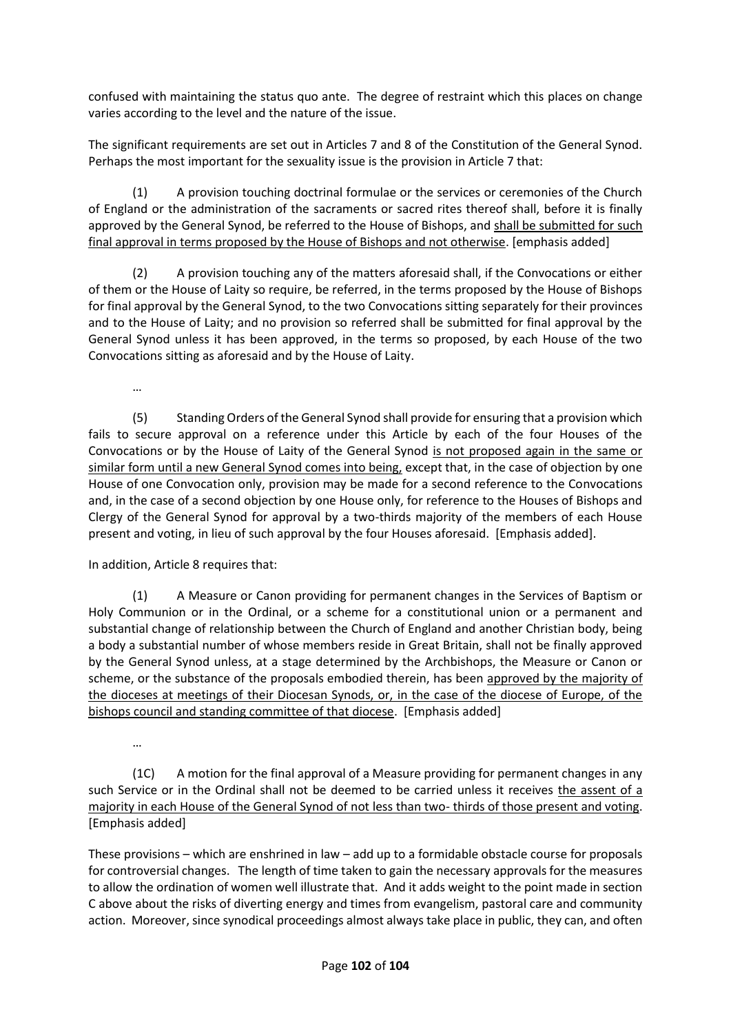confused with maintaining the status quo ante. The degree of restraint which this places on change varies according to the level and the nature of the issue.

The significant requirements are set out in Articles 7 and 8 of the Constitution of the General Synod. Perhaps the most important for the sexuality issue is the provision in Article 7 that:

> (1) A provision touching doctrinal formulae or the services or ceremonies of the Church of England or the administration of the sacraments or sacred rites thereof shall, before it is finally approved by the General Synod, be referred to the House of Bishops, and <u>shall be submitted for such final approval in terms proposed by the House of Bishops and not otherwise</u>. [emphasis added]
>
> (2) A provision touching any of the matters aforesaid shall, if the Convocations or either of them or the House of Laity so require, be referred, in the terms proposed by the House of Bishops for final approval by the General Synod, to the two Convocations sitting separately for their provinces and to the House of Laity; and no provision so referred shall be submitted for final approval by the General Synod unless it has been approved, in the terms so proposed, by each House of the two Convocations sitting as aforesaid and by the House of Laity.
>
> …
>
> (5) Standing Orders of the General Synod shall provide for ensuring that a provision which fails to secure approval on a reference under this Article by each of the four Houses of the Convocations or by the House of Laity of the General Synod <u>is not proposed again in the same or similar form until a new General Synod comes into being,</u> except that, in the case of objection by one House of one Convocation only, provision may be made for a second reference to the Convocations and, in the case of a second objection by one House only, for reference to the Houses of Bishops and Clergy of the General Synod for approval by a two-thirds majority of the members of each House present and voting, in lieu of such approval by the four Houses aforesaid. [Emphasis added].

In addition, Article 8 requires that:

> (1) A Measure or Canon providing for permanent changes in the Services of Baptism or Holy Communion or in the Ordinal, or a scheme for a constitutional union or a permanent and substantial change of relationship between the Church of England and another Christian body, being a body a substantial number of whose members reside in Great Britain, shall not be finally approved by the General Synod unless, at a stage determined by the Archbishops, the Measure or Canon or scheme, or the substance of the proposals embodied therein, has been <u>approved by the majority of the dioceses at meetings of their Diocesan Synods, or, in the case of the diocese of Europe, of the bishops council and standing committee of that diocese</u>. [Emphasis added]
>
> …
>
> (1C) A motion for the final approval of a Measure providing for permanent changes in any such Service or in the Ordinal shall not be deemed to be carried unless it receives <u>the assent of a majority in each House of the General Synod of not less than two- thirds of those present and voting</u>. [Emphasis added]

These provisions – which are enshrined in law – add up to a formidable obstacle course for proposals for controversial changes. The length of time taken to gain the necessary approvals for the measures to allow the ordination of women well illustrate that. And it adds weight to the point made in section C above about the risks of diverting energy and times from evangelism, pastoral care and community action. Moreover, since synodical proceedings almost always take place in public, they can, and often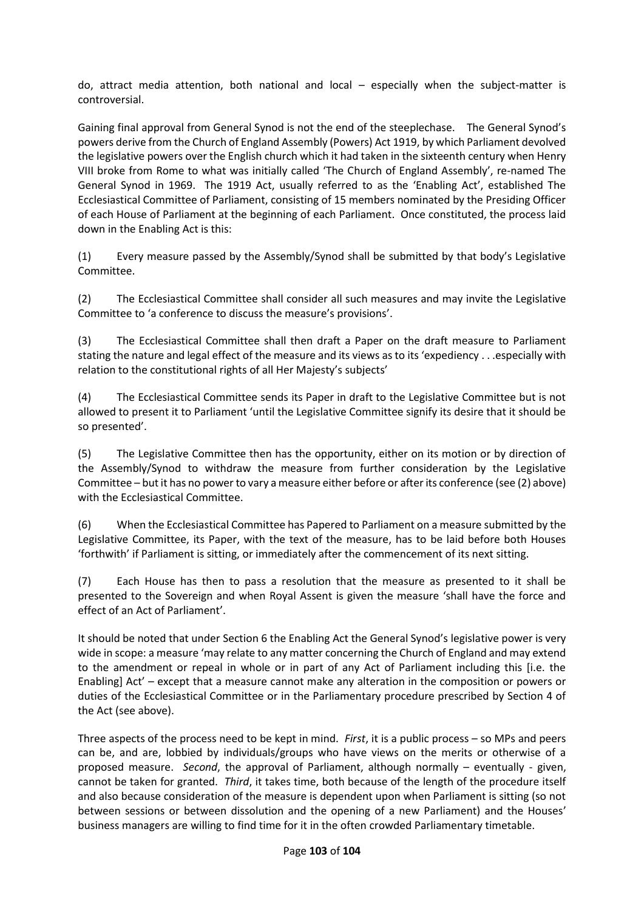do, attract media attention, both national and local – especially when the subject-matter is controversial.

Gaining final approval from General Synod is not the end of the steeplechase. The General Synod's powers derive from the Church of England Assembly (Powers) Act 1919, by which Parliament devolved the legislative powers over the English church which it had taken in the sixteenth century when Henry VIII broke from Rome to what was initially called 'The Church of England Assembly', re-named The General Synod in 1969. The 1919 Act, usually referred to as the 'Enabling Act', established The Ecclesiastical Committee of Parliament, consisting of 15 members nominated by the Presiding Officer of each House of Parliament at the beginning of each Parliament. Once constituted, the process laid down in the Enabling Act is this:

(1) Every measure passed by the Assembly/Synod shall be submitted by that body's Legislative Committee.

(2) The Ecclesiastical Committee shall consider all such measures and may invite the Legislative Committee to 'a conference to discuss the measure's provisions'.

(3) The Ecclesiastical Committee shall then draft a Paper on the draft measure to Parliament stating the nature and legal effect of the measure and its views as to its 'expediency . . .especially with relation to the constitutional rights of all Her Majesty's subjects'

(4) The Ecclesiastical Committee sends its Paper in draft to the Legislative Committee but is not allowed to present it to Parliament 'until the Legislative Committee signify its desire that it should be so presented'.

(5) The Legislative Committee then has the opportunity, either on its motion or by direction of the Assembly/Synod to withdraw the measure from further consideration by the Legislative Committee – but it has no power to vary a measure either before or after its conference (see (2) above) with the Ecclesiastical Committee.

(6) When the Ecclesiastical Committee has Papered to Parliament on a measure submitted by the Legislative Committee, its Paper, with the text of the measure, has to be laid before both Houses 'forthwith' if Parliament is sitting, or immediately after the commencement of its next sitting.

(7) Each House has then to pass a resolution that the measure as presented to it shall be presented to the Sovereign and when Royal Assent is given the measure 'shall have the force and effect of an Act of Parliament'.

It should be noted that under Section 6 the Enabling Act the General Synod's legislative power is very wide in scope: a measure 'may relate to any matter concerning the Church of England and may extend to the amendment or repeal in whole or in part of any Act of Parliament including this [i.e. the Enabling] Act' – except that a measure cannot make any alteration in the composition or powers or duties of the Ecclesiastical Committee or in the Parliamentary procedure prescribed by Section 4 of the Act (see above).

Three aspects of the process need to be kept in mind. *First*, it is a public process – so MPs and peers can be, and are, lobbied by individuals/groups who have views on the merits or otherwise of a proposed measure. *Second*, the approval of Parliament, although normally – eventually - given, cannot be taken for granted. *Third*, it takes time, both because of the length of the procedure itself and also because consideration of the measure is dependent upon when Parliament is sitting (so not between sessions or between dissolution and the opening of a new Parliament) and the Houses' business managers are willing to find time for it in the often crowded Parliamentary timetable.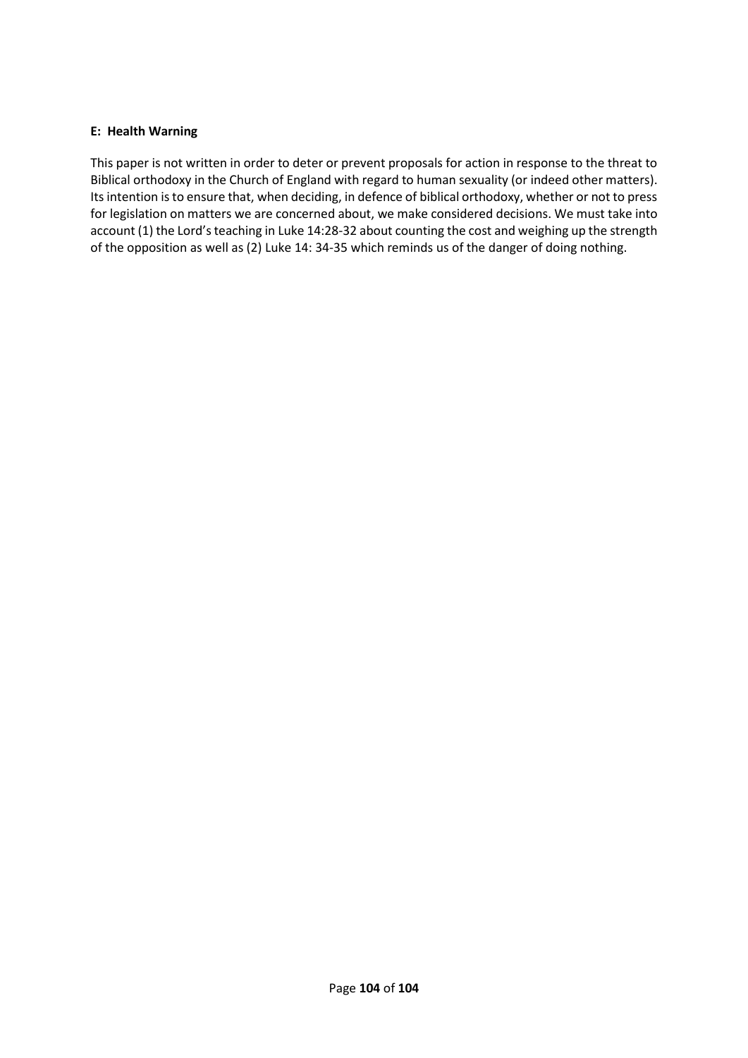**E: Health Warning**

This paper is not written in order to deter or prevent proposals for action in response to the threat to Biblical orthodoxy in the Church of England with regard to human sexuality (or indeed other matters). Its intention is to ensure that, when deciding, in defence of biblical orthodoxy, whether or not to press for legislation on matters we are concerned about, we make considered decisions. We must take into account (1) the Lord's teaching in Luke 14:28-32 about counting the cost and weighing up the strength of the opposition as well as (2) Luke 14: 34-35 which reminds us of the danger of doing nothing.